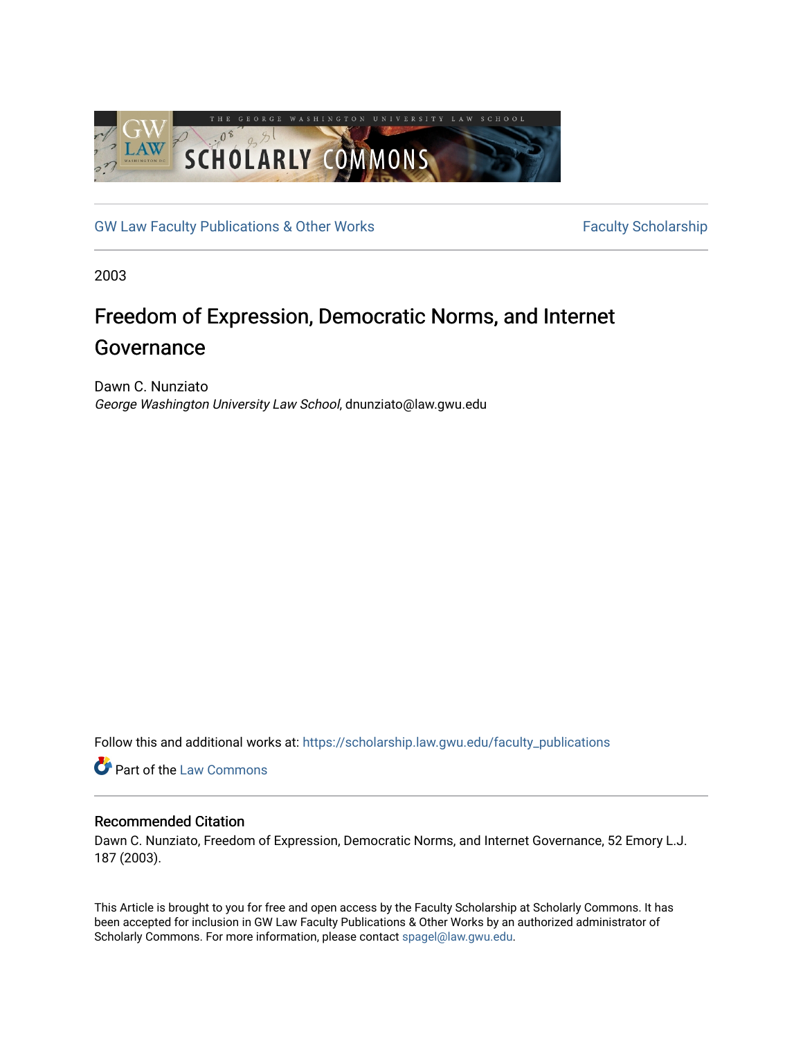GW Law Faculty Publications & Other Works

Faculty Scholarship

2003

# Freedom of Expression, Democratic Norms, and Internet Governance

Dawn C. Nunziato
*George Washington University Law School*, dnunziato@law.gwu.edu

Follow this and additional works at: https://scholarship.law.gwu.edu/faculty_publications

Part of the Law Commons

## Recommended Citation

Dawn C. Nunziato, Freedom of Expression, Democratic Norms, and Internet Governance, 52 Emory L.J. 187 (2003).

This Article is brought to you for free and open access by the Faculty Scholarship at Scholarly Commons. It has been accepted for inclusion in GW Law Faculty Publications & Other Works by an authorized administrator of Scholarly Commons. For more information, please contact spagel@law.gwu.edu.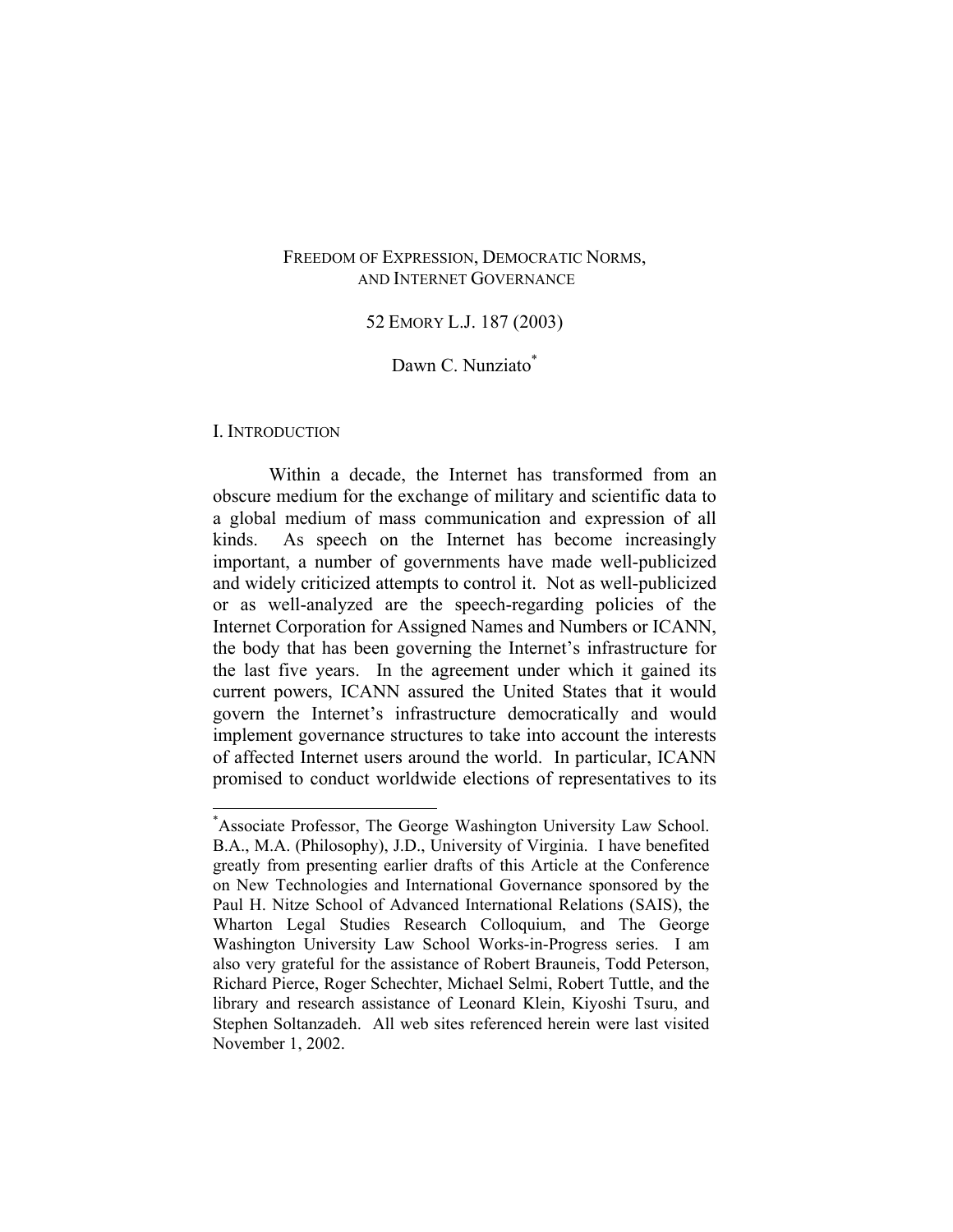# FREEDOM OF EXPRESSION, DEMOCRATIC NORMS, AND INTERNET GOVERNANCE

52 EMORY L.J. 187 (2003)

Dawn C. Nunziato[*]

## I. INTRODUCTION

Within a decade, the Internet has transformed from an obscure medium for the exchange of military and scientific data to a global medium of mass communication and expression of all kinds. As speech on the Internet has become increasingly important, a number of governments have made well-publicized and widely criticized attempts to control it. Not as well-publicized or as well-analyzed are the speech-regarding policies of the Internet Corporation for Assigned Names and Numbers or ICANN, the body that has been governing the Internet's infrastructure for the last five years. In the agreement under which it gained its current powers, ICANN assured the United States that it would govern the Internet's infrastructure democratically and would implement governance structures to take into account the interests of affected Internet users around the world. In particular, ICANN promised to conduct worldwide elections of representatives to its

---

[*] Associate Professor, The George Washington University Law School. B.A., M.A. (Philosophy), J.D., University of Virginia. I have benefited greatly from presenting earlier drafts of this Article at the Conference on New Technologies and International Governance sponsored by the Paul H. Nitze School of Advanced International Relations (SAIS), the Wharton Legal Studies Research Colloquium, and The George Washington University Law School Works-in-Progress series. I am also very grateful for the assistance of Robert Brauneis, Todd Peterson, Richard Pierce, Roger Schechter, Michael Selmi, Robert Tuttle, and the library and research assistance of Leonard Klein, Kiyoshi Tsuru, and Stephen Soltanzadeh. All web sites referenced herein were last visited November 1, 2002.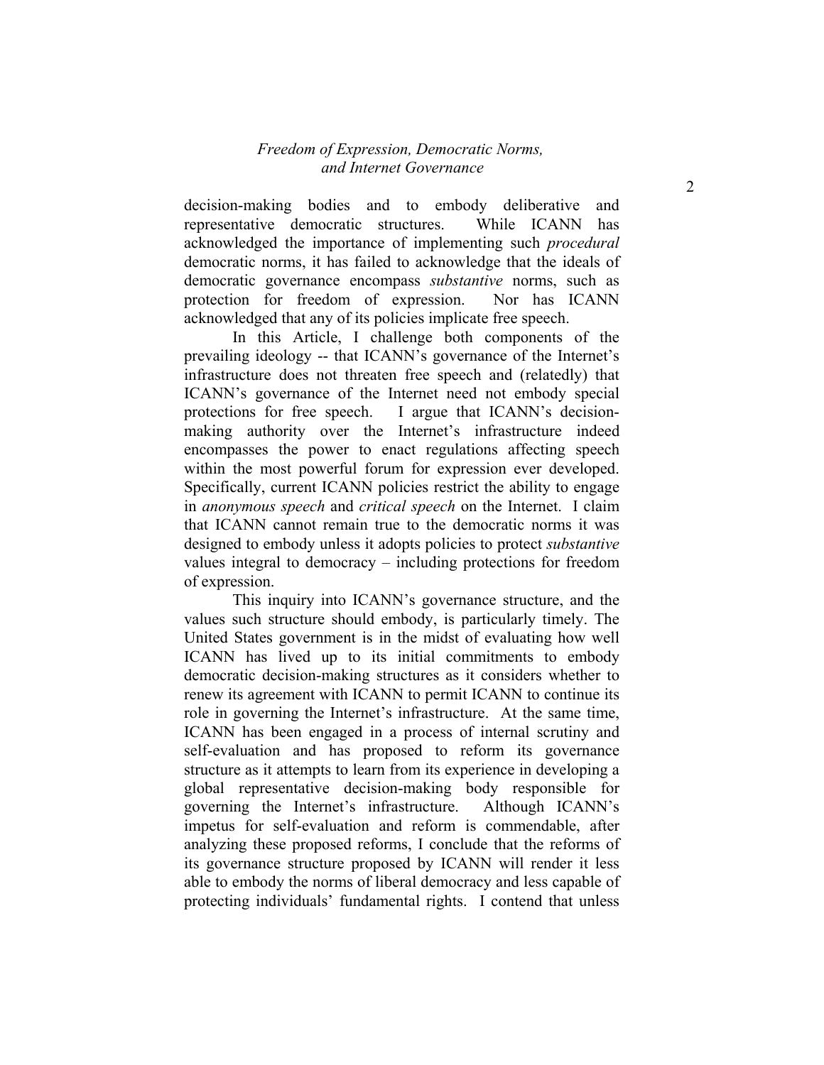decision-making bodies and to embody deliberative and representative democratic structures. While ICANN has acknowledged the importance of implementing such *procedural* democratic norms, it has failed to acknowledge that the ideals of democratic governance encompass *substantive* norms, such as protection for freedom of expression. Nor has ICANN acknowledged that any of its policies implicate free speech.

In this Article, I challenge both components of the prevailing ideology -- that ICANN's governance of the Internet's infrastructure does not threaten free speech and (relatedly) that ICANN's governance of the Internet need not embody special protections for free speech. I argue that ICANN's decision-making authority over the Internet's infrastructure indeed encompasses the power to enact regulations affecting speech within the most powerful forum for expression ever developed. Specifically, current ICANN policies restrict the ability to engage in *anonymous speech* and *critical speech* on the Internet. I claim that ICANN cannot remain true to the democratic norms it was designed to embody unless it adopts policies to protect *substantive* values integral to democracy – including protections for freedom of expression.

This inquiry into ICANN's governance structure, and the values such structure should embody, is particularly timely. The United States government is in the midst of evaluating how well ICANN has lived up to its initial commitments to embody democratic decision-making structures as it considers whether to renew its agreement with ICANN to permit ICANN to continue its role in governing the Internet's infrastructure. At the same time, ICANN has been engaged in a process of internal scrutiny and self-evaluation and has proposed to reform its governance structure as it attempts to learn from its experience in developing a global representative decision-making body responsible for governing the Internet's infrastructure. Although ICANN's impetus for self-evaluation and reform is commendable, after analyzing these proposed reforms, I conclude that the reforms of its governance structure proposed by ICANN will render it less able to embody the norms of liberal democracy and less capable of protecting individuals' fundamental rights. I contend that unless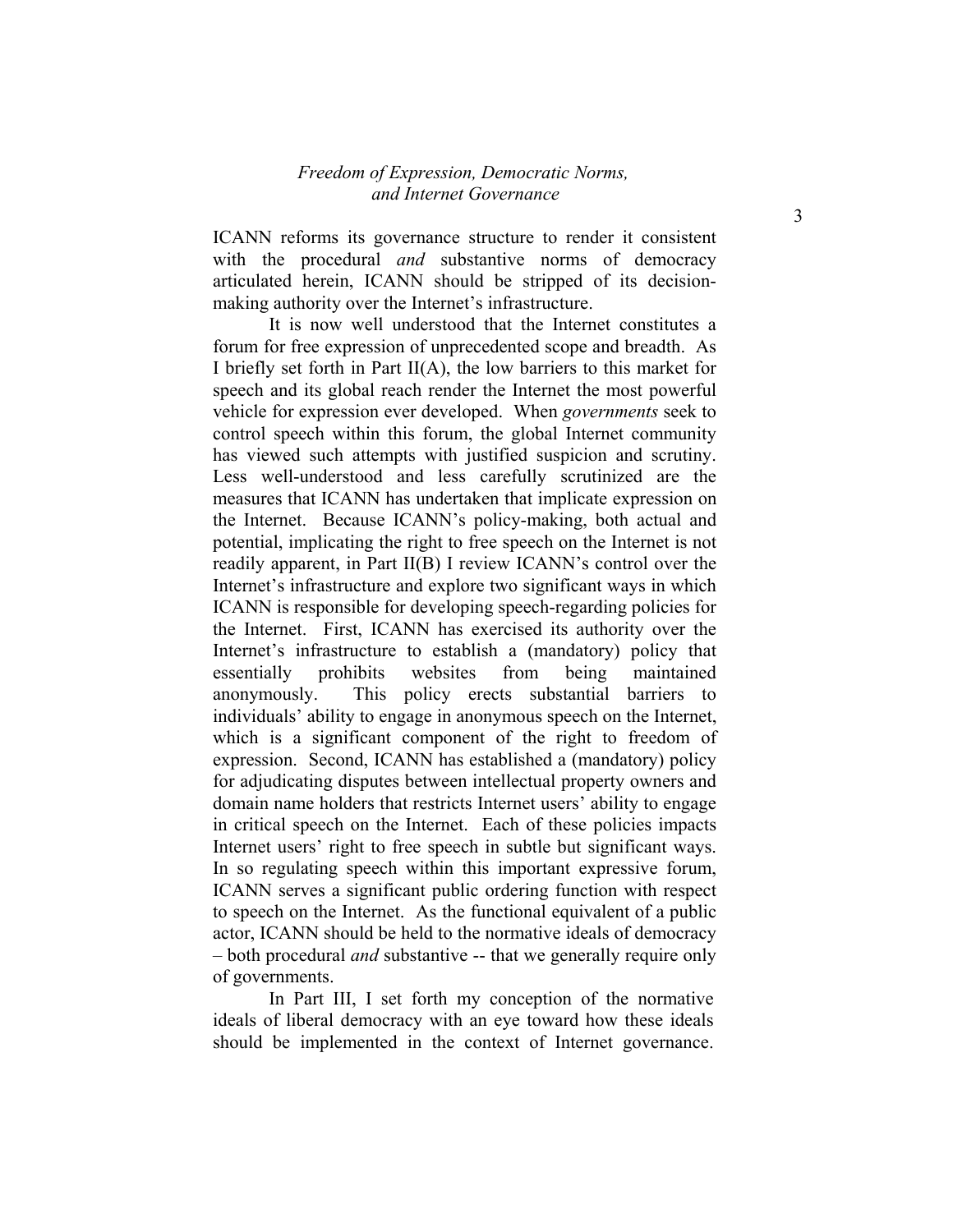ICANN reforms its governance structure to render it consistent with the procedural *and* substantive norms of democracy articulated herein, ICANN should be stripped of its decision-making authority over the Internet's infrastructure.

It is now well understood that the Internet constitutes a forum for free expression of unprecedented scope and breadth. As I briefly set forth in Part II(A), the low barriers to this market for speech and its global reach render the Internet the most powerful vehicle for expression ever developed. When *governments* seek to control speech within this forum, the global Internet community has viewed such attempts with justified suspicion and scrutiny. Less well-understood and less carefully scrutinized are the measures that ICANN has undertaken that implicate expression on the Internet. Because ICANN's policy-making, both actual and potential, implicating the right to free speech on the Internet is not readily apparent, in Part II(B) I review ICANN's control over the Internet's infrastructure and explore two significant ways in which ICANN is responsible for developing speech-regarding policies for the Internet. First, ICANN has exercised its authority over the Internet's infrastructure to establish a (mandatory) policy that essentially prohibits websites from being maintained anonymously. This policy erects substantial barriers to individuals' ability to engage in anonymous speech on the Internet, which is a significant component of the right to freedom of expression. Second, ICANN has established a (mandatory) policy for adjudicating disputes between intellectual property owners and domain name holders that restricts Internet users' ability to engage in critical speech on the Internet. Each of these policies impacts Internet users' right to free speech in subtle but significant ways. In so regulating speech within this important expressive forum, ICANN serves a significant public ordering function with respect to speech on the Internet. As the functional equivalent of a public actor, ICANN should be held to the normative ideals of democracy – both procedural *and* substantive -- that we generally require only of governments.

In Part III, I set forth my conception of the normative ideals of liberal democracy with an eye toward how these ideals should be implemented in the context of Internet governance.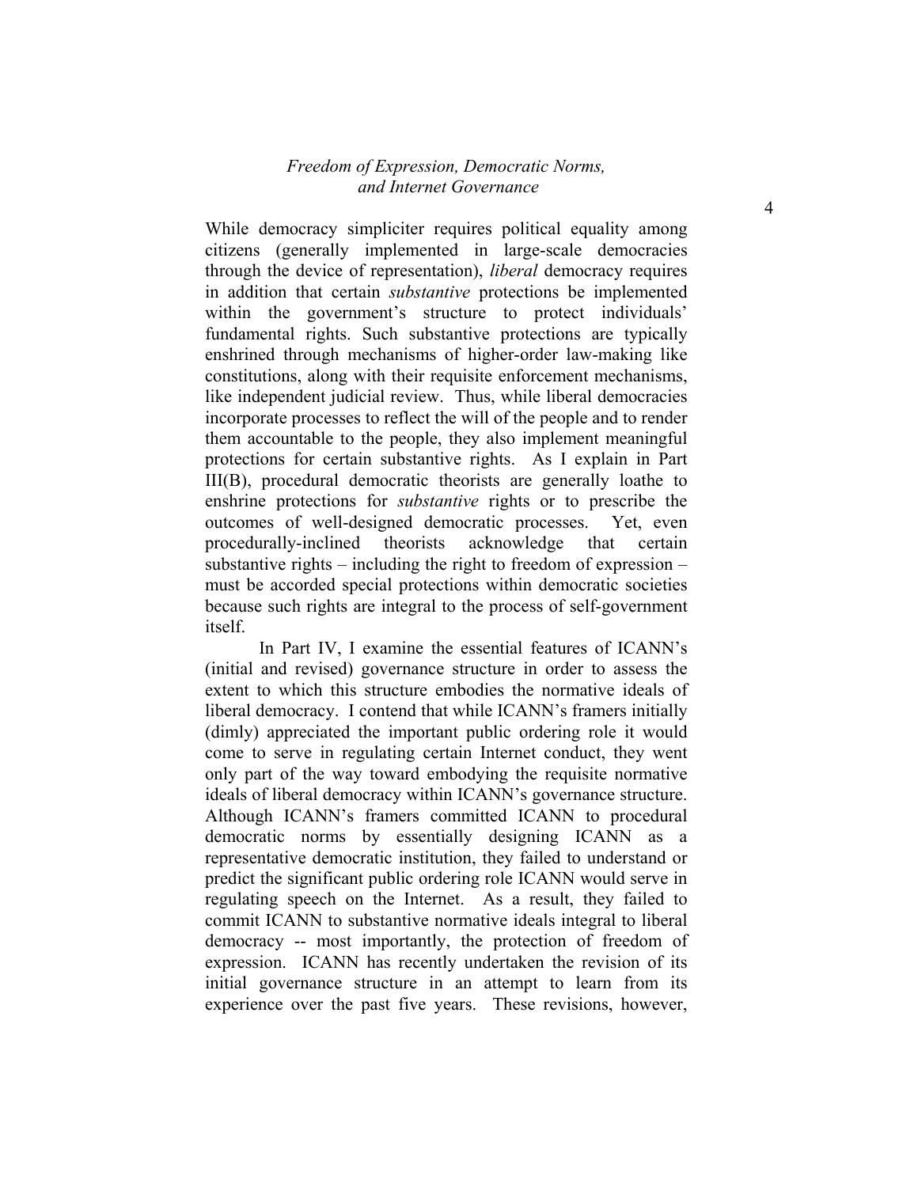While democracy simpliciter requires political equality among citizens (generally implemented in large-scale democracies through the device of representation), *liberal* democracy requires in addition that certain *substantive* protections be implemented within the government's structure to protect individuals' fundamental rights. Such substantive protections are typically enshrined through mechanisms of higher-order law-making like constitutions, along with their requisite enforcement mechanisms, like independent judicial review. Thus, while liberal democracies incorporate processes to reflect the will of the people and to render them accountable to the people, they also implement meaningful protections for certain substantive rights. As I explain in Part III(B), procedural democratic theorists are generally loathe to enshrine protections for *substantive* rights or to prescribe the outcomes of well-designed democratic processes. Yet, even procedurally-inclined theorists acknowledge that certain substantive rights – including the right to freedom of expression – must be accorded special protections within democratic societies because such rights are integral to the process of self-government itself.

In Part IV, I examine the essential features of ICANN's (initial and revised) governance structure in order to assess the extent to which this structure embodies the normative ideals of liberal democracy. I contend that while ICANN's framers initially (dimly) appreciated the important public ordering role it would come to serve in regulating certain Internet conduct, they went only part of the way toward embodying the requisite normative ideals of liberal democracy within ICANN's governance structure. Although ICANN's framers committed ICANN to procedural democratic norms by essentially designing ICANN as a representative democratic institution, they failed to understand or predict the significant public ordering role ICANN would serve in regulating speech on the Internet. As a result, they failed to commit ICANN to substantive normative ideals integral to liberal democracy -- most importantly, the protection of freedom of expression. ICANN has recently undertaken the revision of its initial governance structure in an attempt to learn from its experience over the past five years. These revisions, however,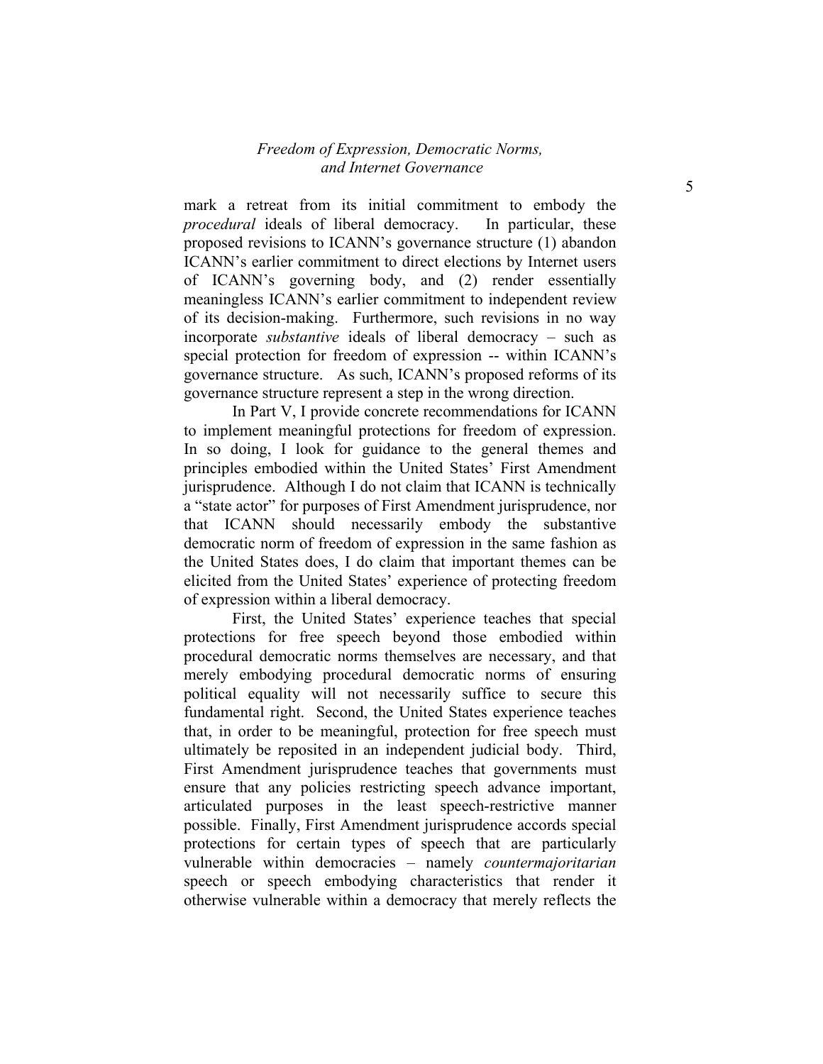mark a retreat from its initial commitment to embody the *procedural* ideals of liberal democracy. In particular, these proposed revisions to ICANN's governance structure (1) abandon ICANN's earlier commitment to direct elections by Internet users of ICANN's governing body, and (2) render essentially meaningless ICANN's earlier commitment to independent review of its decision-making. Furthermore, such revisions in no way incorporate *substantive* ideals of liberal democracy – such as special protection for freedom of expression -- within ICANN's governance structure. As such, ICANN's proposed reforms of its governance structure represent a step in the wrong direction.

In Part V, I provide concrete recommendations for ICANN to implement meaningful protections for freedom of expression. In so doing, I look for guidance to the general themes and principles embodied within the United States' First Amendment jurisprudence. Although I do not claim that ICANN is technically a "state actor" for purposes of First Amendment jurisprudence, nor that ICANN should necessarily embody the substantive democratic norm of freedom of expression in the same fashion as the United States does, I do claim that important themes can be elicited from the United States' experience of protecting freedom of expression within a liberal democracy.

First, the United States' experience teaches that special protections for free speech beyond those embodied within procedural democratic norms themselves are necessary, and that merely embodying procedural democratic norms of ensuring political equality will not necessarily suffice to secure this fundamental right. Second, the United States experience teaches that, in order to be meaningful, protection for free speech must ultimately be reposited in an independent judicial body. Third, First Amendment jurisprudence teaches that governments must ensure that any policies restricting speech advance important, articulated purposes in the least speech-restrictive manner possible. Finally, First Amendment jurisprudence accords special protections for certain types of speech that are particularly vulnerable within democracies – namely *countermajoritarian* speech or speech embodying characteristics that render it otherwise vulnerable within a democracy that merely reflects the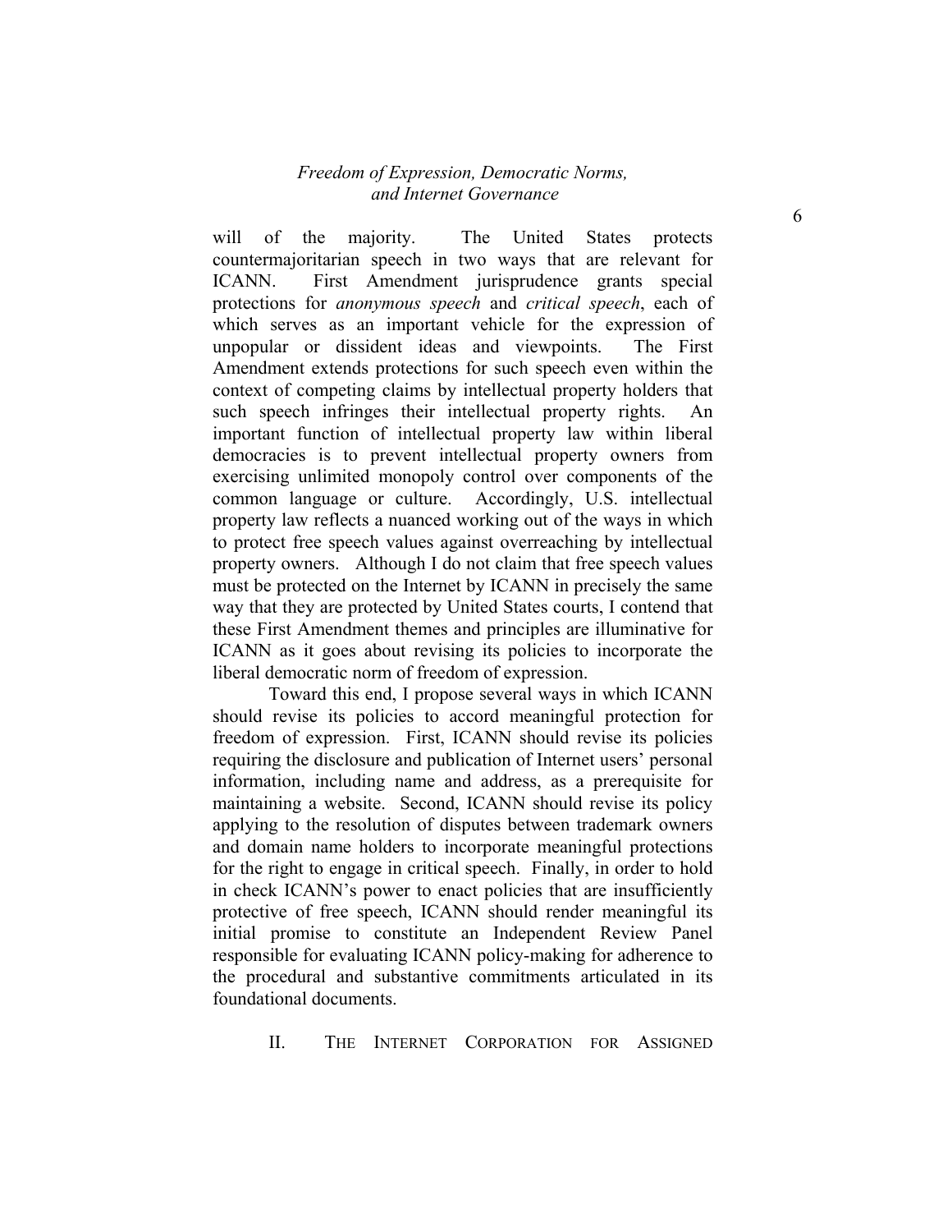will of the majority. The United States protects countermajoritarian speech in two ways that are relevant for ICANN. First Amendment jurisprudence grants special protections for *anonymous speech* and *critical speech*, each of which serves as an important vehicle for the expression of unpopular or dissident ideas and viewpoints. The First Amendment extends protections for such speech even within the context of competing claims by intellectual property holders that such speech infringes their intellectual property rights. An important function of intellectual property law within liberal democracies is to prevent intellectual property owners from exercising unlimited monopoly control over components of the common language or culture. Accordingly, U.S. intellectual property law reflects a nuanced working out of the ways in which to protect free speech values against overreaching by intellectual property owners. Although I do not claim that free speech values must be protected on the Internet by ICANN in precisely the same way that they are protected by United States courts, I contend that these First Amendment themes and principles are illuminative for ICANN as it goes about revising its policies to incorporate the liberal democratic norm of freedom of expression.

Toward this end, I propose several ways in which ICANN should revise its policies to accord meaningful protection for freedom of expression. First, ICANN should revise its policies requiring the disclosure and publication of Internet users' personal information, including name and address, as a prerequisite for maintaining a website. Second, ICANN should revise its policy applying to the resolution of disputes between trademark owners and domain name holders to incorporate meaningful protections for the right to engage in critical speech. Finally, in order to hold in check ICANN's power to enact policies that are insufficiently protective of free speech, ICANN should render meaningful its initial promise to constitute an Independent Review Panel responsible for evaluating ICANN policy-making for adherence to the procedural and substantive commitments articulated in its foundational documents.

## II. THE INTERNET CORPORATION FOR ASSIGNED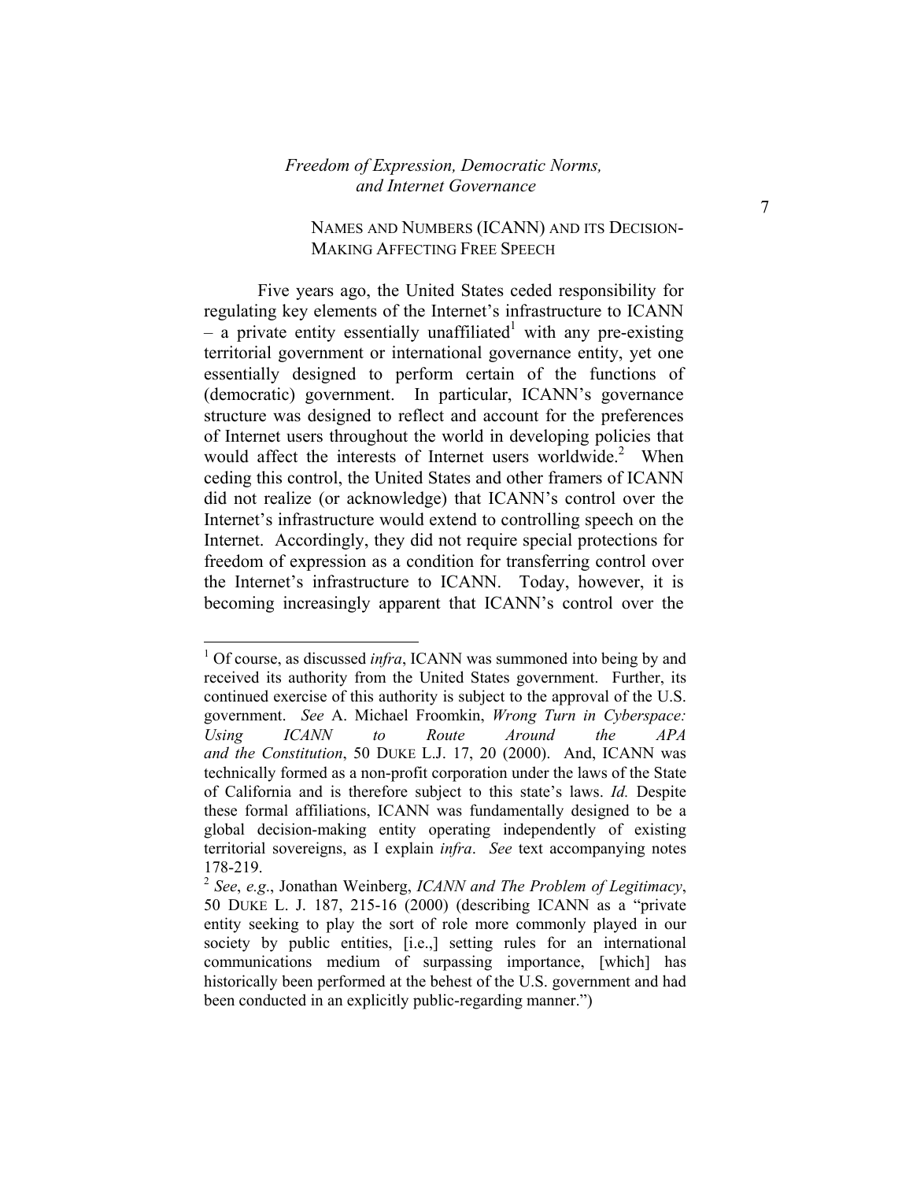NAMES AND NUMBERS (ICANN) AND ITS DECISION-MAKING AFFECTING FREE SPEECH

Five years ago, the United States ceded responsibility for regulating key elements of the Internet's infrastructure to ICANN – a private entity essentially unaffiliated[1] with any pre-existing territorial government or international governance entity, yet one essentially designed to perform certain of the functions of (democratic) government. In particular, ICANN's governance structure was designed to reflect and account for the preferences of Internet users throughout the world in developing policies that would affect the interests of Internet users worldwide.[2] When ceding this control, the United States and other framers of ICANN did not realize (or acknowledge) that ICANN's control over the Internet's infrastructure would extend to controlling speech on the Internet. Accordingly, they did not require special protections for freedom of expression as a condition for transferring control over the Internet's infrastructure to ICANN. Today, however, it is becoming increasingly apparent that ICANN's control over the

---

[1] Of course, as discussed *infra*, ICANN was summoned into being by and received its authority from the United States government. Further, its continued exercise of this authority is subject to the approval of the U.S. government. *See* A. Michael Froomkin, *Wrong Turn in Cyberspace: Using ICANN to Route Around the APA and the Constitution*, 50 DUKE L.J. 17, 20 (2000). And, ICANN was technically formed as a non-profit corporation under the laws of the State of California and is therefore subject to this state's laws. *Id.* Despite these formal affiliations, ICANN was fundamentally designed to be a global decision-making entity operating independently of existing territorial sovereigns, as I explain *infra*. *See* text accompanying notes 178-219.

[2] *See*, *e.g*., Jonathan Weinberg, *ICANN and The Problem of Legitimacy*, 50 DUKE L. J. 187, 215-16 (2000) (describing ICANN as a "private entity seeking to play the sort of role more commonly played in our society by public entities, [i.e.,] setting rules for an international communications medium of surpassing importance, [which] has historically been performed at the behest of the U.S. government and had been conducted in an explicitly public-regarding manner.")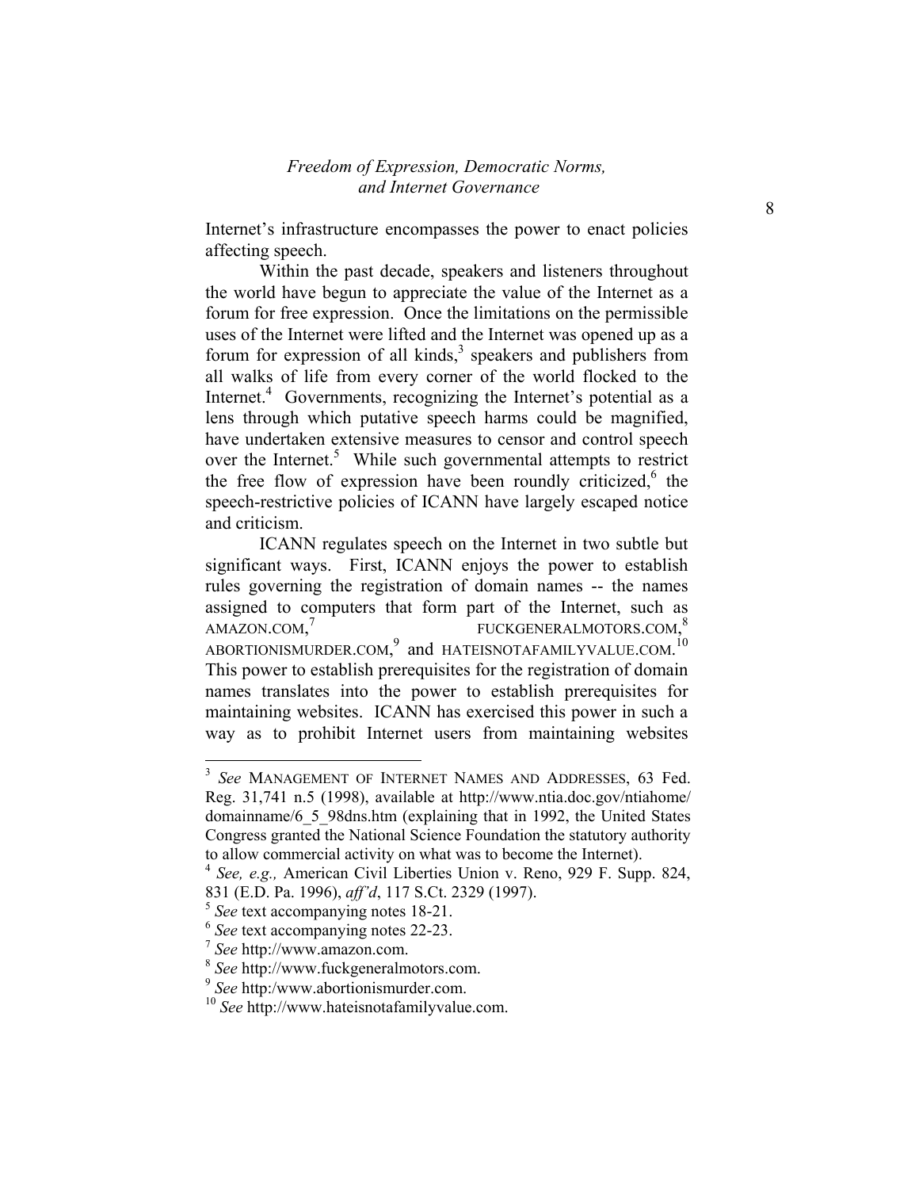Internet's infrastructure encompasses the power to enact policies affecting speech.

Within the past decade, speakers and listeners throughout the world have begun to appreciate the value of the Internet as a forum for free expression. Once the limitations on the permissible uses of the Internet were lifted and the Internet was opened up as a forum for expression of all kinds,[3] speakers and publishers from all walks of life from every corner of the world flocked to the Internet.[4] Governments, recognizing the Internet's potential as a lens through which putative speech harms could be magnified, have undertaken extensive measures to censor and control speech over the Internet.[5] While such governmental attempts to restrict the free flow of expression have been roundly criticized,[6] the speech-restrictive policies of ICANN have largely escaped notice and criticism.

ICANN regulates speech on the Internet in two subtle but significant ways. First, ICANN enjoys the power to establish rules governing the registration of domain names -- the names assigned to computers that form part of the Internet, such as AMAZON.COM,[7] FUCKGENERALMOTORS.COM,[8] ABORTIONISMURDER.COM,[9] and HATEISNOTAFAMILYVALUE.COM.[10] This power to establish prerequisites for the registration of domain names translates into the power to establish prerequisites for maintaining websites. ICANN has exercised this power in such a way as to prohibit Internet users from maintaining websites

---

[3] *See* MANAGEMENT OF INTERNET NAMES AND ADDRESSES, 63 Fed. Reg. 31,741 n.5 (1998), available at http://www.ntia.doc.gov/ntiahome/domainname/6_5_98dns.htm (explaining that in 1992, the United States Congress granted the National Science Foundation the statutory authority to allow commercial activity on what was to become the Internet).

[4] *See, e.g.,* American Civil Liberties Union v. Reno, 929 F. Supp. 824, 831 (E.D. Pa. 1996), *aff'd*, 117 S.Ct. 2329 (1997).

[5] *See* text accompanying notes 18-21.

[6] *See* text accompanying notes 22-23.

[7] *See* http://www.amazon.com.

[8] *See* http://www.fuckgeneralmotors.com.

[9] *See* http:/www.abortionismurder.com.

[10] *See* http://www.hateisnotafamilyvalue.com.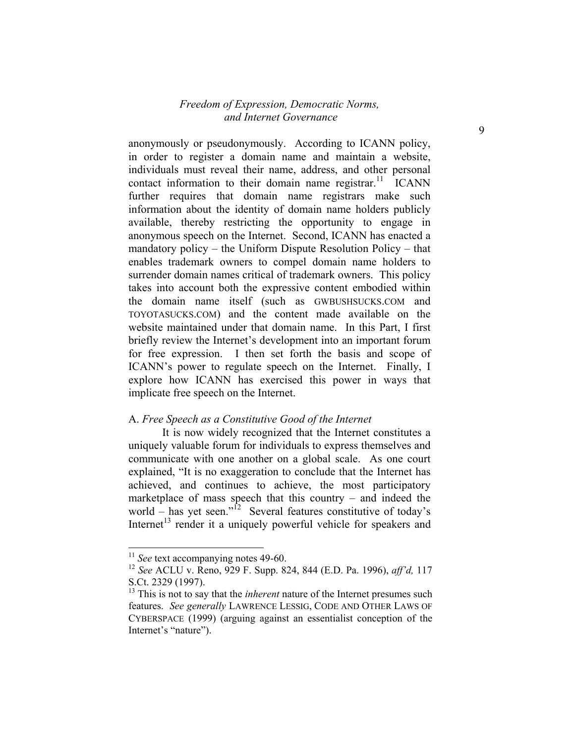anonymously or pseudonymously. According to ICANN policy, in order to register a domain name and maintain a website, individuals must reveal their name, address, and other personal contact information to their domain name registrar.[11] ICANN further requires that domain name registrars make such information about the identity of domain name holders publicly available, thereby restricting the opportunity to engage in anonymous speech on the Internet. Second, ICANN has enacted a mandatory policy – the Uniform Dispute Resolution Policy – that enables trademark owners to compel domain name holders to surrender domain names critical of trademark owners. This policy takes into account both the expressive content embodied within the domain name itself (such as GWBUSHSUCKS.COM and TOYOTASUCKS.COM) and the content made available on the website maintained under that domain name. In this Part, I first briefly review the Internet's development into an important forum for free expression. I then set forth the basis and scope of ICANN's power to regulate speech on the Internet. Finally, I explore how ICANN has exercised this power in ways that implicate free speech on the Internet.

### A. *Free Speech as a Constitutive Good of the Internet*

It is now widely recognized that the Internet constitutes a uniquely valuable forum for individuals to express themselves and communicate with one another on a global scale. As one court explained, "It is no exaggeration to conclude that the Internet has achieved, and continues to achieve, the most participatory marketplace of mass speech that this country – and indeed the world – has yet seen."[12] Several features constitutive of today's Internet[13] render it a uniquely powerful vehicle for speakers and

---

[11] *See* text accompanying notes 49-60.

[12] *See* ACLU v. Reno, 929 F. Supp. 824, 844 (E.D. Pa. 1996), *aff'd,* 117 S.Ct. 2329 (1997).

[13] This is not to say that the *inherent* nature of the Internet presumes such features. *See generally* LAWRENCE LESSIG, CODE AND OTHER LAWS OF CYBERSPACE (1999) (arguing against an essentialist conception of the Internet's "nature").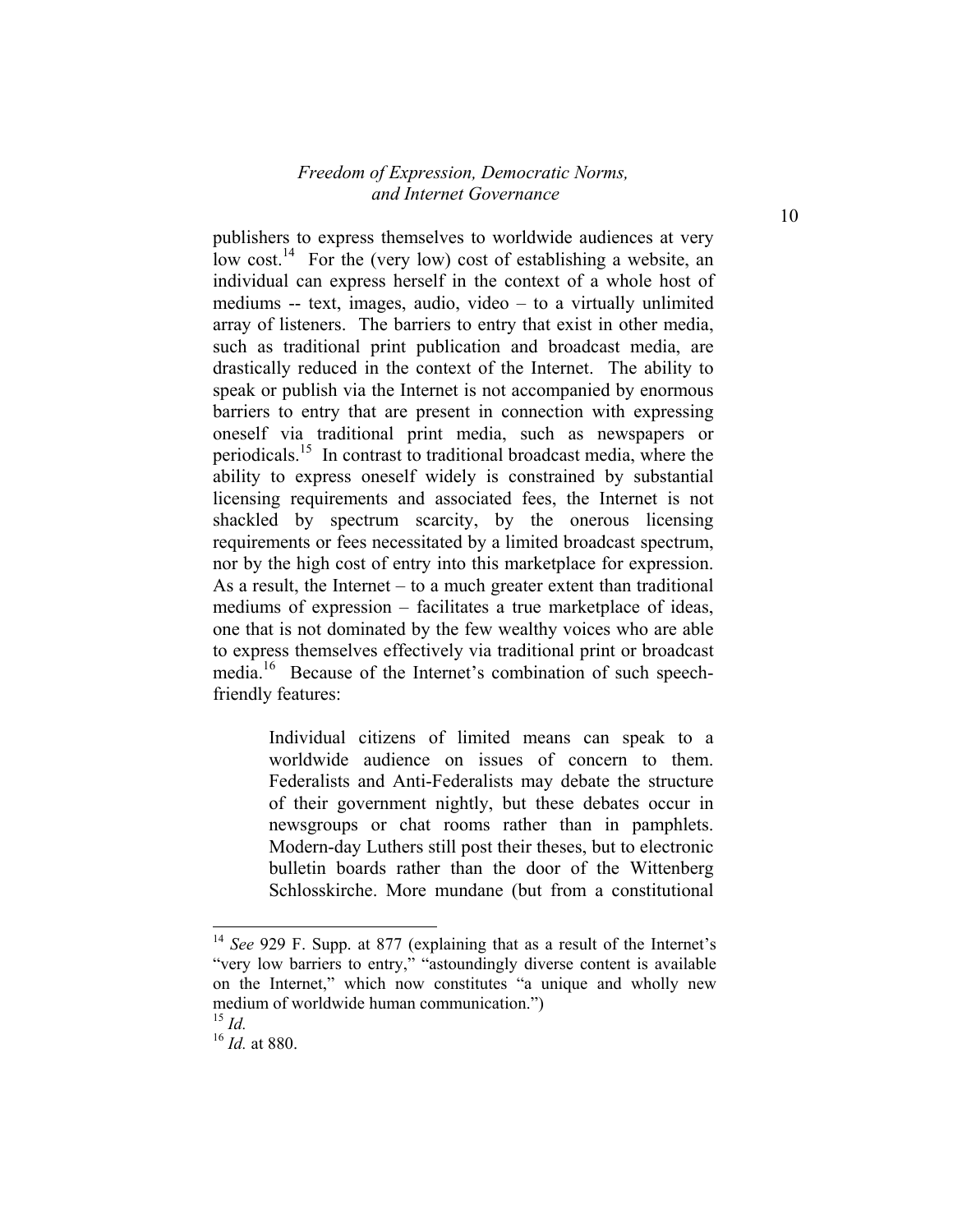publishers to express themselves to worldwide audiences at very low cost.[14] For the (very low) cost of establishing a website, an individual can express herself in the context of a whole host of mediums -- text, images, audio, video – to a virtually unlimited array of listeners. The barriers to entry that exist in other media, such as traditional print publication and broadcast media, are drastically reduced in the context of the Internet. The ability to speak or publish via the Internet is not accompanied by enormous barriers to entry that are present in connection with expressing oneself via traditional print media, such as newspapers or periodicals.[15] In contrast to traditional broadcast media, where the ability to express oneself widely is constrained by substantial licensing requirements and associated fees, the Internet is not shackled by spectrum scarcity, by the onerous licensing requirements or fees necessitated by a limited broadcast spectrum, nor by the high cost of entry into this marketplace for expression. As a result, the Internet – to a much greater extent than traditional mediums of expression – facilitates a true marketplace of ideas, one that is not dominated by the few wealthy voices who are able to express themselves effectively via traditional print or broadcast media.[16] Because of the Internet's combination of such speech-friendly features:

> Individual citizens of limited means can speak to a worldwide audience on issues of concern to them. Federalists and Anti-Federalists may debate the structure of their government nightly, but these debates occur in newsgroups or chat rooms rather than in pamphlets. Modern-day Luthers still post their theses, but to electronic bulletin boards rather than the door of the Wittenberg Schlosskirche. More mundane (but from a constitutional

---

[14] *See* 929 F. Supp. at 877 (explaining that as a result of the Internet's "very low barriers to entry," "astoundingly diverse content is available on the Internet," which now constitutes "a unique and wholly new medium of worldwide human communication.")

[15] *Id.*

[16] *Id.* at 880.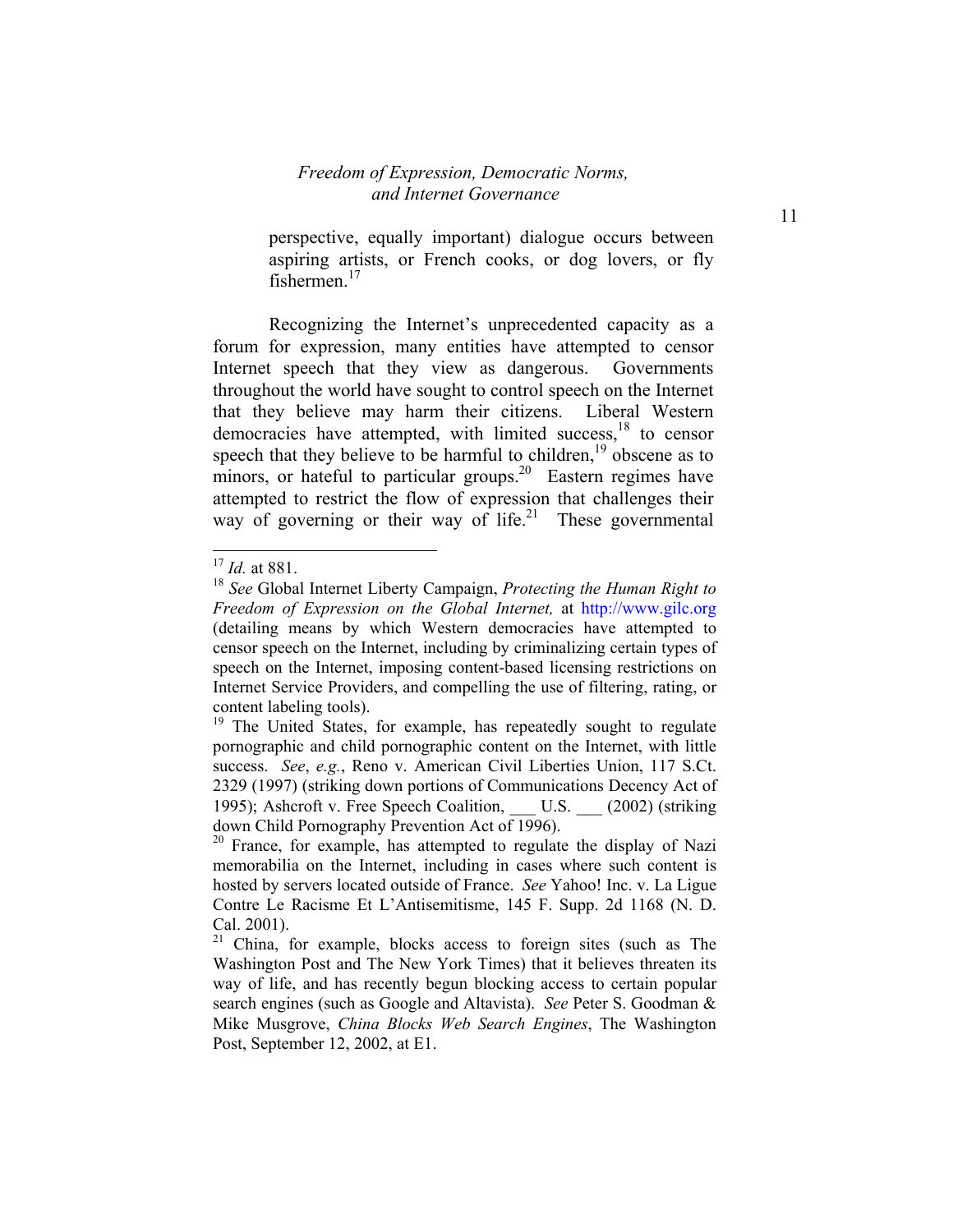perspective, equally important) dialogue occurs between aspiring artists, or French cooks, or dog lovers, or fly fishermen.[17]

Recognizing the Internet's unprecedented capacity as a forum for expression, many entities have attempted to censor Internet speech that they view as dangerous. Governments throughout the world have sought to control speech on the Internet that they believe may harm their citizens. Liberal Western democracies have attempted, with limited success,[18] to censor speech that they believe to be harmful to children,[19] obscene as to minors, or hateful to particular groups.[20] Eastern regimes have attempted to restrict the flow of expression that challenges their way of governing or their way of life.[21] These governmental

---

[17] *Id.* at 881.

[18] *See* Global Internet Liberty Campaign, *Protecting the Human Right to Freedom of Expression on the Global Internet,* at http://www.gilc.org (detailing means by which Western democracies have attempted to censor speech on the Internet, including by criminalizing certain types of speech on the Internet, imposing content-based licensing restrictions on Internet Service Providers, and compelling the use of filtering, rating, or content labeling tools).

[19] The United States, for example, has repeatedly sought to regulate pornographic and child pornographic content on the Internet, with little success. *See*, *e.g.*, Reno v. American Civil Liberties Union, 117 S.Ct. 2329 (1997) (striking down portions of Communications Decency Act of 1995); Ashcroft v. Free Speech Coalition, ___ U.S. ___ (2002) (striking down Child Pornography Prevention Act of 1996).

[20] France, for example, has attempted to regulate the display of Nazi memorabilia on the Internet, including in cases where such content is hosted by servers located outside of France. *See* Yahoo! Inc. v. La Ligue Contre Le Racisme Et L'Antisemitisme, 145 F. Supp. 2d 1168 (N. D. Cal. 2001).

[21] China, for example, blocks access to foreign sites (such as The Washington Post and The New York Times) that it believes threaten its way of life, and has recently begun blocking access to certain popular search engines (such as Google and Altavista). *See* Peter S. Goodman & Mike Musgrove, *China Blocks Web Search Engines*, The Washington Post, September 12, 2002, at E1.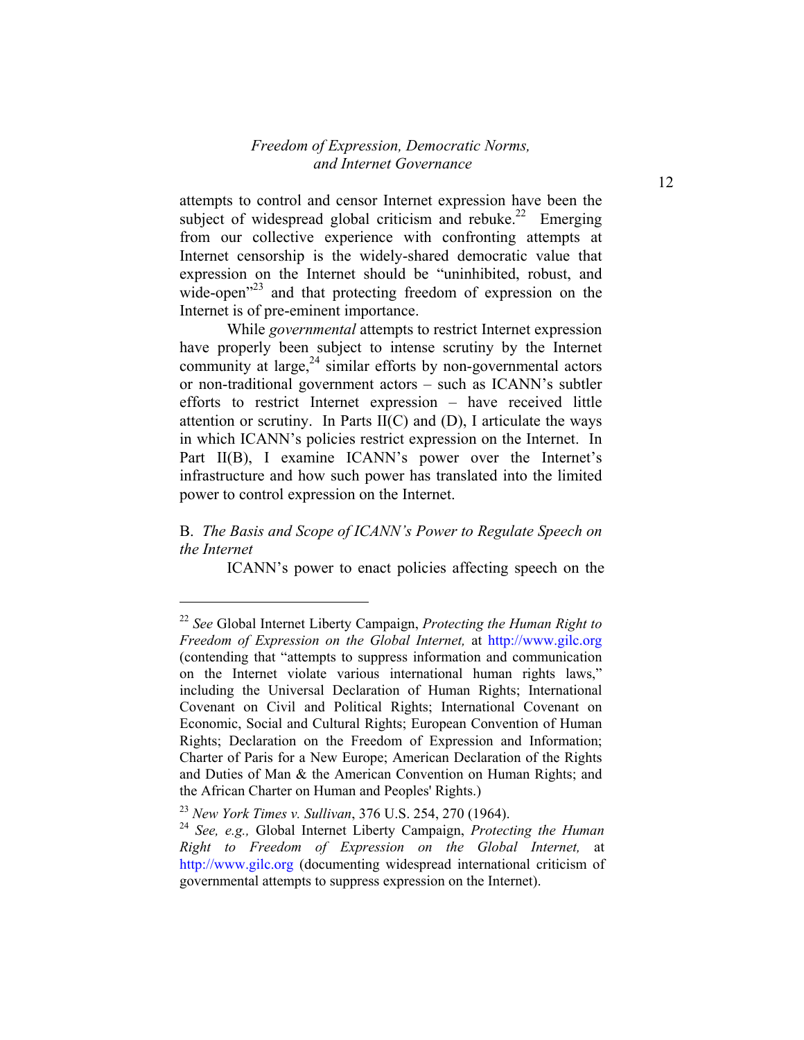attempts to control and censor Internet expression have been the subject of widespread global criticism and rebuke.[22] Emerging from our collective experience with confronting attempts at Internet censorship is the widely-shared democratic value that expression on the Internet should be "uninhibited, robust, and wide-open"[23] and that protecting freedom of expression on the Internet is of pre-eminent importance.

While *governmental* attempts to restrict Internet expression have properly been subject to intense scrutiny by the Internet community at large,[24] similar efforts by non-governmental actors or non-traditional government actors – such as ICANN's subtler efforts to restrict Internet expression – have received little attention or scrutiny. In Parts II(C) and (D), I articulate the ways in which ICANN's policies restrict expression on the Internet. In Part II(B), I examine ICANN's power over the Internet's infrastructure and how such power has translated into the limited power to control expression on the Internet.

### B. *The Basis and Scope of ICANN's Power to Regulate Speech on the Internet*

ICANN's power to enact policies affecting speech on the

---

[22] *See* Global Internet Liberty Campaign, *Protecting the Human Right to Freedom of Expression on the Global Internet,* at http://www.gilc.org (contending that "attempts to suppress information and communication on the Internet violate various international human rights laws," including the Universal Declaration of Human Rights; International Covenant on Civil and Political Rights; International Covenant on Economic, Social and Cultural Rights; European Convention of Human Rights; Declaration on the Freedom of Expression and Information; Charter of Paris for a New Europe; American Declaration of the Rights and Duties of Man & the American Convention on Human Rights; and the African Charter on Human and Peoples' Rights.)

[23] *New York Times v. Sullivan*, 376 U.S. 254, 270 (1964).

[24] *See, e.g.,* Global Internet Liberty Campaign, *Protecting the Human Right to Freedom of Expression on the Global Internet,* at http://www.gilc.org (documenting widespread international criticism of governmental attempts to suppress expression on the Internet).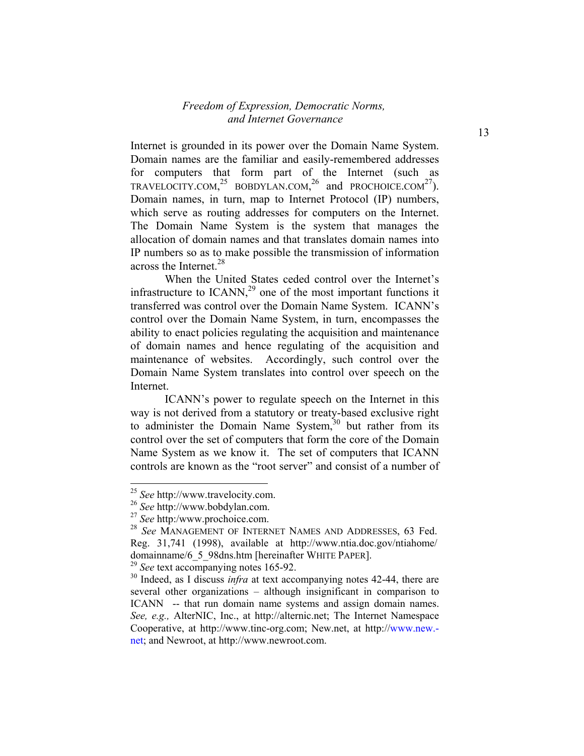Internet is grounded in its power over the Domain Name System. Domain names are the familiar and easily-remembered addresses for computers that form part of the Internet (such as TRAVELOCITY.COM,[25] BOBDYLAN.COM,[26] and PROCHOICE.COM[27]). Domain names, in turn, map to Internet Protocol (IP) numbers, which serve as routing addresses for computers on the Internet. The Domain Name System is the system that manages the allocation of domain names and that translates domain names into IP numbers so as to make possible the transmission of information across the Internet.[28]

When the United States ceded control over the Internet's infrastructure to ICANN,[29] one of the most important functions it transferred was control over the Domain Name System. ICANN's control over the Domain Name System, in turn, encompasses the ability to enact policies regulating the acquisition and maintenance of domain names and hence regulating of the acquisition and maintenance of websites. Accordingly, such control over the Domain Name System translates into control over speech on the Internet.

ICANN's power to regulate speech on the Internet in this way is not derived from a statutory or treaty-based exclusive right to administer the Domain Name System,[30] but rather from its control over the set of computers that form the core of the Domain Name System as we know it. The set of computers that ICANN controls are known as the "root server" and consist of a number of

---

[25] *See* http://www.travelocity.com.

[26] *See* http://www.bobdylan.com.

[27] *See* http:/www.prochoice.com.

[28] *See* MANAGEMENT OF INTERNET NAMES AND ADDRESSES, 63 Fed. Reg. 31,741 (1998), available at http://www.ntia.doc.gov/ntiahome/domainname/6_5_98dns.htm [hereinafter WHITE PAPER].

[29] *See* text accompanying notes 165-92.

[30] Indeed, as I discuss *infra* at text accompanying notes 42-44, there are several other organizations – although insignificant in comparison to ICANN -- that run domain name systems and assign domain names. *See, e.g.,* AlterNIC, Inc., at http://alternic.net; The Internet Namespace Cooperative, at http://www.tinc-org.com; New.net, at http://www.new.-net; and Newroot, at http://www.newroot.com.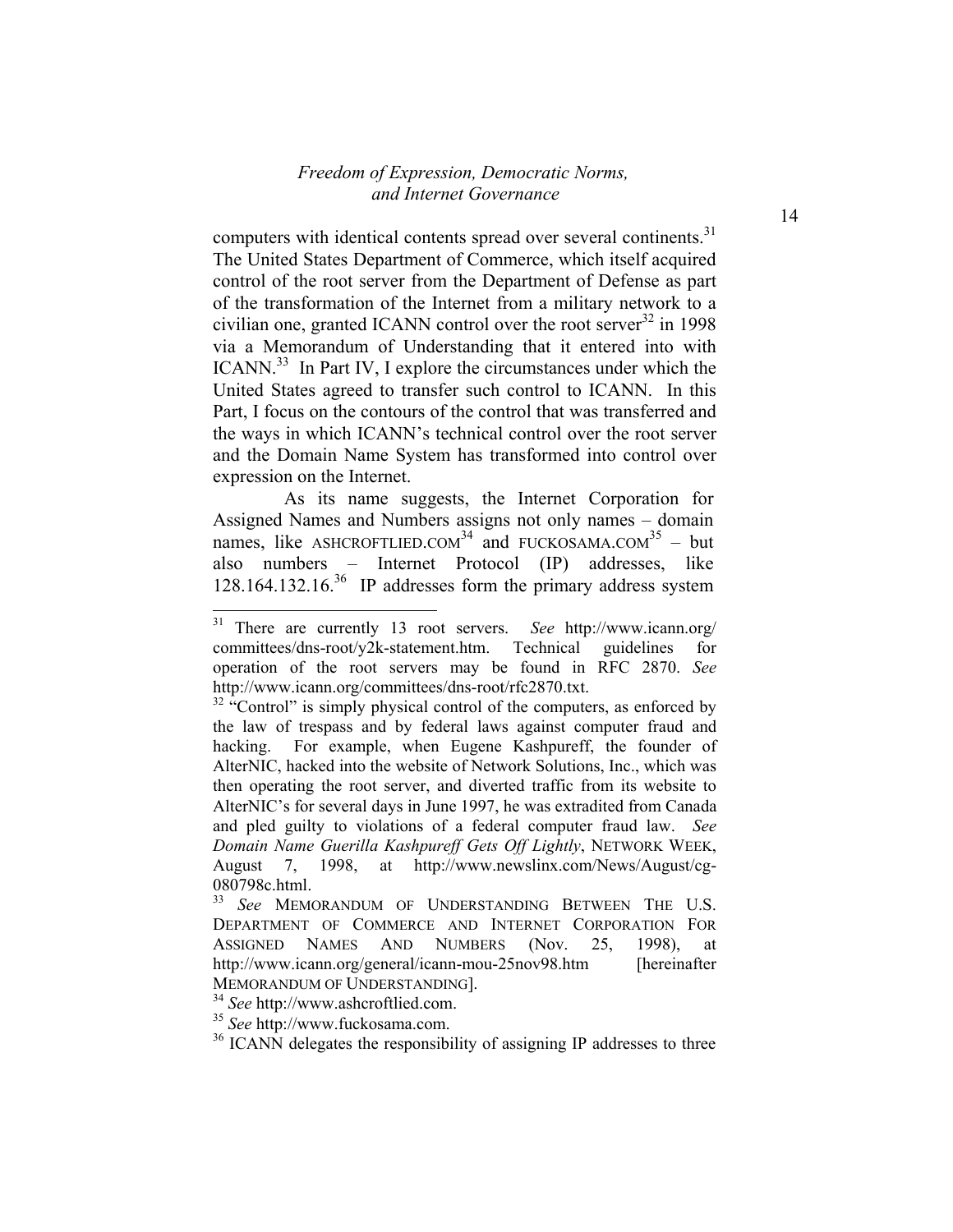computers with identical contents spread over several continents.[31] The United States Department of Commerce, which itself acquired control of the root server from the Department of Defense as part of the transformation of the Internet from a military network to a civilian one, granted ICANN control over the root server[32] in 1998 via a Memorandum of Understanding that it entered into with ICANN.[33] In Part IV, I explore the circumstances under which the United States agreed to transfer such control to ICANN. In this Part, I focus on the contours of the control that was transferred and the ways in which ICANN's technical control over the root server and the Domain Name System has transformed into control over expression on the Internet.

As its name suggests, the Internet Corporation for Assigned Names and Numbers assigns not only names – domain names, like ASHCROFTLIED.COM[34] and FUCKOSAMA.COM[35] – but also numbers – Internet Protocol (IP) addresses, like 128.164.132.16.[36] IP addresses form the primary address system

---

[31] There are currently 13 root servers. *See* http://www.icann.org/committees/dns-root/y2k-statement.htm. Technical guidelines for operation of the root servers may be found in RFC 2870. *See* http://www.icann.org/committees/dns-root/rfc2870.txt.

[32] "Control" is simply physical control of the computers, as enforced by the law of trespass and by federal laws against computer fraud and hacking. For example, when Eugene Kashpureff, the founder of AlterNIC, hacked into the website of Network Solutions, Inc., which was then operating the root server, and diverted traffic from its website to AlterNIC's for several days in June 1997, he was extradited from Canada and pled guilty to violations of a federal computer fraud law. *See* *Domain Name Guerilla Kashpureff Gets Off Lightly*, NETWORK WEEK, August 7, 1998, at http://www.newslinx.com/News/August/cg-080798c.html.

[33] *See* MEMORANDUM OF UNDERSTANDING BETWEEN THE U.S. DEPARTMENT OF COMMERCE AND INTERNET CORPORATION FOR ASSIGNED NAMES AND NUMBERS (Nov. 25, 1998), at http://www.icann.org/general/icann-mou-25nov98.htm [hereinafter MEMORANDUM OF UNDERSTANDING].

[34] *See* http://www.ashcroftlied.com.

[35] *See* http://www.fuckosama.com.

[36] ICANN delegates the responsibility of assigning IP addresses to three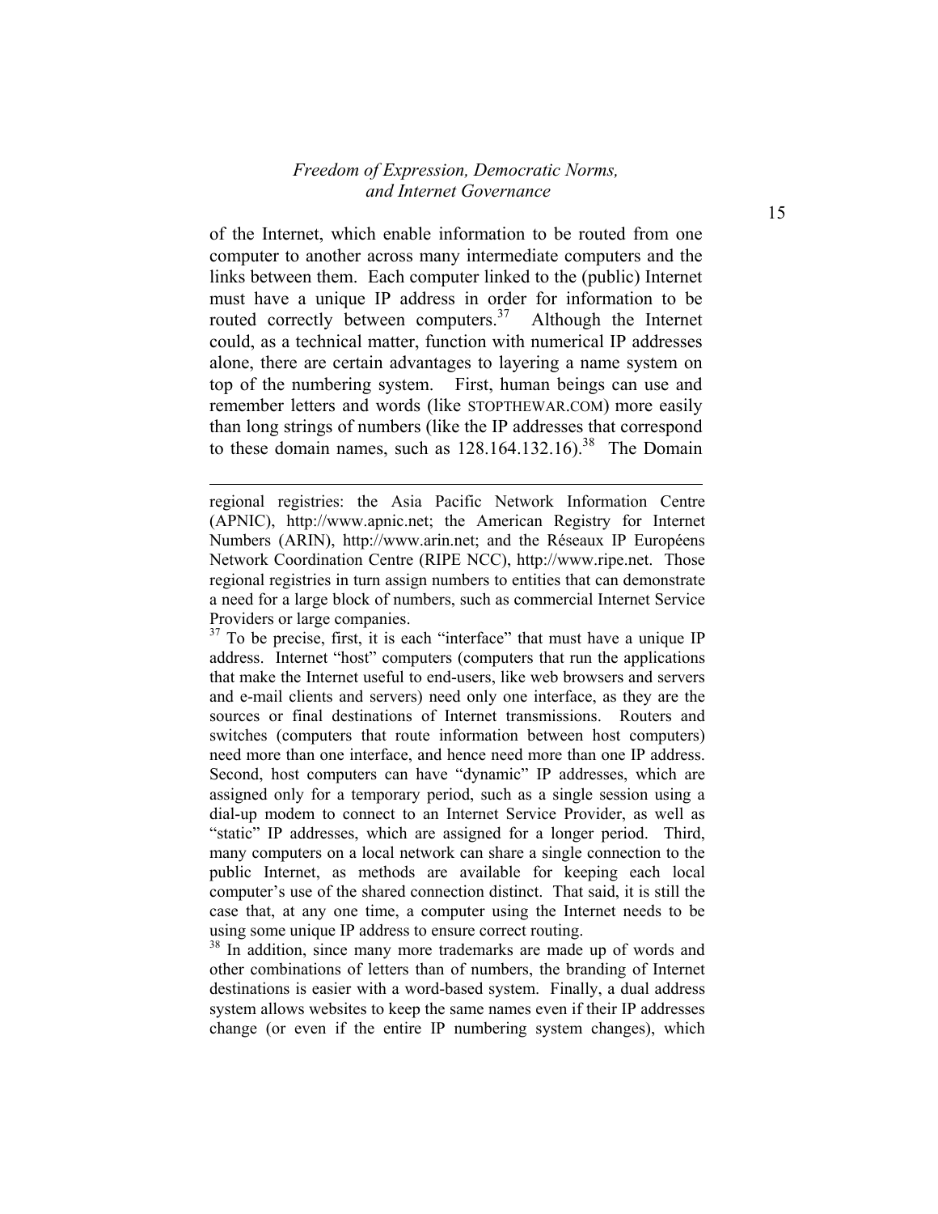of the Internet, which enable information to be routed from one computer to another across many intermediate computers and the links between them. Each computer linked to the (public) Internet must have a unique IP address in order for information to be routed correctly between computers.[37] Although the Internet could, as a technical matter, function with numerical IP addresses alone, there are certain advantages to layering a name system on top of the numbering system. First, human beings can use and remember letters and words (like STOPTHEWAR.COM) more easily than long strings of numbers (like the IP addresses that correspond to these domain names, such as 128.164.132.16).[38] The Domain

---

regional registries: the Asia Pacific Network Information Centre (APNIC), http://www.apnic.net; the American Registry for Internet Numbers (ARIN), http://www.arin.net; and the Réseaux IP Européens Network Coordination Centre (RIPE NCC), http://www.ripe.net. Those regional registries in turn assign numbers to entities that can demonstrate a need for a large block of numbers, such as commercial Internet Service Providers or large companies.

[37] To be precise, first, it is each "interface" that must have a unique IP address. Internet "host" computers (computers that run the applications that make the Internet useful to end-users, like web browsers and servers and e-mail clients and servers) need only one interface, as they are the sources or final destinations of Internet transmissions. Routers and switches (computers that route information between host computers) need more than one interface, and hence need more than one IP address. Second, host computers can have "dynamic" IP addresses, which are assigned only for a temporary period, such as a single session using a dial-up modem to connect to an Internet Service Provider, as well as "static" IP addresses, which are assigned for a longer period. Third, many computers on a local network can share a single connection to the public Internet, as methods are available for keeping each local computer's use of the shared connection distinct. That said, it is still the case that, at any one time, a computer using the Internet needs to be using some unique IP address to ensure correct routing.

[38] In addition, since many more trademarks are made up of words and other combinations of letters than of numbers, the branding of Internet destinations is easier with a word-based system. Finally, a dual address system allows websites to keep the same names even if their IP addresses change (or even if the entire IP numbering system changes), which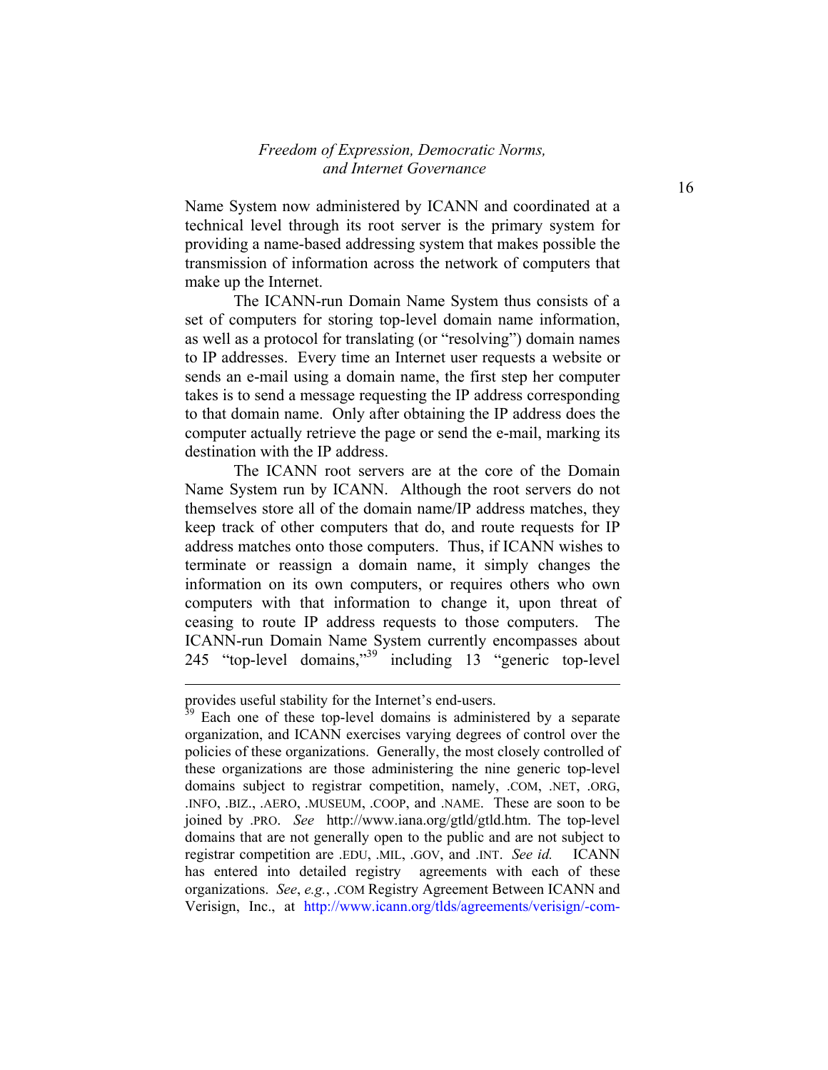Name System now administered by ICANN and coordinated at a technical level through its root server is the primary system for providing a name-based addressing system that makes possible the transmission of information across the network of computers that make up the Internet.

The ICANN-run Domain Name System thus consists of a set of computers for storing top-level domain name information, as well as a protocol for translating (or "resolving") domain names to IP addresses. Every time an Internet user requests a website or sends an e-mail using a domain name, the first step her computer takes is to send a message requesting the IP address corresponding to that domain name. Only after obtaining the IP address does the computer actually retrieve the page or send the e-mail, marking its destination with the IP address.

The ICANN root servers are at the core of the Domain Name System run by ICANN. Although the root servers do not themselves store all of the domain name/IP address matches, they keep track of other computers that do, and route requests for IP address matches onto those computers. Thus, if ICANN wishes to terminate or reassign a domain name, it simply changes the information on its own computers, or requires others who own computers with that information to change it, upon threat of ceasing to route IP address requests to those computers. The ICANN-run Domain Name System currently encompasses about 245 "top-level domains,"[39] including 13 "generic top-level

---

provides useful stability for the Internet's end-users.

[39] Each one of these top-level domains is administered by a separate organization, and ICANN exercises varying degrees of control over the policies of these organizations. Generally, the most closely controlled of these organizations are those administering the nine generic top-level domains subject to registrar competition, namely, .COM, .NET, .ORG, .INFO, .BIZ., .AERO, .MUSEUM, .COOP, and .NAME. These are soon to be joined by .PRO. *See* http://www.iana.org/gtld/gtld.htm. The top-level domains that are not generally open to the public and are not subject to registrar competition are .EDU, .MIL, .GOV, and .INT. *See id.* ICANN has entered into detailed registry agreements with each of these organizations. *See*, *e.g.*, .COM Registry Agreement Between ICANN and Verisign, Inc., at http://www.icann.org/tlds/agreements/verisign/-com-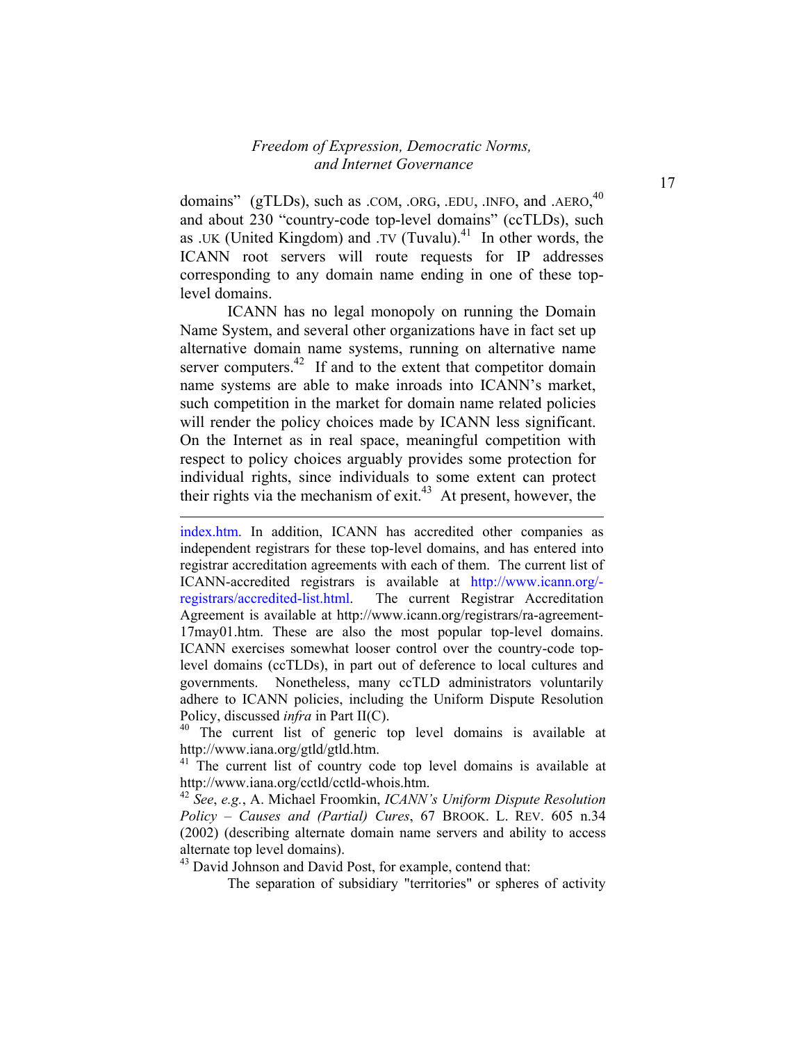domains" (gTLDs), such as .COM, .ORG, .EDU, .INFO, and .AERO,[40] and about 230 "country-code top-level domains" (ccTLDs), such as .UK (United Kingdom) and .TV (Tuvalu).[41] In other words, the ICANN root servers will route requests for IP addresses corresponding to any domain name ending in one of these top-level domains.

ICANN has no legal monopoly on running the Domain Name System, and several other organizations have in fact set up alternative domain name systems, running on alternative name server computers.[42] If and to the extent that competitor domain name systems are able to make inroads into ICANN's market, such competition in the market for domain name related policies will render the policy choices made by ICANN less significant. On the Internet as in real space, meaningful competition with respect to policy choices arguably provides some protection for individual rights, since individuals to some extent can protect their rights via the mechanism of exit.[43] At present, however, the

---

index.htm. In addition, ICANN has accredited other companies as independent registrars for these top-level domains, and has entered into registrar accreditation agreements with each of them. The current list of ICANN-accredited registrars is available at http://www.icann.org/-registrars/accredited-list.html. The current Registrar Accreditation Agreement is available at http://www.icann.org/registrars/ra-agreement-17may01.htm. These are also the most popular top-level domains. ICANN exercises somewhat looser control over the country-code top-level domains (ccTLDs), in part out of deference to local cultures and governments. Nonetheless, many ccTLD administrators voluntarily adhere to ICANN policies, including the Uniform Dispute Resolution Policy, discussed *infra* in Part II(C).

[40] The current list of generic top level domains is available at http://www.iana.org/gtld/gtld.htm.

[41] The current list of country code top level domains is available at http://www.iana.org/cctld/cctld-whois.htm.

[42] *See*, *e.g.*, A. Michael Froomkin, *ICANN's Uniform Dispute Resolution Policy – Causes and (Partial) Cures*, 67 BROOK. L. REV. 605 n.34 (2002) (describing alternate domain name servers and ability to access alternate top level domains).

[43] David Johnson and David Post, for example, contend that:

The separation of subsidiary "territories" or spheres of activity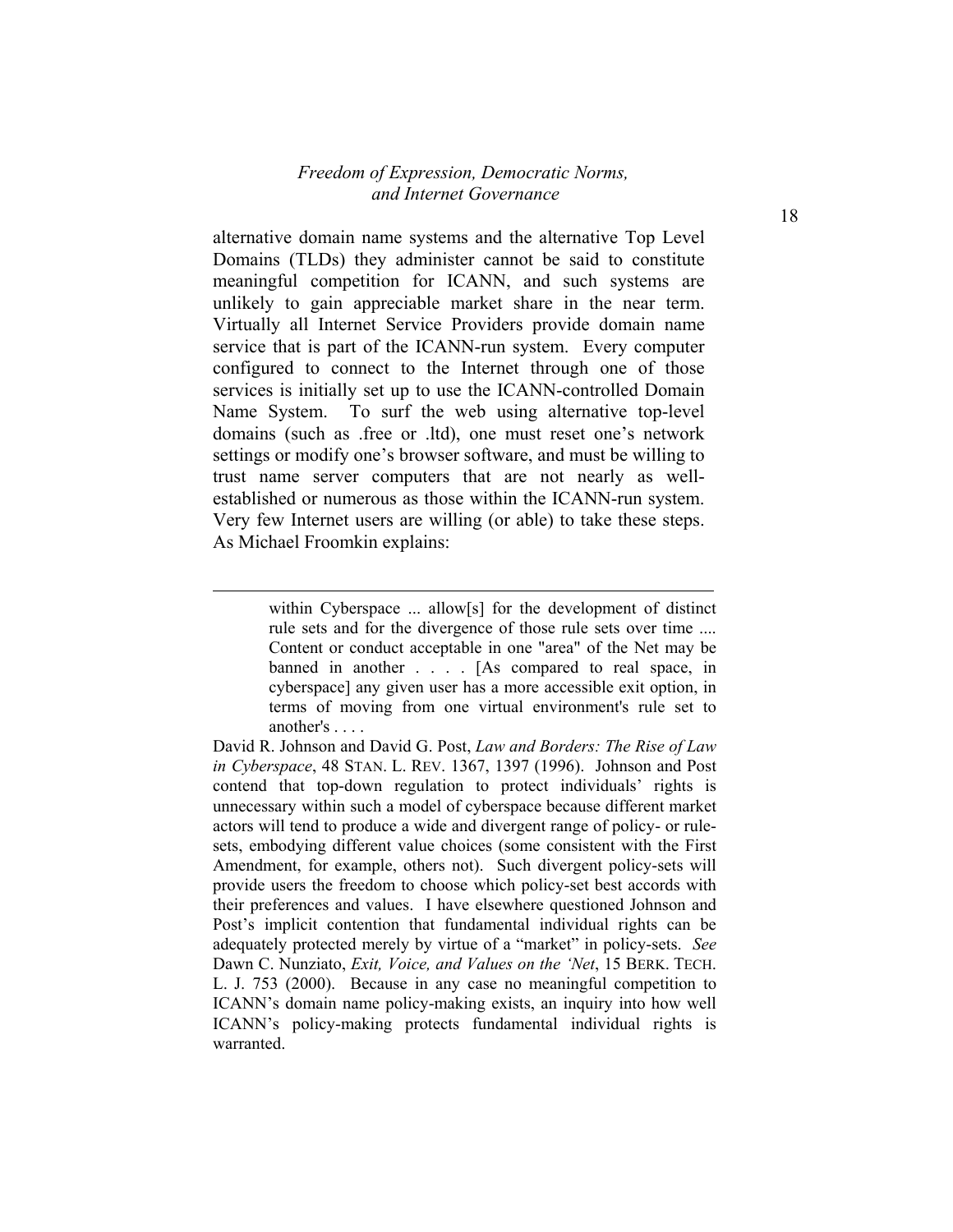alternative domain name systems and the alternative Top Level Domains (TLDs) they administer cannot be said to constitute meaningful competition for ICANN, and such systems are unlikely to gain appreciable market share in the near term. Virtually all Internet Service Providers provide domain name service that is part of the ICANN-run system. Every computer configured to connect to the Internet through one of those services is initially set up to use the ICANN-controlled Domain Name System. To surf the web using alternative top-level domains (such as .free or .ltd), one must reset one's network settings or modify one's browser software, and must be willing to trust name server computers that are not nearly as well-established or numerous as those within the ICANN-run system. Very few Internet users are willing (or able) to take these steps. As Michael Froomkin explains:

---

> within Cyberspace ... allow[s] for the development of distinct rule sets and for the divergence of those rule sets over time .... Content or conduct acceptable in one "area" of the Net may be banned in another . . . . [As compared to real space, in cyberspace] any given user has a more accessible exit option, in terms of moving from one virtual environment's rule set to another's . . . .

David R. Johnson and David G. Post, *Law and Borders: The Rise of Law in Cyberspace*, 48 STAN. L. REV. 1367, 1397 (1996). Johnson and Post contend that top-down regulation to protect individuals' rights is unnecessary within such a model of cyberspace because different market actors will tend to produce a wide and divergent range of policy- or rule-sets, embodying different value choices (some consistent with the First Amendment, for example, others not). Such divergent policy-sets will provide users the freedom to choose which policy-set best accords with their preferences and values. I have elsewhere questioned Johnson and Post's implicit contention that fundamental individual rights can be adequately protected merely by virtue of a "market" in policy-sets. *See* Dawn C. Nunziato, *Exit, Voice, and Values on the 'Net*, 15 BERK. TECH. L. J. 753 (2000). Because in any case no meaningful competition to ICANN's domain name policy-making exists, an inquiry into how well ICANN's policy-making protects fundamental individual rights is warranted.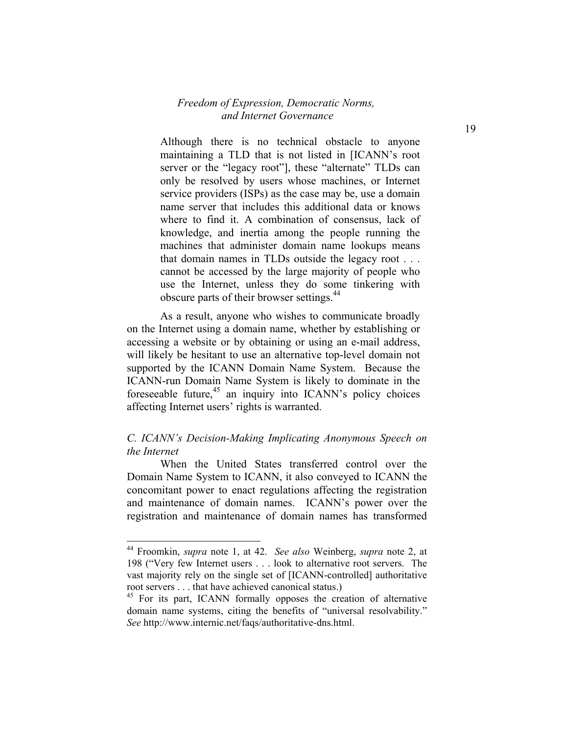> Although there is no technical obstacle to anyone maintaining a TLD that is not listed in [ICANN's root server or the "legacy root"], these "alternate" TLDs can only be resolved by users whose machines, or Internet service providers (ISPs) as the case may be, use a domain name server that includes this additional data or knows where to find it. A combination of consensus, lack of knowledge, and inertia among the people running the machines that administer domain name lookups means that domain names in TLDs outside the legacy root . . . cannot be accessed by the large majority of people who use the Internet, unless they do some tinkering with obscure parts of their browser settings.[44]

As a result, anyone who wishes to communicate broadly on the Internet using a domain name, whether by establishing or accessing a website or by obtaining or using an e-mail address, will likely be hesitant to use an alternative top-level domain not supported by the ICANN Domain Name System. Because the ICANN-run Domain Name System is likely to dominate in the foreseeable future,[45] an inquiry into ICANN's policy choices affecting Internet users' rights is warranted.

### *C. ICANN's Decision-Making Implicating Anonymous Speech on the Internet*

When the United States transferred control over the Domain Name System to ICANN, it also conveyed to ICANN the concomitant power to enact regulations affecting the registration and maintenance of domain names. ICANN's power over the registration and maintenance of domain names has transformed

---

[44] Froomkin, *supra* note 1, at 42. *See also* Weinberg, *supra* note 2, at 198 ("Very few Internet users . . . look to alternative root servers. The vast majority rely on the single set of [ICANN-controlled] authoritative root servers . . . that have achieved canonical status.)

[45] For its part, ICANN formally opposes the creation of alternative domain name systems, citing the benefits of "universal resolvability." *See* http://www.internic.net/faqs/authoritative-dns.html.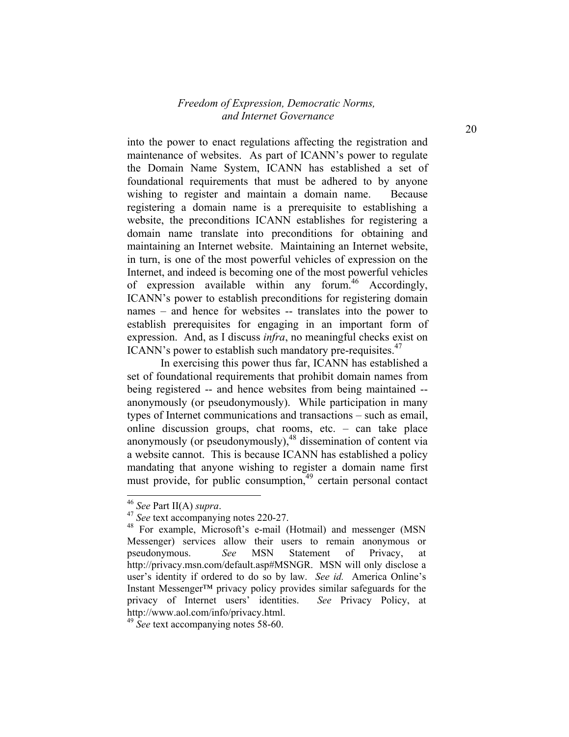into the power to enact regulations affecting the registration and maintenance of websites. As part of ICANN's power to regulate the Domain Name System, ICANN has established a set of foundational requirements that must be adhered to by anyone wishing to register and maintain a domain name. Because registering a domain name is a prerequisite to establishing a website, the preconditions ICANN establishes for registering a domain name translate into preconditions for obtaining and maintaining an Internet website. Maintaining an Internet website, in turn, is one of the most powerful vehicles of expression on the Internet, and indeed is becoming one of the most powerful vehicles of expression available within any forum.[46] Accordingly, ICANN's power to establish preconditions for registering domain names – and hence for websites -- translates into the power to establish prerequisites for engaging in an important form of expression. And, as I discuss *infra*, no meaningful checks exist on ICANN's power to establish such mandatory pre-requisites.[47]

In exercising this power thus far, ICANN has established a set of foundational requirements that prohibit domain names from being registered -- and hence websites from being maintained -- anonymously (or pseudonymously). While participation in many types of Internet communications and transactions – such as email, online discussion groups, chat rooms, etc. – can take place anonymously (or pseudonymously),[48] dissemination of content via a website cannot. This is because ICANN has established a policy mandating that anyone wishing to register a domain name first must provide, for public consumption,[49] certain personal contact

---

[46] *See* Part II(A) *supra*.

[47] *See* text accompanying notes 220-27.

[48] For example, Microsoft's e-mail (Hotmail) and messenger (MSN Messenger) services allow their users to remain anonymous or pseudonymous. *See* MSN Statement of Privacy, at http://privacy.msn.com/default.asp#MSNGR. MSN will only disclose a user's identity if ordered to do so by law. *See id.* America Online's Instant Messenger™ privacy policy provides similar safeguards for the privacy of Internet users' identities. *See* Privacy Policy, at http://www.aol.com/info/privacy.html.

[49] *See* text accompanying notes 58-60.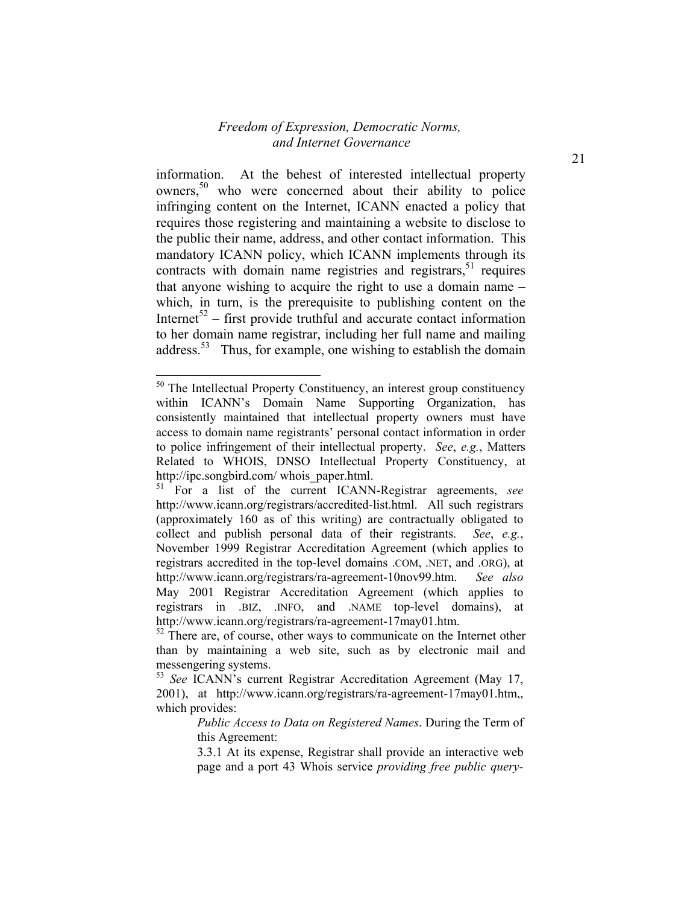information. At the behest of interested intellectual property owners,[50] who were concerned about their ability to police infringing content on the Internet, ICANN enacted a policy that requires those registering and maintaining a website to disclose to the public their name, address, and other contact information. This mandatory ICANN policy, which ICANN implements through its contracts with domain name registries and registrars,[51] requires that anyone wishing to acquire the right to use a domain name – which, in turn, is the prerequisite to publishing content on the Internet[52] – first provide truthful and accurate contact information to her domain name registrar, including her full name and mailing address.[53] Thus, for example, one wishing to establish the domain

---

[50] The Intellectual Property Constituency, an interest group constituency within ICANN's Domain Name Supporting Organization, has consistently maintained that intellectual property owners must have access to domain name registrants' personal contact information in order to police infringement of their intellectual property. *See*, *e.g.*, Matters Related to WHOIS, DNSO Intellectual Property Constituency, at http://ipc.songbird.com/ whois_paper.html.

[51] For a list of the current ICANN-Registrar agreements, *see* http://www.icann.org/registrars/accredited-list.html. All such registrars (approximately 160 as of this writing) are contractually obligated to collect and publish personal data of their registrants. *See*, *e.g.*, November 1999 Registrar Accreditation Agreement (which applies to registrars accredited in the top-level domains .COM, .NET, and .ORG), at http://www.icann.org/registrars/ra-agreement-10nov99.htm. *See also* May 2001 Registrar Accreditation Agreement (which applies to registrars in .BIZ, .INFO, and .NAME top-level domains), at http://www.icann.org/registrars/ra-agreement-17may01.htm.

[52] There are, of course, other ways to communicate on the Internet other than by maintaining a web site, such as by electronic mail and messengering systems.

[53] *See* ICANN's current Registrar Accreditation Agreement (May 17, 2001), at http://www.icann.org/registrars/ra-agreement-17may01.htm,, which provides:

> *Public Access to Data on Registered Names*. During the Term of this Agreement:
>
> 3.3.1 At its expense, Registrar shall provide an interactive web page and a port 43 Whois service *providing free public query-*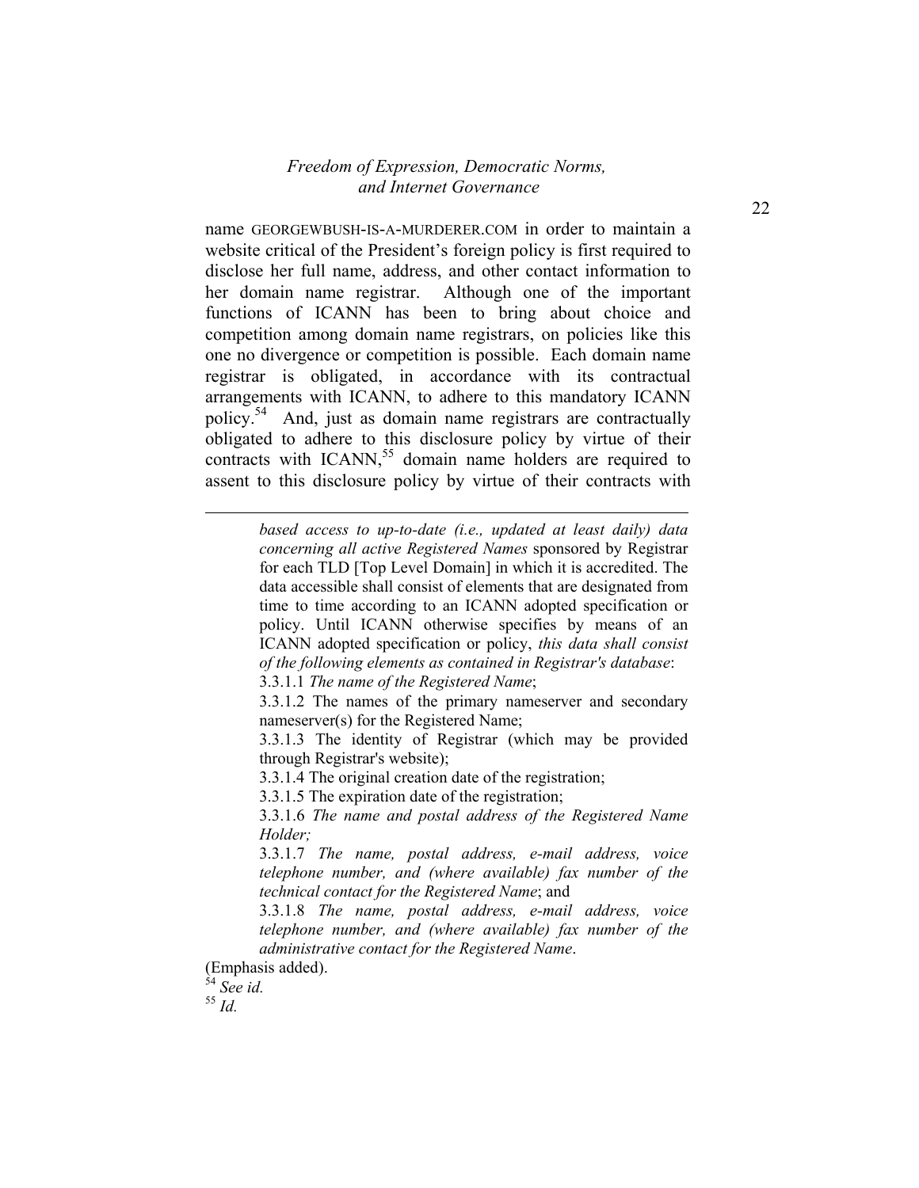name GEORGEWBUSH-IS-A-MURDERER.COM in order to maintain a website critical of the President's foreign policy is first required to disclose her full name, address, and other contact information to her domain name registrar. Although one of the important functions of ICANN has been to bring about choice and competition among domain name registrars, on policies like this one no divergence or competition is possible. Each domain name registrar is obligated, in accordance with its contractual arrangements with ICANN, to adhere to this mandatory ICANN policy.[54] And, just as domain name registrars are contractually obligated to adhere to this disclosure policy by virtue of their contracts with ICANN,[55] domain name holders are required to assent to this disclosure policy by virtue of their contracts with

---

> *based access to up-to-date (i.e., updated at least daily) data concerning all active Registered Names* sponsored by Registrar for each TLD [Top Level Domain] in which it is accredited. The data accessible shall consist of elements that are designated from time to time according to an ICANN adopted specification or policy. Until ICANN otherwise specifies by means of an ICANN adopted specification or policy, *this data shall consist of the following elements as contained in Registrar's database*:
>
> 3.3.1.1 *The name of the Registered Name*;
>
> 3.3.1.2 The names of the primary nameserver and secondary nameserver(s) for the Registered Name;
>
> 3.3.1.3 The identity of Registrar (which may be provided through Registrar's website);
>
> 3.3.1.4 The original creation date of the registration;
>
> 3.3.1.5 The expiration date of the registration;
>
> 3.3.1.6 *The name and postal address of the Registered Name Holder;*
>
> 3.3.1.7 *The name, postal address, e-mail address, voice telephone number, and (where available) fax number of the technical contact for the Registered Name*; and
>
> 3.3.1.8 *The name, postal address, e-mail address, voice telephone number, and (where available) fax number of the administrative contact for the Registered Name*.

(Emphasis added).

[54] *See id.*

[55] *Id.*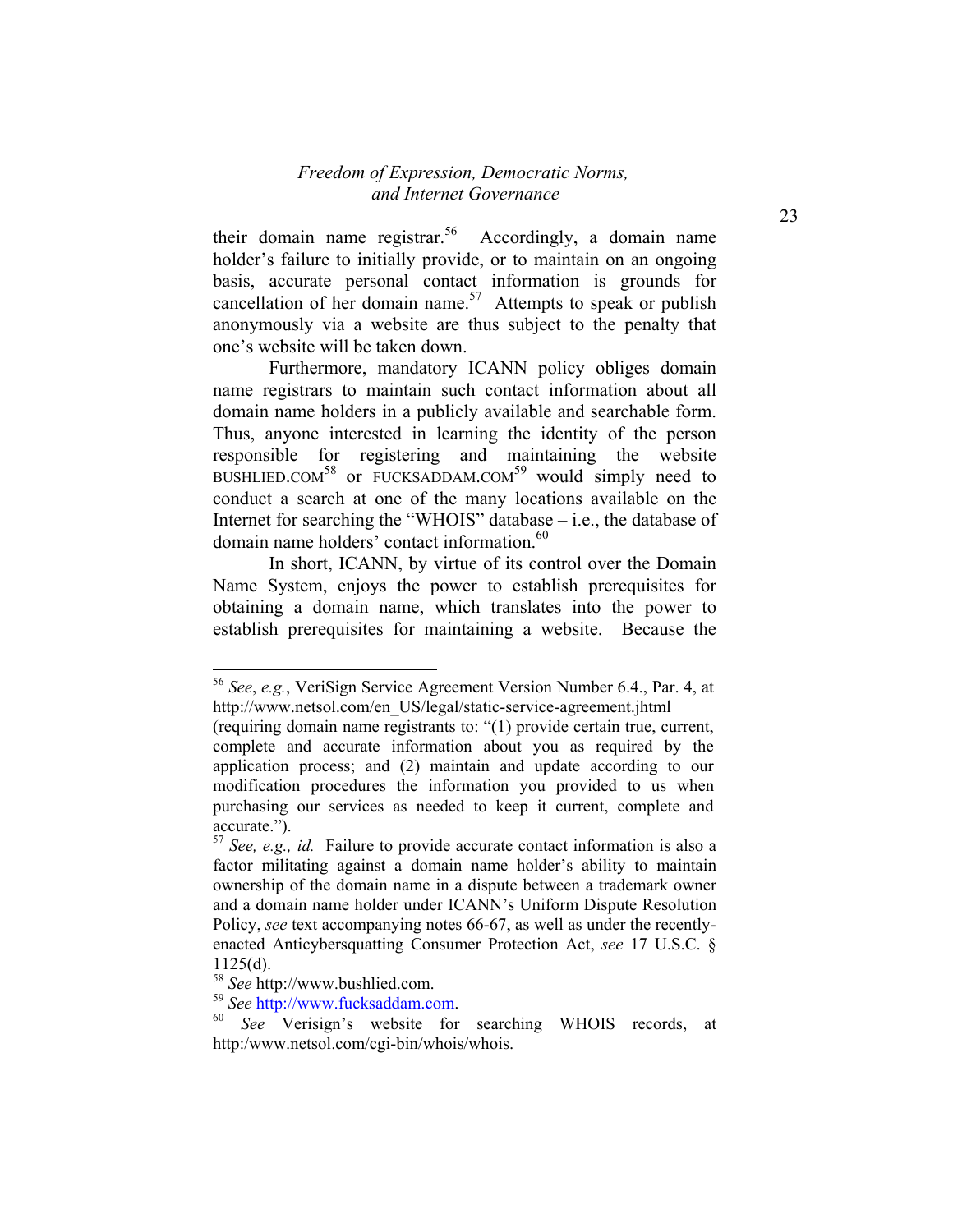their domain name registrar.[56] Accordingly, a domain name holder's failure to initially provide, or to maintain on an ongoing basis, accurate personal contact information is grounds for cancellation of her domain name.[57] Attempts to speak or publish anonymously via a website are thus subject to the penalty that one's website will be taken down.

Furthermore, mandatory ICANN policy obliges domain name registrars to maintain such contact information about all domain name holders in a publicly available and searchable form. Thus, anyone interested in learning the identity of the person responsible for registering and maintaining the website BUSHLIED.COM[58] or FUCKSADDAM.COM[59] would simply need to conduct a search at one of the many locations available on the Internet for searching the "WHOIS" database – i.e., the database of domain name holders' contact information.[60]

In short, ICANN, by virtue of its control over the Domain Name System, enjoys the power to establish prerequisites for obtaining a domain name, which translates into the power to establish prerequisites for maintaining a website. Because the

---

[56] *See*, *e.g.*, VeriSign Service Agreement Version Number 6.4., Par. 4, at http://www.netsol.com/en_US/legal/static-service-agreement.jhtml (requiring domain name registrants to: "(1) provide certain true, current, complete and accurate information about you as required by the application process; and (2) maintain and update according to our modification procedures the information you provided to us when purchasing our services as needed to keep it current, complete and accurate.").

[57] *See, e.g., id.* Failure to provide accurate contact information is also a factor militating against a domain name holder's ability to maintain ownership of the domain name in a dispute between a trademark owner and a domain name holder under ICANN's Uniform Dispute Resolution Policy, *see* text accompanying notes 66-67, as well as under the recently-enacted Anticybersquatting Consumer Protection Act, *see* 17 U.S.C. § 1125(d).

[58] *See* http://www.bushlied.com.

[59] *See* http://www.fucksaddam.com.

[60] *See* Verisign's website for searching WHOIS records, at http:/www.netsol.com/cgi-bin/whois/whois.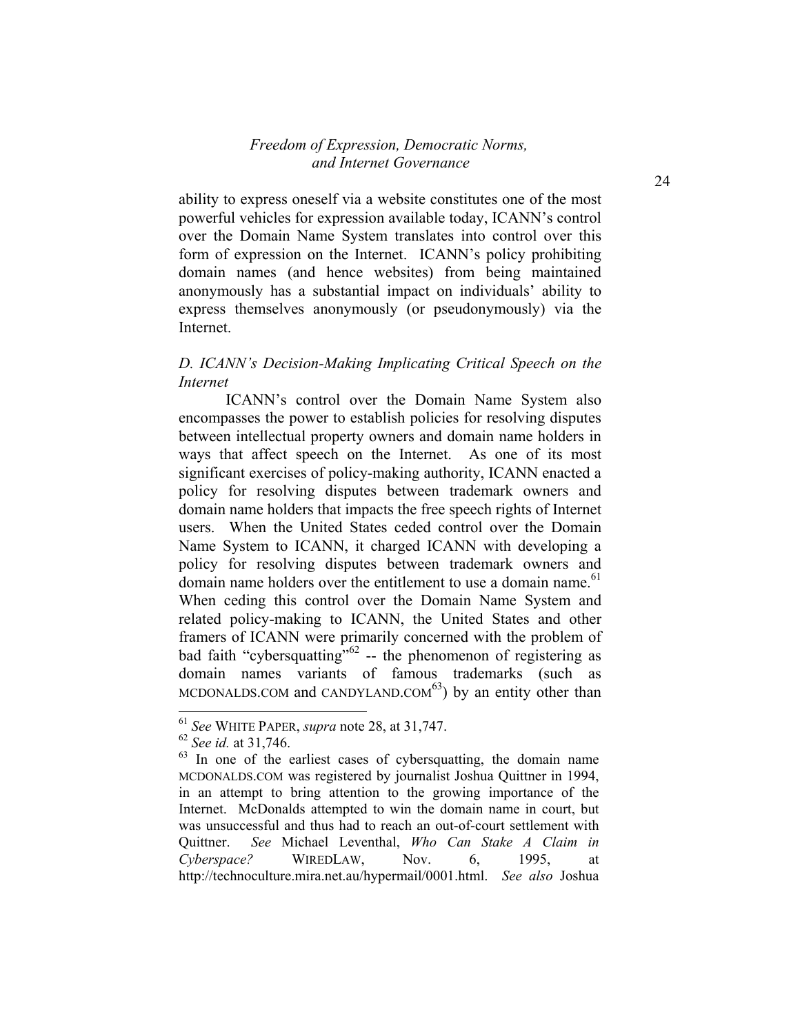ability to express oneself via a website constitutes one of the most powerful vehicles for expression available today, ICANN's control over the Domain Name System translates into control over this form of expression on the Internet. ICANN's policy prohibiting domain names (and hence websites) from being maintained anonymously has a substantial impact on individuals' ability to express themselves anonymously (or pseudonymously) via the Internet.

### *D. ICANN's Decision-Making Implicating Critical Speech on the Internet*

ICANN's control over the Domain Name System also encompasses the power to establish policies for resolving disputes between intellectual property owners and domain name holders in ways that affect speech on the Internet. As one of its most significant exercises of policy-making authority, ICANN enacted a policy for resolving disputes between trademark owners and domain name holders that impacts the free speech rights of Internet users. When the United States ceded control over the Domain Name System to ICANN, it charged ICANN with developing a policy for resolving disputes between trademark owners and domain name holders over the entitlement to use a domain name.[61] When ceding this control over the Domain Name System and related policy-making to ICANN, the United States and other framers of ICANN were primarily concerned with the problem of bad faith "cybersquatting"[62] -- the phenomenon of registering as domain names variants of famous trademarks (such as MCDONALDS.COM and CANDYLAND.COM[63]) by an entity other than

---

[61] *See* WHITE PAPER, *supra* note 28, at 31,747.

[62] *See id.* at 31,746.

[63] In one of the earliest cases of cybersquatting, the domain name MCDONALDS.COM was registered by journalist Joshua Quittner in 1994, in an attempt to bring attention to the growing importance of the Internet. McDonalds attempted to win the domain name in court, but was unsuccessful and thus had to reach an out-of-court settlement with Quittner. *See* Michael Leventhal, *Who Can Stake A Claim in Cyberspace?* WIREDLAW, Nov. 6, 1995, at http://technoculture.mira.net.au/hypermail/0001.html. *See also* Joshua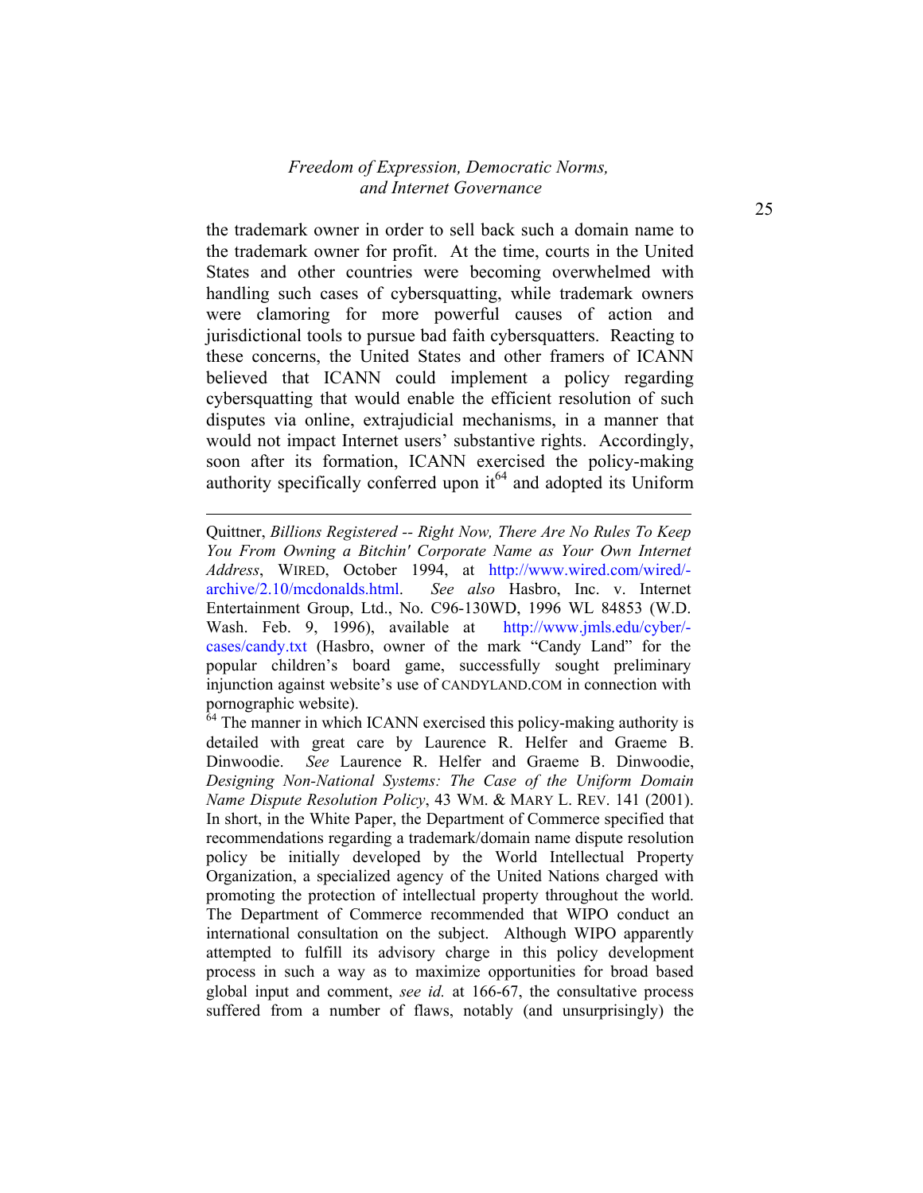the trademark owner in order to sell back such a domain name to the trademark owner for profit. At the time, courts in the United States and other countries were becoming overwhelmed with handling such cases of cybersquatting, while trademark owners were clamoring for more powerful causes of action and jurisdictional tools to pursue bad faith cybersquatters. Reacting to these concerns, the United States and other framers of ICANN believed that ICANN could implement a policy regarding cybersquatting that would enable the efficient resolution of such disputes via online, extrajudicial mechanisms, in a manner that would not impact Internet users' substantive rights. Accordingly, soon after its formation, ICANN exercised the policy-making authority specifically conferred upon it[64] and adopted its Uniform

---

Quittner, *Billions Registered -- Right Now, There Are No Rules To Keep You From Owning a Bitchin' Corporate Name as Your Own Internet Address*, WIRED, October 1994, at http://www.wired.com/wired/-archive/2.10/mcdonalds.html. *See also* Hasbro, Inc. v. Internet Entertainment Group, Ltd., No. C96-130WD, 1996 WL 84853 (W.D. Wash. Feb. 9, 1996), available at http://www.jmls.edu/cyber/-cases/candy.txt (Hasbro, owner of the mark "Candy Land" for the popular children's board game, successfully sought preliminary injunction against website's use of CANDYLAND.COM in connection with pornographic website).

[64] The manner in which ICANN exercised this policy-making authority is detailed with great care by Laurence R. Helfer and Graeme B. Dinwoodie. *See* Laurence R. Helfer and Graeme B. Dinwoodie, *Designing Non-National Systems: The Case of the Uniform Domain Name Dispute Resolution Policy*, 43 WM. & MARY L. REV. 141 (2001). In short, in the White Paper, the Department of Commerce specified that recommendations regarding a trademark/domain name dispute resolution policy be initially developed by the World Intellectual Property Organization, a specialized agency of the United Nations charged with promoting the protection of intellectual property throughout the world. The Department of Commerce recommended that WIPO conduct an international consultation on the subject. Although WIPO apparently attempted to fulfill its advisory charge in this policy development process in such a way as to maximize opportunities for broad based global input and comment, *see id.* at 166-67, the consultative process suffered from a number of flaws, notably (and unsurprisingly) the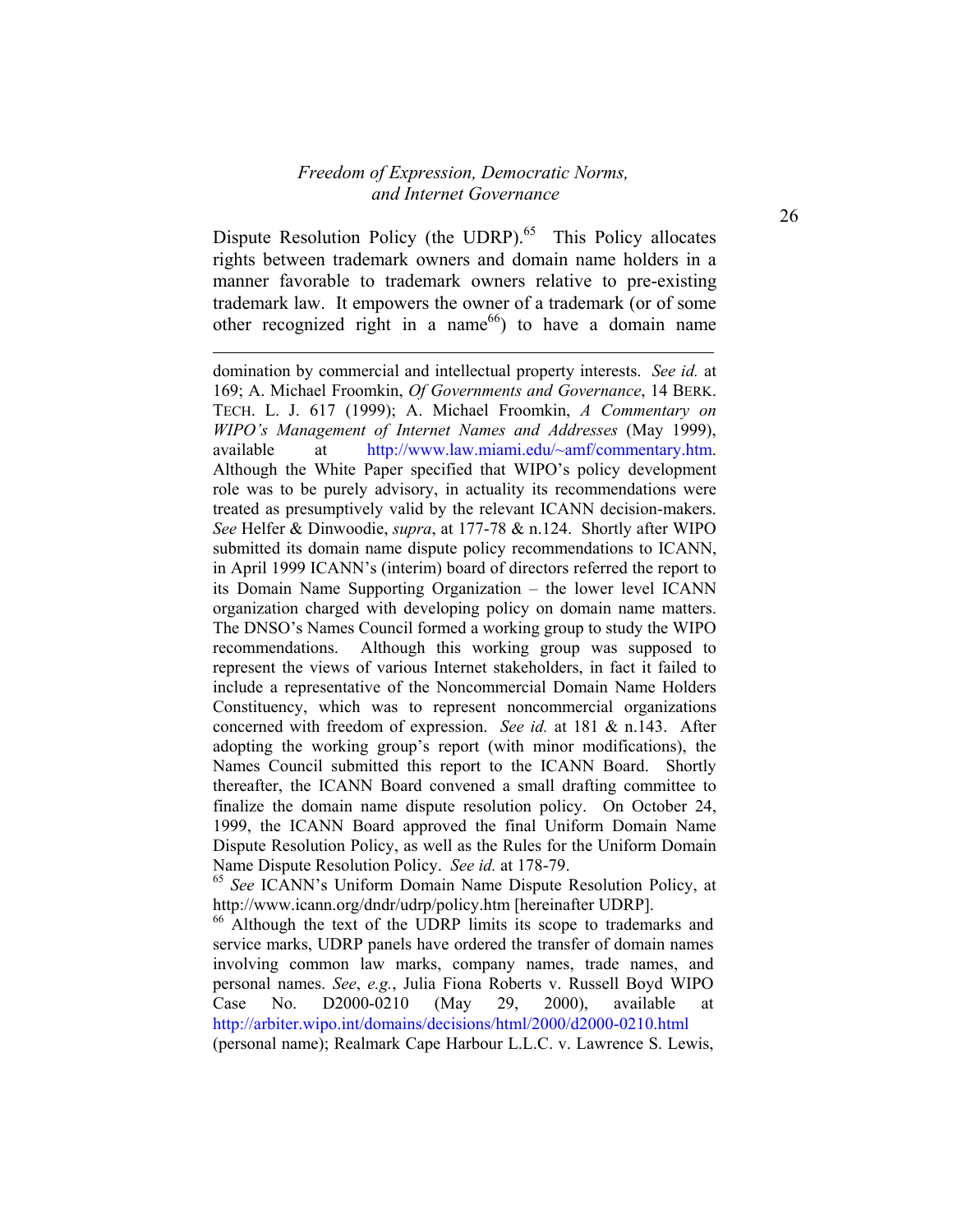Dispute Resolution Policy (the UDRP).[65] This Policy allocates rights between trademark owners and domain name holders in a manner favorable to trademark owners relative to pre-existing trademark law. It empowers the owner of a trademark (or of some other recognized right in a name[66]) to have a domain name

---

domination by commercial and intellectual property interests. *See id.* at 169; A. Michael Froomkin, *Of Governments and Governance*, 14 BERK. TECH. L. J. 617 (1999); A. Michael Froomkin, *A Commentary on WIPO's Management of Internet Names and Addresses* (May 1999), available at http://www.law.miami.edu/~amf/commentary.htm. Although the White Paper specified that WIPO's policy development role was to be purely advisory, in actuality its recommendations were treated as presumptively valid by the relevant ICANN decision-makers. *See* Helfer & Dinwoodie, *supra*, at 177-78 & n.124. Shortly after WIPO submitted its domain name dispute policy recommendations to ICANN, in April 1999 ICANN's (interim) board of directors referred the report to its Domain Name Supporting Organization – the lower level ICANN organization charged with developing policy on domain name matters. The DNSO's Names Council formed a working group to study the WIPO recommendations. Although this working group was supposed to represent the views of various Internet stakeholders, in fact it failed to include a representative of the Noncommercial Domain Name Holders Constituency, which was to represent noncommercial organizations concerned with freedom of expression. *See id.* at 181 & n.143. After adopting the working group's report (with minor modifications), the Names Council submitted this report to the ICANN Board. Shortly thereafter, the ICANN Board convened a small drafting committee to finalize the domain name dispute resolution policy. On October 24, 1999, the ICANN Board approved the final Uniform Domain Name Dispute Resolution Policy, as well as the Rules for the Uniform Domain Name Dispute Resolution Policy. *See id.* at 178-79.

[65] *See* ICANN's Uniform Domain Name Dispute Resolution Policy, at http://www.icann.org/dndr/udrp/policy.htm [hereinafter UDRP].

[66] Although the text of the UDRP limits its scope to trademarks and service marks, UDRP panels have ordered the transfer of domain names involving common law marks, company names, trade names, and personal names. *See*, *e.g.*, Julia Fiona Roberts v. Russell Boyd WIPO Case No. D2000-0210 (May 29, 2000), available at http://arbiter.wipo.int/domains/decisions/html/2000/d2000-0210.html (personal name); Realmark Cape Harbour L.L.C. v. Lawrence S. Lewis,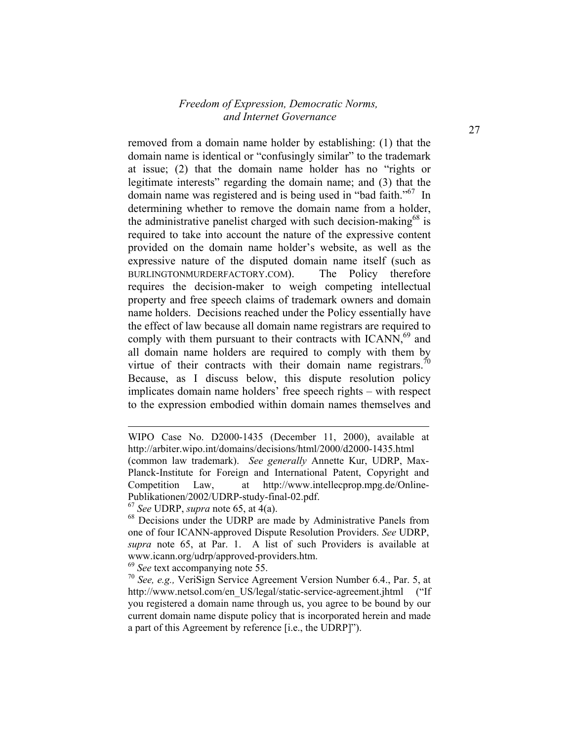removed from a domain name holder by establishing: (1) that the domain name is identical or "confusingly similar" to the trademark at issue; (2) that the domain name holder has no "rights or legitimate interests" regarding the domain name; and (3) that the domain name was registered and is being used in "bad faith."[67] In determining whether to remove the domain name from a holder, the administrative panelist charged with such decision-making[68] is required to take into account the nature of the expressive content provided on the domain name holder's website, as well as the expressive nature of the disputed domain name itself (such as BURLINGTONMURDERFACTORY.COM). The Policy therefore requires the decision-maker to weigh competing intellectual property and free speech claims of trademark owners and domain name holders. Decisions reached under the Policy essentially have the effect of law because all domain name registrars are required to comply with them pursuant to their contracts with ICANN,[69] and all domain name holders are required to comply with them by virtue of their contracts with their domain name registrars.[70] Because, as I discuss below, this dispute resolution policy implicates domain name holders' free speech rights – with respect to the expression embodied within domain names themselves and

---

WIPO Case No. D2000-1435 (December 11, 2000), available at http://arbiter.wipo.int/domains/decisions/html/2000/d2000-1435.html (common law trademark). *See generally* Annette Kur, UDRP, Max-Planck-Institute for Foreign and International Patent, Copyright and Competition Law, at http://www.intellecprop.mpg.de/Online-Publikationen/2002/UDRP-study-final-02.pdf.

[67] *See* UDRP, *supra* note 65, at 4(a).

[68] Decisions under the UDRP are made by Administrative Panels from one of four ICANN-approved Dispute Resolution Providers. *See* UDRP, *supra* note 65, at Par. 1. A list of such Providers is available at www.icann.org/udrp/approved-providers.htm.

[69] *See* text accompanying note 55.

[70] *See, e.g.,* VeriSign Service Agreement Version Number 6.4., Par. 5, at http://www.netsol.com/en_US/legal/static-service-agreement.jhtml ("If you registered a domain name through us, you agree to be bound by our current domain name dispute policy that is incorporated herein and made a part of this Agreement by reference [i.e., the UDRP]").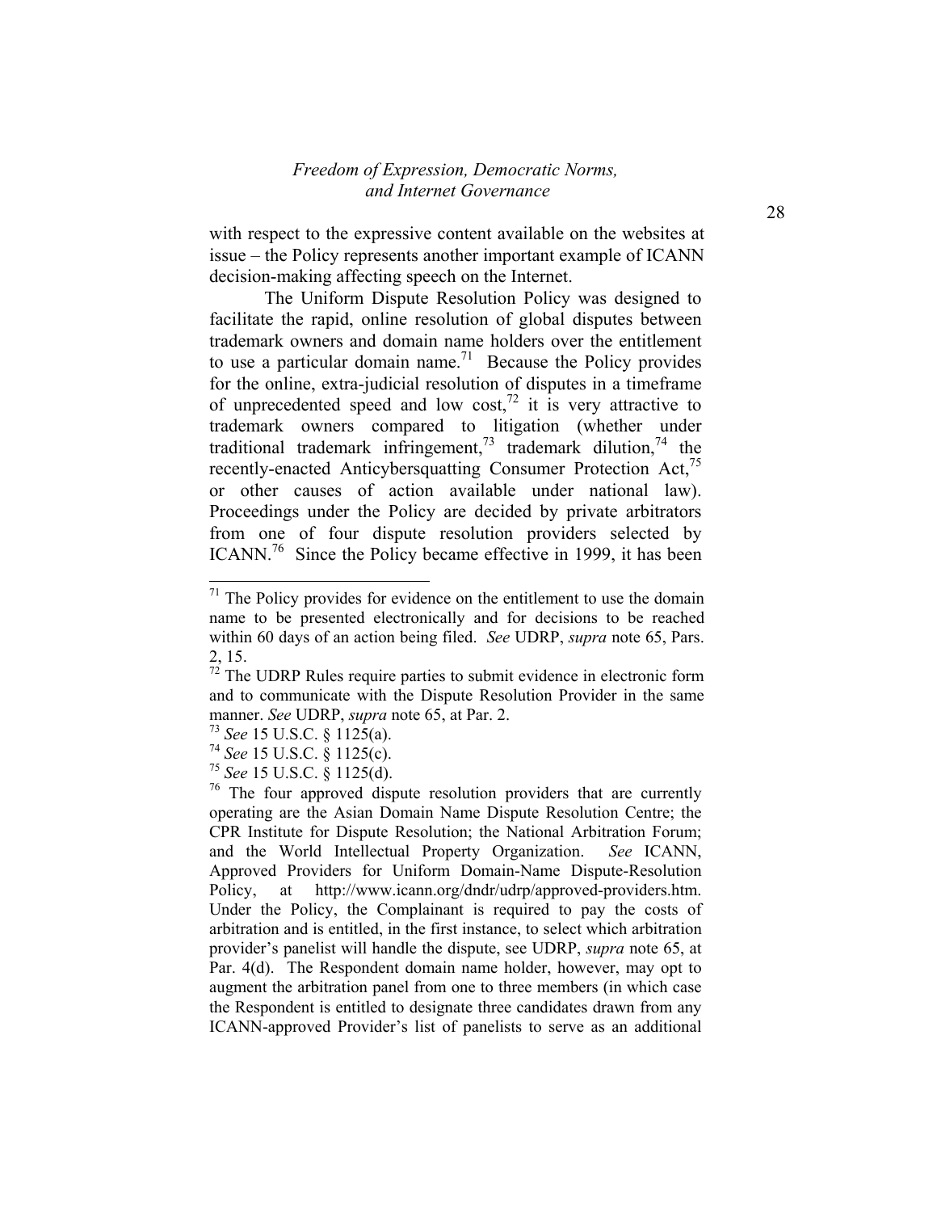with respect to the expressive content available on the websites at issue – the Policy represents another important example of ICANN decision-making affecting speech on the Internet.

The Uniform Dispute Resolution Policy was designed to facilitate the rapid, online resolution of global disputes between trademark owners and domain name holders over the entitlement to use a particular domain name.[71] Because the Policy provides for the online, extra-judicial resolution of disputes in a timeframe of unprecedented speed and low cost,[72] it is very attractive to trademark owners compared to litigation (whether under traditional trademark infringement,[73] trademark dilution,[74] the recently-enacted Anticybersquatting Consumer Protection Act,[75] or other causes of action available under national law). Proceedings under the Policy are decided by private arbitrators from one of four dispute resolution providers selected by ICANN.[76] Since the Policy became effective in 1999, it has been

---

[71] The Policy provides for evidence on the entitlement to use the domain name to be presented electronically and for decisions to be reached within 60 days of an action being filed. *See* UDRP, *supra* note 65, Pars. 2, 15.

[72] The UDRP Rules require parties to submit evidence in electronic form and to communicate with the Dispute Resolution Provider in the same manner. *See* UDRP, *supra* note 65, at Par. 2.

[73] *See* 15 U.S.C. § 1125(a).

[74] *See* 15 U.S.C. § 1125(c).

[75] *See* 15 U.S.C. § 1125(d).

[76] The four approved dispute resolution providers that are currently operating are the Asian Domain Name Dispute Resolution Centre; the CPR Institute for Dispute Resolution; the National Arbitration Forum; and the World Intellectual Property Organization. *See* ICANN, Approved Providers for Uniform Domain-Name Dispute-Resolution Policy, at http://www.icann.org/dndr/udrp/approved-providers.htm. Under the Policy, the Complainant is required to pay the costs of arbitration and is entitled, in the first instance, to select which arbitration provider's panelist will handle the dispute, see UDRP, *supra* note 65, at Par. 4(d). The Respondent domain name holder, however, may opt to augment the arbitration panel from one to three members (in which case the Respondent is entitled to designate three candidates drawn from any ICANN-approved Provider's list of panelists to serve as an additional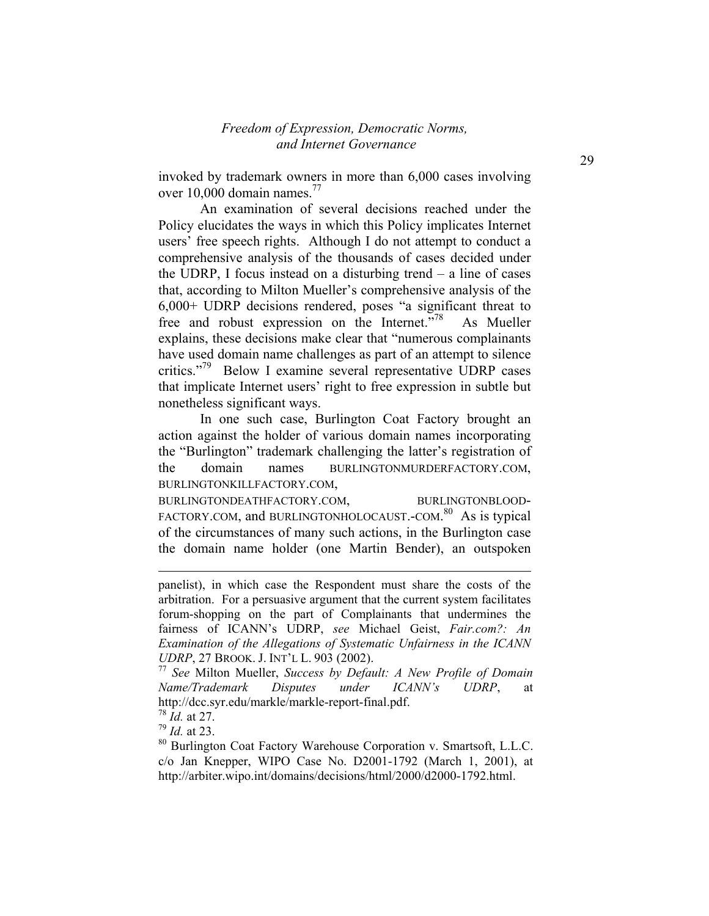invoked by trademark owners in more than 6,000 cases involving over 10,000 domain names.[77]

An examination of several decisions reached under the Policy elucidates the ways in which this Policy implicates Internet users' free speech rights. Although I do not attempt to conduct a comprehensive analysis of the thousands of cases decided under the UDRP, I focus instead on a disturbing trend – a line of cases that, according to Milton Mueller's comprehensive analysis of the 6,000+ UDRP decisions rendered, poses "a significant threat to free and robust expression on the Internet."[78] As Mueller explains, these decisions make clear that "numerous complainants have used domain name challenges as part of an attempt to silence critics."[79] Below I examine several representative UDRP cases that implicate Internet users' right to free expression in subtle but nonetheless significant ways.

In one such case, Burlington Coat Factory brought an action against the holder of various domain names incorporating the "Burlington" trademark challenging the latter's registration of the domain names BURLINGTONMURDERFACTORY.COM, BURLINGTONKILLFACTORY.COM, BURLINGTONDEATHFACTORY.COM, BURLINGTONBLOOD-FACTORY.COM, and BURLINGTONHOLOCAUST.-COM.[80] As is typical of the circumstances of many such actions, in the Burlington case the domain name holder (one Martin Bender), an outspoken

---

panelist), in which case the Respondent must share the costs of the arbitration. For a persuasive argument that the current system facilitates forum-shopping on the part of Complainants that undermines the fairness of ICANN's UDRP, *see* Michael Geist, *Fair.com?: An Examination of the Allegations of Systematic Unfairness in the ICANN UDRP*, 27 BROOK. J. INT'L L. 903 (2002).

[77] *See* Milton Mueller, *Success by Default: A New Profile of Domain Name/Trademark Disputes under ICANN's UDRP*, at http://dcc.syr.edu/markle/markle-report-final.pdf.

[78] *Id.* at 27.

[79] *Id.* at 23.

[80] Burlington Coat Factory Warehouse Corporation v. Smartsoft, L.L.C. c/o Jan Knepper, WIPO Case No. D2001-1792 (March 1, 2001), at http://arbiter.wipo.int/domains/decisions/html/2000/d2000-1792.html.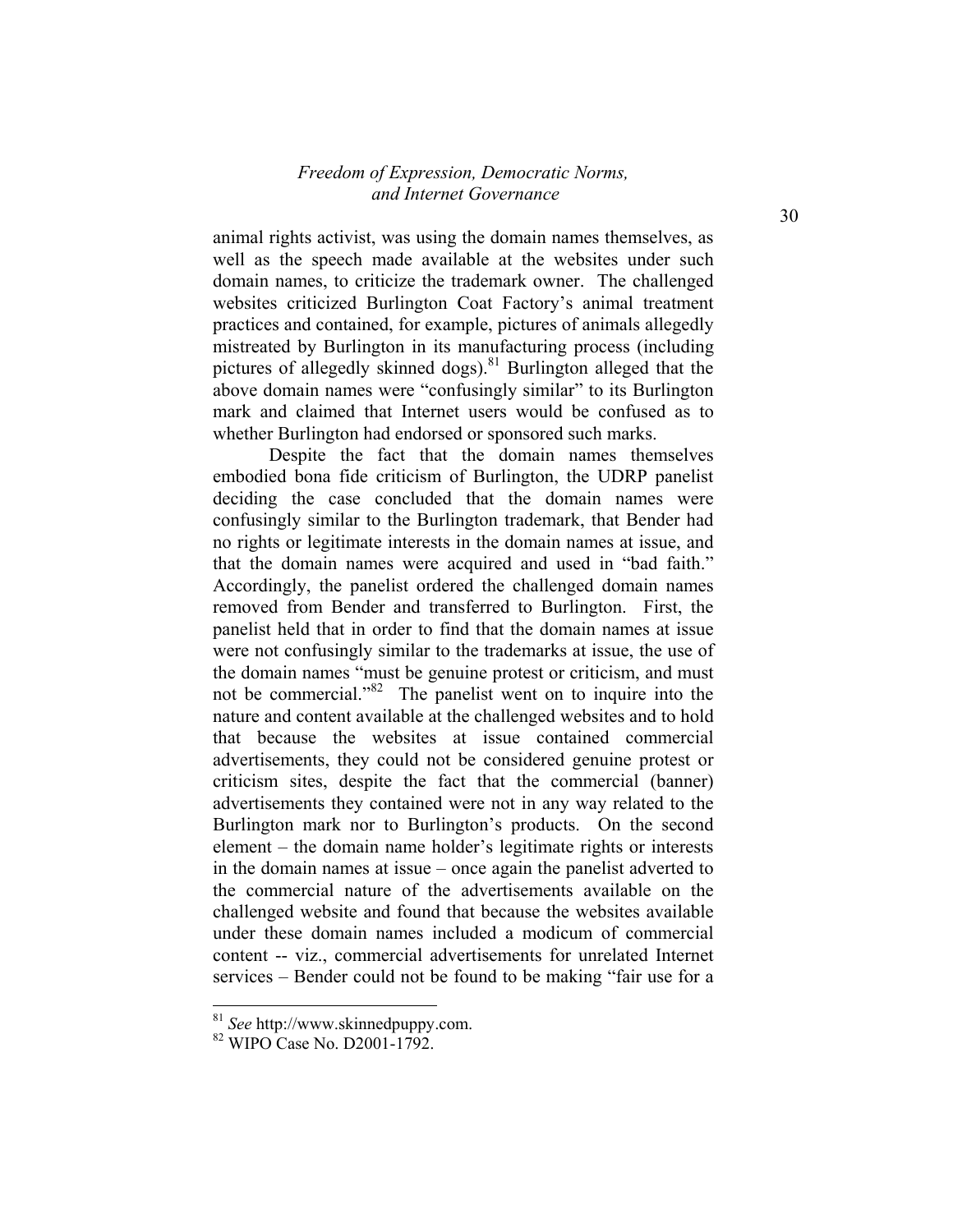animal rights activist, was using the domain names themselves, as well as the speech made available at the websites under such domain names, to criticize the trademark owner. The challenged websites criticized Burlington Coat Factory's animal treatment practices and contained, for example, pictures of animals allegedly mistreated by Burlington in its manufacturing process (including pictures of allegedly skinned dogs).[81] Burlington alleged that the above domain names were "confusingly similar" to its Burlington mark and claimed that Internet users would be confused as to whether Burlington had endorsed or sponsored such marks.

Despite the fact that the domain names themselves embodied bona fide criticism of Burlington, the UDRP panelist deciding the case concluded that the domain names were confusingly similar to the Burlington trademark, that Bender had no rights or legitimate interests in the domain names at issue, and that the domain names were acquired and used in "bad faith." Accordingly, the panelist ordered the challenged domain names removed from Bender and transferred to Burlington. First, the panelist held that in order to find that the domain names at issue were not confusingly similar to the trademarks at issue, the use of the domain names "must be genuine protest or criticism, and must not be commercial."[82] The panelist went on to inquire into the nature and content available at the challenged websites and to hold that because the websites at issue contained commercial advertisements, they could not be considered genuine protest or criticism sites, despite the fact that the commercial (banner) advertisements they contained were not in any way related to the Burlington mark nor to Burlington's products. On the second element – the domain name holder's legitimate rights or interests in the domain names at issue – once again the panelist adverted to the commercial nature of the advertisements available on the challenged website and found that because the websites available under these domain names included a modicum of commercial content -- viz., commercial advertisements for unrelated Internet services – Bender could not be found to be making "fair use for a

[81] *See* http://www.skinnedpuppy.com.

[82] WIPO Case No. D2001-1792.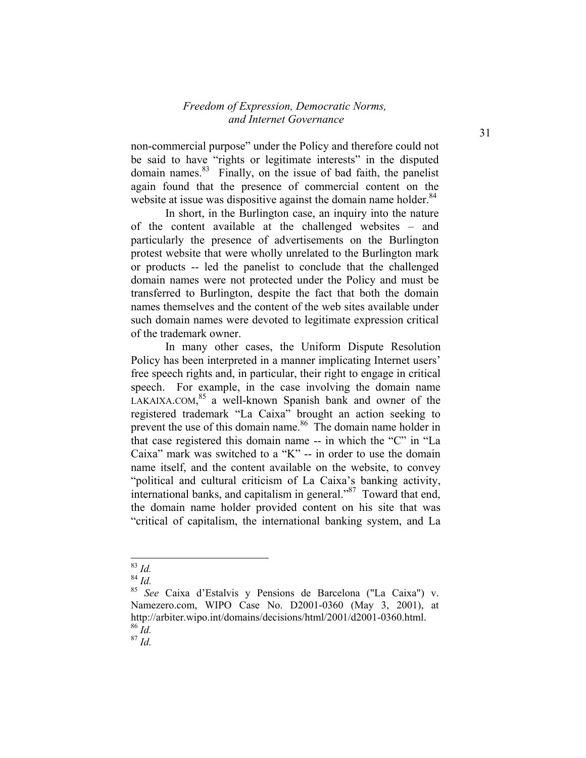non-commercial purpose" under the Policy and therefore could not be said to have "rights or legitimate interests" in the disputed domain names.[83] Finally, on the issue of bad faith, the panelist again found that the presence of commercial content on the website at issue was dispositive against the domain name holder.[84]

In short, in the Burlington case, an inquiry into the nature of the content available at the challenged websites – and particularly the presence of advertisements on the Burlington protest website that were wholly unrelated to the Burlington mark or products -- led the panelist to conclude that the challenged domain names were not protected under the Policy and must be transferred to Burlington, despite the fact that both the domain names themselves and the content of the web sites available under such domain names were devoted to legitimate expression critical of the trademark owner.

In many other cases, the Uniform Dispute Resolution Policy has been interpreted in a manner implicating Internet users' free speech rights and, in particular, their right to engage in critical speech. For example, in the case involving the domain name LAKAIXA.COM,[85] a well-known Spanish bank and owner of the registered trademark "La Caixa" brought an action seeking to prevent the use of this domain name.[86] The domain name holder in that case registered this domain name -- in which the "C" in "La Caixa" mark was switched to a "K" -- in order to use the domain name itself, and the content available on the website, to convey "political and cultural criticism of La Caixa's banking activity, international banks, and capitalism in general."[87] Toward that end, the domain name holder provided content on his site that was "critical of capitalism, the international banking system, and La

---

[83] *Id.*

[84] *Id.*

[85] *See* Caixa d'Estalvis y Pensions de Barcelona ("La Caixa") v. Namezero.com, WIPO Case No. D2001-0360 (May 3, 2001), at http://arbiter.wipo.int/domains/decisions/html/2001/d2001-0360.html.

[86] *Id.*

[87] *Id.*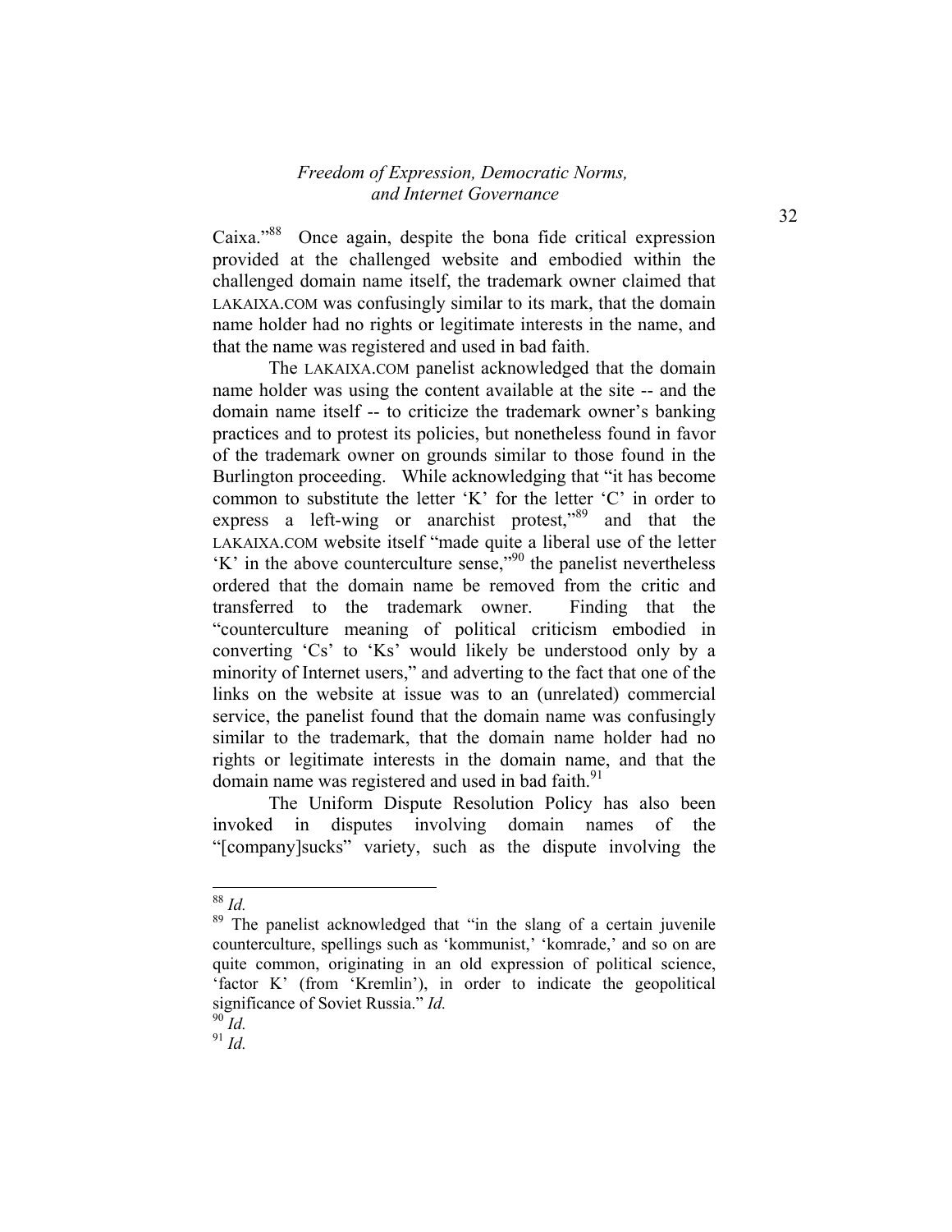Caixa."[88] Once again, despite the bona fide critical expression provided at the challenged website and embodied within the challenged domain name itself, the trademark owner claimed that LAKAIXA.COM was confusingly similar to its mark, that the domain name holder had no rights or legitimate interests in the name, and that the name was registered and used in bad faith.

The LAKAIXA.COM panelist acknowledged that the domain name holder was using the content available at the site -- and the domain name itself -- to criticize the trademark owner's banking practices and to protest its policies, but nonetheless found in favor of the trademark owner on grounds similar to those found in the Burlington proceeding. While acknowledging that "it has become common to substitute the letter 'K' for the letter 'C' in order to express a left-wing or anarchist protest,"[89] and that the LAKAIXA.COM website itself "made quite a liberal use of the letter 'K' in the above counterculture sense,"[90] the panelist nevertheless ordered that the domain name be removed from the critic and transferred to the trademark owner. Finding that the "counterculture meaning of political criticism embodied in converting 'Cs' to 'Ks' would likely be understood only by a minority of Internet users," and adverting to the fact that one of the links on the website at issue was to an (unrelated) commercial service, the panelist found that the domain name was confusingly similar to the trademark, that the domain name holder had no rights or legitimate interests in the domain name, and that the domain name was registered and used in bad faith.[91]

The Uniform Dispute Resolution Policy has also been invoked in disputes involving domain names of the "[company]sucks" variety, such as the dispute involving the

---

[88] *Id.*

[89] The panelist acknowledged that "in the slang of a certain juvenile counterculture, spellings such as 'kommunist,' 'komrade,' and so on are quite common, originating in an old expression of political science, 'factor K' (from 'Kremlin'), in order to indicate the geopolitical significance of Soviet Russia." *Id.*

[90] *Id.*

[91] *Id.*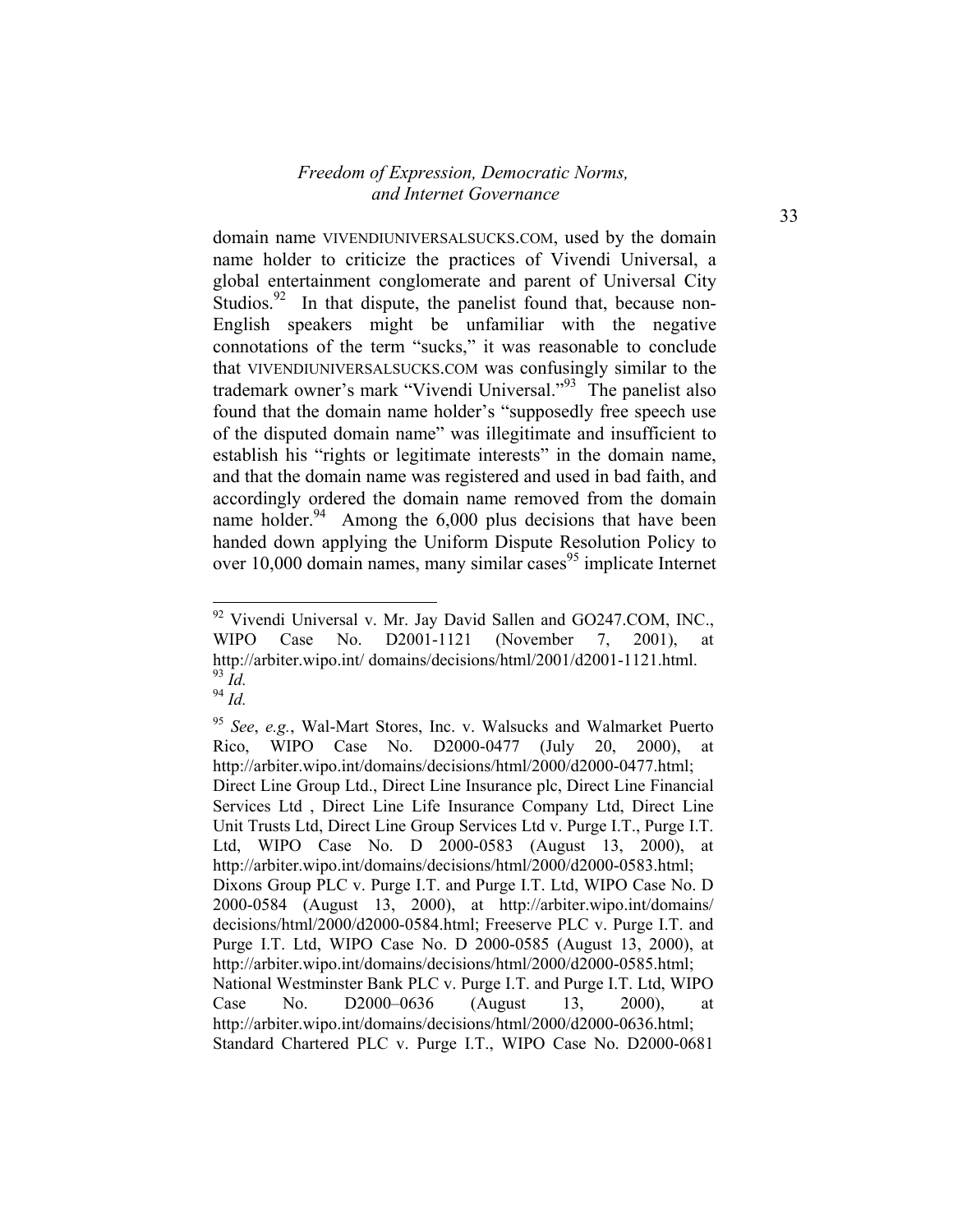domain name VIVENDIUNIVERSALSUCKS.COM, used by the domain name holder to criticize the practices of Vivendi Universal, a global entertainment conglomerate and parent of Universal City Studios.[92] In that dispute, the panelist found that, because non-English speakers might be unfamiliar with the negative connotations of the term "sucks," it was reasonable to conclude that VIVENDIUNIVERSALSUCKS.COM was confusingly similar to the trademark owner's mark "Vivendi Universal."[93] The panelist also found that the domain name holder's "supposedly free speech use of the disputed domain name" was illegitimate and insufficient to establish his "rights or legitimate interests" in the domain name, and that the domain name was registered and used in bad faith, and accordingly ordered the domain name removed from the domain name holder.[94] Among the 6,000 plus decisions that have been handed down applying the Uniform Dispute Resolution Policy to over 10,000 domain names, many similar cases[95] implicate Internet

---

[92] Vivendi Universal v. Mr. Jay David Sallen and GO247.COM, INC., WIPO Case No. D2001-1121 (November 7, 2001), at http://arbiter.wipo.int/ domains/decisions/html/2001/d2001-1121.html.

[93] *Id.*

[94] *Id.*

[95] *See*, *e.g.*, Wal-Mart Stores, Inc. v. Walsucks and Walmarket Puerto Rico, WIPO Case No. D2000-0477 (July 20, 2000), at http://arbiter.wipo.int/domains/decisions/html/2000/d2000-0477.html; Direct Line Group Ltd., Direct Line Insurance plc, Direct Line Financial Services Ltd , Direct Line Life Insurance Company Ltd, Direct Line Unit Trusts Ltd, Direct Line Group Services Ltd v. Purge I.T., Purge I.T. Ltd, WIPO Case No. D 2000-0583 (August 13, 2000), at http://arbiter.wipo.int/domains/decisions/html/2000/d2000-0583.html; Dixons Group PLC v. Purge I.T. and Purge I.T. Ltd, WIPO Case No. D 2000-0584 (August 13, 2000), at http://arbiter.wipo.int/domains/ decisions/html/2000/d2000-0584.html; Freeserve PLC v. Purge I.T. and Purge I.T. Ltd, WIPO Case No. D 2000-0585 (August 13, 2000), at http://arbiter.wipo.int/domains/decisions/html/2000/d2000-0585.html; National Westminster Bank PLC v. Purge I.T. and Purge I.T. Ltd, WIPO Case No. D2000–0636 (August 13, 2000), at http://arbiter.wipo.int/domains/decisions/html/2000/d2000-0636.html; Standard Chartered PLC v. Purge I.T., WIPO Case No. D2000-0681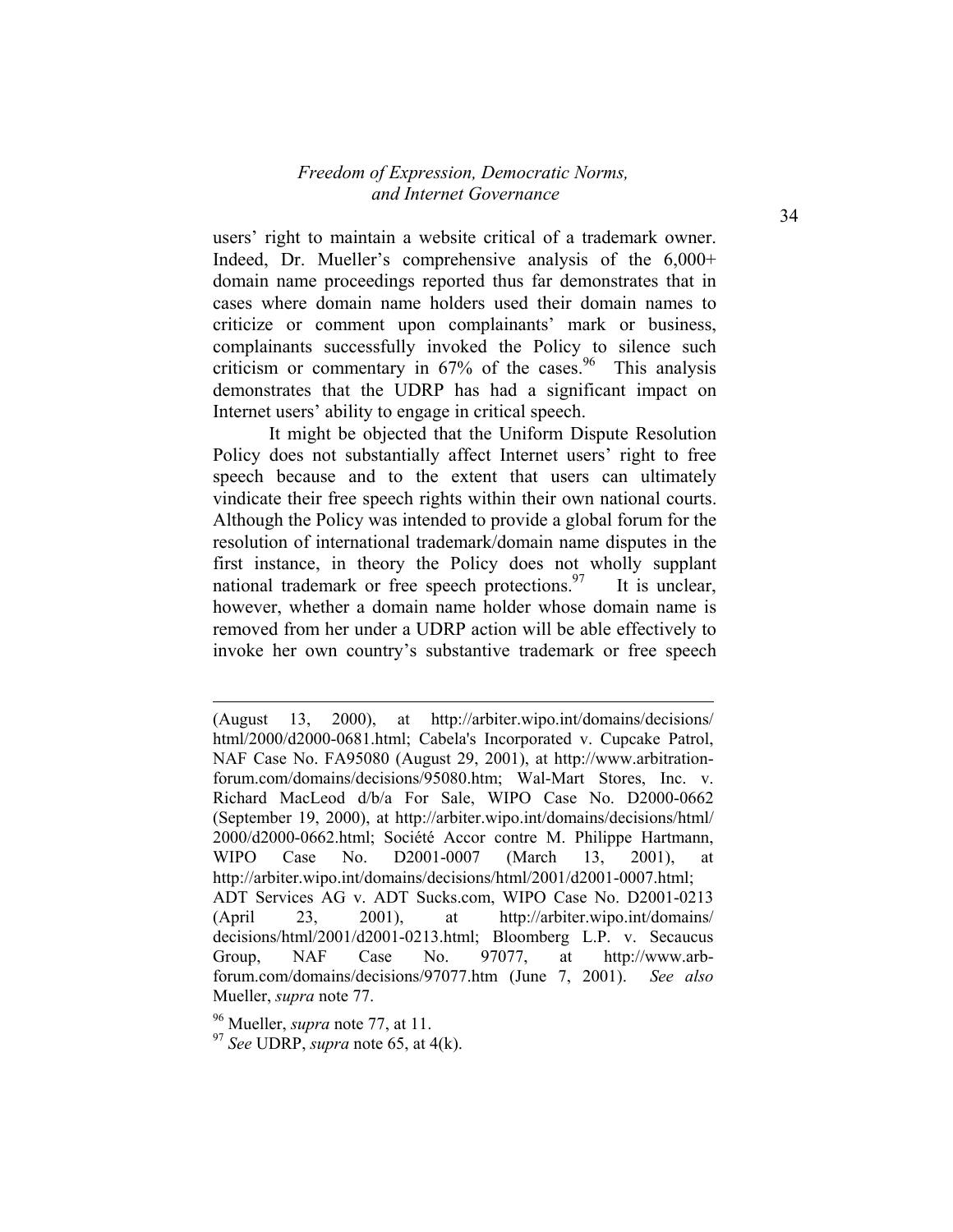users' right to maintain a website critical of a trademark owner. Indeed, Dr. Mueller's comprehensive analysis of the 6,000+ domain name proceedings reported thus far demonstrates that in cases where domain name holders used their domain names to criticize or comment upon complainants' mark or business, complainants successfully invoked the Policy to silence such criticism or commentary in 67% of the cases.[96] This analysis demonstrates that the UDRP has had a significant impact on Internet users' ability to engage in critical speech.

It might be objected that the Uniform Dispute Resolution Policy does not substantially affect Internet users' right to free speech because and to the extent that users can ultimately vindicate their free speech rights within their own national courts. Although the Policy was intended to provide a global forum for the resolution of international trademark/domain name disputes in the first instance, in theory the Policy does not wholly supplant national trademark or free speech protections.[97] It is unclear, however, whether a domain name holder whose domain name is removed from her under a UDRP action will be able effectively to invoke her own country's substantive trademark or free speech

---

(August 13, 2000), at http://arbiter.wipo.int/domains/decisions/html/2000/d2000-0681.html; Cabela's Incorporated v. Cupcake Patrol, NAF Case No. FA95080 (August 29, 2001), at http://www.arbitration-forum.com/domains/decisions/95080.htm; Wal-Mart Stores, Inc. v. Richard MacLeod d/b/a For Sale, WIPO Case No. D2000-0662 (September 19, 2000), at http://arbiter.wipo.int/domains/decisions/html/2000/d2000-0662.html; Société Accor contre M. Philippe Hartmann, WIPO Case No. D2001-0007 (March 13, 2001), at http://arbiter.wipo.int/domains/decisions/html/2001/d2001-0007.html; ADT Services AG v. ADT Sucks.com, WIPO Case No. D2001-0213 (April 23, 2001), at http://arbiter.wipo.int/domains/decisions/html/2001/d2001-0213.html; Bloomberg L.P. v. Secaucus Group, NAF Case No. 97077, at http://www.arb-forum.com/domains/decisions/97077.htm (June 7, 2001). *See also* Mueller, *supra* note 77.

[96] Mueller, *supra* note 77, at 11.

[97] *See* UDRP, *supra* note 65, at 4(k).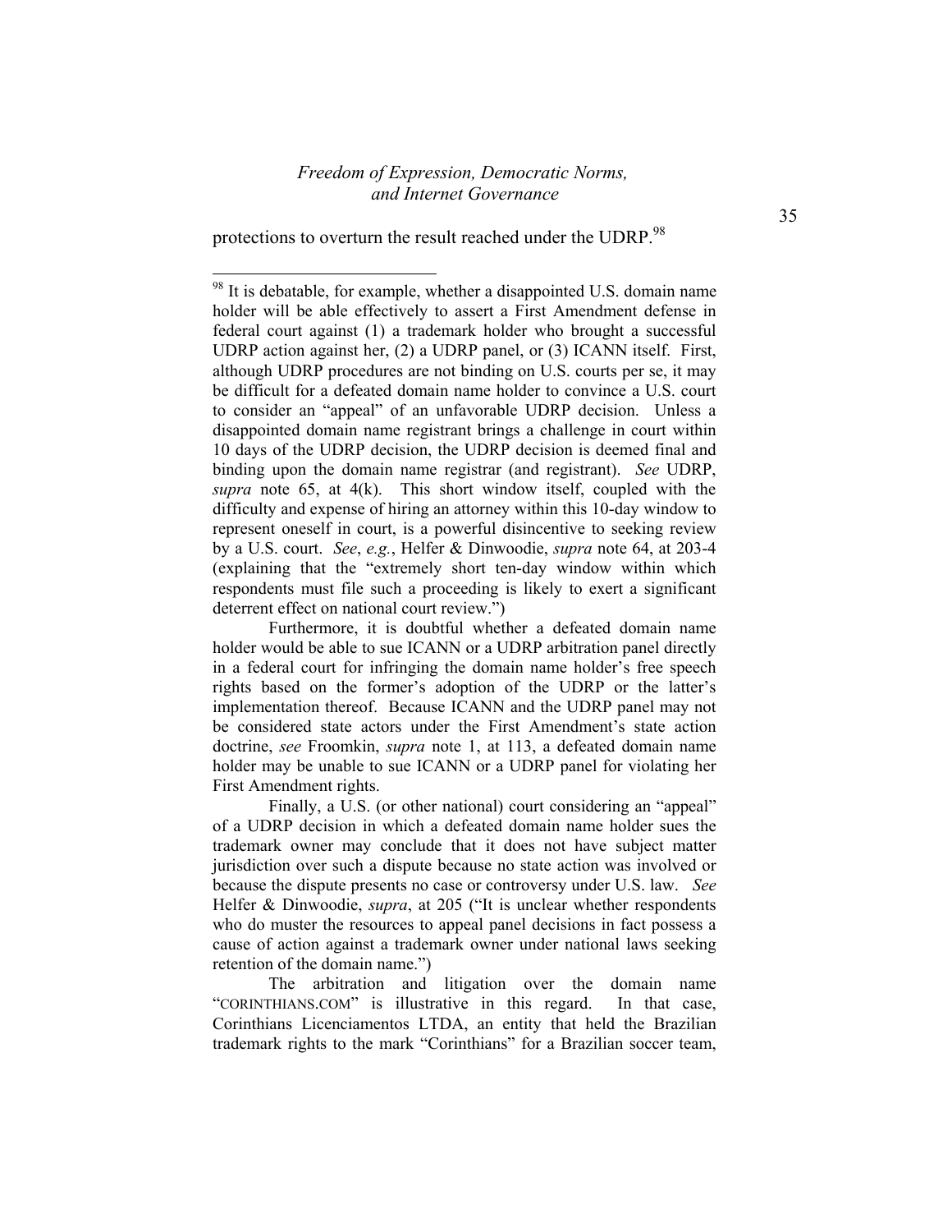protections to overturn the result reached under the UDRP.[98]

---

[98] It is debatable, for example, whether a disappointed U.S. domain name holder will be able effectively to assert a First Amendment defense in federal court against (1) a trademark holder who brought a successful UDRP action against her, (2) a UDRP panel, or (3) ICANN itself. First, although UDRP procedures are not binding on U.S. courts per se, it may be difficult for a defeated domain name holder to convince a U.S. court to consider an "appeal" of an unfavorable UDRP decision. Unless a disappointed domain name registrant brings a challenge in court within 10 days of the UDRP decision, the UDRP decision is deemed final and binding upon the domain name registrar (and registrant). *See* UDRP, *supra* note 65, at 4(k). This short window itself, coupled with the difficulty and expense of hiring an attorney within this 10-day window to represent oneself in court, is a powerful disincentive to seeking review by a U.S. court. *See*, *e.g.*, Helfer & Dinwoodie, *supra* note 64, at 203-4 (explaining that the "extremely short ten-day window within which respondents must file such a proceeding is likely to exert a significant deterrent effect on national court review.")

Furthermore, it is doubtful whether a defeated domain name holder would be able to sue ICANN or a UDRP arbitration panel directly in a federal court for infringing the domain name holder's free speech rights based on the former's adoption of the UDRP or the latter's implementation thereof. Because ICANN and the UDRP panel may not be considered state actors under the First Amendment's state action doctrine, *see* Froomkin, *supra* note 1, at 113, a defeated domain name holder may be unable to sue ICANN or a UDRP panel for violating her First Amendment rights.

Finally, a U.S. (or other national) court considering an "appeal" of a UDRP decision in which a defeated domain name holder sues the trademark owner may conclude that it does not have subject matter jurisdiction over such a dispute because no state action was involved or because the dispute presents no case or controversy under U.S. law. *See* Helfer & Dinwoodie, *supra*, at 205 ("It is unclear whether respondents who do muster the resources to appeal panel decisions in fact possess a cause of action against a trademark owner under national laws seeking retention of the domain name.")

The arbitration and litigation over the domain name "CORINTHIANS.COM" is illustrative in this regard. In that case, Corinthians Licenciamentos LTDA, an entity that held the Brazilian trademark rights to the mark "Corinthians" for a Brazilian soccer team,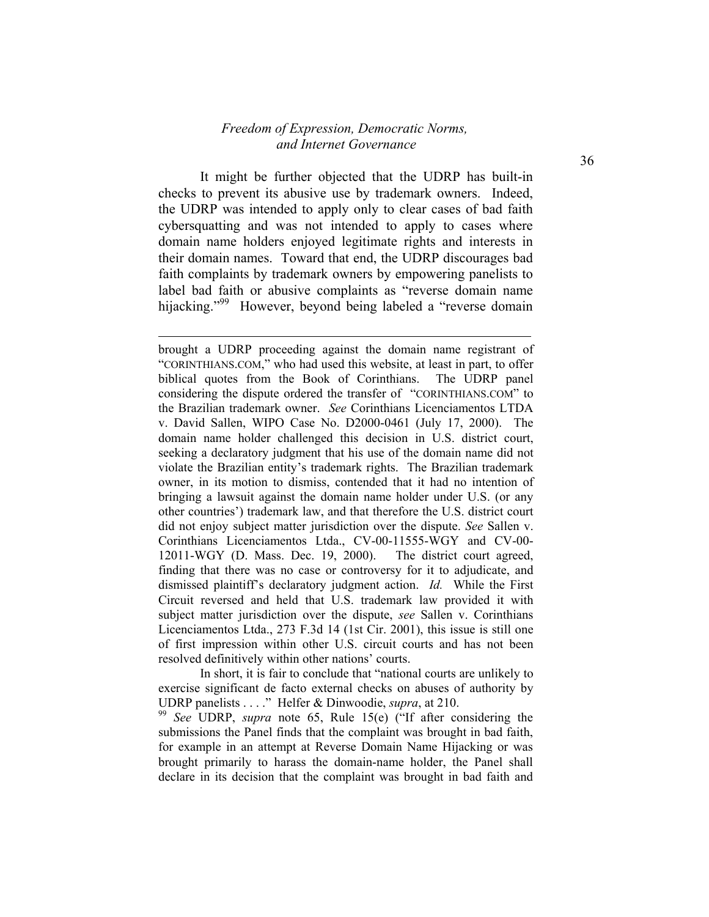It might be further objected that the UDRP has built-in checks to prevent its abusive use by trademark owners. Indeed, the UDRP was intended to apply only to clear cases of bad faith cybersquatting and was not intended to apply to cases where domain name holders enjoyed legitimate rights and interests in their domain names. Toward that end, the UDRP discourages bad faith complaints by trademark owners by empowering panelists to label bad faith or abusive complaints as "reverse domain name hijacking."[99] However, beyond being labeled a "reverse domain

---

brought a UDRP proceeding against the domain name registrant of "CORINTHIANS.COM," who had used this website, at least in part, to offer biblical quotes from the Book of Corinthians. The UDRP panel considering the dispute ordered the transfer of "CORINTHIANS.COM" to the Brazilian trademark owner. *See* Corinthians Licenciamentos LTDA v. David Sallen, WIPO Case No. D2000-0461 (July 17, 2000). The domain name holder challenged this decision in U.S. district court, seeking a declaratory judgment that his use of the domain name did not violate the Brazilian entity's trademark rights. The Brazilian trademark owner, in its motion to dismiss, contended that it had no intention of bringing a lawsuit against the domain name holder under U.S. (or any other countries') trademark law, and that therefore the U.S. district court did not enjoy subject matter jurisdiction over the dispute. *See* Sallen v. Corinthians Licenciamentos Ltda., CV-00-11555-WGY and CV-00-12011-WGY (D. Mass. Dec. 19, 2000). The district court agreed, finding that there was no case or controversy for it to adjudicate, and dismissed plaintiff's declaratory judgment action. *Id.* While the First Circuit reversed and held that U.S. trademark law provided it with subject matter jurisdiction over the dispute, *see* Sallen v. Corinthians Licenciamentos Ltda., 273 F.3d 14 (1st Cir. 2001), this issue is still one of first impression within other U.S. circuit courts and has not been resolved definitively within other nations' courts.

In short, it is fair to conclude that "national courts are unlikely to exercise significant de facto external checks on abuses of authority by UDRP panelists . . . ." Helfer & Dinwoodie, *supra*, at 210.

[99] *See* UDRP, *supra* note 65, Rule 15(e) ("If after considering the submissions the Panel finds that the complaint was brought in bad faith, for example in an attempt at Reverse Domain Name Hijacking or was brought primarily to harass the domain-name holder, the Panel shall declare in its decision that the complaint was brought in bad faith and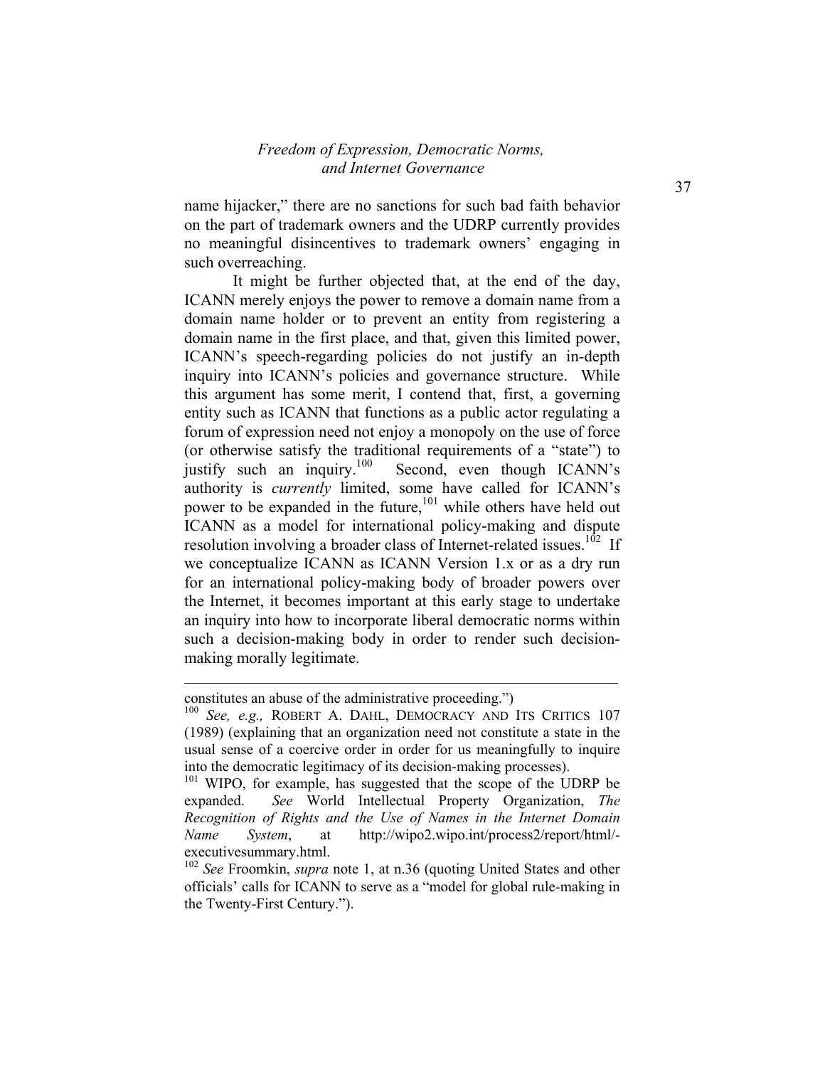name hijacker," there are no sanctions for such bad faith behavior on the part of trademark owners and the UDRP currently provides no meaningful disincentives to trademark owners' engaging in such overreaching.

It might be further objected that, at the end of the day, ICANN merely enjoys the power to remove a domain name from a domain name holder or to prevent an entity from registering a domain name in the first place, and that, given this limited power, ICANN's speech-regarding policies do not justify an in-depth inquiry into ICANN's policies and governance structure. While this argument has some merit, I contend that, first, a governing entity such as ICANN that functions as a public actor regulating a forum of expression need not enjoy a monopoly on the use of force (or otherwise satisfy the traditional requirements of a "state") to justify such an inquiry.[100] Second, even though ICANN's authority is *currently* limited, some have called for ICANN's power to be expanded in the future,[101] while others have held out ICANN as a model for international policy-making and dispute resolution involving a broader class of Internet-related issues.[102] If we conceptualize ICANN as ICANN Version 1.x or as a dry run for an international policy-making body of broader powers over the Internet, it becomes important at this early stage to undertake an inquiry into how to incorporate liberal democratic norms within such a decision-making body in order to render such decision-making morally legitimate.

---

constitutes an abuse of the administrative proceeding.")

[100] *See, e.g.,* ROBERT A. DAHL, DEMOCRACY AND ITS CRITICS 107 (1989) (explaining that an organization need not constitute a state in the usual sense of a coercive order in order for us meaningfully to inquire into the democratic legitimacy of its decision-making processes).

[101] WIPO, for example, has suggested that the scope of the UDRP be expanded. *See* World Intellectual Property Organization, *The Recognition of Rights and the Use of Names in the Internet Domain Name System*, at http://wipo2.wipo.int/process2/report/html/-executivesummary.html.

[102] *See* Froomkin, *supra* note 1, at n.36 (quoting United States and other officials' calls for ICANN to serve as a "model for global rule-making in the Twenty-First Century.").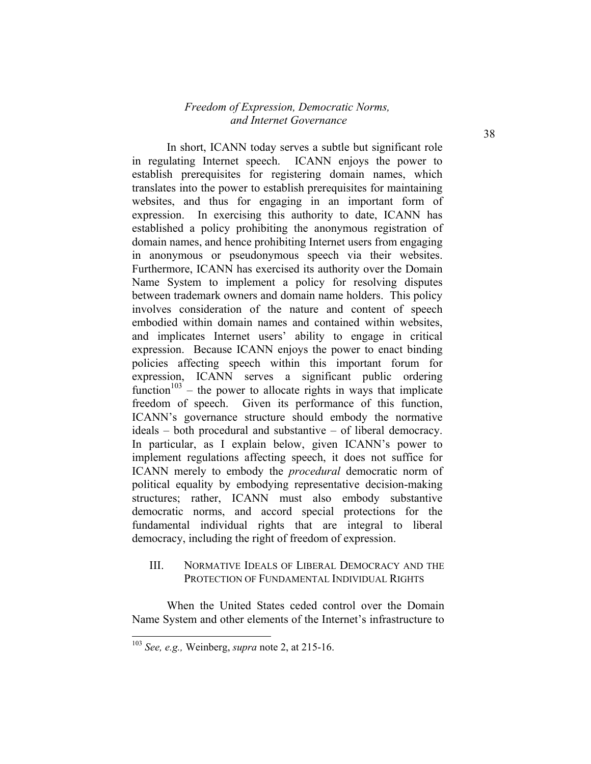In short, ICANN today serves a subtle but significant role in regulating Internet speech. ICANN enjoys the power to establish prerequisites for registering domain names, which translates into the power to establish prerequisites for maintaining websites, and thus for engaging in an important form of expression. In exercising this authority to date, ICANN has established a policy prohibiting the anonymous registration of domain names, and hence prohibiting Internet users from engaging in anonymous or pseudonymous speech via their websites. Furthermore, ICANN has exercised its authority over the Domain Name System to implement a policy for resolving disputes between trademark owners and domain name holders. This policy involves consideration of the nature and content of speech embodied within domain names and contained within websites, and implicates Internet users' ability to engage in critical expression. Because ICANN enjoys the power to enact binding policies affecting speech within this important forum for expression, ICANN serves a significant public ordering function[103] – the power to allocate rights in ways that implicate freedom of speech. Given its performance of this function, ICANN's governance structure should embody the normative ideals – both procedural and substantive – of liberal democracy. In particular, as I explain below, given ICANN's power to implement regulations affecting speech, it does not suffice for ICANN merely to embody the *procedural* democratic norm of political equality by embodying representative decision-making structures; rather, ICANN must also embody substantive democratic norms, and accord special protections for the fundamental individual rights that are integral to liberal democracy, including the right of freedom of expression.

## III. Normative Ideals of Liberal Democracy and the Protection of Fundamental Individual Rights

When the United States ceded control over the Domain Name System and other elements of the Internet's infrastructure to

[103] *See, e.g.,* Weinberg, *supra* note 2, at 215-16.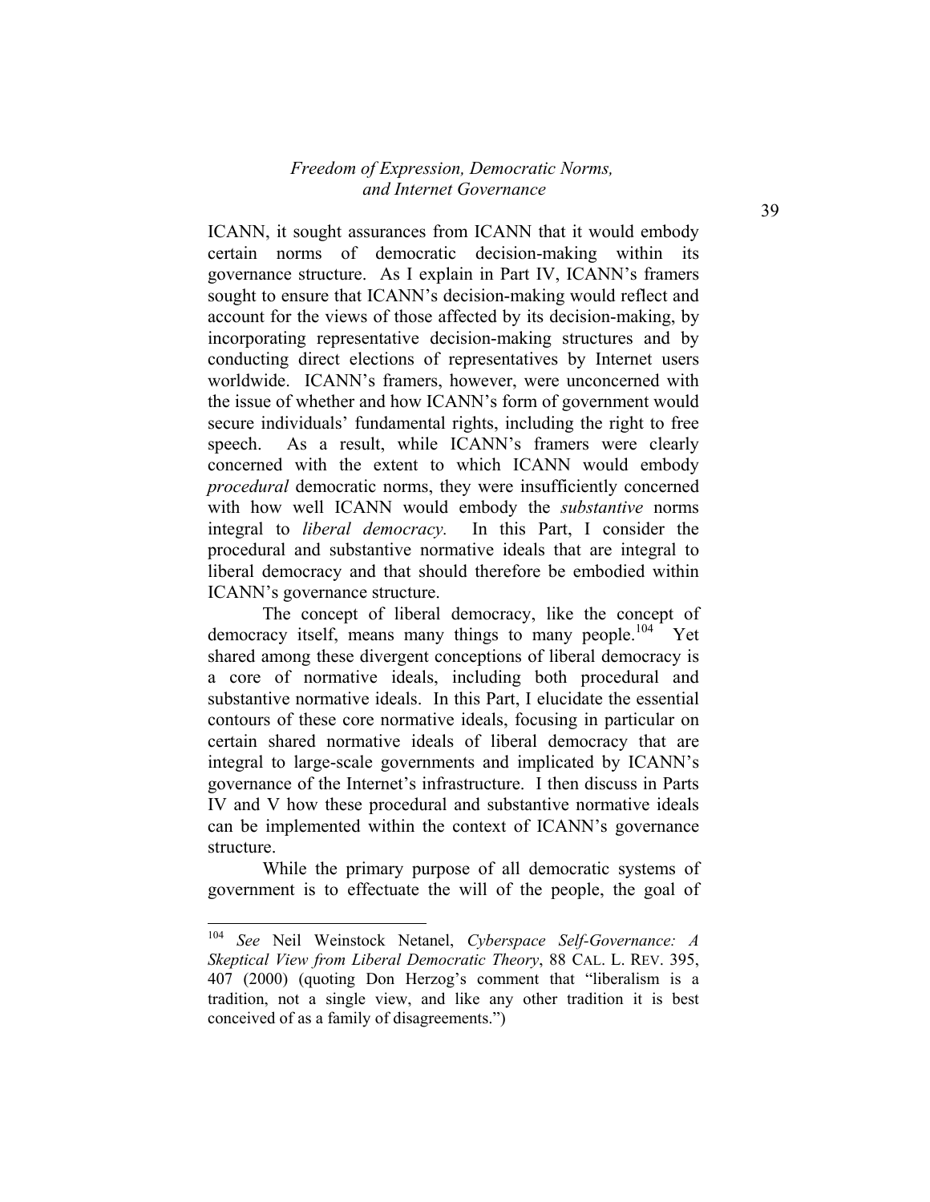ICANN, it sought assurances from ICANN that it would embody certain norms of democratic decision-making within its governance structure. As I explain in Part IV, ICANN's framers sought to ensure that ICANN's decision-making would reflect and account for the views of those affected by its decision-making, by incorporating representative decision-making structures and by conducting direct elections of representatives by Internet users worldwide. ICANN's framers, however, were unconcerned with the issue of whether and how ICANN's form of government would secure individuals' fundamental rights, including the right to free speech. As a result, while ICANN's framers were clearly concerned with the extent to which ICANN would embody *procedural* democratic norms, they were insufficiently concerned with how well ICANN would embody the *substantive* norms integral to *liberal democracy.* In this Part, I consider the procedural and substantive normative ideals that are integral to liberal democracy and that should therefore be embodied within ICANN's governance structure.

The concept of liberal democracy, like the concept of democracy itself, means many things to many people.[104] Yet shared among these divergent conceptions of liberal democracy is a core of normative ideals, including both procedural and substantive normative ideals. In this Part, I elucidate the essential contours of these core normative ideals, focusing in particular on certain shared normative ideals of liberal democracy that are integral to large-scale governments and implicated by ICANN's governance of the Internet's infrastructure. I then discuss in Parts IV and V how these procedural and substantive normative ideals can be implemented within the context of ICANN's governance structure.

While the primary purpose of all democratic systems of government is to effectuate the will of the people, the goal of

---

[104] *See* Neil Weinstock Netanel, *Cyberspace Self-Governance: A Skeptical View from Liberal Democratic Theory*, 88 CAL. L. REV. 395, 407 (2000) (quoting Don Herzog's comment that "liberalism is a tradition, not a single view, and like any other tradition it is best conceived of as a family of disagreements.")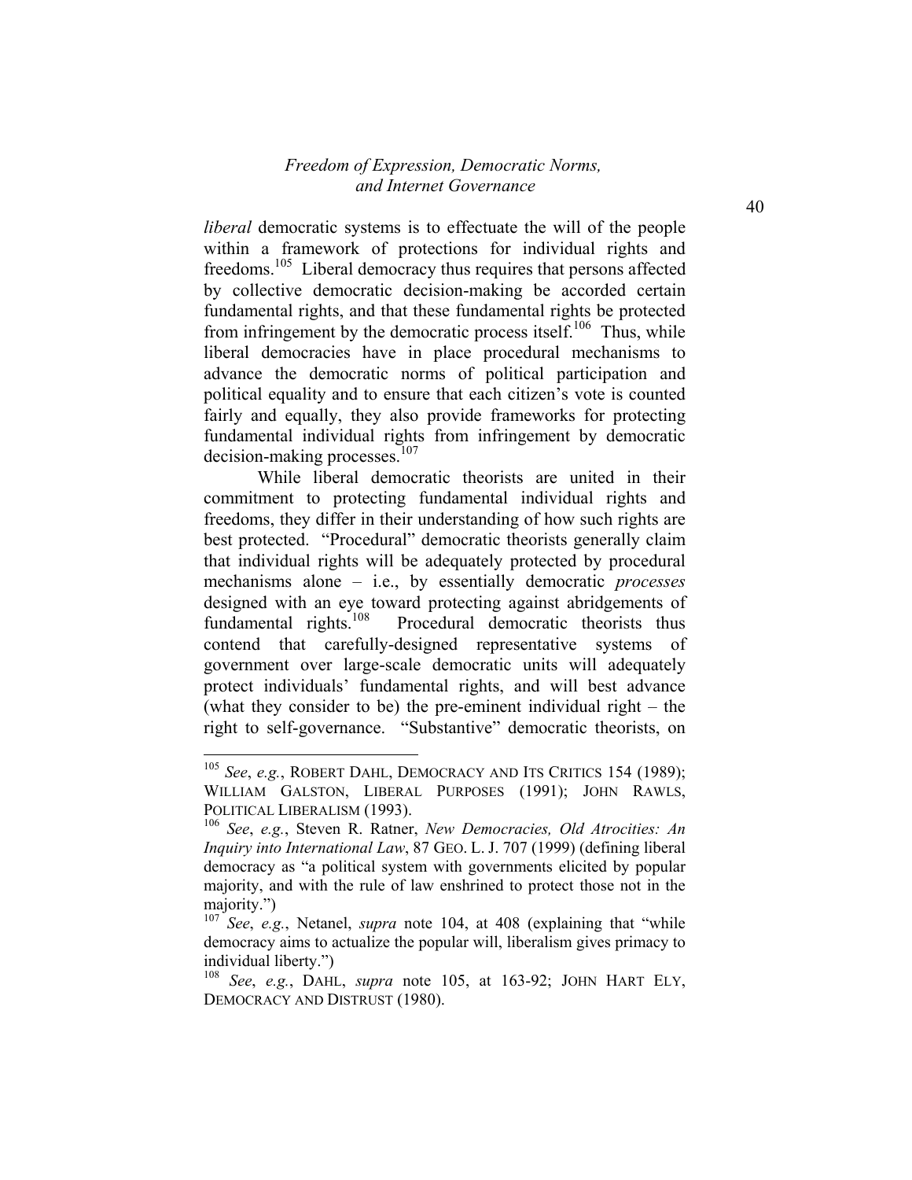*liberal* democratic systems is to effectuate the will of the people within a framework of protections for individual rights and freedoms.[105] Liberal democracy thus requires that persons affected by collective democratic decision-making be accorded certain fundamental rights, and that these fundamental rights be protected from infringement by the democratic process itself.[106] Thus, while liberal democracies have in place procedural mechanisms to advance the democratic norms of political participation and political equality and to ensure that each citizen's vote is counted fairly and equally, they also provide frameworks for protecting fundamental individual rights from infringement by democratic decision-making processes.[107]

While liberal democratic theorists are united in their commitment to protecting fundamental individual rights and freedoms, they differ in their understanding of how such rights are best protected. "Procedural" democratic theorists generally claim that individual rights will be adequately protected by procedural mechanisms alone – i.e., by essentially democratic *processes* designed with an eye toward protecting against abridgements of fundamental rights.[108] Procedural democratic theorists thus contend that carefully-designed representative systems of government over large-scale democratic units will adequately protect individuals' fundamental rights, and will best advance (what they consider to be) the pre-eminent individual right – the right to self-governance. "Substantive" democratic theorists, on

---

[105] *See*, *e.g.*, ROBERT DAHL, DEMOCRACY AND ITS CRITICS 154 (1989); WILLIAM GALSTON, LIBERAL PURPOSES (1991); JOHN RAWLS, POLITICAL LIBERALISM (1993).

[106] *See*, *e.g.*, Steven R. Ratner, *New Democracies, Old Atrocities: An Inquiry into International Law*, 87 GEO. L. J. 707 (1999) (defining liberal democracy as "a political system with governments elicited by popular majority, and with the rule of law enshrined to protect those not in the majority.")

[107] *See*, *e.g.*, Netanel, *supra* note 104, at 408 (explaining that "while democracy aims to actualize the popular will, liberalism gives primacy to individual liberty.")

[108] *See*, *e.g.*, DAHL, *supra* note 105, at 163-92; JOHN HART ELY, DEMOCRACY AND DISTRUST (1980).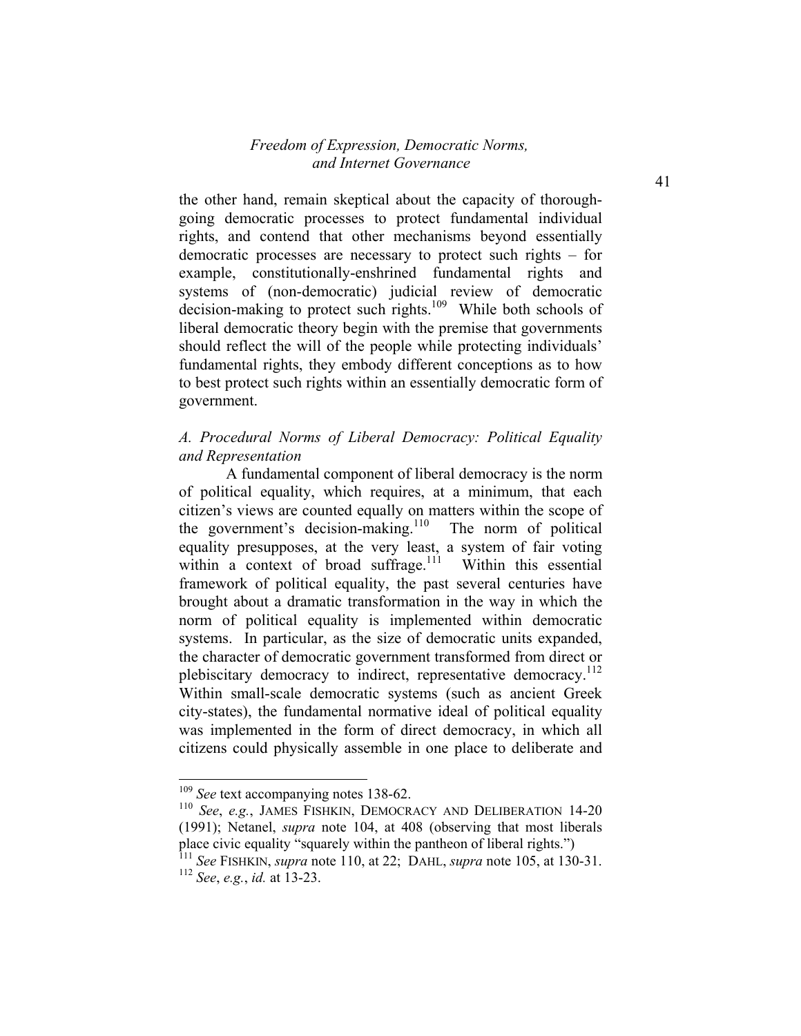the other hand, remain skeptical about the capacity of thorough-going democratic processes to protect fundamental individual rights, and contend that other mechanisms beyond essentially democratic processes are necessary to protect such rights – for example, constitutionally-enshrined fundamental rights and systems of (non-democratic) judicial review of democratic decision-making to protect such rights.[109] While both schools of liberal democratic theory begin with the premise that governments should reflect the will of the people while protecting individuals' fundamental rights, they embody different conceptions as to how to best protect such rights within an essentially democratic form of government.

### *A. Procedural Norms of Liberal Democracy: Political Equality and Representation*

A fundamental component of liberal democracy is the norm of political equality, which requires, at a minimum, that each citizen's views are counted equally on matters within the scope of the government's decision-making.[110] The norm of political equality presupposes, at the very least, a system of fair voting within a context of broad suffrage.[111] Within this essential framework of political equality, the past several centuries have brought about a dramatic transformation in the way in which the norm of political equality is implemented within democratic systems. In particular, as the size of democratic units expanded, the character of democratic government transformed from direct or plebiscitary democracy to indirect, representative democracy.[112] Within small-scale democratic systems (such as ancient Greek city-states), the fundamental normative ideal of political equality was implemented in the form of direct democracy, in which all citizens could physically assemble in one place to deliberate and

---

[109] *See* text accompanying notes 138-62.

[110] *See*, *e.g.*, JAMES FISHKIN, DEMOCRACY AND DELIBERATION 14-20 (1991); Netanel, *supra* note 104, at 408 (observing that most liberals place civic equality "squarely within the pantheon of liberal rights.")

[111] *See* FISHKIN, *supra* note 110, at 22; DAHL, *supra* note 105, at 130-31.

[112] *See*, *e.g.*, *id.* at 13-23.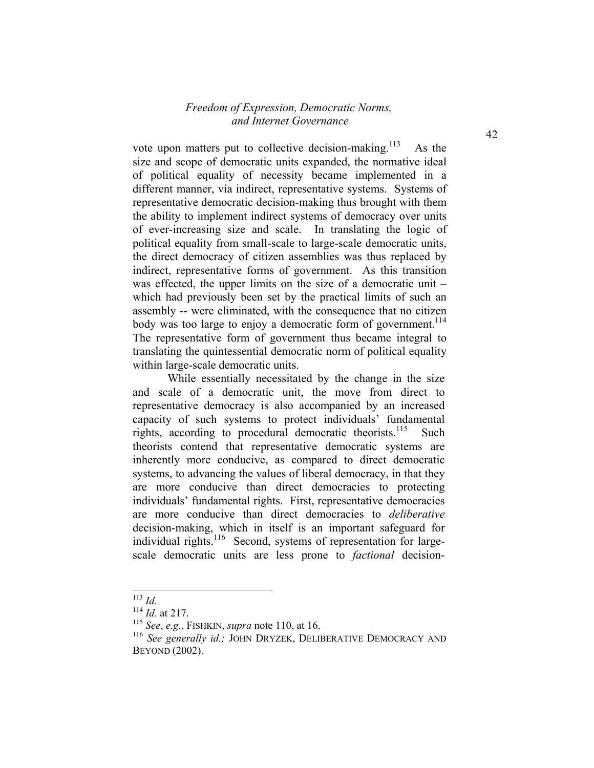vote upon matters put to collective decision-making.[113] As the size and scope of democratic units expanded, the normative ideal of political equality of necessity became implemented in a different manner, via indirect, representative systems. Systems of representative democratic decision-making thus brought with them the ability to implement indirect systems of democracy over units of ever-increasing size and scale. In translating the logic of political equality from small-scale to large-scale democratic units, the direct democracy of citizen assemblies was thus replaced by indirect, representative forms of government. As this transition was effected, the upper limits on the size of a democratic unit – which had previously been set by the practical limits of such an assembly -- were eliminated, with the consequence that no citizen body was too large to enjoy a democratic form of government.[114] The representative form of government thus became integral to translating the quintessential democratic norm of political equality within large-scale democratic units.

While essentially necessitated by the change in the size and scale of a democratic unit, the move from direct to representative democracy is also accompanied by an increased capacity of such systems to protect individuals' fundamental rights, according to procedural democratic theorists.[115] Such theorists contend that representative democratic systems are inherently more conducive, as compared to direct democratic systems, to advancing the values of liberal democracy, in that they are more conducive than direct democracies to protecting individuals' fundamental rights. First, representative democracies are more conducive than direct democracies to *deliberative* decision-making, which in itself is an important safeguard for individual rights.[116] Second, systems of representation for large-scale democratic units are less prone to *factional* decision-

---

[113] *Id.*

[114] *Id.* at 217.

[115] *See*, *e.g.*, FISHKIN, *supra* note 110, at 16.

[116] *See generally id.;* JOHN DRYZEK, DELIBERATIVE DEMOCRACY AND BEYOND (2002).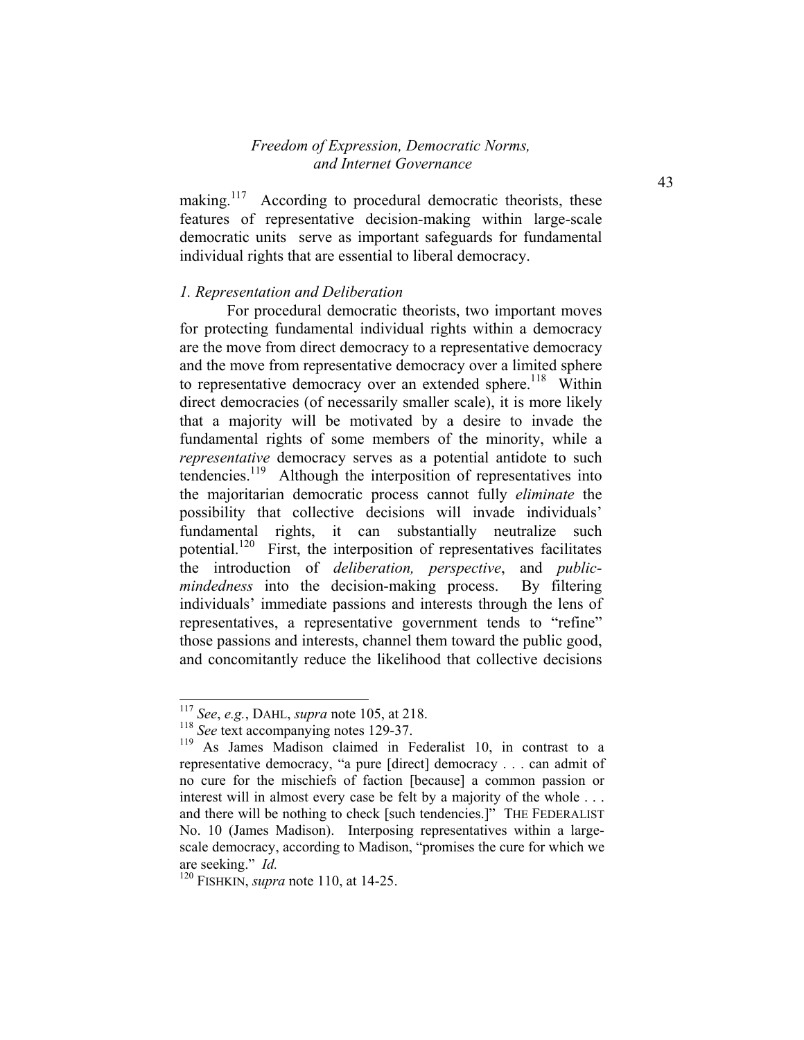making.[117] According to procedural democratic theorists, these features of representative decision-making within large-scale democratic units serve as important safeguards for fundamental individual rights that are essential to liberal democracy.

### *1. Representation and Deliberation*

For procedural democratic theorists, two important moves for protecting fundamental individual rights within a democracy are the move from direct democracy to a representative democracy and the move from representative democracy over a limited sphere to representative democracy over an extended sphere.[118] Within direct democracies (of necessarily smaller scale), it is more likely that a majority will be motivated by a desire to invade the fundamental rights of some members of the minority, while a *representative* democracy serves as a potential antidote to such tendencies.[119] Although the interposition of representatives into the majoritarian democratic process cannot fully *eliminate* the possibility that collective decisions will invade individuals' fundamental rights, it can substantially neutralize such potential.[120] First, the interposition of representatives facilitates the introduction of *deliberation, perspective*, and *public-mindedness* into the decision-making process. By filtering individuals' immediate passions and interests through the lens of representatives, a representative government tends to "refine" those passions and interests, channel them toward the public good, and concomitantly reduce the likelihood that collective decisions

---

[117] *See*, *e.g.*, DAHL, *supra* note 105, at 218.

[118] *See* text accompanying notes 129-37.

[119] As James Madison claimed in Federalist 10, in contrast to a representative democracy, "a pure [direct] democracy . . . can admit of no cure for the mischiefs of faction [because] a common passion or interest will in almost every case be felt by a majority of the whole . . . and there will be nothing to check [such tendencies.]" THE FEDERALIST No. 10 (James Madison). Interposing representatives within a large-scale democracy, according to Madison, "promises the cure for which we are seeking." *Id.*

[120] FISHKIN, *supra* note 110, at 14-25.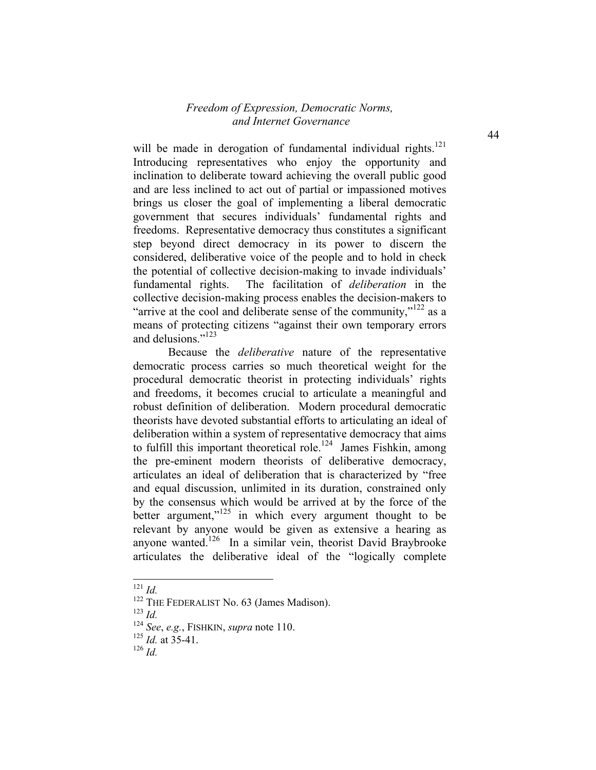will be made in derogation of fundamental individual rights.[121] Introducing representatives who enjoy the opportunity and inclination to deliberate toward achieving the overall public good and are less inclined to act out of partial or impassioned motives brings us closer the goal of implementing a liberal democratic government that secures individuals' fundamental rights and freedoms. Representative democracy thus constitutes a significant step beyond direct democracy in its power to discern the considered, deliberative voice of the people and to hold in check the potential of collective decision-making to invade individuals' fundamental rights. The facilitation of *deliberation* in the collective decision-making process enables the decision-makers to "arrive at the cool and deliberate sense of the community,"[122] as a means of protecting citizens "against their own temporary errors and delusions."[123]

Because the *deliberative* nature of the representative democratic process carries so much theoretical weight for the procedural democratic theorist in protecting individuals' rights and freedoms, it becomes crucial to articulate a meaningful and robust definition of deliberation. Modern procedural democratic theorists have devoted substantial efforts to articulating an ideal of deliberation within a system of representative democracy that aims to fulfill this important theoretical role.[124] James Fishkin, among the pre-eminent modern theorists of deliberative democracy, articulates an ideal of deliberation that is characterized by "free and equal discussion, unlimited in its duration, constrained only by the consensus which would be arrived at by the force of the better argument,"[125] in which every argument thought to be relevant by anyone would be given as extensive a hearing as anyone wanted.[126] In a similar vein, theorist David Braybrooke articulates the deliberative ideal of the "logically complete

---

[121] *Id.*

[122] THE FEDERALIST No. 63 (James Madison).

[123] *Id.*

[124] *See*, *e.g.*, FISHKIN, *supra* note 110.

[125] *Id.* at 35-41.

[126] *Id.*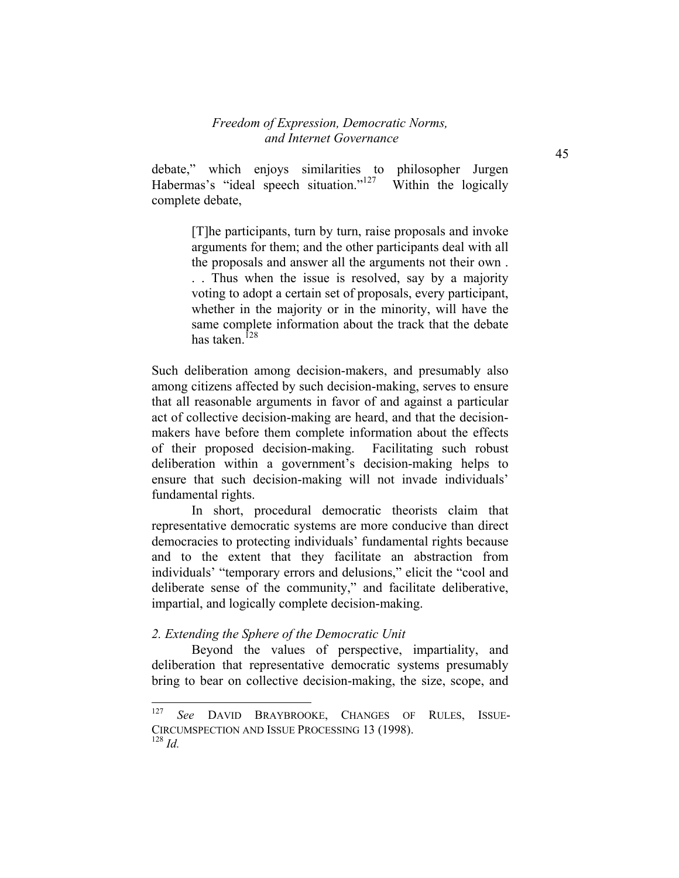debate," which enjoys similarities to philosopher Jurgen Habermas's "ideal speech situation."[127] Within the logically complete debate,

> [T]he participants, turn by turn, raise proposals and invoke arguments for them; and the other participants deal with all the proposals and answer all the arguments not their own . . . Thus when the issue is resolved, say by a majority voting to adopt a certain set of proposals, every participant, whether in the majority or in the minority, will have the same complete information about the track that the debate has taken.[128]

Such deliberation among decision-makers, and presumably also among citizens affected by such decision-making, serves to ensure that all reasonable arguments in favor of and against a particular act of collective decision-making are heard, and that the decision-makers have before them complete information about the effects of their proposed decision-making. Facilitating such robust deliberation within a government's decision-making helps to ensure that such decision-making will not invade individuals' fundamental rights.

In short, procedural democratic theorists claim that representative democratic systems are more conducive than direct democracies to protecting individuals' fundamental rights because and to the extent that they facilitate an abstraction from individuals' "temporary errors and delusions," elicit the "cool and deliberate sense of the community," and facilitate deliberative, impartial, and logically complete decision-making.

*2. Extending the Sphere of the Democratic Unit*

Beyond the values of perspective, impartiality, and deliberation that representative democratic systems presumably bring to bear on collective decision-making, the size, scope, and

---

[127] *See* DAVID BRAYBROOKE, CHANGES OF RULES, ISSUE-CIRCUMSPECTION AND ISSUE PROCESSING 13 (1998).

[128] *Id.*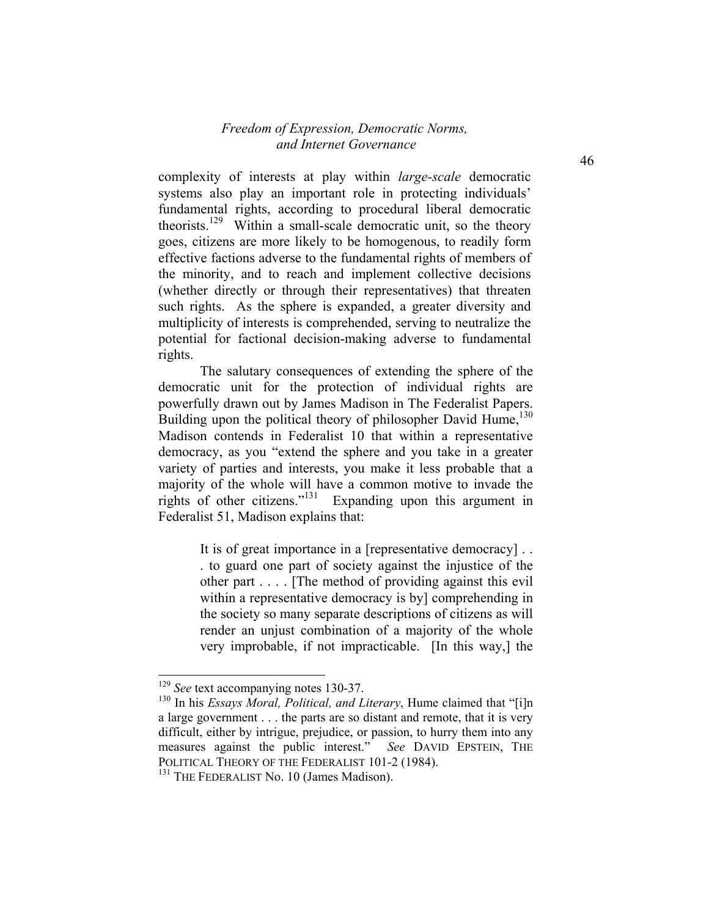complexity of interests at play within *large-scale* democratic systems also play an important role in protecting individuals' fundamental rights, according to procedural liberal democratic theorists.[129] Within a small-scale democratic unit, so the theory goes, citizens are more likely to be homogenous, to readily form effective factions adverse to the fundamental rights of members of the minority, and to reach and implement collective decisions (whether directly or through their representatives) that threaten such rights. As the sphere is expanded, a greater diversity and multiplicity of interests is comprehended, serving to neutralize the potential for factional decision-making adverse to fundamental rights.

The salutary consequences of extending the sphere of the democratic unit for the protection of individual rights are powerfully drawn out by James Madison in The Federalist Papers. Building upon the political theory of philosopher David Hume,[130] Madison contends in Federalist 10 that within a representative democracy, as you "extend the sphere and you take in a greater variety of parties and interests, you make it less probable that a majority of the whole will have a common motive to invade the rights of other citizens."[131] Expanding upon this argument in Federalist 51, Madison explains that:

> It is of great importance in a [representative democracy] . . . to guard one part of society against the injustice of the other part . . . . [The method of providing against this evil within a representative democracy is by] comprehending in the society so many separate descriptions of citizens as will render an unjust combination of a majority of the whole very improbable, if not impracticable. [In this way,] the

---

[129] *See* text accompanying notes 130-37.

[130] In his *Essays Moral, Political, and Literary*, Hume claimed that "[i]n a large government . . . the parts are so distant and remote, that it is very difficult, either by intrigue, prejudice, or passion, to hurry them into any measures against the public interest." *See* DAVID EPSTEIN, THE POLITICAL THEORY OF THE FEDERALIST 101-2 (1984).

[131] THE FEDERALIST No. 10 (James Madison).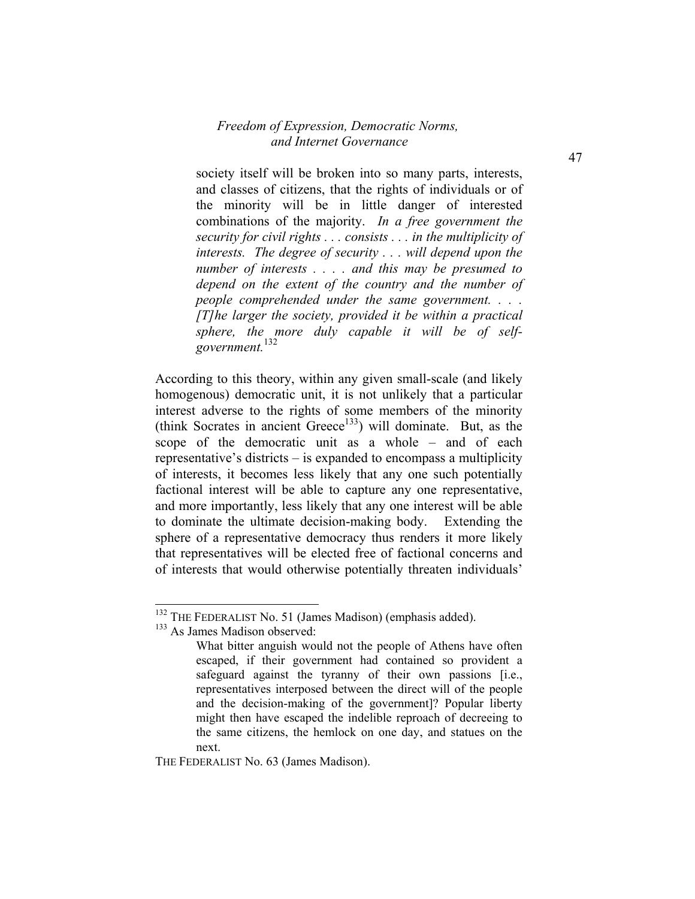> society itself will be broken into so many parts, interests, and classes of citizens, that the rights of individuals or of the minority will be in little danger of interested combinations of the majority. *In a free government the security for civil rights . . . consists . . . in the multiplicity of interests. The degree of security . . . will depend upon the number of interests . . . . and this may be presumed to depend on the extent of the country and the number of people comprehended under the same government. . . . [T]he larger the society, provided it be within a practical sphere, the more duly capable it will be of self-government.*[132]

According to this theory, within any given small-scale (and likely homogenous) democratic unit, it is not unlikely that a particular interest adverse to the rights of some members of the minority (think Socrates in ancient Greece[133]) will dominate. But, as the scope of the democratic unit as a whole – and of each representative's districts – is expanded to encompass a multiplicity of interests, it becomes less likely that any one such potentially factional interest will be able to capture any one representative, and more importantly, less likely that any one interest will be able to dominate the ultimate decision-making body. Extending the sphere of a representative democracy thus renders it more likely that representatives will be elected free of factional concerns and of interests that would otherwise potentially threaten individuals'

---

[132] THE FEDERALIST No. 51 (James Madison) (emphasis added).

[133] As James Madison observed:

> What bitter anguish would not the people of Athens have often escaped, if their government had contained so provident a safeguard against the tyranny of their own passions [i.e., representatives interposed between the direct will of the people and the decision-making of the government]? Popular liberty might then have escaped the indelible reproach of decreeing to the same citizens, the hemlock on one day, and statues on the next.

THE FEDERALIST No. 63 (James Madison).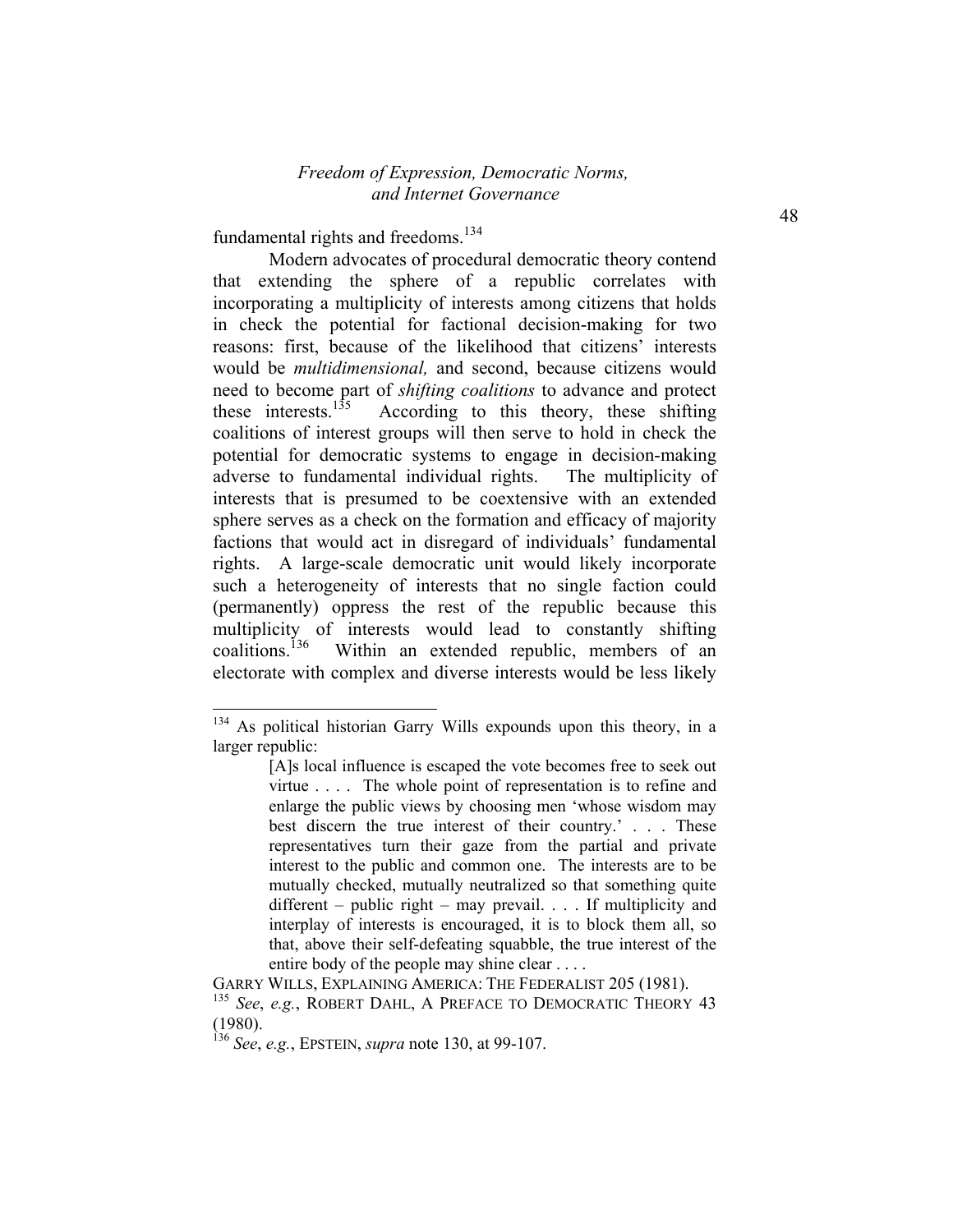fundamental rights and freedoms.[134]

Modern advocates of procedural democratic theory contend that extending the sphere of a republic correlates with incorporating a multiplicity of interests among citizens that holds in check the potential for factional decision-making for two reasons: first, because of the likelihood that citizens' interests would be *multidimensional,* and second, because citizens would need to become part of *shifting coalitions* to advance and protect these interests.[135] According to this theory, these shifting coalitions of interest groups will then serve to hold in check the potential for democratic systems to engage in decision-making adverse to fundamental individual rights. The multiplicity of interests that is presumed to be coextensive with an extended sphere serves as a check on the formation and efficacy of majority factions that would act in disregard of individuals' fundamental rights. A large-scale democratic unit would likely incorporate such a heterogeneity of interests that no single faction could (permanently) oppress the rest of the republic because this multiplicity of interests would lead to constantly shifting coalitions.[136] Within an extended republic, members of an electorate with complex and diverse interests would be less likely

---

[134] As political historian Garry Wills expounds upon this theory, in a larger republic:

> [A]s local influence is escaped the vote becomes free to seek out virtue . . . . The whole point of representation is to refine and enlarge the public views by choosing men 'whose wisdom may best discern the true interest of their country.' . . . These representatives turn their gaze from the partial and private interest to the public and common one. The interests are to be mutually checked, mutually neutralized so that something quite different – public right – may prevail. . . . If multiplicity and interplay of interests is encouraged, it is to block them all, so that, above their self-defeating squabble, the true interest of the entire body of the people may shine clear . . . .

GARRY WILLS, EXPLAINING AMERICA: THE FEDERALIST 205 (1981).

[135] *See*, *e.g.*, ROBERT DAHL, A PREFACE TO DEMOCRATIC THEORY 43 (1980).

[136] *See*, *e.g.*, EPSTEIN, *supra* note 130, at 99-107.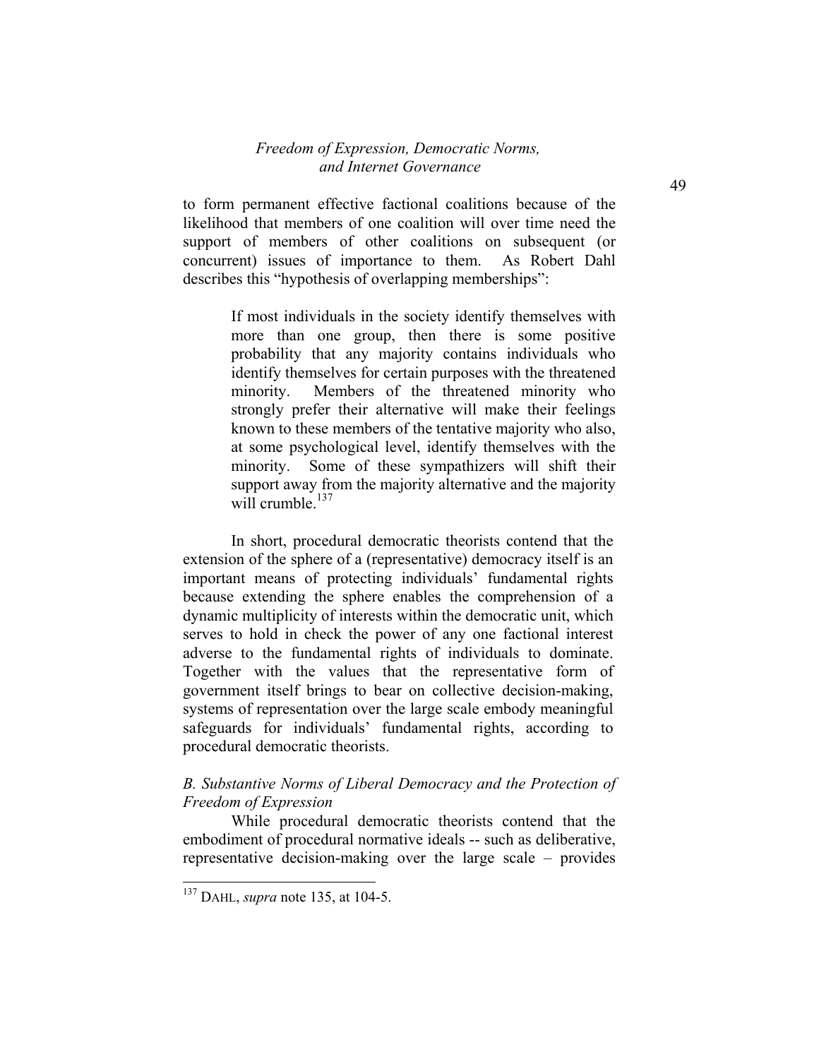to form permanent effective factional coalitions because of the likelihood that members of one coalition will over time need the support of members of other coalitions on subsequent (or concurrent) issues of importance to them. As Robert Dahl describes this "hypothesis of overlapping memberships":

> If most individuals in the society identify themselves with more than one group, then there is some positive probability that any majority contains individuals who identify themselves for certain purposes with the threatened minority. Members of the threatened minority who strongly prefer their alternative will make their feelings known to these members of the tentative majority who also, at some psychological level, identify themselves with the minority. Some of these sympathizers will shift their support away from the majority alternative and the majority will crumble.[137]

In short, procedural democratic theorists contend that the extension of the sphere of a (representative) democracy itself is an important means of protecting individuals' fundamental rights because extending the sphere enables the comprehension of a dynamic multiplicity of interests within the democratic unit, which serves to hold in check the power of any one factional interest adverse to the fundamental rights of individuals to dominate. Together with the values that the representative form of government itself brings to bear on collective decision-making, systems of representation over the large scale embody meaningful safeguards for individuals' fundamental rights, according to procedural democratic theorists.

### *B. Substantive Norms of Liberal Democracy and the Protection of Freedom of Expression*

While procedural democratic theorists contend that the embodiment of procedural normative ideals -- such as deliberative, representative decision-making over the large scale – provides

---

[137] DAHL, *supra* note 135, at 104-5.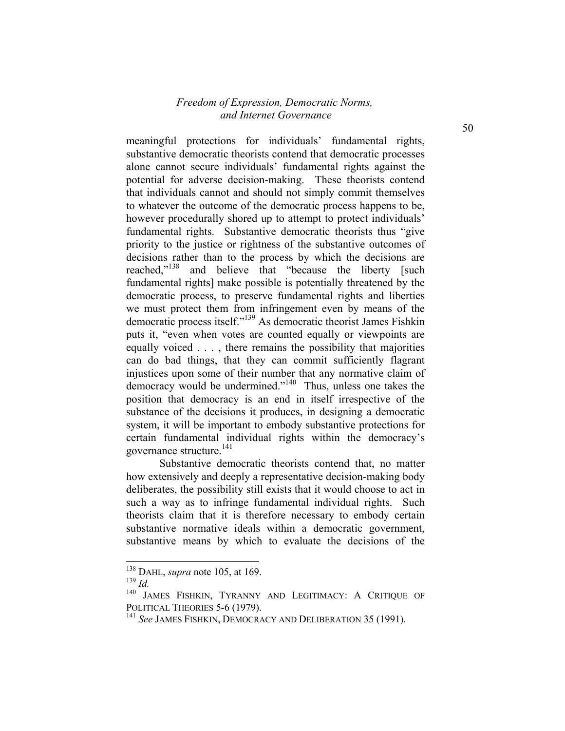meaningful protections for individuals' fundamental rights, substantive democratic theorists contend that democratic processes alone cannot secure individuals' fundamental rights against the potential for adverse decision-making. These theorists contend that individuals cannot and should not simply commit themselves to whatever the outcome of the democratic process happens to be, however procedurally shored up to attempt to protect individuals' fundamental rights. Substantive democratic theorists thus "give priority to the justice or rightness of the substantive outcomes of decisions rather than to the process by which the decisions are reached,"[138] and believe that "because the liberty [such fundamental rights] make possible is potentially threatened by the democratic process, to preserve fundamental rights and liberties we must protect them from infringement even by means of the democratic process itself."[139] As democratic theorist James Fishkin puts it, "even when votes are counted equally or viewpoints are equally voiced . . . , there remains the possibility that majorities can do bad things, that they can commit sufficiently flagrant injustices upon some of their number that any normative claim of democracy would be undermined."[140] Thus, unless one takes the position that democracy is an end in itself irrespective of the substance of the decisions it produces, in designing a democratic system, it will be important to embody substantive protections for certain fundamental individual rights within the democracy's governance structure.[141]

Substantive democratic theorists contend that, no matter how extensively and deeply a representative decision-making body deliberates, the possibility still exists that it would choose to act in such a way as to infringe fundamental individual rights. Such theorists claim that it is therefore necessary to embody certain substantive normative ideals within a democratic government, substantive means by which to evaluate the decisions of the

---

[138] DAHL, *supra* note 105, at 169.

[139] *Id.*

[140] JAMES FISHKIN, TYRANNY AND LEGITIMACY: A CRITIQUE OF POLITICAL THEORIES 5-6 (1979).

[141] *See* JAMES FISHKIN, DEMOCRACY AND DELIBERATION 35 (1991).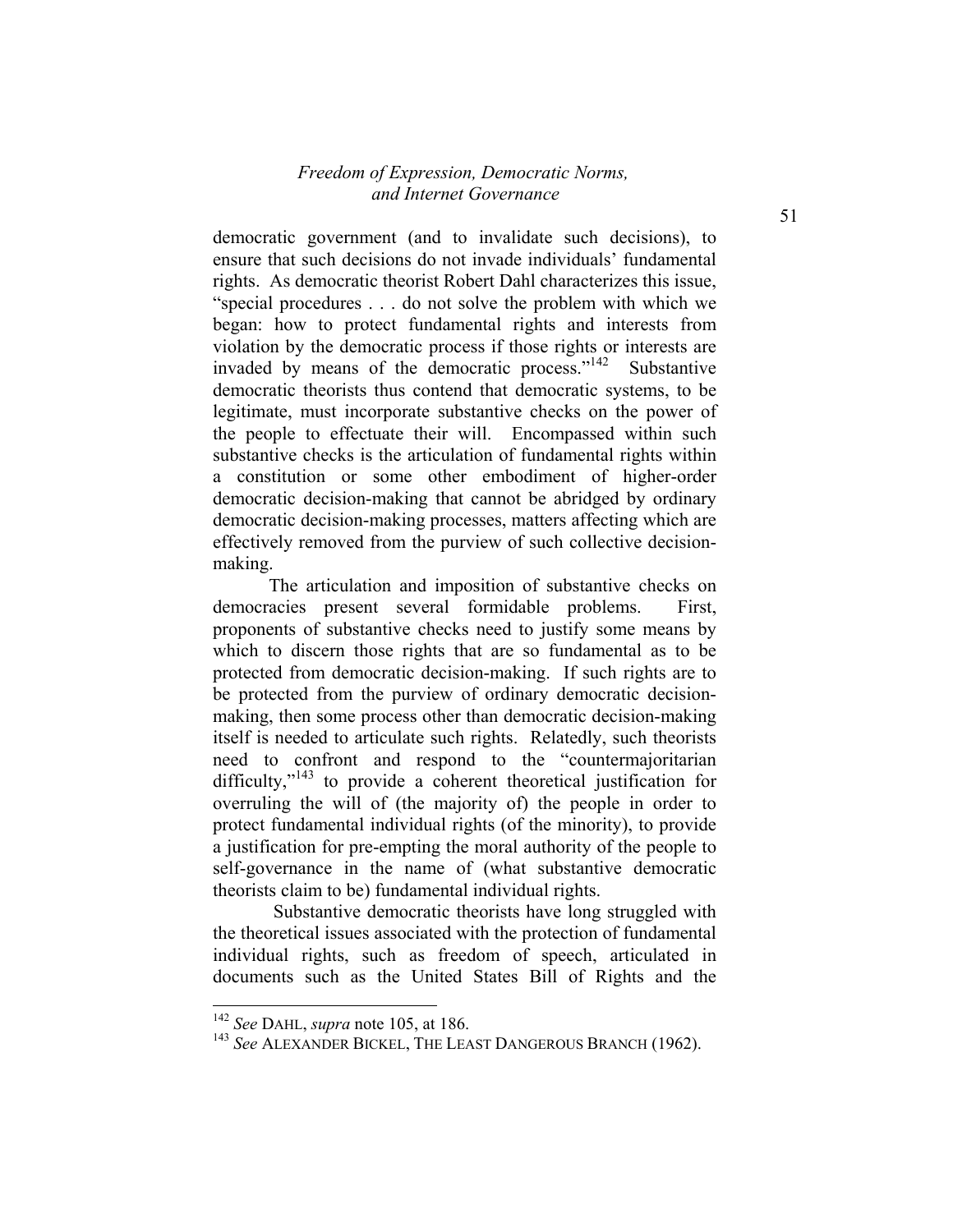democratic government (and to invalidate such decisions), to ensure that such decisions do not invade individuals' fundamental rights. As democratic theorist Robert Dahl characterizes this issue, "special procedures . . . do not solve the problem with which we began: how to protect fundamental rights and interests from violation by the democratic process if those rights or interests are invaded by means of the democratic process."[142] Substantive democratic theorists thus contend that democratic systems, to be legitimate, must incorporate substantive checks on the power of the people to effectuate their will. Encompassed within such substantive checks is the articulation of fundamental rights within a constitution or some other embodiment of higher-order democratic decision-making that cannot be abridged by ordinary democratic decision-making processes, matters affecting which are effectively removed from the purview of such collective decision-making.

The articulation and imposition of substantive checks on democracies present several formidable problems. First, proponents of substantive checks need to justify some means by which to discern those rights that are so fundamental as to be protected from democratic decision-making. If such rights are to be protected from the purview of ordinary democratic decision-making, then some process other than democratic decision-making itself is needed to articulate such rights. Relatedly, such theorists need to confront and respond to the "countermajoritarian difficulty,"[143] to provide a coherent theoretical justification for overruling the will of (the majority of) the people in order to protect fundamental individual rights (of the minority), to provide a justification for pre-empting the moral authority of the people to self-governance in the name of (what substantive democratic theorists claim to be) fundamental individual rights.

Substantive democratic theorists have long struggled with the theoretical issues associated with the protection of fundamental individual rights, such as freedom of speech, articulated in documents such as the United States Bill of Rights and the

---

[142] *See* DAHL, *supra* note 105, at 186.

[143] *See* ALEXANDER BICKEL, THE LEAST DANGEROUS BRANCH (1962).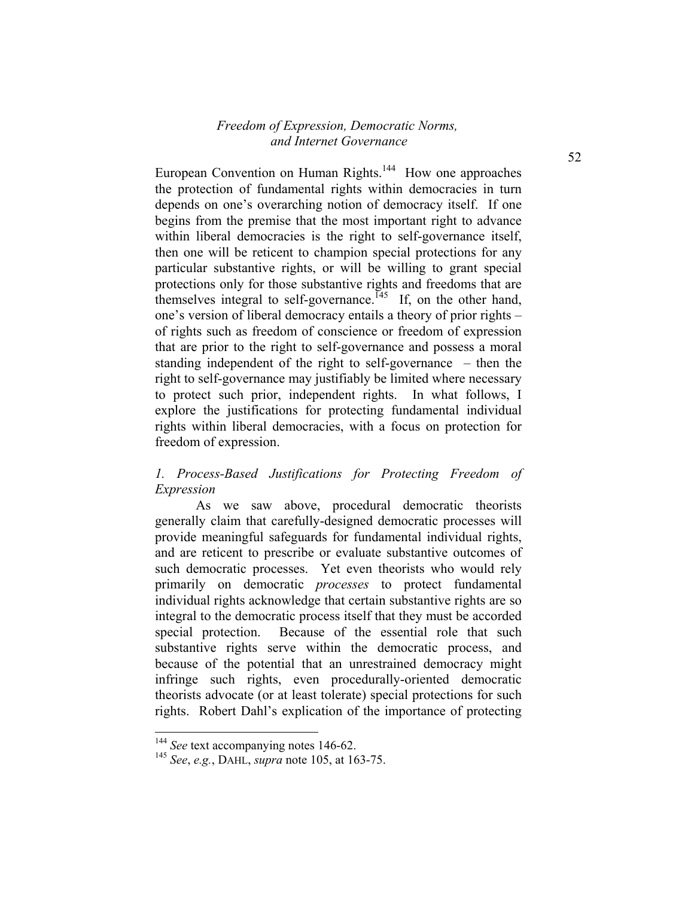European Convention on Human Rights.[144] How one approaches the protection of fundamental rights within democracies in turn depends on one's overarching notion of democracy itself. If one begins from the premise that the most important right to advance within liberal democracies is the right to self-governance itself, then one will be reticent to champion special protections for any particular substantive rights, or will be willing to grant special protections only for those substantive rights and freedoms that are themselves integral to self-governance.[145] If, on the other hand, one's version of liberal democracy entails a theory of prior rights – of rights such as freedom of conscience or freedom of expression that are prior to the right to self-governance and possess a moral standing independent of the right to self-governance – then the right to self-governance may justifiably be limited where necessary to protect such prior, independent rights. In what follows, I explore the justifications for protecting fundamental individual rights within liberal democracies, with a focus on protection for freedom of expression.

### *1. Process-Based Justifications for Protecting Freedom of Expression*

As we saw above, procedural democratic theorists generally claim that carefully-designed democratic processes will provide meaningful safeguards for fundamental individual rights, and are reticent to prescribe or evaluate substantive outcomes of such democratic processes. Yet even theorists who would rely primarily on democratic *processes* to protect fundamental individual rights acknowledge that certain substantive rights are so integral to the democratic process itself that they must be accorded special protection. Because of the essential role that such substantive rights serve within the democratic process, and because of the potential that an unrestrained democracy might infringe such rights, even procedurally-oriented democratic theorists advocate (or at least tolerate) special protections for such rights. Robert Dahl's explication of the importance of protecting

---

[144] *See* text accompanying notes 146-62.

[145] *See*, *e.g.*, DAHL, *supra* note 105, at 163-75.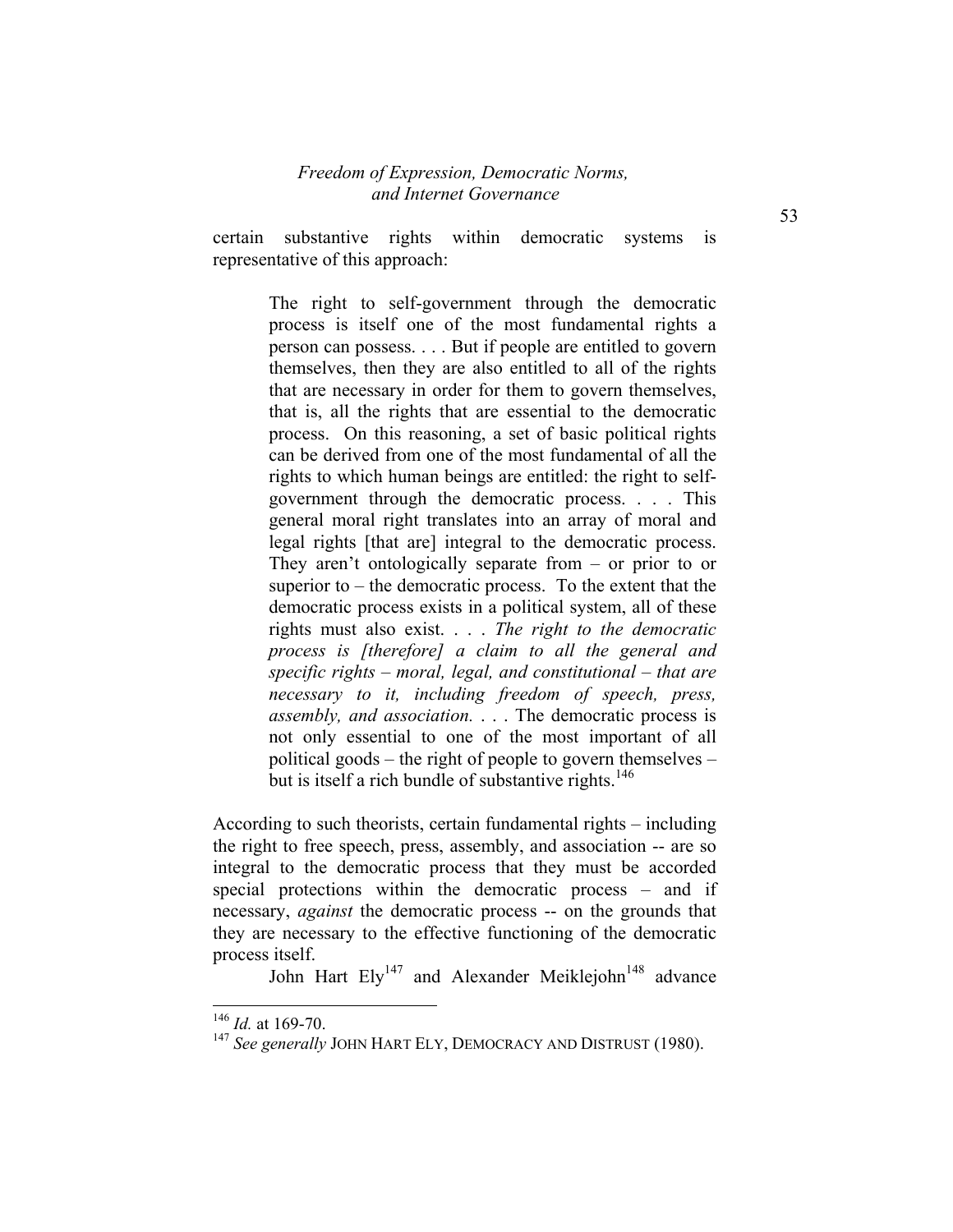certain substantive rights within democratic systems is representative of this approach:

> The right to self-government through the democratic process is itself one of the most fundamental rights a person can possess. . . . But if people are entitled to govern themselves, then they are also entitled to all of the rights that are necessary in order for them to govern themselves, that is, all the rights that are essential to the democratic process. On this reasoning, a set of basic political rights can be derived from one of the most fundamental of all the rights to which human beings are entitled: the right to self-government through the democratic process. . . . This general moral right translates into an array of moral and legal rights [that are] integral to the democratic process. They aren't ontologically separate from – or prior to or superior to – the democratic process. To the extent that the democratic process exists in a political system, all of these rights must also exist. . . . *The right to the democratic process is [therefore] a claim to all the general and specific rights – moral, legal, and constitutional – that are necessary to it, including freedom of speech, press, assembly, and association.* . . . The democratic process is not only essential to one of the most important of all political goods – the right of people to govern themselves – but is itself a rich bundle of substantive rights.[146]

According to such theorists, certain fundamental rights – including the right to free speech, press, assembly, and association -- are so integral to the democratic process that they must be accorded special protections within the democratic process – and if necessary, *against* the democratic process -- on the grounds that they are necessary to the effective functioning of the democratic process itself.

John Hart Ely[147] and Alexander Meiklejohn[148] advance

---

[146] *Id.* at 169-70.

[147] *See generally* JOHN HART ELY, DEMOCRACY AND DISTRUST (1980).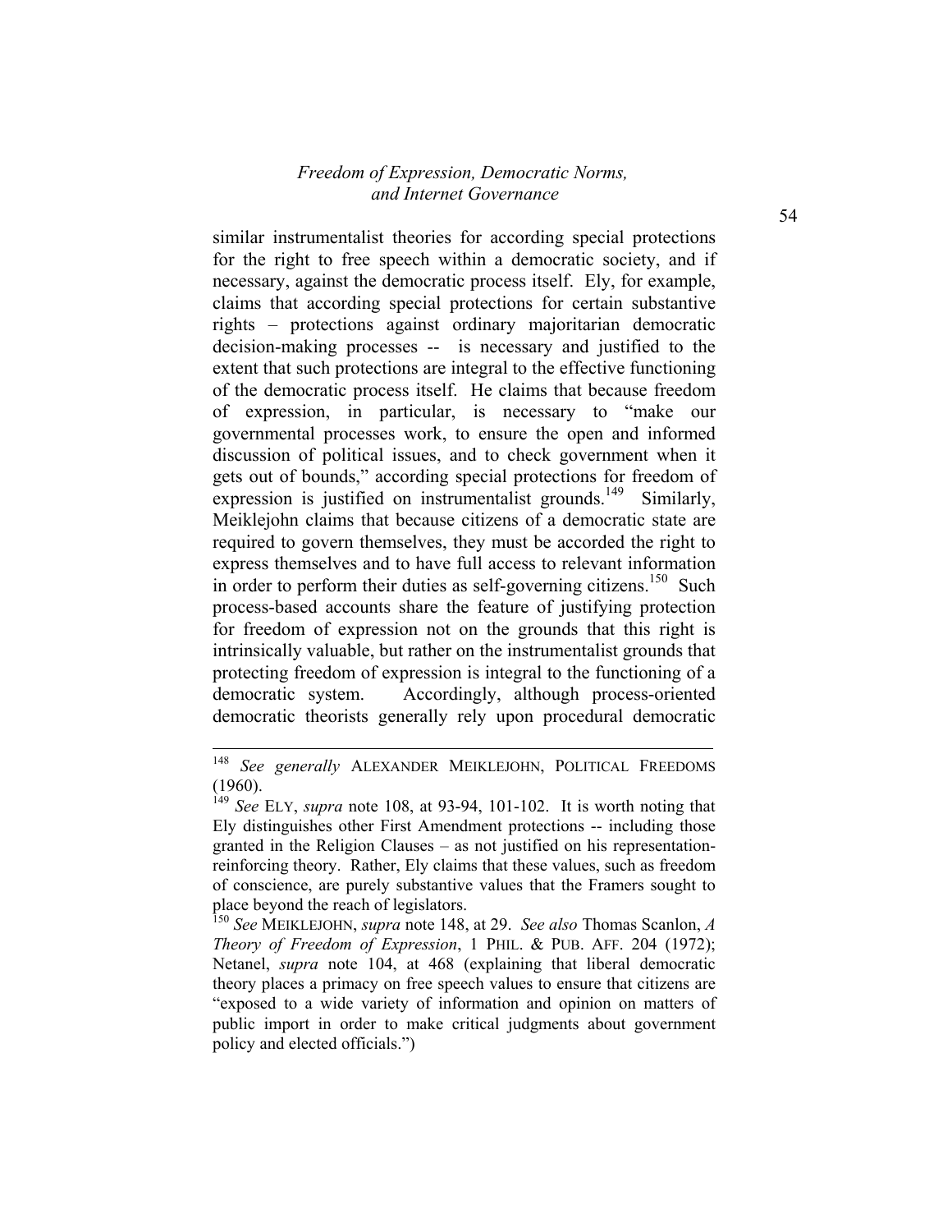similar instrumentalist theories for according special protections for the right to free speech within a democratic society, and if necessary, against the democratic process itself. Ely, for example, claims that according special protections for certain substantive rights – protections against ordinary majoritarian democratic decision-making processes -- is necessary and justified to the extent that such protections are integral to the effective functioning of the democratic process itself. He claims that because freedom of expression, in particular, is necessary to "make our governmental processes work, to ensure the open and informed discussion of political issues, and to check government when it gets out of bounds," according special protections for freedom of expression is justified on instrumentalist grounds.[149] Similarly, Meiklejohn claims that because citizens of a democratic state are required to govern themselves, they must be accorded the right to express themselves and to have full access to relevant information in order to perform their duties as self-governing citizens.[150] Such process-based accounts share the feature of justifying protection for freedom of expression not on the grounds that this right is intrinsically valuable, but rather on the instrumentalist grounds that protecting freedom of expression is integral to the functioning of a democratic system. Accordingly, although process-oriented democratic theorists generally rely upon procedural democratic

---

[148] *See generally* ALEXANDER MEIKLEJOHN, POLITICAL FREEDOMS (1960).

[149] *See* ELY, *supra* note 108, at 93-94, 101-102. It is worth noting that Ely distinguishes other First Amendment protections -- including those granted in the Religion Clauses – as not justified on his representation-reinforcing theory. Rather, Ely claims that these values, such as freedom of conscience, are purely substantive values that the Framers sought to place beyond the reach of legislators.

[150] *See* MEIKLEJOHN, *supra* note 148, at 29. *See also* Thomas Scanlon, *A Theory of Freedom of Expression*, 1 PHIL. & PUB. AFF. 204 (1972); Netanel, *supra* note 104, at 468 (explaining that liberal democratic theory places a primacy on free speech values to ensure that citizens are "exposed to a wide variety of information and opinion on matters of public import in order to make critical judgments about government policy and elected officials.")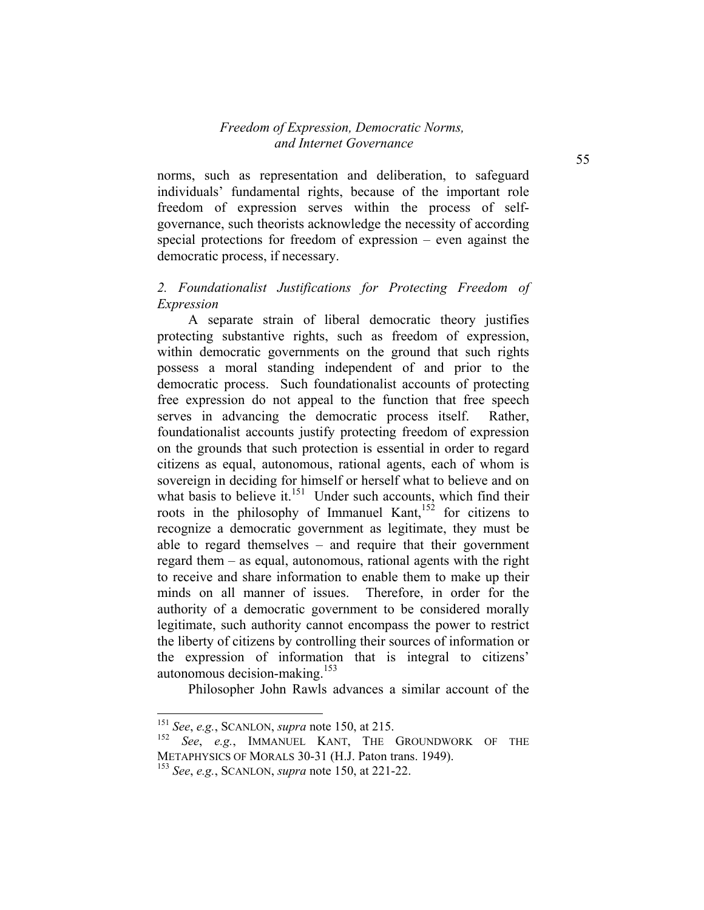norms, such as representation and deliberation, to safeguard individuals' fundamental rights, because of the important role freedom of expression serves within the process of self-governance, such theorists acknowledge the necessity of according special protections for freedom of expression – even against the democratic process, if necessary.

### *2. Foundationalist Justifications for Protecting Freedom of Expression*

A separate strain of liberal democratic theory justifies protecting substantive rights, such as freedom of expression, within democratic governments on the ground that such rights possess a moral standing independent of and prior to the democratic process. Such foundationalist accounts of protecting free expression do not appeal to the function that free speech serves in advancing the democratic process itself. Rather, foundationalist accounts justify protecting freedom of expression on the grounds that such protection is essential in order to regard citizens as equal, autonomous, rational agents, each of whom is sovereign in deciding for himself or herself what to believe and on what basis to believe it.[151] Under such accounts, which find their roots in the philosophy of Immanuel Kant,[152] for citizens to recognize a democratic government as legitimate, they must be able to regard themselves – and require that their government regard them – as equal, autonomous, rational agents with the right to receive and share information to enable them to make up their minds on all manner of issues. Therefore, in order for the authority of a democratic government to be considered morally legitimate, such authority cannot encompass the power to restrict the liberty of citizens by controlling their sources of information or the expression of information that is integral to citizens' autonomous decision-making.[153]

Philosopher John Rawls advances a similar account of the

---

[151] *See*, *e.g.*, SCANLON, *supra* note 150, at 215.

[152] *See*, *e.g.*, IMMANUEL KANT, THE GROUNDWORK OF THE METAPHYSICS OF MORALS 30-31 (H.J. Paton trans. 1949).

[153] *See*, *e.g.*, SCANLON, *supra* note 150, at 221-22.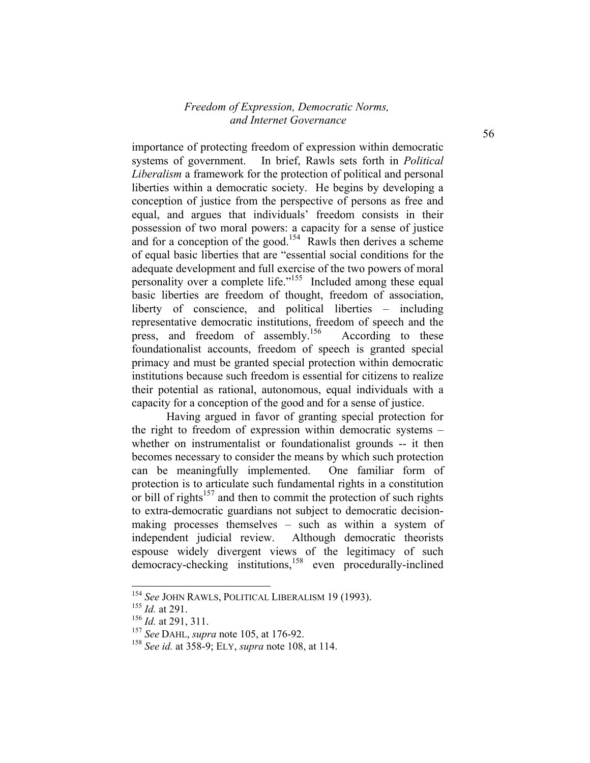importance of protecting freedom of expression within democratic systems of government. In brief, Rawls sets forth in *Political Liberalism* a framework for the protection of political and personal liberties within a democratic society. He begins by developing a conception of justice from the perspective of persons as free and equal, and argues that individuals' freedom consists in their possession of two moral powers: a capacity for a sense of justice and for a conception of the good.[154] Rawls then derives a scheme of equal basic liberties that are "essential social conditions for the adequate development and full exercise of the two powers of moral personality over a complete life."[155] Included among these equal basic liberties are freedom of thought, freedom of association, liberty of conscience, and political liberties – including representative democratic institutions, freedom of speech and the press, and freedom of assembly.[156] According to these foundationalist accounts, freedom of speech is granted special primacy and must be granted special protection within democratic institutions because such freedom is essential for citizens to realize their potential as rational, autonomous, equal individuals with a capacity for a conception of the good and for a sense of justice.

Having argued in favor of granting special protection for the right to freedom of expression within democratic systems – whether on instrumentalist or foundationalist grounds -- it then becomes necessary to consider the means by which such protection can be meaningfully implemented. One familiar form of protection is to articulate such fundamental rights in a constitution or bill of rights[157] and then to commit the protection of such rights to extra-democratic guardians not subject to democratic decision-making processes themselves – such as within a system of independent judicial review. Although democratic theorists espouse widely divergent views of the legitimacy of such democracy-checking institutions,[158] even procedurally-inclined

---

[154] *See* JOHN RAWLS, POLITICAL LIBERALISM 19 (1993).

[155] *Id.* at 291.

[156] *Id.* at 291, 311.

[157] *See* DAHL, *supra* note 105, at 176-92.

[158] *See id.* at 358-9; ELY, *supra* note 108, at 114.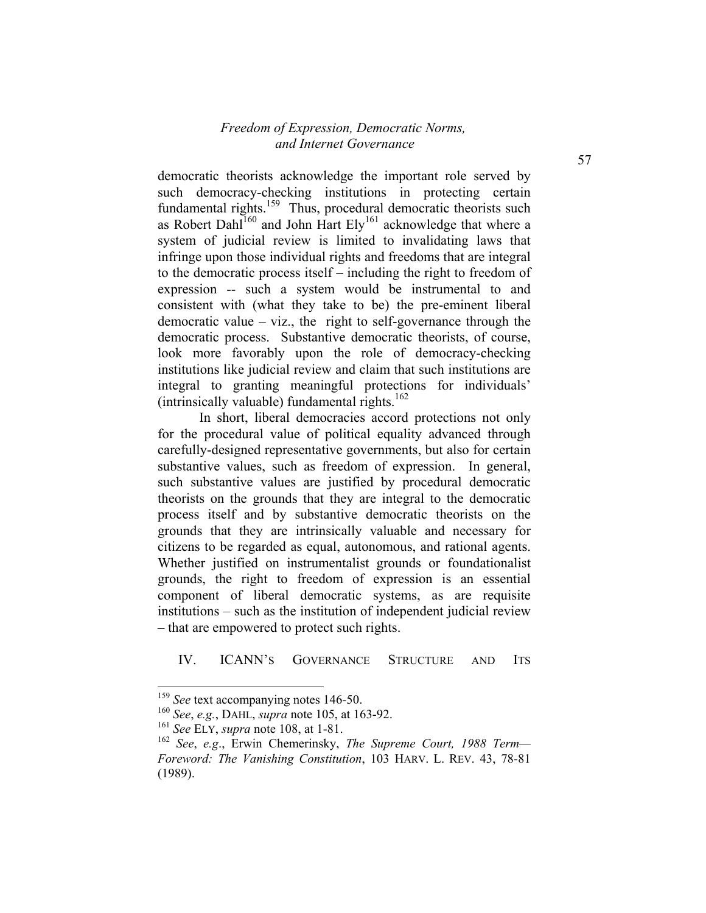democratic theorists acknowledge the important role served by such democracy-checking institutions in protecting certain fundamental rights.[159] Thus, procedural democratic theorists such as Robert Dahl[160] and John Hart Ely[161] acknowledge that where a system of judicial review is limited to invalidating laws that infringe upon those individual rights and freedoms that are integral to the democratic process itself – including the right to freedom of expression -- such a system would be instrumental to and consistent with (what they take to be) the pre-eminent liberal democratic value – viz., the right to self-governance through the democratic process. Substantive democratic theorists, of course, look more favorably upon the role of democracy-checking institutions like judicial review and claim that such institutions are integral to granting meaningful protections for individuals' (intrinsically valuable) fundamental rights.[162]

In short, liberal democracies accord protections not only for the procedural value of political equality advanced through carefully-designed representative governments, but also for certain substantive values, such as freedom of expression. In general, such substantive values are justified by procedural democratic theorists on the grounds that they are integral to the democratic process itself and by substantive democratic theorists on the grounds that they are intrinsically valuable and necessary for citizens to be regarded as equal, autonomous, and rational agents. Whether justified on instrumentalist grounds or foundationalist grounds, the right to freedom of expression is an essential component of liberal democratic systems, as are requisite institutions – such as the institution of independent judicial review – that are empowered to protect such rights.

## IV. ICANN'S GOVERNANCE STRUCTURE AND ITS

---

[159] *See* text accompanying notes 146-50.

[160] *See*, *e.g.*, DAHL, *supra* note 105, at 163-92.

[161] *See* ELY, *supra* note 108, at 1-81.

[162] *See*, *e.g*., Erwin Chemerinsky, *The Supreme Court, 1988 Term—Foreword: The Vanishing Constitution*, 103 HARV. L. REV. 43, 78-81 (1989).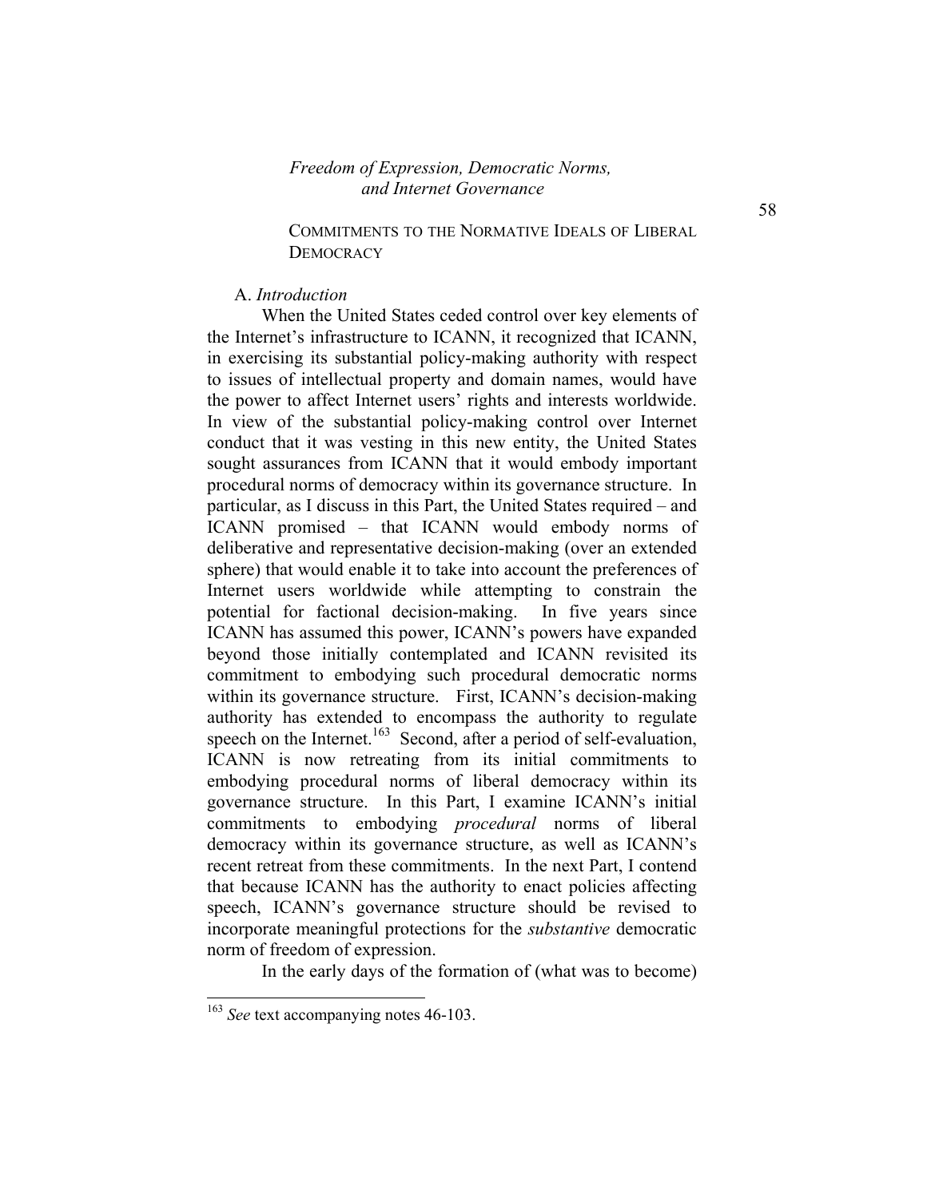## Commitments to the Normative Ideals of Liberal Democracy

### A. *Introduction*

When the United States ceded control over key elements of the Internet's infrastructure to ICANN, it recognized that ICANN, in exercising its substantial policy-making authority with respect to issues of intellectual property and domain names, would have the power to affect Internet users' rights and interests worldwide. In view of the substantial policy-making control over Internet conduct that it was vesting in this new entity, the United States sought assurances from ICANN that it would embody important procedural norms of democracy within its governance structure. In particular, as I discuss in this Part, the United States required – and ICANN promised – that ICANN would embody norms of deliberative and representative decision-making (over an extended sphere) that would enable it to take into account the preferences of Internet users worldwide while attempting to constrain the potential for factional decision-making. In five years since ICANN has assumed this power, ICANN's powers have expanded beyond those initially contemplated and ICANN revisited its commitment to embodying such procedural democratic norms within its governance structure. First, ICANN's decision-making authority has extended to encompass the authority to regulate speech on the Internet.[163] Second, after a period of self-evaluation, ICANN is now retreating from its initial commitments to embodying procedural norms of liberal democracy within its governance structure. In this Part, I examine ICANN's initial commitments to embodying *procedural* norms of liberal democracy within its governance structure, as well as ICANN's recent retreat from these commitments. In the next Part, I contend that because ICANN has the authority to enact policies affecting speech, ICANN's governance structure should be revised to incorporate meaningful protections for the *substantive* democratic norm of freedom of expression.

In the early days of the formation of (what was to become)

---

[163] *See* text accompanying notes 46-103.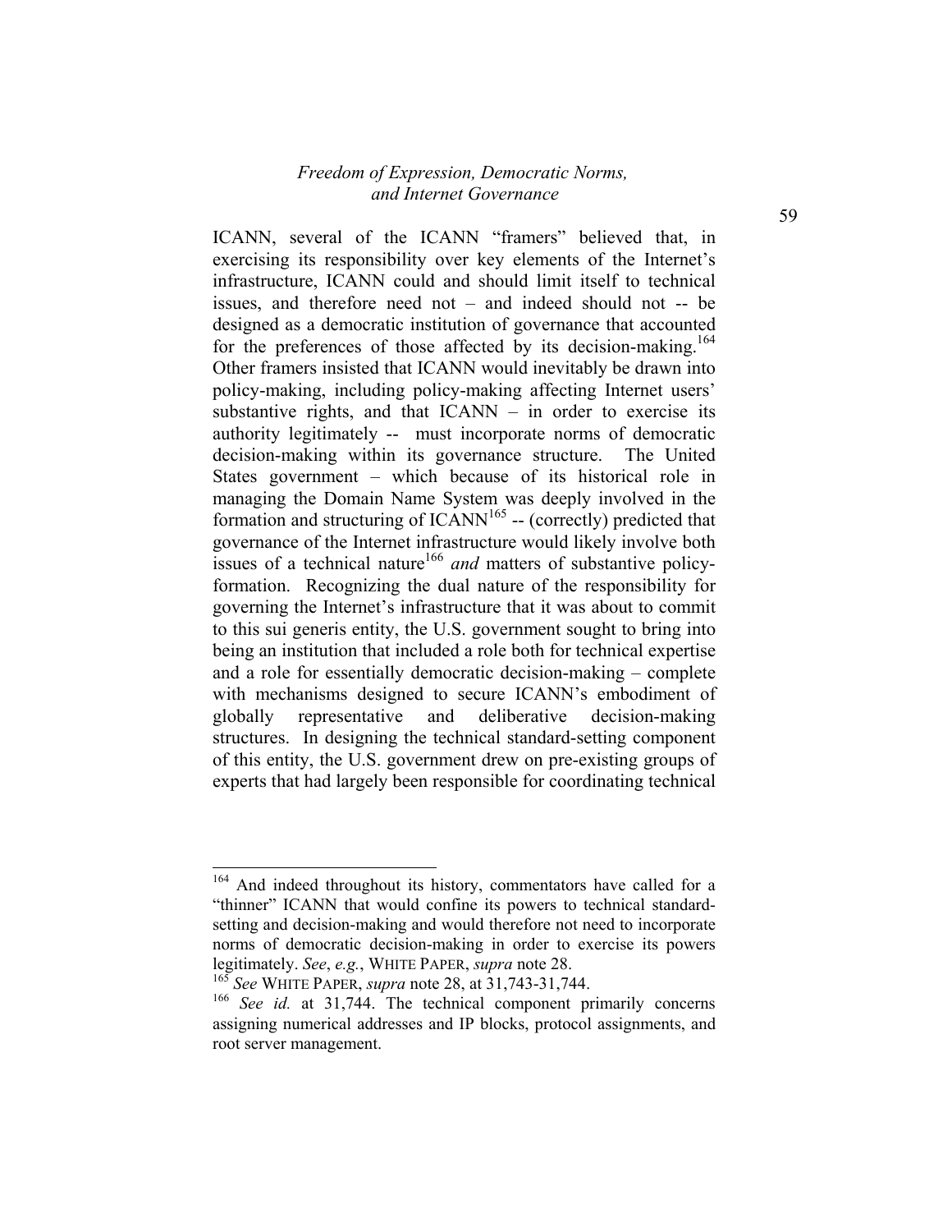ICANN, several of the ICANN "framers" believed that, in exercising its responsibility over key elements of the Internet's infrastructure, ICANN could and should limit itself to technical issues, and therefore need not – and indeed should not -- be designed as a democratic institution of governance that accounted for the preferences of those affected by its decision-making.[164] Other framers insisted that ICANN would inevitably be drawn into policy-making, including policy-making affecting Internet users' substantive rights, and that ICANN – in order to exercise its authority legitimately -- must incorporate norms of democratic decision-making within its governance structure. The United States government – which because of its historical role in managing the Domain Name System was deeply involved in the formation and structuring of ICANN[165] -- (correctly) predicted that governance of the Internet infrastructure would likely involve both issues of a technical nature[166] *and* matters of substantive policy-formation. Recognizing the dual nature of the responsibility for governing the Internet's infrastructure that it was about to commit to this sui generis entity, the U.S. government sought to bring into being an institution that included a role both for technical expertise and a role for essentially democratic decision-making – complete with mechanisms designed to secure ICANN's embodiment of globally representative and deliberative decision-making structures. In designing the technical standard-setting component of this entity, the U.S. government drew on pre-existing groups of experts that had largely been responsible for coordinating technical

---

[164] And indeed throughout its history, commentators have called for a "thinner" ICANN that would confine its powers to technical standard-setting and decision-making and would therefore not need to incorporate norms of democratic decision-making in order to exercise its powers legitimately. *See*, *e.g.*, WHITE PAPER, *supra* note 28.

[165] *See* WHITE PAPER, *supra* note 28, at 31,743-31,744.

[166] *See id.* at 31,744. The technical component primarily concerns assigning numerical addresses and IP blocks, protocol assignments, and root server management.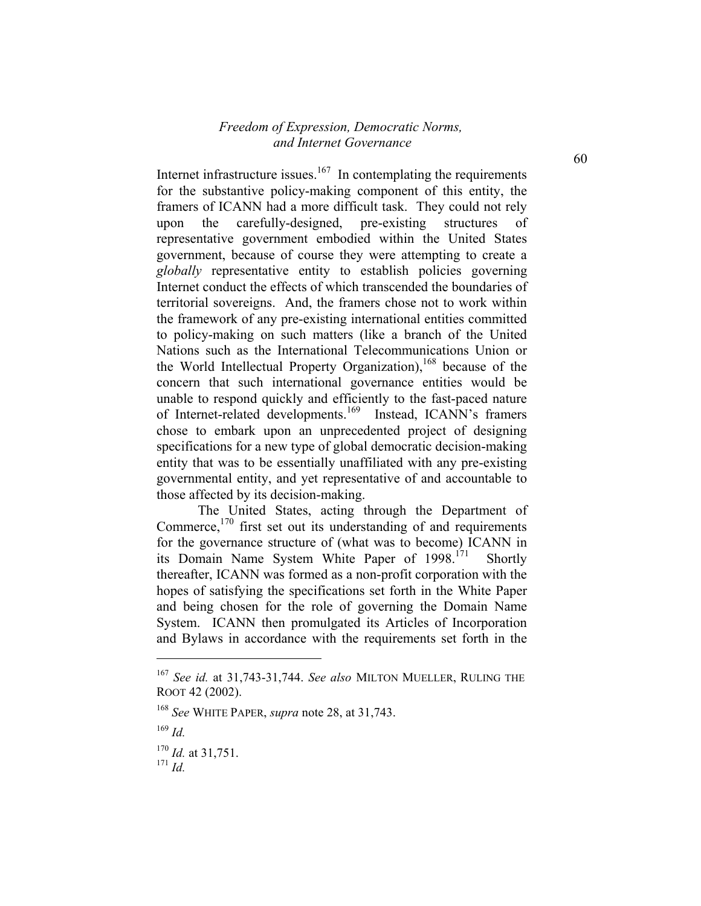Internet infrastructure issues.[167] In contemplating the requirements for the substantive policy-making component of this entity, the framers of ICANN had a more difficult task. They could not rely upon the carefully-designed, pre-existing structures of representative government embodied within the United States government, because of course they were attempting to create a *globally* representative entity to establish policies governing Internet conduct the effects of which transcended the boundaries of territorial sovereigns. And, the framers chose not to work within the framework of any pre-existing international entities committed to policy-making on such matters (like a branch of the United Nations such as the International Telecommunications Union or the World Intellectual Property Organization),[168] because of the concern that such international governance entities would be unable to respond quickly and efficiently to the fast-paced nature of Internet-related developments.[169] Instead, ICANN's framers chose to embark upon an unprecedented project of designing specifications for a new type of global democratic decision-making entity that was to be essentially unaffiliated with any pre-existing governmental entity, and yet representative of and accountable to those affected by its decision-making.

The United States, acting through the Department of Commerce,[170] first set out its understanding of and requirements for the governance structure of (what was to become) ICANN in its Domain Name System White Paper of 1998.[171] Shortly thereafter, ICANN was formed as a non-profit corporation with the hopes of satisfying the specifications set forth in the White Paper and being chosen for the role of governing the Domain Name System. ICANN then promulgated its Articles of Incorporation and Bylaws in accordance with the requirements set forth in the

---

[167] *See id.* at 31,743-31,744. *See also* MILTON MUELLER, RULING THE ROOT 42 (2002).

[168] *See* WHITE PAPER, *supra* note 28, at 31,743.

[169] *Id.*

[170] *Id.* at 31,751.

[171] *Id.*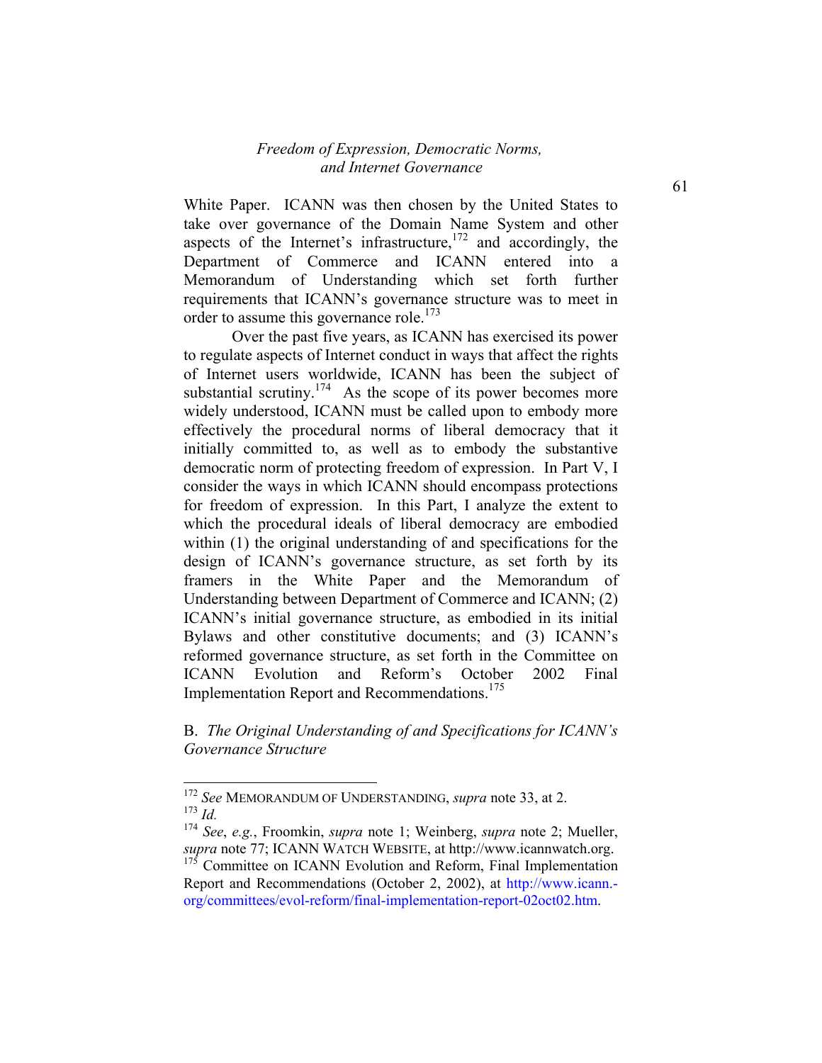White Paper. ICANN was then chosen by the United States to take over governance of the Domain Name System and other aspects of the Internet's infrastructure,[172] and accordingly, the Department of Commerce and ICANN entered into a Memorandum of Understanding which set forth further requirements that ICANN's governance structure was to meet in order to assume this governance role.[173]

Over the past five years, as ICANN has exercised its power to regulate aspects of Internet conduct in ways that affect the rights of Internet users worldwide, ICANN has been the subject of substantial scrutiny.[174] As the scope of its power becomes more widely understood, ICANN must be called upon to embody more effectively the procedural norms of liberal democracy that it initially committed to, as well as to embody the substantive democratic norm of protecting freedom of expression. In Part V, I consider the ways in which ICANN should encompass protections for freedom of expression. In this Part, I analyze the extent to which the procedural ideals of liberal democracy are embodied within (1) the original understanding of and specifications for the design of ICANN's governance structure, as set forth by its framers in the White Paper and the Memorandum of Understanding between Department of Commerce and ICANN; (2) ICANN's initial governance structure, as embodied in its initial Bylaws and other constitutive documents; and (3) ICANN's reformed governance structure, as set forth in the Committee on ICANN Evolution and Reform's October 2002 Final Implementation Report and Recommendations.[175]

## B. *The Original Understanding of and Specifications for ICANN's Governance Structure*

---

[172] *See* MEMORANDUM OF UNDERSTANDING, *supra* note 33, at 2.

[173] *Id.*

[174] *See*, *e.g.*, Froomkin, *supra* note 1; Weinberg, *supra* note 2; Mueller, *supra* note 77; ICANN WATCH WEBSITE, at http://www.icannwatch.org.

[175] Committee on ICANN Evolution and Reform, Final Implementation Report and Recommendations (October 2, 2002), at http://www.icann.-org/committees/evol-reform/final-implementation-report-02oct02.htm.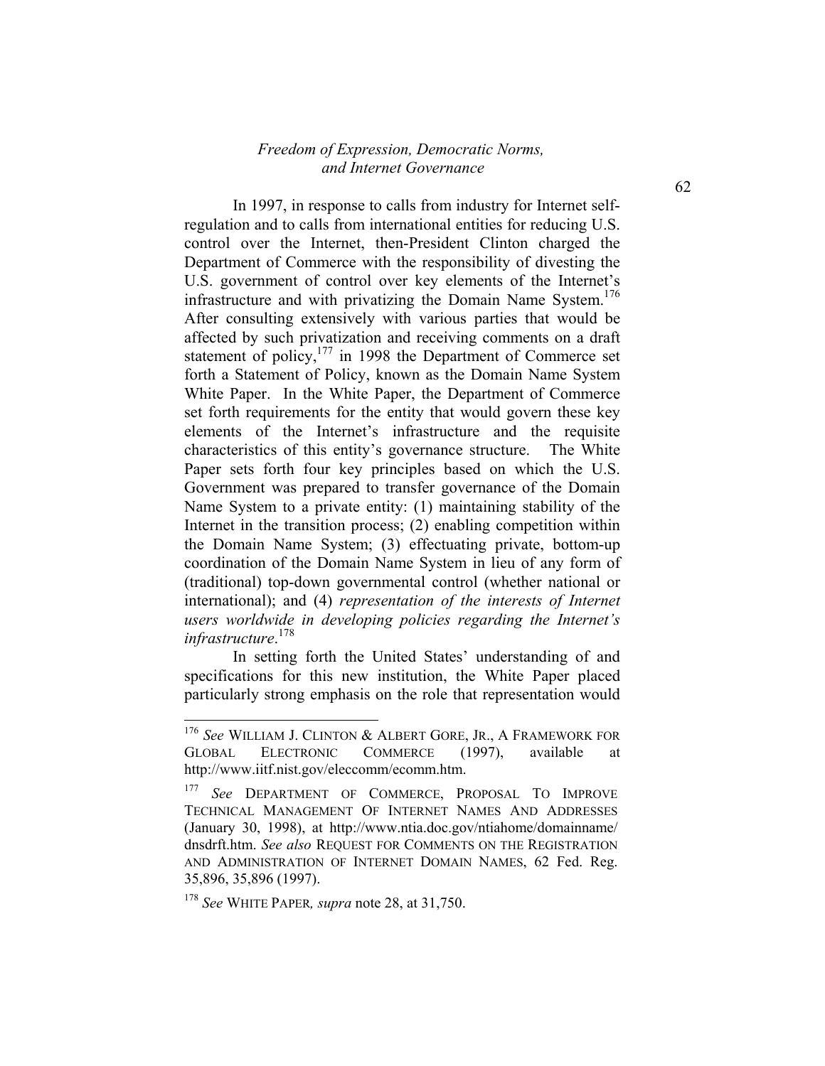In 1997, in response to calls from industry for Internet self-regulation and to calls from international entities for reducing U.S. control over the Internet, then-President Clinton charged the Department of Commerce with the responsibility of divesting the U.S. government of control over key elements of the Internet's infrastructure and with privatizing the Domain Name System.[176] After consulting extensively with various parties that would be affected by such privatization and receiving comments on a draft statement of policy,[177] in 1998 the Department of Commerce set forth a Statement of Policy, known as the Domain Name System White Paper. In the White Paper, the Department of Commerce set forth requirements for the entity that would govern these key elements of the Internet's infrastructure and the requisite characteristics of this entity's governance structure. The White Paper sets forth four key principles based on which the U.S. Government was prepared to transfer governance of the Domain Name System to a private entity: (1) maintaining stability of the Internet in the transition process; (2) enabling competition within the Domain Name System; (3) effectuating private, bottom-up coordination of the Domain Name System in lieu of any form of (traditional) top-down governmental control (whether national or international); and (4) *representation of the interests of Internet users worldwide in developing policies regarding the Internet's infrastructure*.[178]

In setting forth the United States' understanding of and specifications for this new institution, the White Paper placed particularly strong emphasis on the role that representation would

---

[176] *See* WILLIAM J. CLINTON & ALBERT GORE, JR., A FRAMEWORK FOR GLOBAL ELECTRONIC COMMERCE (1997), available at http://www.iitf.nist.gov/eleccomm/ecomm.htm.

[177] *See* DEPARTMENT OF COMMERCE, PROPOSAL TO IMPROVE TECHNICAL MANAGEMENT OF INTERNET NAMES AND ADDRESSES (January 30, 1998), at http://www.ntia.doc.gov/ntiahome/domainname/dnsdrft.htm. *See also* REQUEST FOR COMMENTS ON THE REGISTRATION AND ADMINISTRATION OF INTERNET DOMAIN NAMES, 62 Fed. Reg. 35,896, 35,896 (1997).

[178] *See* WHITE PAPER*, supra* note 28, at 31,750.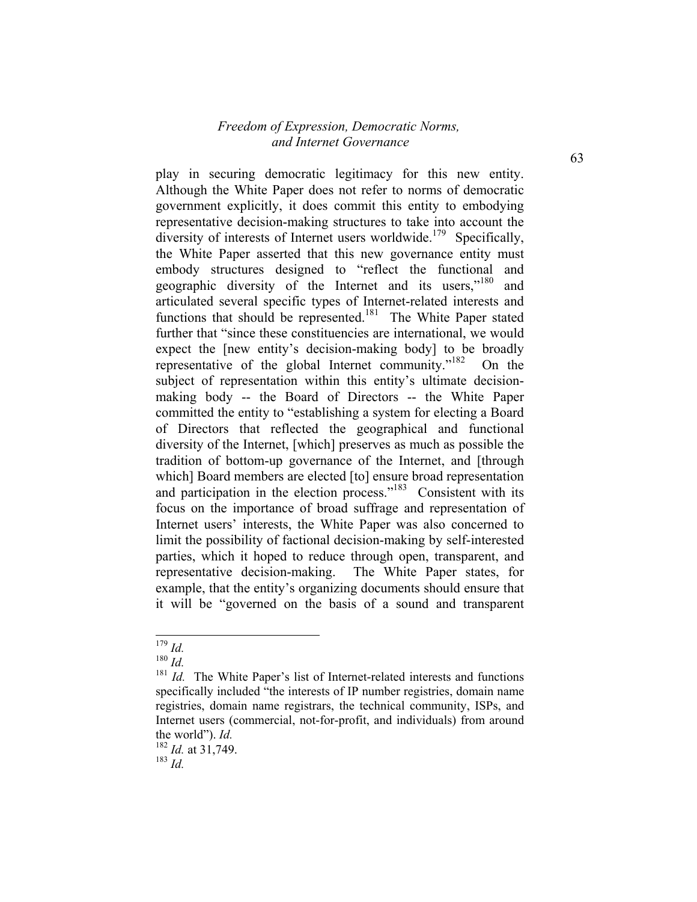play in securing democratic legitimacy for this new entity. Although the White Paper does not refer to norms of democratic government explicitly, it does commit this entity to embodying representative decision-making structures to take into account the diversity of interests of Internet users worldwide.[179] Specifically, the White Paper asserted that this new governance entity must embody structures designed to "reflect the functional and geographic diversity of the Internet and its users,"[180] and articulated several specific types of Internet-related interests and functions that should be represented.[181] The White Paper stated further that "since these constituencies are international, we would expect the [new entity's decision-making body] to be broadly representative of the global Internet community."[182] On the subject of representation within this entity's ultimate decision-making body -- the Board of Directors -- the White Paper committed the entity to "establishing a system for electing a Board of Directors that reflected the geographical and functional diversity of the Internet, [which] preserves as much as possible the tradition of bottom-up governance of the Internet, and [through which] Board members are elected [to] ensure broad representation and participation in the election process."[183] Consistent with its focus on the importance of broad suffrage and representation of Internet users' interests, the White Paper was also concerned to limit the possibility of factional decision-making by self-interested parties, which it hoped to reduce through open, transparent, and representative decision-making. The White Paper states, for example, that the entity's organizing documents should ensure that it will be "governed on the basis of a sound and transparent

---

[179] *Id.*

[180] *Id.*

[181] *Id.* The White Paper's list of Internet-related interests and functions specifically included "the interests of IP number registries, domain name registries, domain name registrars, the technical community, ISPs, and Internet users (commercial, not-for-profit, and individuals) from around the world"). *Id.*

[182] *Id.* at 31,749.

[183] *Id.*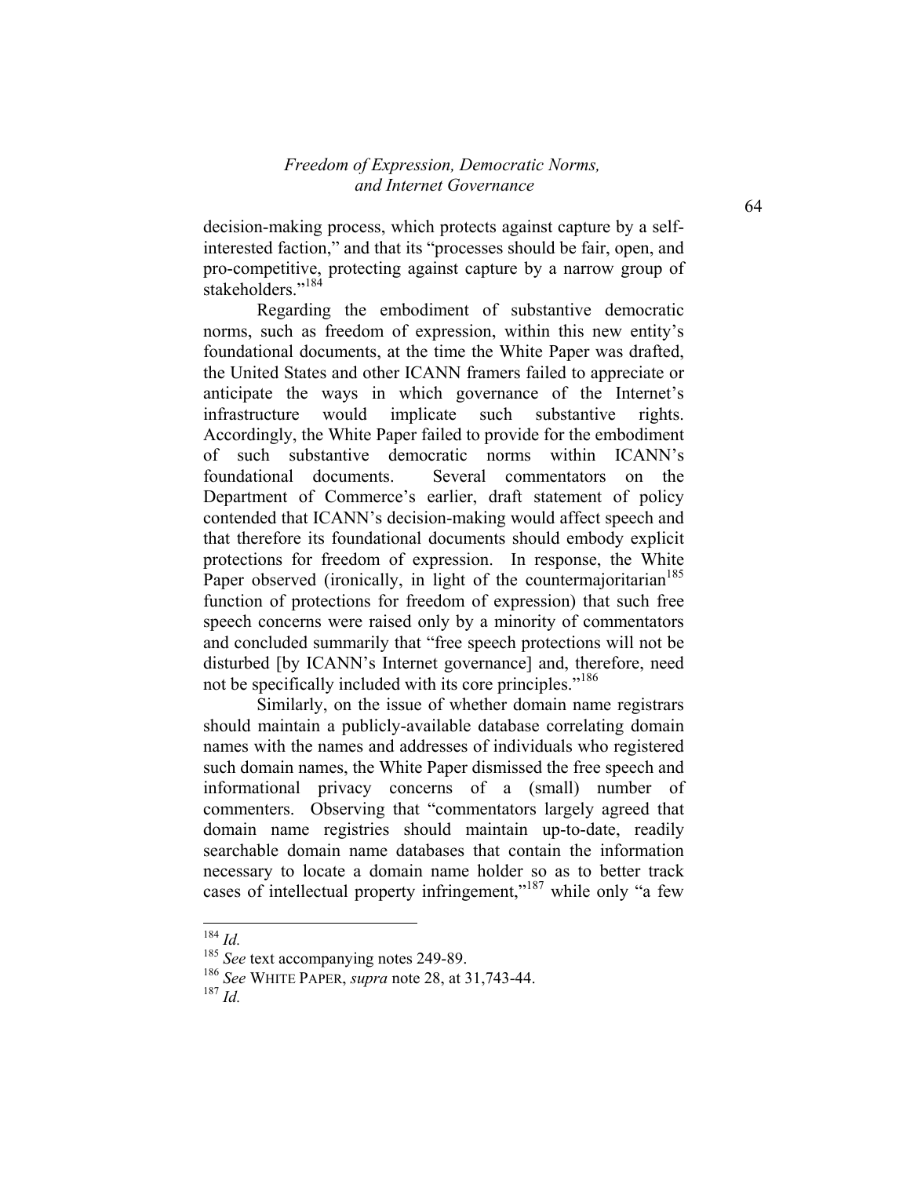decision-making process, which protects against capture by a self-interested faction," and that its "processes should be fair, open, and pro-competitive, protecting against capture by a narrow group of stakeholders."[184]

Regarding the embodiment of substantive democratic norms, such as freedom of expression, within this new entity's foundational documents, at the time the White Paper was drafted, the United States and other ICANN framers failed to appreciate or anticipate the ways in which governance of the Internet's infrastructure would implicate such substantive rights. Accordingly, the White Paper failed to provide for the embodiment of such substantive democratic norms within ICANN's foundational documents. Several commentators on the Department of Commerce's earlier, draft statement of policy contended that ICANN's decision-making would affect speech and that therefore its foundational documents should embody explicit protections for freedom of expression. In response, the White Paper observed (ironically, in light of the countermajoritarian[185] function of protections for freedom of expression) that such free speech concerns were raised only by a minority of commentators and concluded summarily that "free speech protections will not be disturbed [by ICANN's Internet governance] and, therefore, need not be specifically included with its core principles."[186]

Similarly, on the issue of whether domain name registrars should maintain a publicly-available database correlating domain names with the names and addresses of individuals who registered such domain names, the White Paper dismissed the free speech and informational privacy concerns of a (small) number of commenters. Observing that "commentators largely agreed that domain name registries should maintain up-to-date, readily searchable domain name databases that contain the information necessary to locate a domain name holder so as to better track cases of intellectual property infringement,"[187] while only "a few

---

[184] *Id.*

[185] *See* text accompanying notes 249-89.

[186] *See* WHITE PAPER, *supra* note 28, at 31,743-44.

[187] *Id.*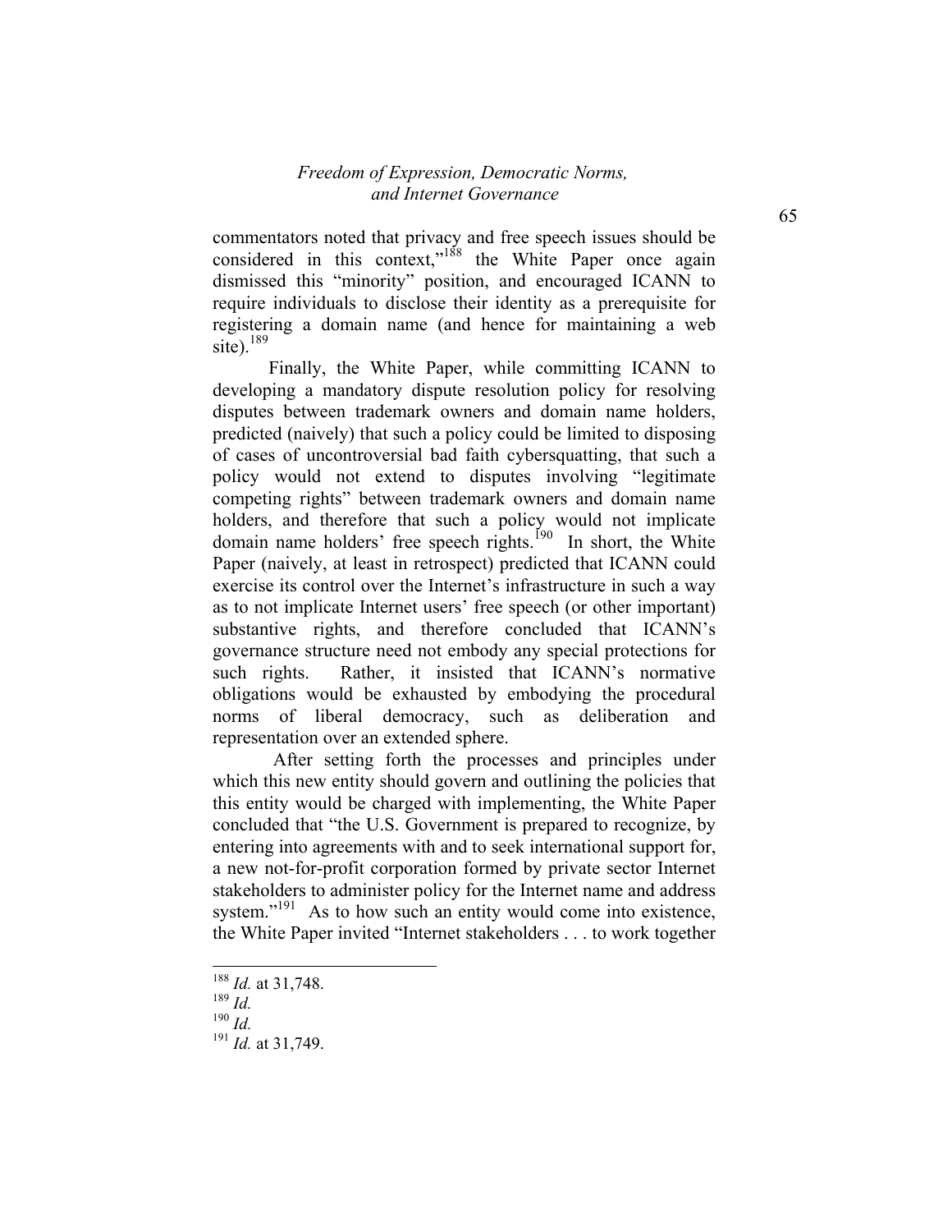commentators noted that privacy and free speech issues should be considered in this context,"[188] the White Paper once again dismissed this "minority" position, and encouraged ICANN to require individuals to disclose their identity as a prerequisite for registering a domain name (and hence for maintaining a web site).[189]

Finally, the White Paper, while committing ICANN to developing a mandatory dispute resolution policy for resolving disputes between trademark owners and domain name holders, predicted (naively) that such a policy could be limited to disposing of cases of uncontroversial bad faith cybersquatting, that such a policy would not extend to disputes involving "legitimate competing rights" between trademark owners and domain name holders, and therefore that such a policy would not implicate domain name holders' free speech rights.[190] In short, the White Paper (naively, at least in retrospect) predicted that ICANN could exercise its control over the Internet's infrastructure in such a way as to not implicate Internet users' free speech (or other important) substantive rights, and therefore concluded that ICANN's governance structure need not embody any special protections for such rights. Rather, it insisted that ICANN's normative obligations would be exhausted by embodying the procedural norms of liberal democracy, such as deliberation and representation over an extended sphere.

After setting forth the processes and principles under which this new entity should govern and outlining the policies that this entity would be charged with implementing, the White Paper concluded that "the U.S. Government is prepared to recognize, by entering into agreements with and to seek international support for, a new not-for-profit corporation formed by private sector Internet stakeholders to administer policy for the Internet name and address system."[191] As to how such an entity would come into existence, the White Paper invited "Internet stakeholders . . . to work together

---

[188] *Id.* at 31,748.
[189] *Id.*
[190] *Id.*
[191] *Id.* at 31,749.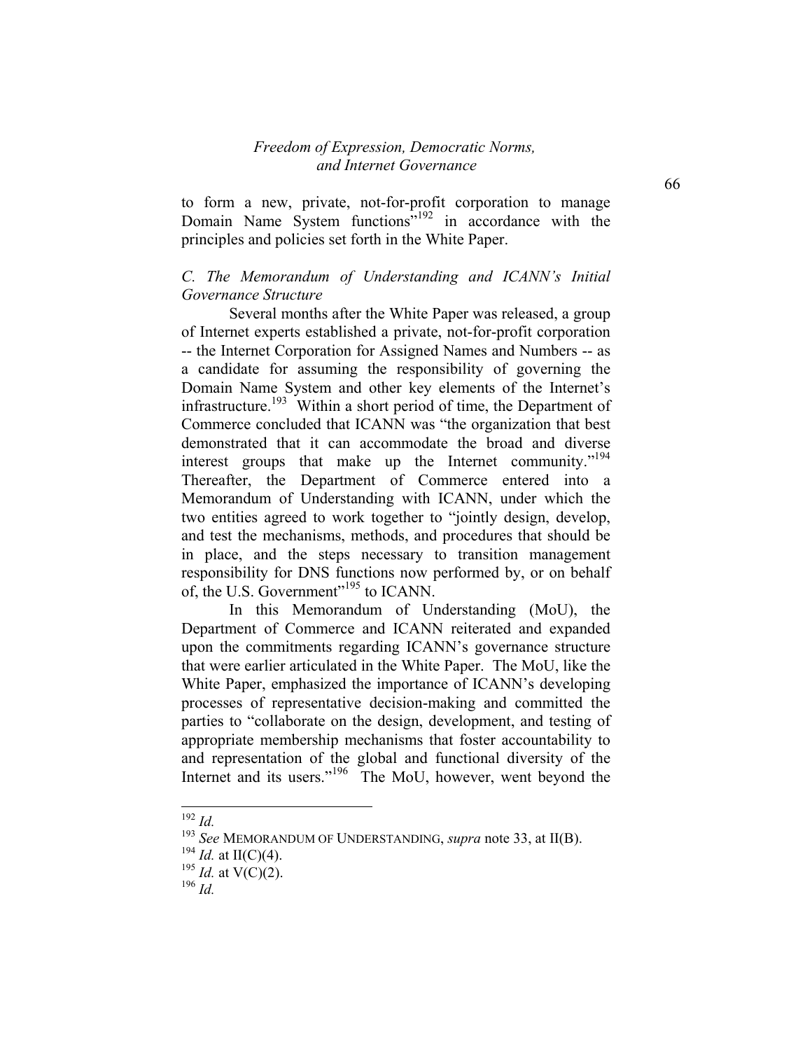to form a new, private, not-for-profit corporation to manage Domain Name System functions"[192] in accordance with the principles and policies set forth in the White Paper.

### *C. The Memorandum of Understanding and ICANN's Initial Governance Structure*

Several months after the White Paper was released, a group of Internet experts established a private, not-for-profit corporation -- the Internet Corporation for Assigned Names and Numbers -- as a candidate for assuming the responsibility of governing the Domain Name System and other key elements of the Internet's infrastructure.[193] Within a short period of time, the Department of Commerce concluded that ICANN was "the organization that best demonstrated that it can accommodate the broad and diverse interest groups that make up the Internet community."[194] Thereafter, the Department of Commerce entered into a Memorandum of Understanding with ICANN, under which the two entities agreed to work together to "jointly design, develop, and test the mechanisms, methods, and procedures that should be in place, and the steps necessary to transition management responsibility for DNS functions now performed by, or on behalf of, the U.S. Government"[195] to ICANN.

In this Memorandum of Understanding (MoU), the Department of Commerce and ICANN reiterated and expanded upon the commitments regarding ICANN's governance structure that were earlier articulated in the White Paper. The MoU, like the White Paper, emphasized the importance of ICANN's developing processes of representative decision-making and committed the parties to "collaborate on the design, development, and testing of appropriate membership mechanisms that foster accountability to and representation of the global and functional diversity of the Internet and its users."[196] The MoU, however, went beyond the

---

[192] *Id.*

[193] *See* MEMORANDUM OF UNDERSTANDING, *supra* note 33, at II(B).

[194] *Id.* at II(C)(4).

[195] *Id.* at V(C)(2).

[196] *Id.*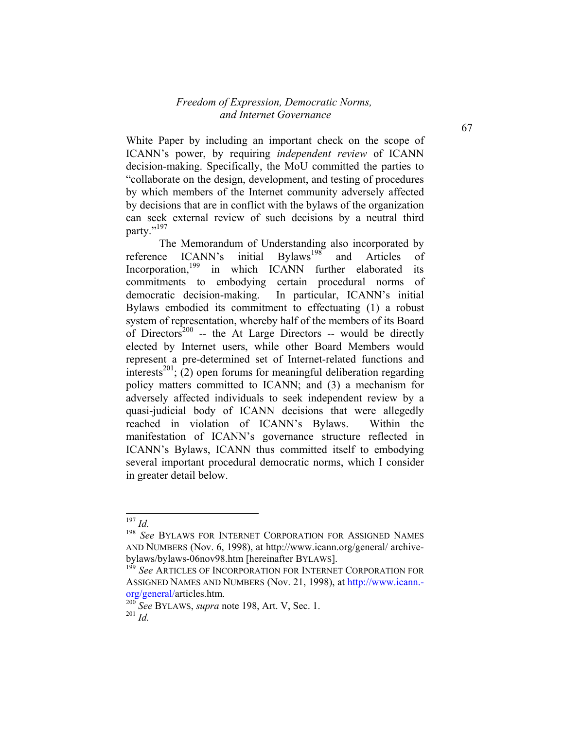White Paper by including an important check on the scope of ICANN's power, by requiring *independent review* of ICANN decision-making. Specifically, the MoU committed the parties to "collaborate on the design, development, and testing of procedures by which members of the Internet community adversely affected by decisions that are in conflict with the bylaws of the organization can seek external review of such decisions by a neutral third party."[197]

The Memorandum of Understanding also incorporated by reference ICANN's initial Bylaws[198] and Articles of Incorporation,[199] in which ICANN further elaborated its commitments to embodying certain procedural norms of democratic decision-making. In particular, ICANN's initial Bylaws embodied its commitment to effectuating (1) a robust system of representation, whereby half of the members of its Board of Directors[200] -- the At Large Directors -- would be directly elected by Internet users, while other Board Members would represent a pre-determined set of Internet-related functions and interests[201]; (2) open forums for meaningful deliberation regarding policy matters committed to ICANN; and (3) a mechanism for adversely affected individuals to seek independent review by a quasi-judicial body of ICANN decisions that were allegedly reached in violation of ICANN's Bylaws. Within the manifestation of ICANN's governance structure reflected in ICANN's Bylaws, ICANN thus committed itself to embodying several important procedural democratic norms, which I consider in greater detail below.

---

[197] *Id.*

[198] *See* BYLAWS FOR INTERNET CORPORATION FOR ASSIGNED NAMES AND NUMBERS (Nov. 6, 1998), at http://www.icann.org/general/ archive-bylaws/bylaws-06nov98.htm [hereinafter BYLAWS].

[199] *See* ARTICLES OF INCORPORATION FOR INTERNET CORPORATION FOR ASSIGNED NAMES AND NUMBERS (Nov. 21, 1998), at http://www.icann.-org/general/articles.htm.

[200] *See* BYLAWS, *supra* note 198, Art. V, Sec. 1.

[201] *Id.*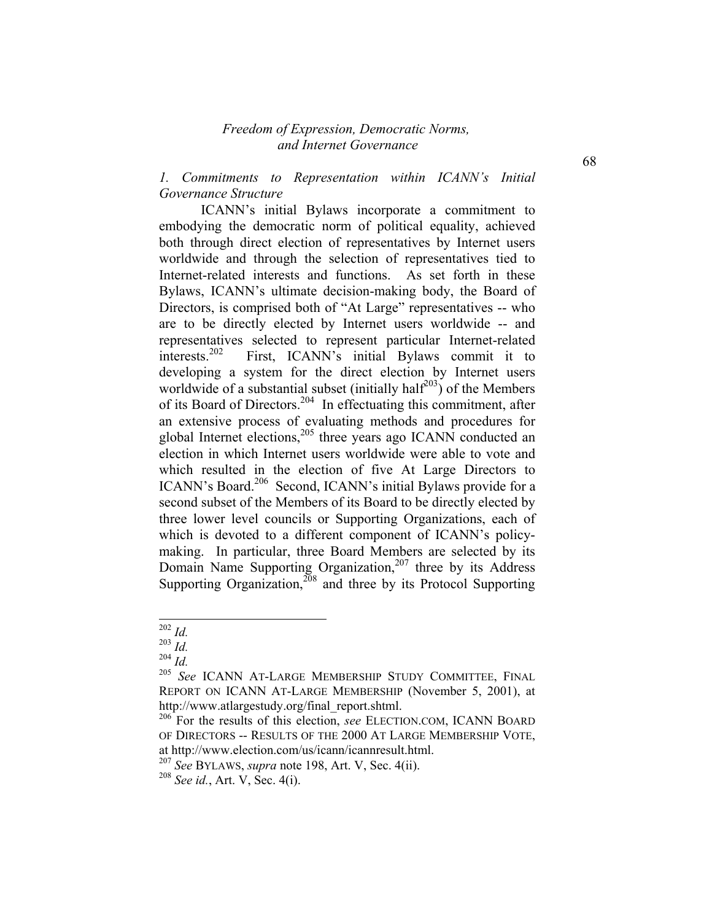*1. Commitments to Representation within ICANN's Initial Governance Structure*

ICANN's initial Bylaws incorporate a commitment to embodying the democratic norm of political equality, achieved both through direct election of representatives by Internet users worldwide and through the selection of representatives tied to Internet-related interests and functions. As set forth in these Bylaws, ICANN's ultimate decision-making body, the Board of Directors, is comprised both of "At Large" representatives -- who are to be directly elected by Internet users worldwide -- and representatives selected to represent particular Internet-related interests.[202] First, ICANN's initial Bylaws commit it to developing a system for the direct election by Internet users worldwide of a substantial subset (initially half[203]) of the Members of its Board of Directors.[204] In effectuating this commitment, after an extensive process of evaluating methods and procedures for global Internet elections,[205] three years ago ICANN conducted an election in which Internet users worldwide were able to vote and which resulted in the election of five At Large Directors to ICANN's Board.[206] Second, ICANN's initial Bylaws provide for a second subset of the Members of its Board to be directly elected by three lower level councils or Supporting Organizations, each of which is devoted to a different component of ICANN's policy-making. In particular, three Board Members are selected by its Domain Name Supporting Organization,[207] three by its Address Supporting Organization,[208] and three by its Protocol Supporting

---

[202] *Id.*

[203] *Id.*

[204] *Id.*

[205] *See* ICANN AT-LARGE MEMBERSHIP STUDY COMMITTEE, FINAL REPORT ON ICANN AT-LARGE MEMBERSHIP (November 5, 2001), at http://www.atlargestudy.org/final_report.shtml.

[206] For the results of this election, *see* ELECTION.COM, ICANN BOARD OF DIRECTORS -- RESULTS OF THE 2000 AT LARGE MEMBERSHIP VOTE, at http://www.election.com/us/icann/icannresult.html.

[207] *See* BYLAWS, *supra* note 198, Art. V, Sec. 4(ii).

[208] *See id.*, Art. V, Sec. 4(i).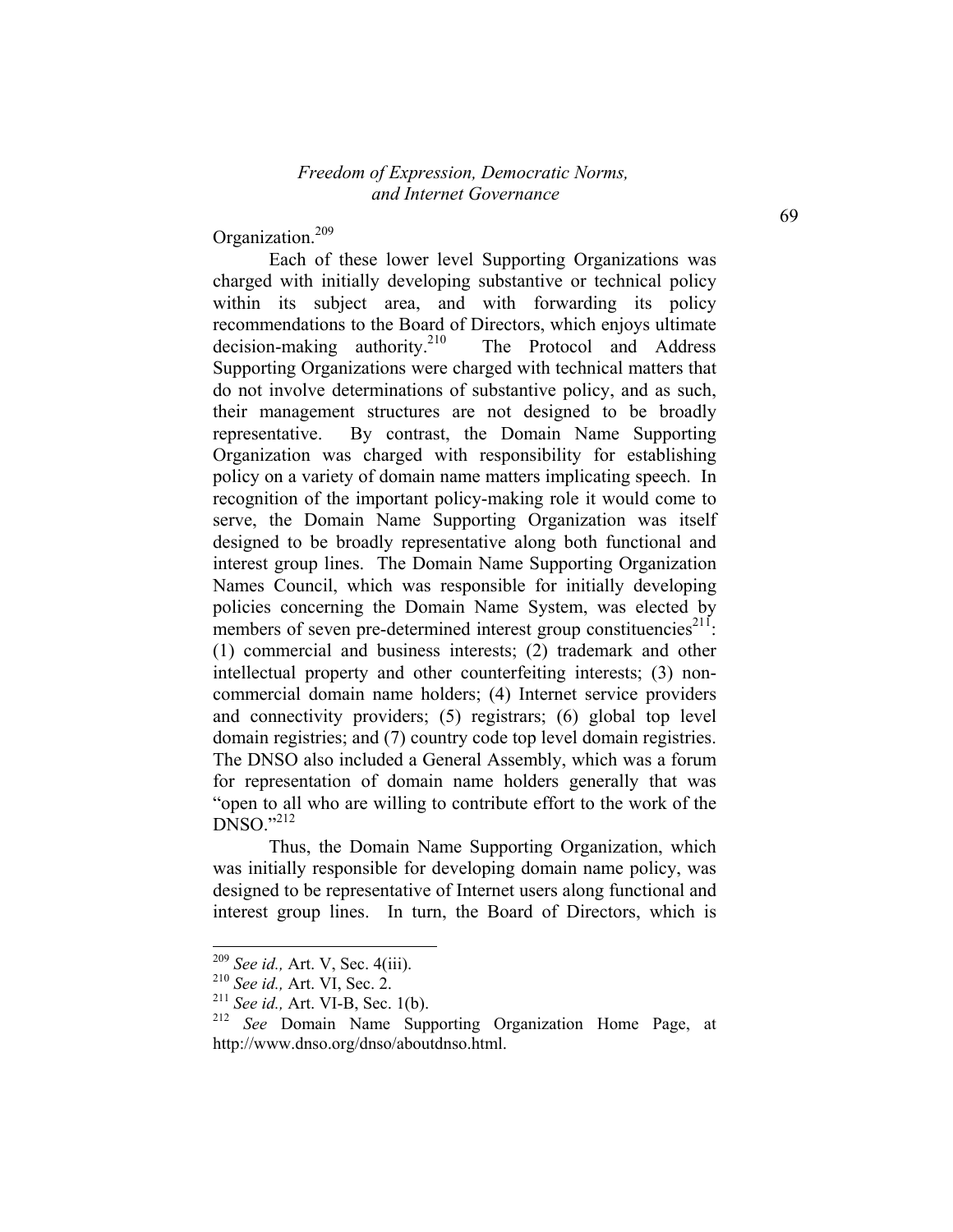Organization.[209]

Each of these lower level Supporting Organizations was charged with initially developing substantive or technical policy within its subject area, and with forwarding its policy recommendations to the Board of Directors, which enjoys ultimate decision-making authority.[210] The Protocol and Address Supporting Organizations were charged with technical matters that do not involve determinations of substantive policy, and as such, their management structures are not designed to be broadly representative. By contrast, the Domain Name Supporting Organization was charged with responsibility for establishing policy on a variety of domain name matters implicating speech. In recognition of the important policy-making role it would come to serve, the Domain Name Supporting Organization was itself designed to be broadly representative along both functional and interest group lines. The Domain Name Supporting Organization Names Council, which was responsible for initially developing policies concerning the Domain Name System, was elected by members of seven pre-determined interest group constituencies[211]: (1) commercial and business interests; (2) trademark and other intellectual property and other counterfeiting interests; (3) non-commercial domain name holders; (4) Internet service providers and connectivity providers; (5) registrars; (6) global top level domain registries; and (7) country code top level domain registries. The DNSO also included a General Assembly, which was a forum for representation of domain name holders generally that was "open to all who are willing to contribute effort to the work of the DNSO."[212]

Thus, the Domain Name Supporting Organization, which was initially responsible for developing domain name policy, was designed to be representative of Internet users along functional and interest group lines. In turn, the Board of Directors, which is

---

[209] *See id.,* Art. V, Sec. 4(iii).

[210] *See id.,* Art. VI, Sec. 2.

[211] *See id.,* Art. VI-B, Sec. 1(b).

[212] *See* Domain Name Supporting Organization Home Page, at http://www.dnso.org/dnso/aboutdnso.html.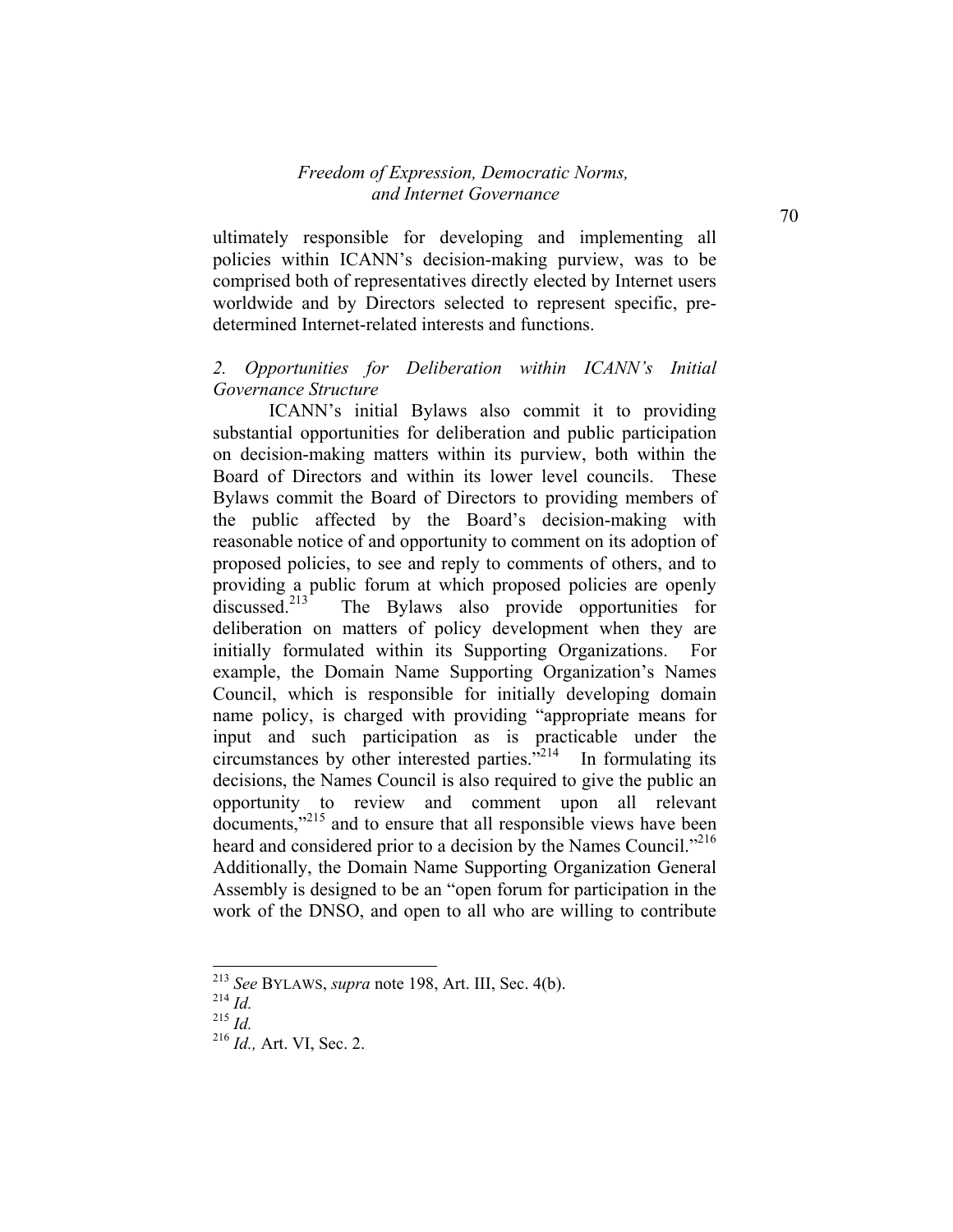ultimately responsible for developing and implementing all policies within ICANN's decision-making purview, was to be comprised both of representatives directly elected by Internet users worldwide and by Directors selected to represent specific, pre-determined Internet-related interests and functions.

### *2. Opportunities for Deliberation within ICANN's Initial Governance Structure*

ICANN's initial Bylaws also commit it to providing substantial opportunities for deliberation and public participation on decision-making matters within its purview, both within the Board of Directors and within its lower level councils. These Bylaws commit the Board of Directors to providing members of the public affected by the Board's decision-making with reasonable notice of and opportunity to comment on its adoption of proposed policies, to see and reply to comments of others, and to providing a public forum at which proposed policies are openly discussed.[213] The Bylaws also provide opportunities for deliberation on matters of policy development when they are initially formulated within its Supporting Organizations. For example, the Domain Name Supporting Organization's Names Council, which is responsible for initially developing domain name policy, is charged with providing "appropriate means for input and such participation as is practicable under the circumstances by other interested parties."[214] In formulating its decisions, the Names Council is also required to give the public an opportunity to review and comment upon all relevant documents,"[215] and to ensure that all responsible views have been heard and considered prior to a decision by the Names Council."[216] Additionally, the Domain Name Supporting Organization General Assembly is designed to be an "open forum for participation in the work of the DNSO, and open to all who are willing to contribute

---

[213] *See* BYLAWS, *supra* note 198, Art. III, Sec. 4(b).

[214] *Id.*

[215] *Id.*

[216] *Id.,* Art. VI, Sec. 2.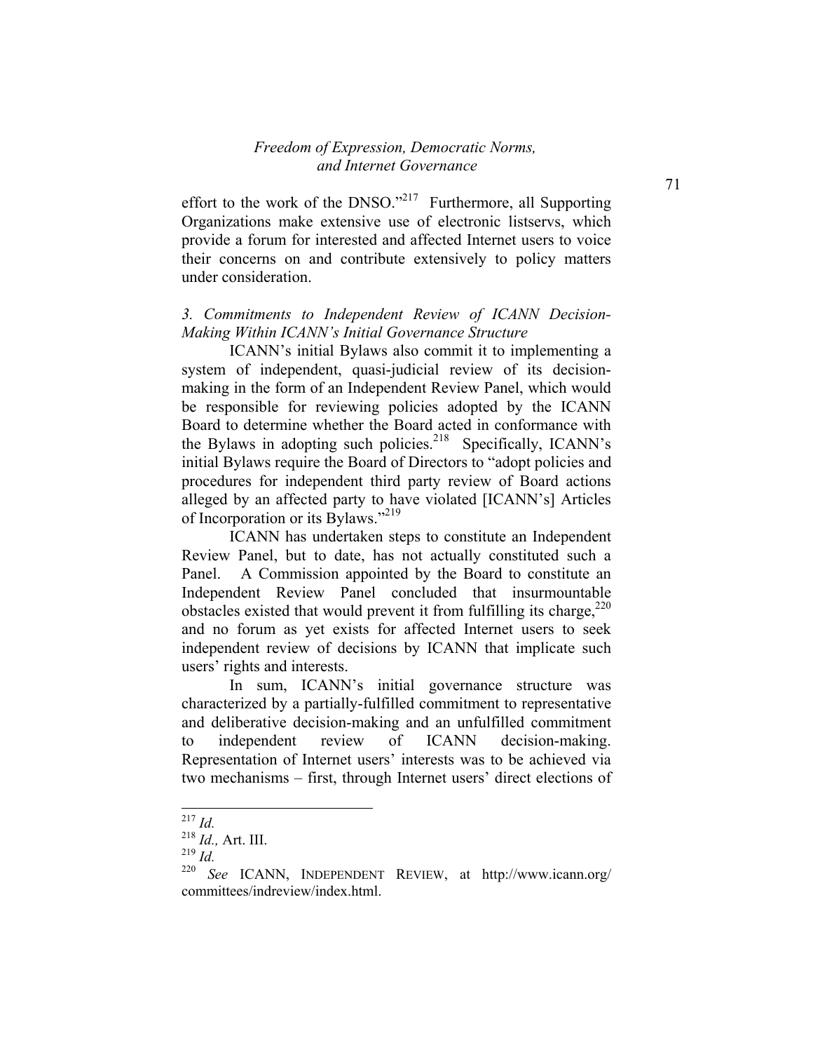effort to the work of the DNSO."[217] Furthermore, all Supporting Organizations make extensive use of electronic listservs, which provide a forum for interested and affected Internet users to voice their concerns on and contribute extensively to policy matters under consideration.

### *3. Commitments to Independent Review of ICANN Decision-Making Within ICANN's Initial Governance Structure*

ICANN's initial Bylaws also commit it to implementing a system of independent, quasi-judicial review of its decision-making in the form of an Independent Review Panel, which would be responsible for reviewing policies adopted by the ICANN Board to determine whether the Board acted in conformance with the Bylaws in adopting such policies.[218] Specifically, ICANN's initial Bylaws require the Board of Directors to "adopt policies and procedures for independent third party review of Board actions alleged by an affected party to have violated [ICANN's] Articles of Incorporation or its Bylaws."[219]

ICANN has undertaken steps to constitute an Independent Review Panel, but to date, has not actually constituted such a Panel. A Commission appointed by the Board to constitute an Independent Review Panel concluded that insurmountable obstacles existed that would prevent it from fulfilling its charge,[220] and no forum as yet exists for affected Internet users to seek independent review of decisions by ICANN that implicate such users' rights and interests.

In sum, ICANN's initial governance structure was characterized by a partially-fulfilled commitment to representative and deliberative decision-making and an unfulfilled commitment to independent review of ICANN decision-making. Representation of Internet users' interests was to be achieved via two mechanisms – first, through Internet users' direct elections of

---

[217] *Id.*

[218] *Id.,* Art. III.

[219] *Id.*

[220] *See* ICANN, INDEPENDENT REVIEW, at http://www.icann.org/committees/indreview/index.html.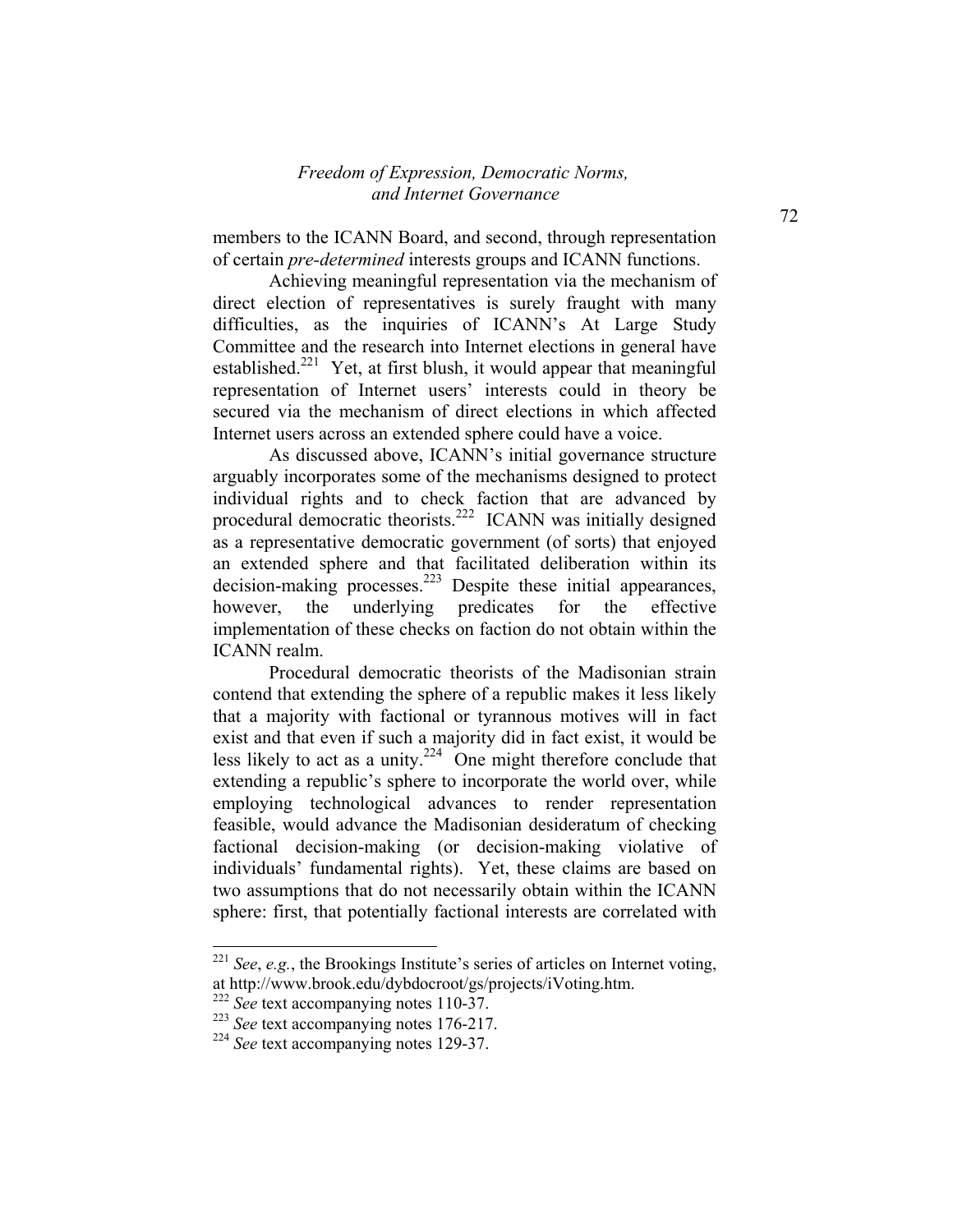members to the ICANN Board, and second, through representation of certain *pre-determined* interests groups and ICANN functions.

Achieving meaningful representation via the mechanism of direct election of representatives is surely fraught with many difficulties, as the inquiries of ICANN's At Large Study Committee and the research into Internet elections in general have established.[221] Yet, at first blush, it would appear that meaningful representation of Internet users' interests could in theory be secured via the mechanism of direct elections in which affected Internet users across an extended sphere could have a voice.

As discussed above, ICANN's initial governance structure arguably incorporates some of the mechanisms designed to protect individual rights and to check faction that are advanced by procedural democratic theorists.[222] ICANN was initially designed as a representative democratic government (of sorts) that enjoyed an extended sphere and that facilitated deliberation within its decision-making processes.[223] Despite these initial appearances, however, the underlying predicates for the effective implementation of these checks on faction do not obtain within the ICANN realm.

Procedural democratic theorists of the Madisonian strain contend that extending the sphere of a republic makes it less likely that a majority with factional or tyrannous motives will in fact exist and that even if such a majority did in fact exist, it would be less likely to act as a unity.[224] One might therefore conclude that extending a republic's sphere to incorporate the world over, while employing technological advances to render representation feasible, would advance the Madisonian desideratum of checking factional decision-making (or decision-making violative of individuals' fundamental rights). Yet, these claims are based on two assumptions that do not necessarily obtain within the ICANN sphere: first, that potentially factional interests are correlated with

---

[221] *See*, *e.g.*, the Brookings Institute's series of articles on Internet voting, at http://www.brook.edu/dybdocroot/gs/projects/iVoting.htm.

[222] *See* text accompanying notes 110-37.

[223] *See* text accompanying notes 176-217.

[224] *See* text accompanying notes 129-37.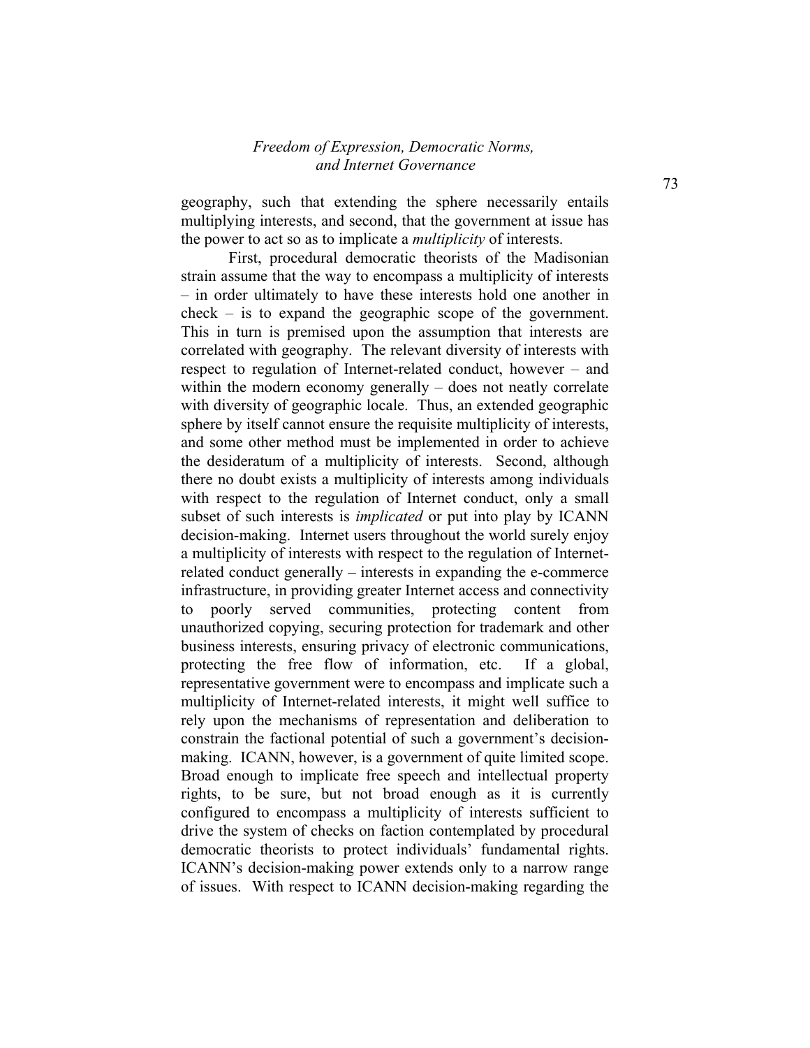geography, such that extending the sphere necessarily entails multiplying interests, and second, that the government at issue has the power to act so as to implicate a *multiplicity* of interests.

First, procedural democratic theorists of the Madisonian strain assume that the way to encompass a multiplicity of interests – in order ultimately to have these interests hold one another in check – is to expand the geographic scope of the government. This in turn is premised upon the assumption that interests are correlated with geography. The relevant diversity of interests with respect to regulation of Internet-related conduct, however – and within the modern economy generally – does not neatly correlate with diversity of geographic locale. Thus, an extended geographic sphere by itself cannot ensure the requisite multiplicity of interests, and some other method must be implemented in order to achieve the desideratum of a multiplicity of interests. Second, although there no doubt exists a multiplicity of interests among individuals with respect to the regulation of Internet conduct, only a small subset of such interests is *implicated* or put into play by ICANN decision-making. Internet users throughout the world surely enjoy a multiplicity of interests with respect to the regulation of Internet-related conduct generally – interests in expanding the e-commerce infrastructure, in providing greater Internet access and connectivity to poorly served communities, protecting content from unauthorized copying, securing protection for trademark and other business interests, ensuring privacy of electronic communications, protecting the free flow of information, etc. If a global, representative government were to encompass and implicate such a multiplicity of Internet-related interests, it might well suffice to rely upon the mechanisms of representation and deliberation to constrain the factional potential of such a government's decision-making. ICANN, however, is a government of quite limited scope. Broad enough to implicate free speech and intellectual property rights, to be sure, but not broad enough as it is currently configured to encompass a multiplicity of interests sufficient to drive the system of checks on faction contemplated by procedural democratic theorists to protect individuals' fundamental rights. ICANN's decision-making power extends only to a narrow range of issues. With respect to ICANN decision-making regarding the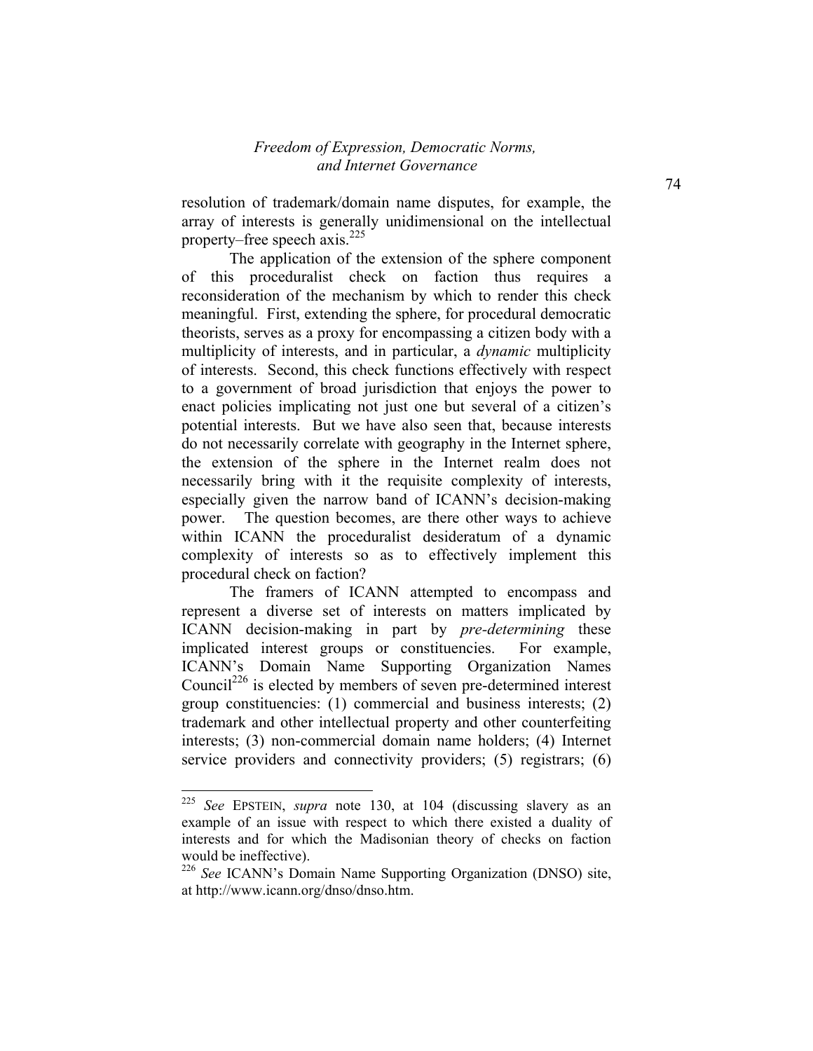resolution of trademark/domain name disputes, for example, the array of interests is generally unidimensional on the intellectual property–free speech axis.[225]

The application of the extension of the sphere component of this proceduralist check on faction thus requires a reconsideration of the mechanism by which to render this check meaningful. First, extending the sphere, for procedural democratic theorists, serves as a proxy for encompassing a citizen body with a multiplicity of interests, and in particular, a *dynamic* multiplicity of interests. Second, this check functions effectively with respect to a government of broad jurisdiction that enjoys the power to enact policies implicating not just one but several of a citizen's potential interests. But we have also seen that, because interests do not necessarily correlate with geography in the Internet sphere, the extension of the sphere in the Internet realm does not necessarily bring with it the requisite complexity of interests, especially given the narrow band of ICANN's decision-making power. The question becomes, are there other ways to achieve within ICANN the proceduralist desideratum of a dynamic complexity of interests so as to effectively implement this procedural check on faction?

The framers of ICANN attempted to encompass and represent a diverse set of interests on matters implicated by ICANN decision-making in part by *pre-determining* these implicated interest groups or constituencies. For example, ICANN's Domain Name Supporting Organization Names Council[226] is elected by members of seven pre-determined interest group constituencies: (1) commercial and business interests; (2) trademark and other intellectual property and other counterfeiting interests; (3) non-commercial domain name holders; (4) Internet service providers and connectivity providers; (5) registrars; (6)

---

[225] *See* EPSTEIN, *supra* note 130, at 104 (discussing slavery as an example of an issue with respect to which there existed a duality of interests and for which the Madisonian theory of checks on faction would be ineffective).

[226] *See* ICANN's Domain Name Supporting Organization (DNSO) site, at http://www.icann.org/dnso/dnso.htm.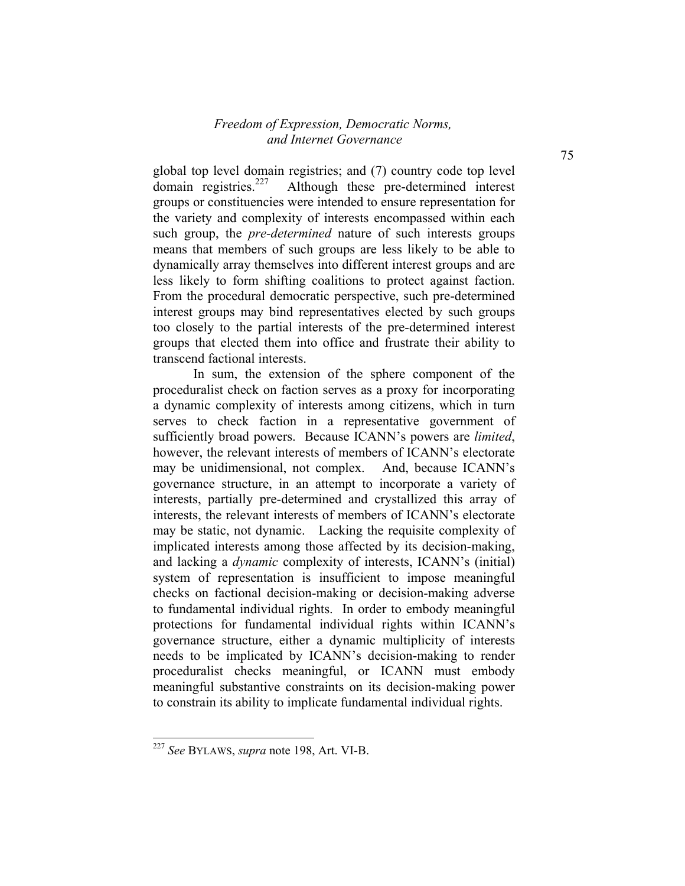global top level domain registries; and (7) country code top level domain registries.[227] Although these pre-determined interest groups or constituencies were intended to ensure representation for the variety and complexity of interests encompassed within each such group, the *pre-determined* nature of such interests groups means that members of such groups are less likely to be able to dynamically array themselves into different interest groups and are less likely to form shifting coalitions to protect against faction. From the procedural democratic perspective, such pre-determined interest groups may bind representatives elected by such groups too closely to the partial interests of the pre-determined interest groups that elected them into office and frustrate their ability to transcend factional interests.

In sum, the extension of the sphere component of the proceduralist check on faction serves as a proxy for incorporating a dynamic complexity of interests among citizens, which in turn serves to check faction in a representative government of sufficiently broad powers. Because ICANN's powers are *limited*, however, the relevant interests of members of ICANN's electorate may be unidimensional, not complex. And, because ICANN's governance structure, in an attempt to incorporate a variety of interests, partially pre-determined and crystallized this array of interests, the relevant interests of members of ICANN's electorate may be static, not dynamic. Lacking the requisite complexity of implicated interests among those affected by its decision-making, and lacking a *dynamic* complexity of interests, ICANN's (initial) system of representation is insufficient to impose meaningful checks on factional decision-making or decision-making adverse to fundamental individual rights. In order to embody meaningful protections for fundamental individual rights within ICANN's governance structure, either a dynamic multiplicity of interests needs to be implicated by ICANN's decision-making to render proceduralist checks meaningful, or ICANN must embody meaningful substantive constraints on its decision-making power to constrain its ability to implicate fundamental individual rights.

---

[227] *See* BYLAWS, *supra* note 198, Art. VI-B.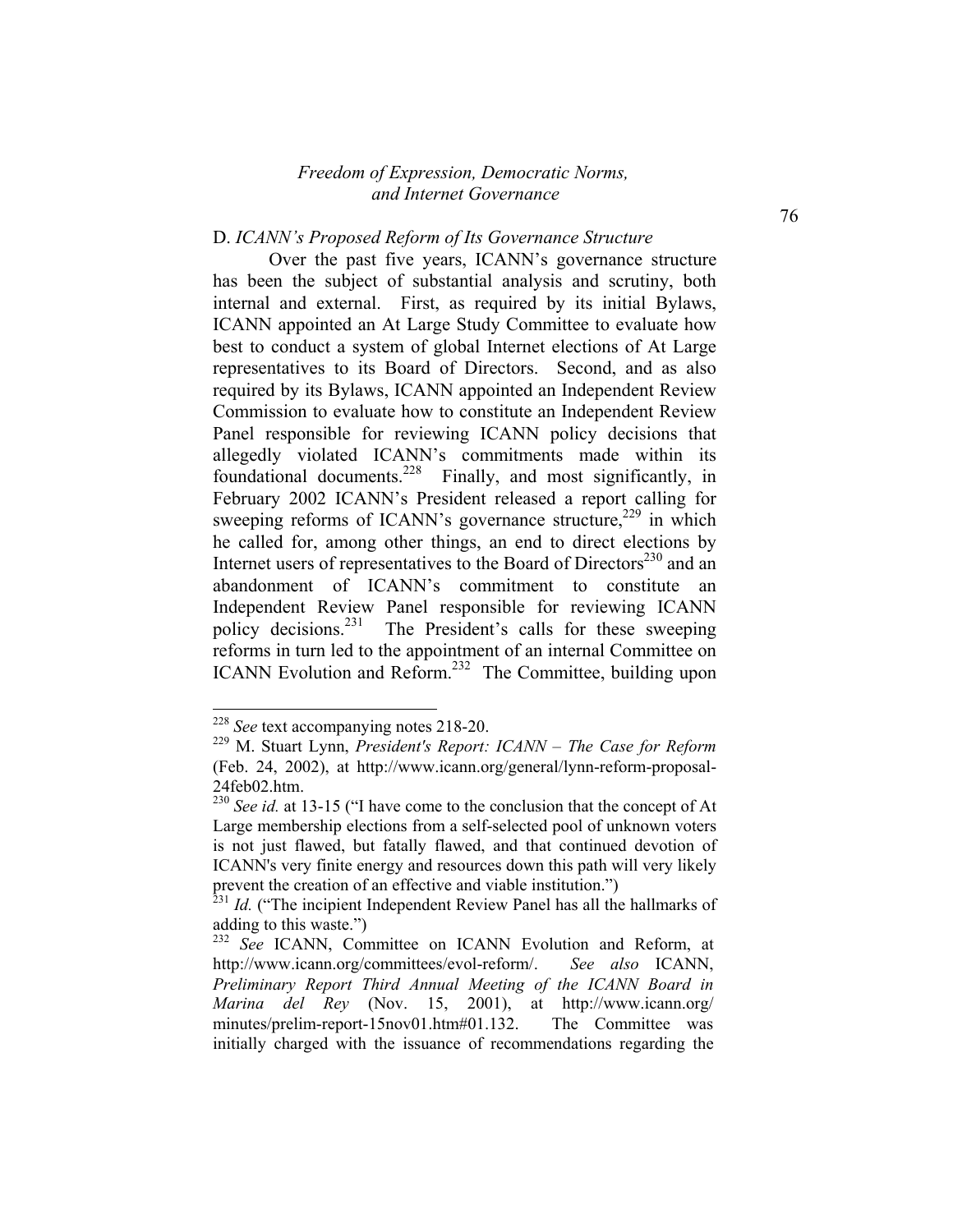### D. *ICANN's Proposed Reform of Its Governance Structure*

Over the past five years, ICANN's governance structure has been the subject of substantial analysis and scrutiny, both internal and external. First, as required by its initial Bylaws, ICANN appointed an At Large Study Committee to evaluate how best to conduct a system of global Internet elections of At Large representatives to its Board of Directors. Second, and as also required by its Bylaws, ICANN appointed an Independent Review Commission to evaluate how to constitute an Independent Review Panel responsible for reviewing ICANN policy decisions that allegedly violated ICANN's commitments made within its foundational documents.[228] Finally, and most significantly, in February 2002 ICANN's President released a report calling for sweeping reforms of ICANN's governance structure,[229] in which he called for, among other things, an end to direct elections by Internet users of representatives to the Board of Directors[230] and an abandonment of ICANN's commitment to constitute an Independent Review Panel responsible for reviewing ICANN policy decisions.[231] The President's calls for these sweeping reforms in turn led to the appointment of an internal Committee on ICANN Evolution and Reform.[232] The Committee, building upon

---

[228] *See* text accompanying notes 218-20.

[229] M. Stuart Lynn, *President's Report: ICANN – The Case for Reform* (Feb. 24, 2002), at http://www.icann.org/general/lynn-reform-proposal-24feb02.htm.

[230] *See id.* at 13-15 ("I have come to the conclusion that the concept of At Large membership elections from a self-selected pool of unknown voters is not just flawed, but fatally flawed, and that continued devotion of ICANN's very finite energy and resources down this path will very likely prevent the creation of an effective and viable institution.")

[231] *Id.* ("The incipient Independent Review Panel has all the hallmarks of adding to this waste.")

[232] *See* ICANN, Committee on ICANN Evolution and Reform, at http://www.icann.org/committees/evol-reform/. *See also* ICANN, *Preliminary Report Third Annual Meeting of the ICANN Board in Marina del Rey* (Nov. 15, 2001), at http://www.icann.org/minutes/prelim-report-15nov01.htm#01.132. The Committee was initially charged with the issuance of recommendations regarding the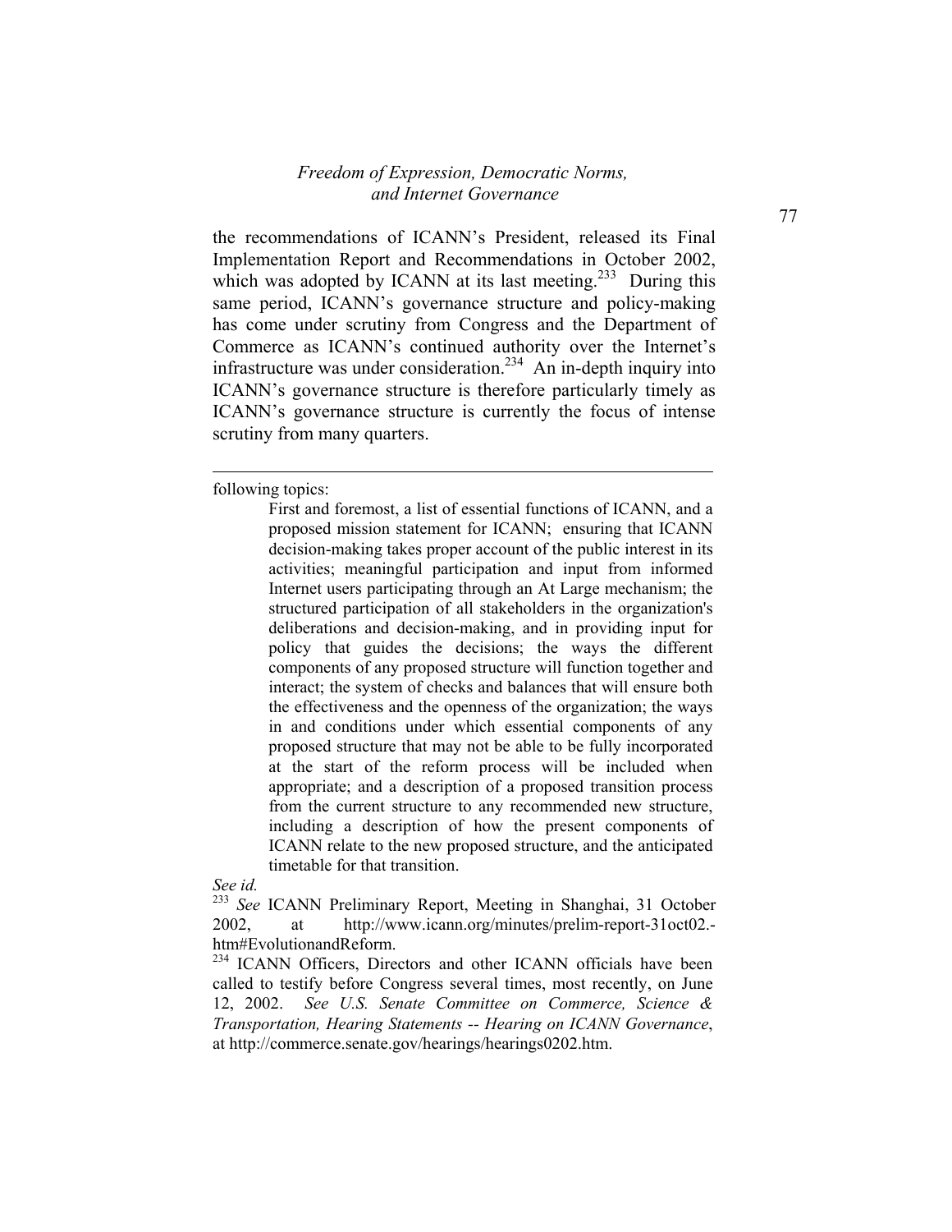the recommendations of ICANN's President, released its Final Implementation Report and Recommendations in October 2002, which was adopted by ICANN at its last meeting.[233] During this same period, ICANN's governance structure and policy-making has come under scrutiny from Congress and the Department of Commerce as ICANN's continued authority over the Internet's infrastructure was under consideration.[234] An in-depth inquiry into ICANN's governance structure is therefore particularly timely as ICANN's governance structure is currently the focus of intense scrutiny from many quarters.

---

following topics:

> First and foremost, a list of essential functions of ICANN, and a proposed mission statement for ICANN; ensuring that ICANN decision-making takes proper account of the public interest in its activities; meaningful participation and input from informed Internet users participating through an At Large mechanism; the structured participation of all stakeholders in the organization's deliberations and decision-making, and in providing input for policy that guides the decisions; the ways the different components of any proposed structure will function together and interact; the system of checks and balances that will ensure both the effectiveness and the openness of the organization; the ways in and conditions under which essential components of any proposed structure that may not be able to be fully incorporated at the start of the reform process will be included when appropriate; and a description of a proposed transition process from the current structure to any recommended new structure, including a description of how the present components of ICANN relate to the new proposed structure, and the anticipated timetable for that transition.

*See id.*

[233] *See* ICANN Preliminary Report, Meeting in Shanghai, 31 October 2002, at http://www.icann.org/minutes/prelim-report-31oct02.-htm#EvolutionandReform.

[234] ICANN Officers, Directors and other ICANN officials have been called to testify before Congress several times, most recently, on June 12, 2002. *See U.S. Senate Committee on Commerce, Science & Transportation, Hearing Statements -- Hearing on ICANN Governance*, at http://commerce.senate.gov/hearings/hearings0202.htm.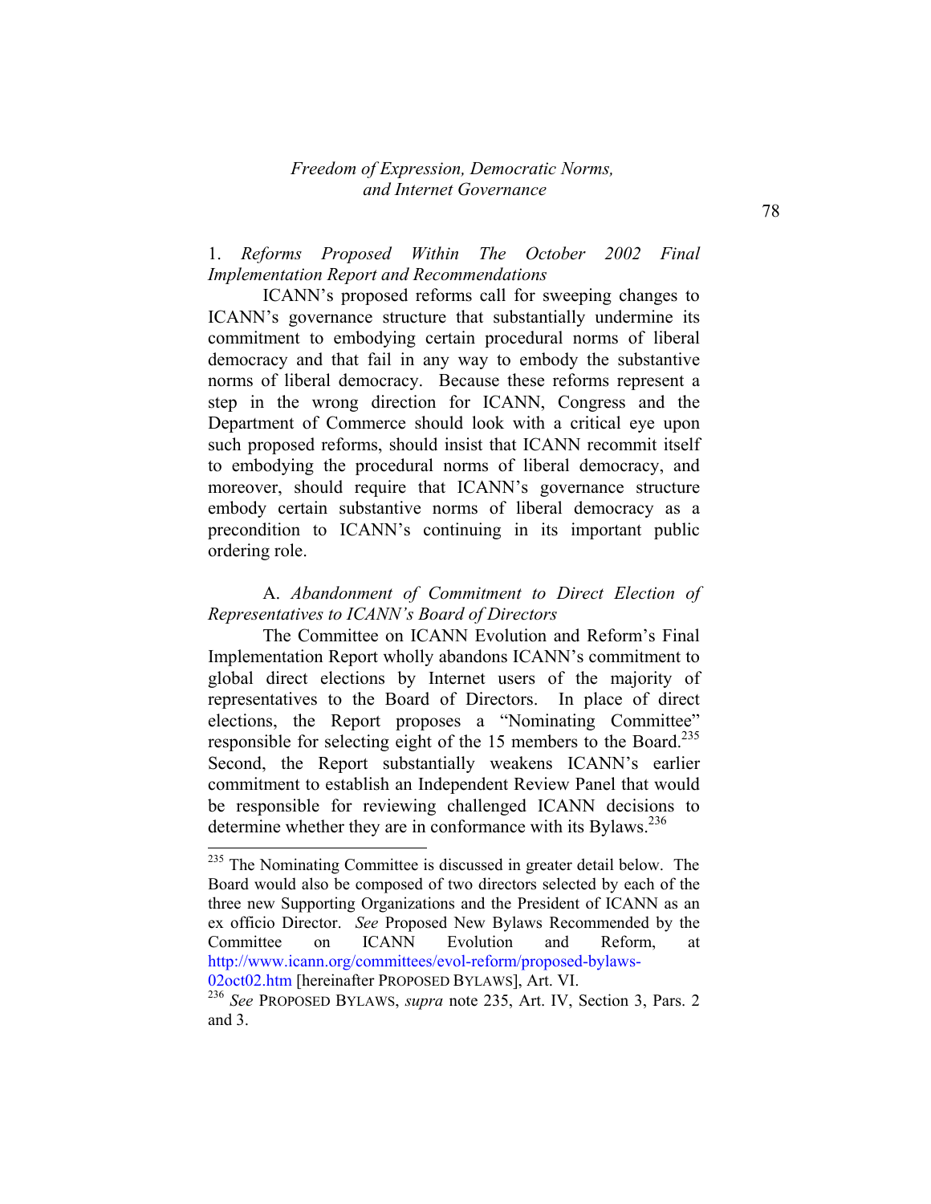1. *Reforms Proposed Within The October 2002 Final Implementation Report and Recommendations*

ICANN's proposed reforms call for sweeping changes to ICANN's governance structure that substantially undermine its commitment to embodying certain procedural norms of liberal democracy and that fail in any way to embody the substantive norms of liberal democracy. Because these reforms represent a step in the wrong direction for ICANN, Congress and the Department of Commerce should look with a critical eye upon such proposed reforms, should insist that ICANN recommit itself to embodying the procedural norms of liberal democracy, and moreover, should require that ICANN's governance structure embody certain substantive norms of liberal democracy as a precondition to ICANN's continuing in its important public ordering role.

A. *Abandonment of Commitment to Direct Election of Representatives to ICANN's Board of Directors*

The Committee on ICANN Evolution and Reform's Final Implementation Report wholly abandons ICANN's commitment to global direct elections by Internet users of the majority of representatives to the Board of Directors. In place of direct elections, the Report proposes a "Nominating Committee" responsible for selecting eight of the 15 members to the Board.[235] Second, the Report substantially weakens ICANN's earlier commitment to establish an Independent Review Panel that would be responsible for reviewing challenged ICANN decisions to determine whether they are in conformance with its Bylaws.[236]

---

[235] The Nominating Committee is discussed in greater detail below. The Board would also be composed of two directors selected by each of the three new Supporting Organizations and the President of ICANN as an ex officio Director. *See* Proposed New Bylaws Recommended by the Committee on ICANN Evolution and Reform, at http://www.icann.org/committees/evol-reform/proposed-bylaws-02oct02.htm [hereinafter PROPOSED BYLAWS], Art. VI.

[236] *See* PROPOSED BYLAWS, *supra* note 235, Art. IV, Section 3, Pars. 2 and 3.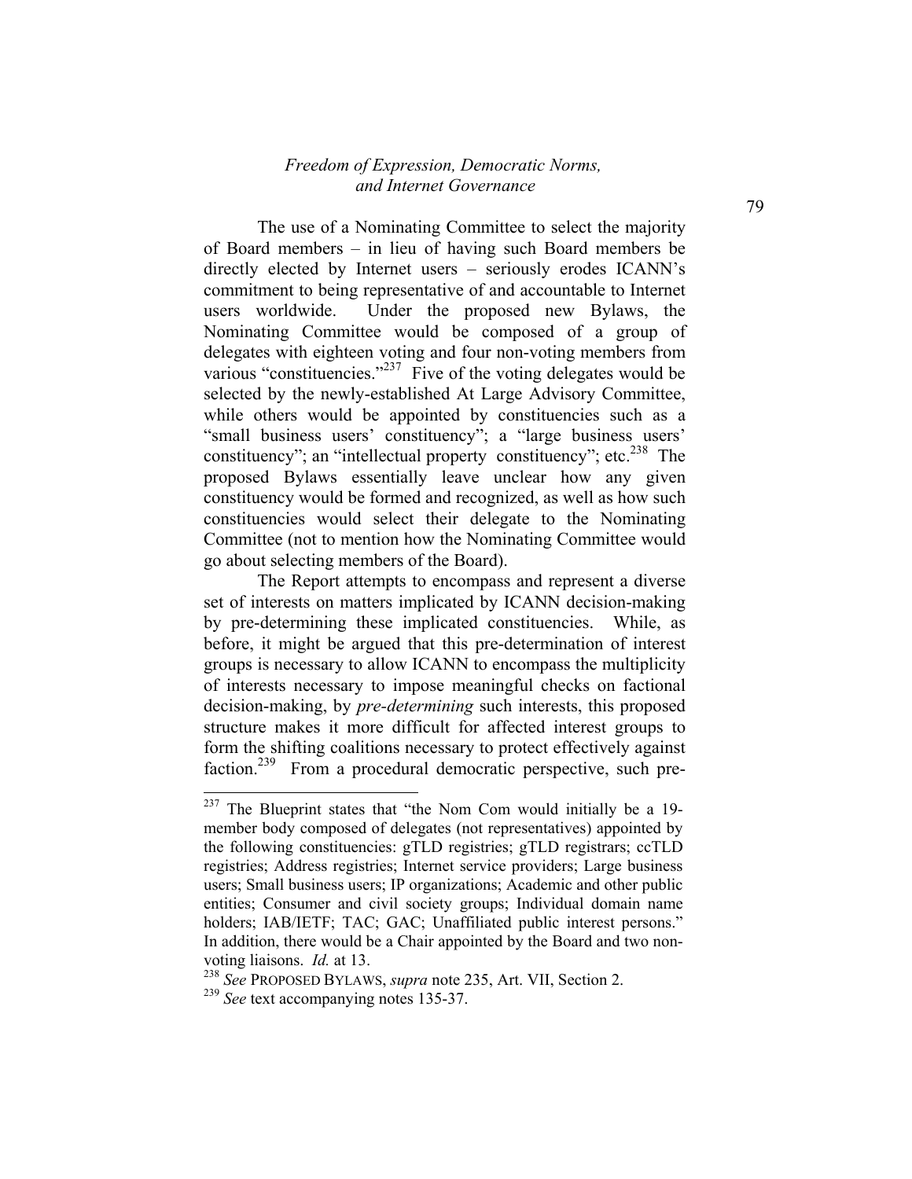The use of a Nominating Committee to select the majority of Board members – in lieu of having such Board members be directly elected by Internet users – seriously erodes ICANN's commitment to being representative of and accountable to Internet users worldwide. Under the proposed new Bylaws, the Nominating Committee would be composed of a group of delegates with eighteen voting and four non-voting members from various "constituencies."[237] Five of the voting delegates would be selected by the newly-established At Large Advisory Committee, while others would be appointed by constituencies such as a "small business users' constituency"; a "large business users' constituency"; an "intellectual property constituency"; etc.[238] The proposed Bylaws essentially leave unclear how any given constituency would be formed and recognized, as well as how such constituencies would select their delegate to the Nominating Committee (not to mention how the Nominating Committee would go about selecting members of the Board).

The Report attempts to encompass and represent a diverse set of interests on matters implicated by ICANN decision-making by pre-determining these implicated constituencies. While, as before, it might be argued that this pre-determination of interest groups is necessary to allow ICANN to encompass the multiplicity of interests necessary to impose meaningful checks on factional decision-making, by *pre-determining* such interests, this proposed structure makes it more difficult for affected interest groups to form the shifting coalitions necessary to protect effectively against faction.[239] From a procedural democratic perspective, such pre-

---

[237] The Blueprint states that "the Nom Com would initially be a 19-member body composed of delegates (not representatives) appointed by the following constituencies: gTLD registries; gTLD registrars; ccTLD registries; Address registries; Internet service providers; Large business users; Small business users; IP organizations; Academic and other public entities; Consumer and civil society groups; Individual domain name holders; IAB/IETF; TAC; GAC; Unaffiliated public interest persons." In addition, there would be a Chair appointed by the Board and two non-voting liaisons. *Id.* at 13.

[238] *See* PROPOSED BYLAWS, *supra* note 235, Art. VII, Section 2.

[239] *See* text accompanying notes 135-37.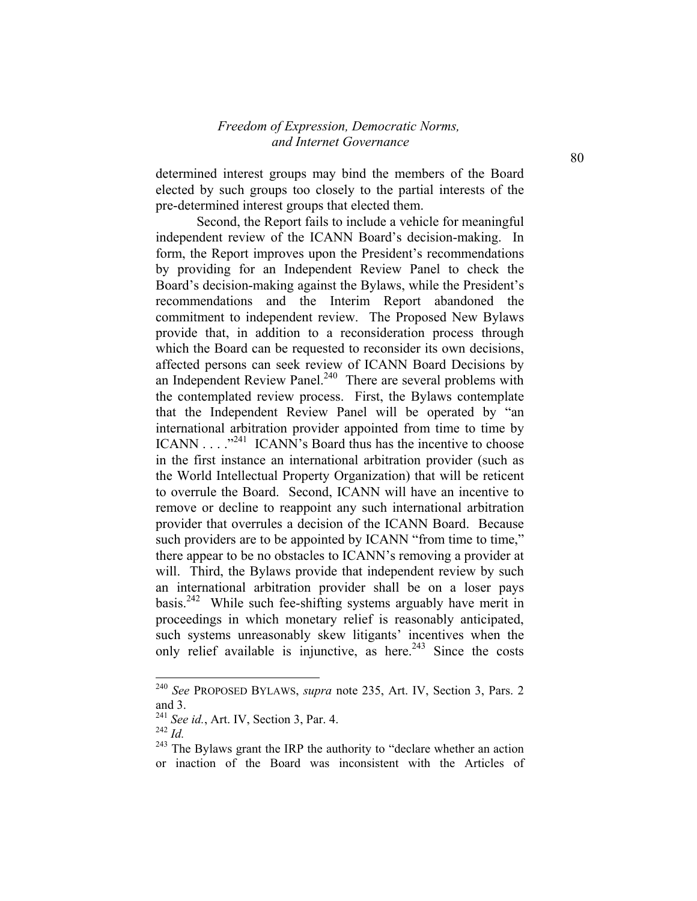determined interest groups may bind the members of the Board elected by such groups too closely to the partial interests of the pre-determined interest groups that elected them.

Second, the Report fails to include a vehicle for meaningful independent review of the ICANN Board's decision-making. In form, the Report improves upon the President's recommendations by providing for an Independent Review Panel to check the Board's decision-making against the Bylaws, while the President's recommendations and the Interim Report abandoned the commitment to independent review. The Proposed New Bylaws provide that, in addition to a reconsideration process through which the Board can be requested to reconsider its own decisions, affected persons can seek review of ICANN Board Decisions by an Independent Review Panel.[240] There are several problems with the contemplated review process. First, the Bylaws contemplate that the Independent Review Panel will be operated by "an international arbitration provider appointed from time to time by ICANN . . . ."[241] ICANN's Board thus has the incentive to choose in the first instance an international arbitration provider (such as the World Intellectual Property Organization) that will be reticent to overrule the Board. Second, ICANN will have an incentive to remove or decline to reappoint any such international arbitration provider that overrules a decision of the ICANN Board. Because such providers are to be appointed by ICANN "from time to time," there appear to be no obstacles to ICANN's removing a provider at will. Third, the Bylaws provide that independent review by such an international arbitration provider shall be on a loser pays basis.[242] While such fee-shifting systems arguably have merit in proceedings in which monetary relief is reasonably anticipated, such systems unreasonably skew litigants' incentives when the only relief available is injunctive, as here.[243] Since the costs

---

[240] *See* PROPOSED BYLAWS, *supra* note 235, Art. IV, Section 3, Pars. 2 and 3.

[241] *See id.*, Art. IV, Section 3, Par. 4.

[242] *Id.*

[243] The Bylaws grant the IRP the authority to "declare whether an action or inaction of the Board was inconsistent with the Articles of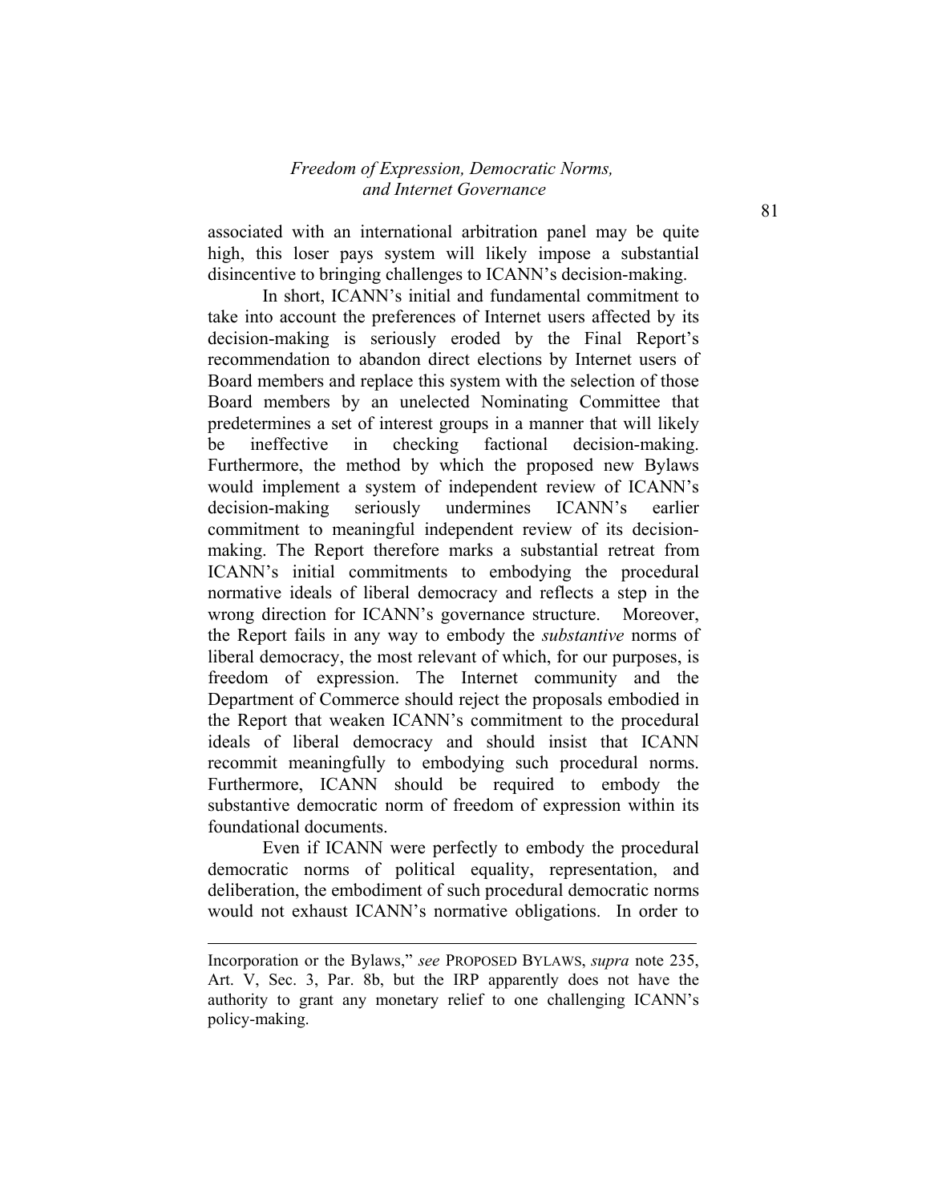associated with an international arbitration panel may be quite high, this loser pays system will likely impose a substantial disincentive to bringing challenges to ICANN's decision-making.

In short, ICANN's initial and fundamental commitment to take into account the preferences of Internet users affected by its decision-making is seriously eroded by the Final Report's recommendation to abandon direct elections by Internet users of Board members and replace this system with the selection of those Board members by an unelected Nominating Committee that predetermines a set of interest groups in a manner that will likely be ineffective in checking factional decision-making. Furthermore, the method by which the proposed new Bylaws would implement a system of independent review of ICANN's decision-making seriously undermines ICANN's earlier commitment to meaningful independent review of its decision-making. The Report therefore marks a substantial retreat from ICANN's initial commitments to embodying the procedural normative ideals of liberal democracy and reflects a step in the wrong direction for ICANN's governance structure. Moreover, the Report fails in any way to embody the *substantive* norms of liberal democracy, the most relevant of which, for our purposes, is freedom of expression. The Internet community and the Department of Commerce should reject the proposals embodied in the Report that weaken ICANN's commitment to the procedural ideals of liberal democracy and should insist that ICANN recommit meaningfully to embodying such procedural norms. Furthermore, ICANN should be required to embody the substantive democratic norm of freedom of expression within its foundational documents.

Even if ICANN were perfectly to embody the procedural democratic norms of political equality, representation, and deliberation, the embodiment of such procedural democratic norms would not exhaust ICANN's normative obligations. In order to

---

Incorporation or the Bylaws," *see* PROPOSED BYLAWS, *supra* note 235, Art. V, Sec. 3, Par. 8b, but the IRP apparently does not have the authority to grant any monetary relief to one challenging ICANN's policy-making.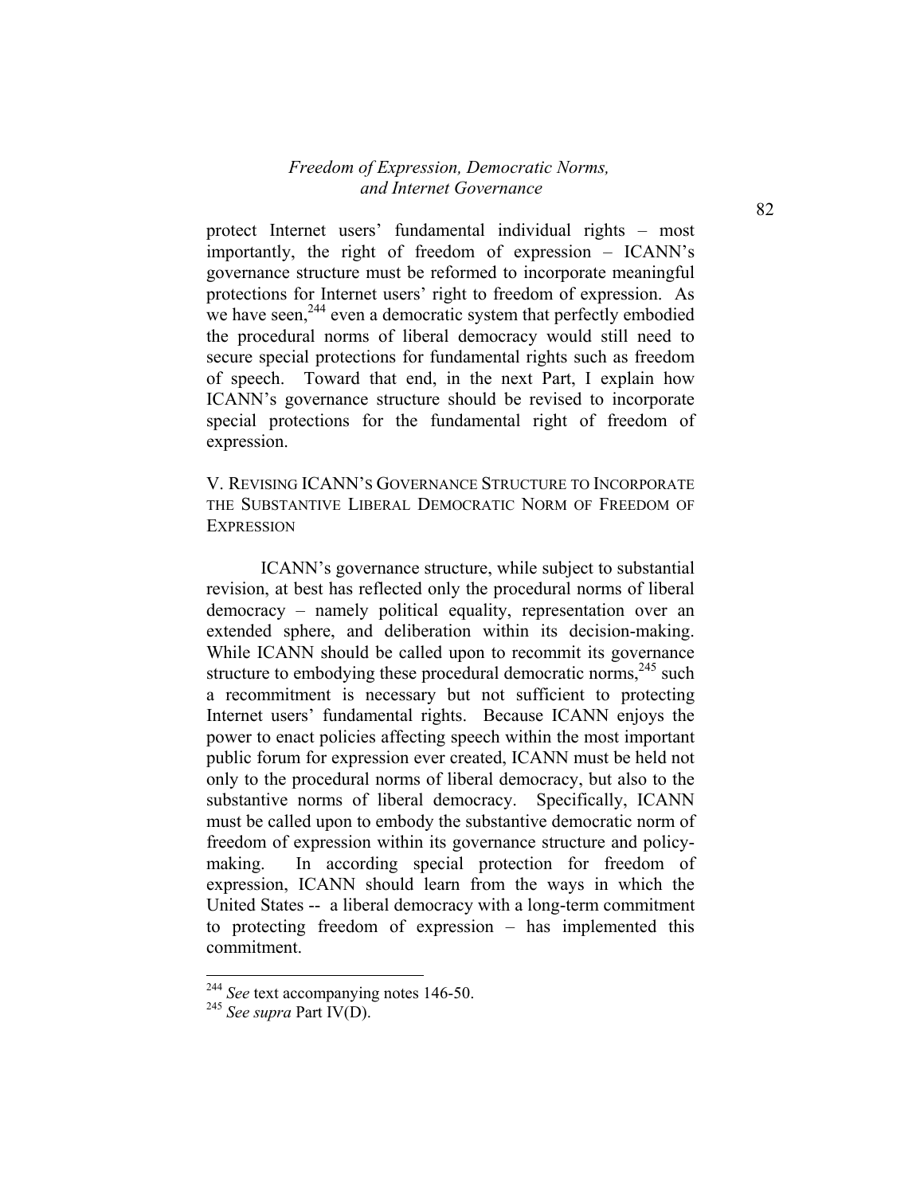protect Internet users' fundamental individual rights – most importantly, the right of freedom of expression – ICANN's governance structure must be reformed to incorporate meaningful protections for Internet users' right to freedom of expression. As we have seen,[244] even a democratic system that perfectly embodied the procedural norms of liberal democracy would still need to secure special protections for fundamental rights such as freedom of speech. Toward that end, in the next Part, I explain how ICANN's governance structure should be revised to incorporate special protections for the fundamental right of freedom of expression.

## V. Revising ICANN's Governance Structure to Incorporate the Substantive Liberal Democratic Norm of Freedom of Expression

ICANN's governance structure, while subject to substantial revision, at best has reflected only the procedural norms of liberal democracy – namely political equality, representation over an extended sphere, and deliberation within its decision-making. While ICANN should be called upon to recommit its governance structure to embodying these procedural democratic norms,[245] such a recommitment is necessary but not sufficient to protecting Internet users' fundamental rights. Because ICANN enjoys the power to enact policies affecting speech within the most important public forum for expression ever created, ICANN must be held not only to the procedural norms of liberal democracy, but also to the substantive norms of liberal democracy. Specifically, ICANN must be called upon to embody the substantive democratic norm of freedom of expression within its governance structure and policy-making. In according special protection for freedom of expression, ICANN should learn from the ways in which the United States -- a liberal democracy with a long-term commitment to protecting freedom of expression – has implemented this commitment.

---

[244] *See* text accompanying notes 146-50.

[245] *See supra* Part IV(D).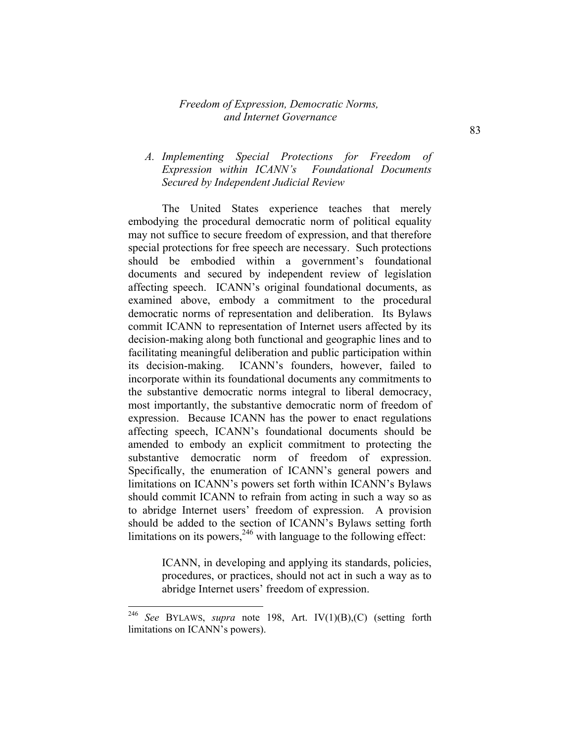### *A. Implementing Special Protections for Freedom of Expression within ICANN's Foundational Documents Secured by Independent Judicial Review*

The United States experience teaches that merely embodying the procedural democratic norm of political equality may not suffice to secure freedom of expression, and that therefore special protections for free speech are necessary. Such protections should be embodied within a government's foundational documents and secured by independent review of legislation affecting speech. ICANN's original foundational documents, as examined above, embody a commitment to the procedural democratic norms of representation and deliberation. Its Bylaws commit ICANN to representation of Internet users affected by its decision-making along both functional and geographic lines and to facilitating meaningful deliberation and public participation within its decision-making. ICANN's founders, however, failed to incorporate within its foundational documents any commitments to the substantive democratic norms integral to liberal democracy, most importantly, the substantive democratic norm of freedom of expression. Because ICANN has the power to enact regulations affecting speech, ICANN's foundational documents should be amended to embody an explicit commitment to protecting the substantive democratic norm of freedom of expression. Specifically, the enumeration of ICANN's general powers and limitations on ICANN's powers set forth within ICANN's Bylaws should commit ICANN to refrain from acting in such a way so as to abridge Internet users' freedom of expression. A provision should be added to the section of ICANN's Bylaws setting forth limitations on its powers,[246] with language to the following effect:

> ICANN, in developing and applying its standards, policies, procedures, or practices, should not act in such a way as to abridge Internet users' freedom of expression.

---

[246] *See* BYLAWS, *supra* note 198, Art. IV(1)(B),(C) (setting forth limitations on ICANN's powers).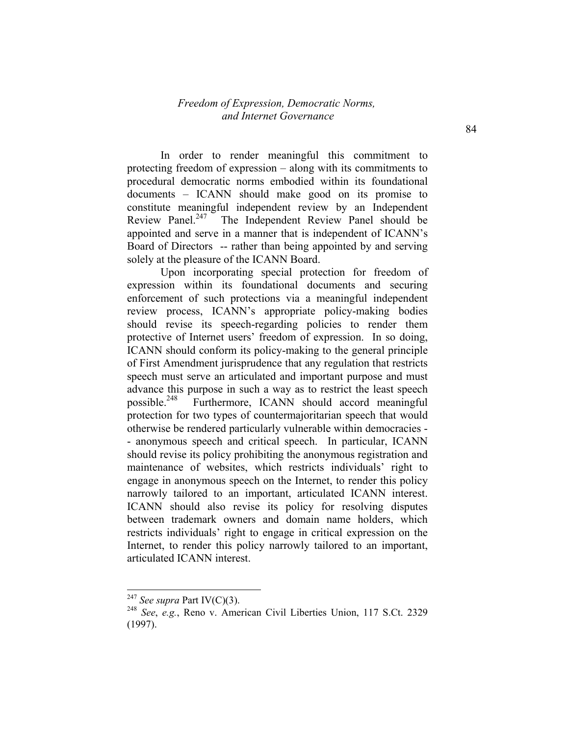In order to render meaningful this commitment to protecting freedom of expression – along with its commitments to procedural democratic norms embodied within its foundational documents – ICANN should make good on its promise to constitute meaningful independent review by an Independent Review Panel.[247] The Independent Review Panel should be appointed and serve in a manner that is independent of ICANN's Board of Directors -- rather than being appointed by and serving solely at the pleasure of the ICANN Board.

Upon incorporating special protection for freedom of expression within its foundational documents and securing enforcement of such protections via a meaningful independent review process, ICANN's appropriate policy-making bodies should revise its speech-regarding policies to render them protective of Internet users' freedom of expression. In so doing, ICANN should conform its policy-making to the general principle of First Amendment jurisprudence that any regulation that restricts speech must serve an articulated and important purpose and must advance this purpose in such a way as to restrict the least speech possible.[248] Furthermore, ICANN should accord meaningful protection for two types of countermajoritarian speech that would otherwise be rendered particularly vulnerable within democracies -- anonymous speech and critical speech. In particular, ICANN should revise its policy prohibiting the anonymous registration and maintenance of websites, which restricts individuals' right to engage in anonymous speech on the Internet, to render this policy narrowly tailored to an important, articulated ICANN interest. ICANN should also revise its policy for resolving disputes between trademark owners and domain name holders, which restricts individuals' right to engage in critical expression on the Internet, to render this policy narrowly tailored to an important, articulated ICANN interest.

---

[247] *See supra* Part IV(C)(3).

[248] *See*, *e.g.*, Reno v. American Civil Liberties Union, 117 S.Ct. 2329 (1997).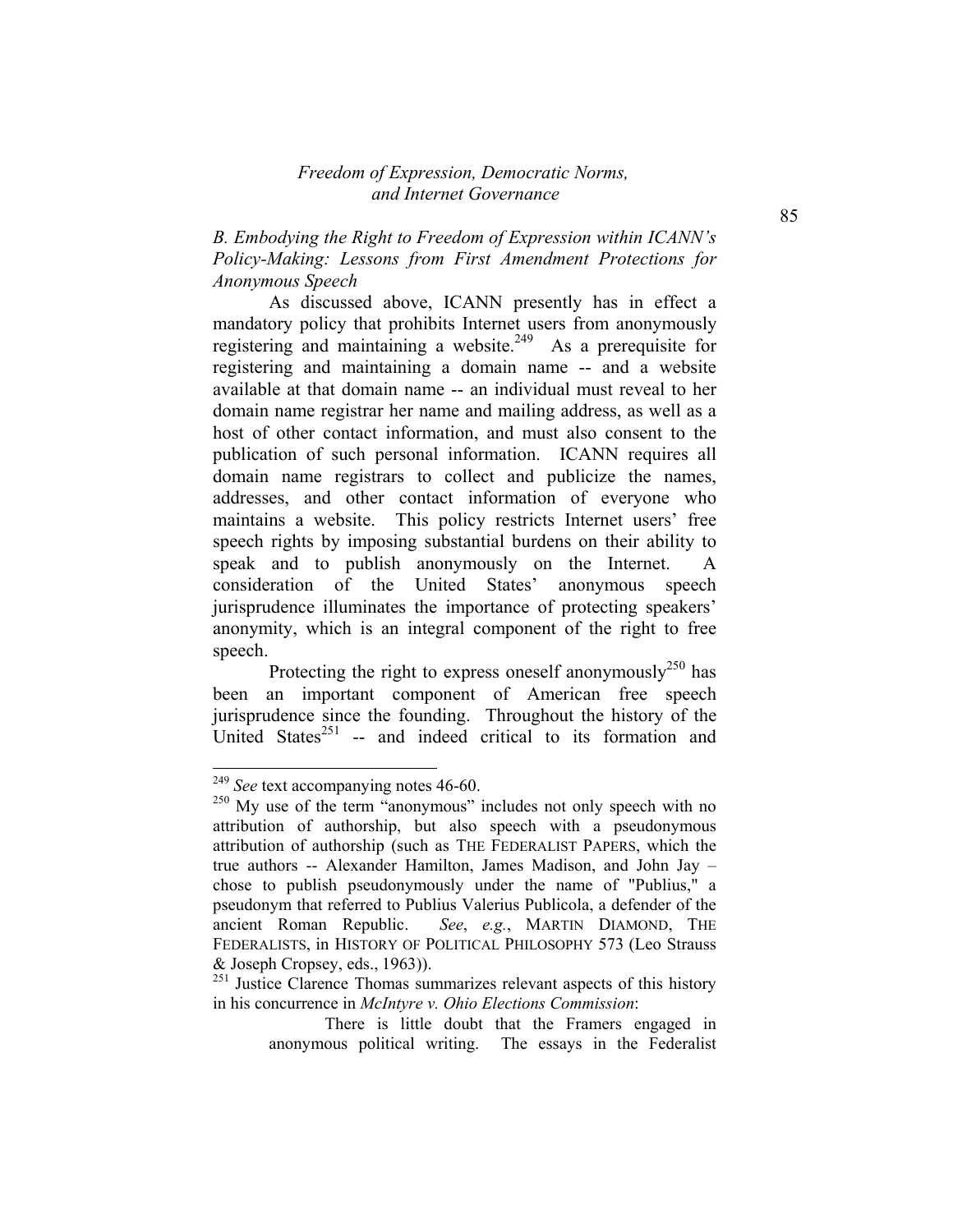### *B. Embodying the Right to Freedom of Expression within ICANN's Policy-Making: Lessons from First Amendment Protections for Anonymous Speech*

As discussed above, ICANN presently has in effect a mandatory policy that prohibits Internet users from anonymously registering and maintaining a website.[249] As a prerequisite for registering and maintaining a domain name -- and a website available at that domain name -- an individual must reveal to her domain name registrar her name and mailing address, as well as a host of other contact information, and must also consent to the publication of such personal information. ICANN requires all domain name registrars to collect and publicize the names, addresses, and other contact information of everyone who maintains a website. This policy restricts Internet users' free speech rights by imposing substantial burdens on their ability to speak and to publish anonymously on the Internet. A consideration of the United States' anonymous speech jurisprudence illuminates the importance of protecting speakers' anonymity, which is an integral component of the right to free speech.

Protecting the right to express oneself anonymously[250] has been an important component of American free speech jurisprudence since the founding. Throughout the history of the United States[251] -- and indeed critical to its formation and

---

[249] *See* text accompanying notes 46-60.

[250] My use of the term "anonymous" includes not only speech with no attribution of authorship, but also speech with a pseudonymous attribution of authorship (such as THE FEDERALIST PAPERS, which the true authors -- Alexander Hamilton, James Madison, and John Jay – chose to publish pseudonymously under the name of "Publius," a pseudonym that referred to Publius Valerius Publicola, a defender of the ancient Roman Republic. *See*, *e.g.*, MARTIN DIAMOND, THE FEDERALISTS, in HISTORY OF POLITICAL PHILOSOPHY 573 (Leo Strauss & Joseph Cropsey, eds., 1963)).

[251] Justice Clarence Thomas summarizes relevant aspects of this history in his concurrence in *McIntyre v. Ohio Elections Commission*:

> There is little doubt that the Framers engaged in anonymous political writing. The essays in the Federalist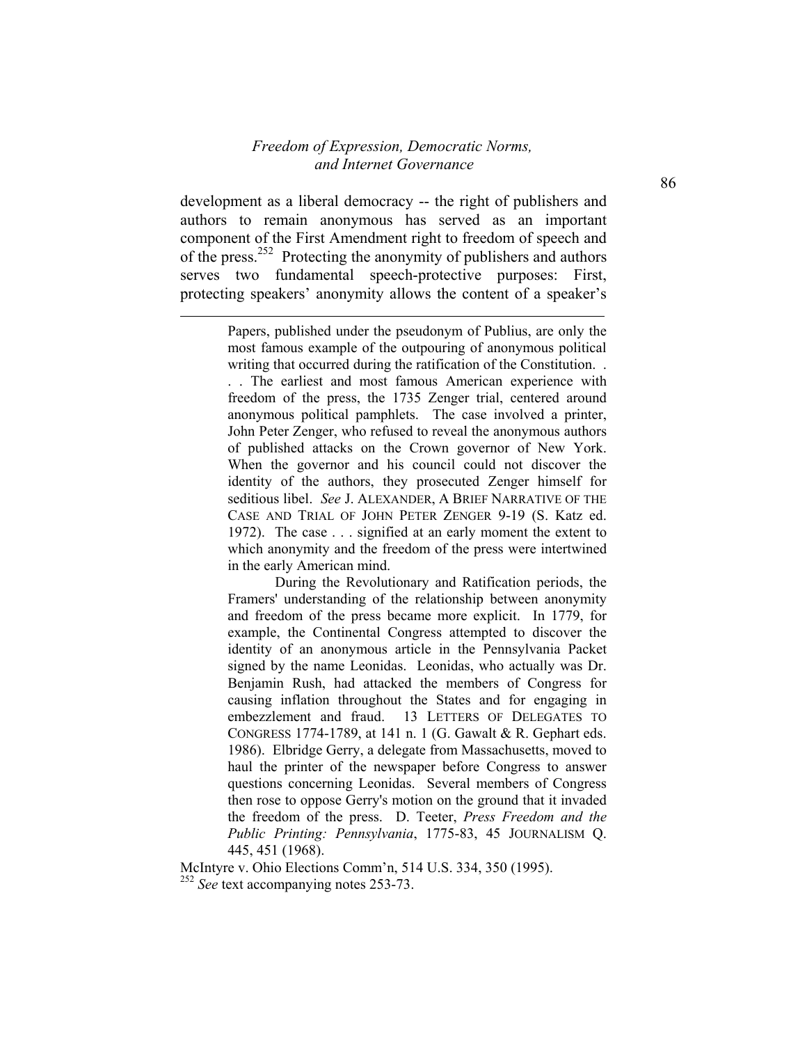development as a liberal democracy -- the right of publishers and authors to remain anonymous has served as an important component of the First Amendment right to freedom of speech and of the press.[252] Protecting the anonymity of publishers and authors serves two fundamental speech-protective purposes: First, protecting speakers' anonymity allows the content of a speaker's

---

> Papers, published under the pseudonym of Publius, are only the most famous example of the outpouring of anonymous political writing that occurred during the ratification of the Constitution. . . . The earliest and most famous American experience with freedom of the press, the 1735 Zenger trial, centered around anonymous political pamphlets. The case involved a printer, John Peter Zenger, who refused to reveal the anonymous authors of published attacks on the Crown governor of New York. When the governor and his council could not discover the identity of the authors, they prosecuted Zenger himself for seditious libel. *See* J. ALEXANDER, A BRIEF NARRATIVE OF THE CASE AND TRIAL OF JOHN PETER ZENGER 9-19 (S. Katz ed. 1972). The case . . . signified at an early moment the extent to which anonymity and the freedom of the press were intertwined in the early American mind.
>
> During the Revolutionary and Ratification periods, the Framers' understanding of the relationship between anonymity and freedom of the press became more explicit. In 1779, for example, the Continental Congress attempted to discover the identity of an anonymous article in the Pennsylvania Packet signed by the name Leonidas. Leonidas, who actually was Dr. Benjamin Rush, had attacked the members of Congress for causing inflation throughout the States and for engaging in embezzlement and fraud. 13 LETTERS OF DELEGATES TO CONGRESS 1774-1789, at 141 n. 1 (G. Gawalt & R. Gephart eds. 1986). Elbridge Gerry, a delegate from Massachusetts, moved to haul the printer of the newspaper before Congress to answer questions concerning Leonidas. Several members of Congress then rose to oppose Gerry's motion on the ground that it invaded the freedom of the press. D. Teeter, *Press Freedom and the Public Printing: Pennsylvania*, 1775-83, 45 JOURNALISM Q. 445, 451 (1968).

McIntyre v. Ohio Elections Comm'n, 514 U.S. 334, 350 (1995).

[252] *See* text accompanying notes 253-73.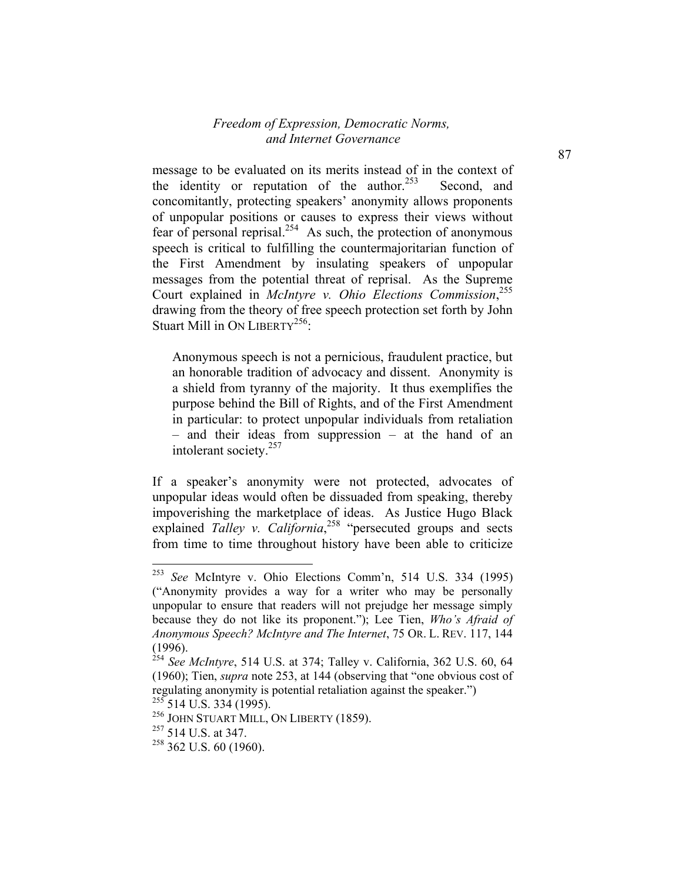message to be evaluated on its merits instead of in the context of the identity or reputation of the author.[253] Second, and concomitantly, protecting speakers' anonymity allows proponents of unpopular positions or causes to express their views without fear of personal reprisal.[254] As such, the protection of anonymous speech is critical to fulfilling the countermajoritarian function of the First Amendment by insulating speakers of unpopular messages from the potential threat of reprisal. As the Supreme Court explained in *McIntyre v. Ohio Elections Commission*,[255] drawing from the theory of free speech protection set forth by John Stuart Mill in ON LIBERTY[256]:

> Anonymous speech is not a pernicious, fraudulent practice, but an honorable tradition of advocacy and dissent. Anonymity is a shield from tyranny of the majority. It thus exemplifies the purpose behind the Bill of Rights, and of the First Amendment in particular: to protect unpopular individuals from retaliation – and their ideas from suppression – at the hand of an intolerant society.[257]

If a speaker's anonymity were not protected, advocates of unpopular ideas would often be dissuaded from speaking, thereby impoverishing the marketplace of ideas. As Justice Hugo Black explained *Talley v. California*,[258] "persecuted groups and sects from time to time throughout history have been able to criticize

---

[253] *See* McIntyre v. Ohio Elections Comm'n, 514 U.S. 334 (1995) ("Anonymity provides a way for a writer who may be personally unpopular to ensure that readers will not prejudge her message simply because they do not like its proponent."); Lee Tien, *Who's Afraid of Anonymous Speech? McIntyre and The Internet*, 75 OR. L. REV. 117, 144 (1996).

[254] *See McIntyre*, 514 U.S. at 374; Talley v. California, 362 U.S. 60, 64 (1960); Tien, *supra* note 253, at 144 (observing that "one obvious cost of regulating anonymity is potential retaliation against the speaker.")

[255] 514 U.S. 334 (1995).

[256] JOHN STUART MILL, ON LIBERTY (1859).

[257] 514 U.S. at 347.

[258] 362 U.S. 60 (1960).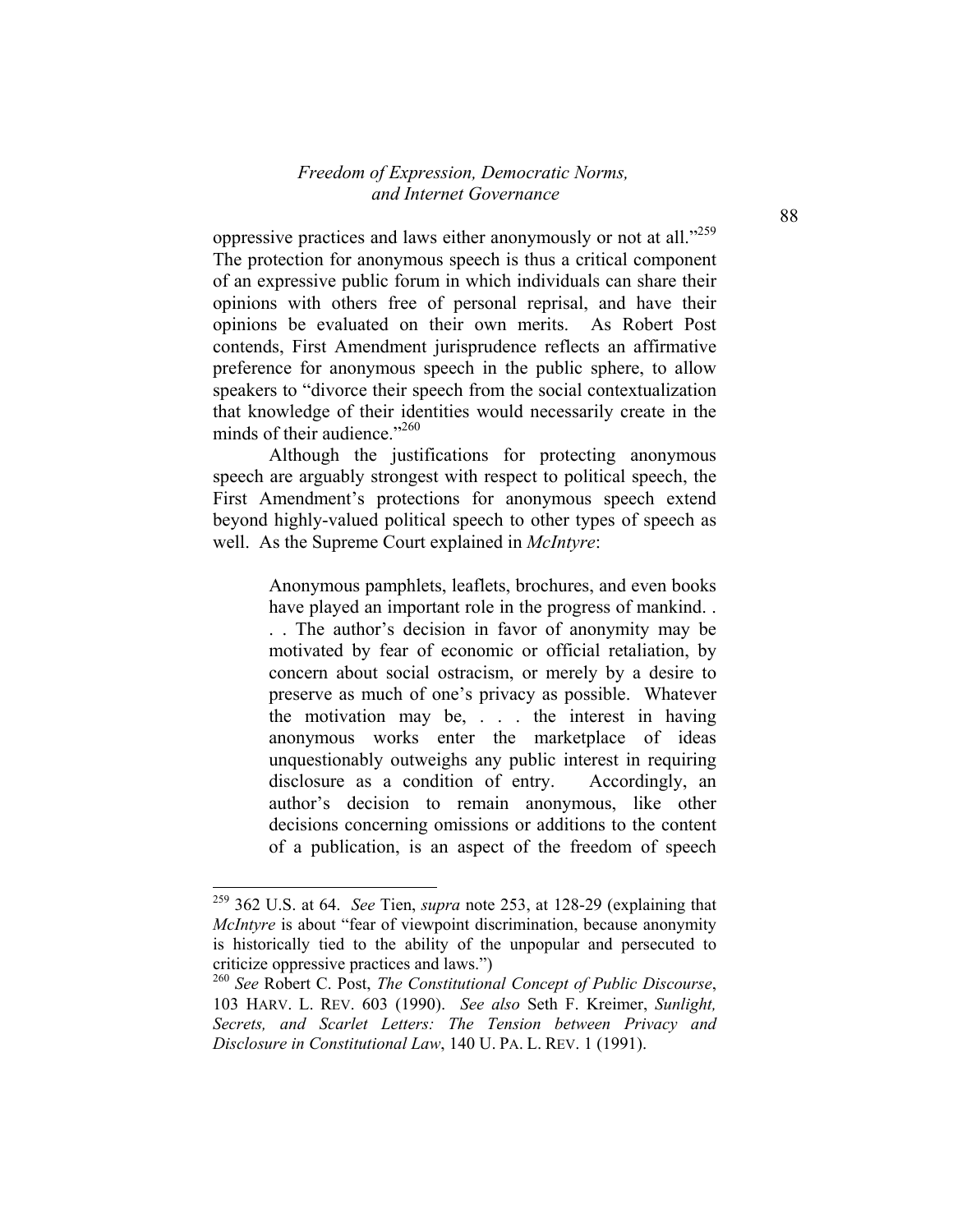oppressive practices and laws either anonymously or not at all."[259] The protection for anonymous speech is thus a critical component of an expressive public forum in which individuals can share their opinions with others free of personal reprisal, and have their opinions be evaluated on their own merits. As Robert Post contends, First Amendment jurisprudence reflects an affirmative preference for anonymous speech in the public sphere, to allow speakers to "divorce their speech from the social contextualization that knowledge of their identities would necessarily create in the minds of their audience."[260]

Although the justifications for protecting anonymous speech are arguably strongest with respect to political speech, the First Amendment's protections for anonymous speech extend beyond highly-valued political speech to other types of speech as well. As the Supreme Court explained in *McIntyre*:

> Anonymous pamphlets, leaflets, brochures, and even books have played an important role in the progress of mankind. . . . The author's decision in favor of anonymity may be motivated by fear of economic or official retaliation, by concern about social ostracism, or merely by a desire to preserve as much of one's privacy as possible. Whatever the motivation may be, . . . the interest in having anonymous works enter the marketplace of ideas unquestionably outweighs any public interest in requiring disclosure as a condition of entry. Accordingly, an author's decision to remain anonymous, like other decisions concerning omissions or additions to the content of a publication, is an aspect of the freedom of speech

---

[259] 362 U.S. at 64. *See* Tien, *supra* note 253, at 128-29 (explaining that *McIntyre* is about "fear of viewpoint discrimination, because anonymity is historically tied to the ability of the unpopular and persecuted to criticize oppressive practices and laws.")

[260] *See* Robert C. Post, *The Constitutional Concept of Public Discourse*, 103 HARV. L. REV. 603 (1990). *See also* Seth F. Kreimer, *Sunlight, Secrets, and Scarlet Letters: The Tension between Privacy and Disclosure in Constitutional Law*, 140 U. PA. L. REV. 1 (1991).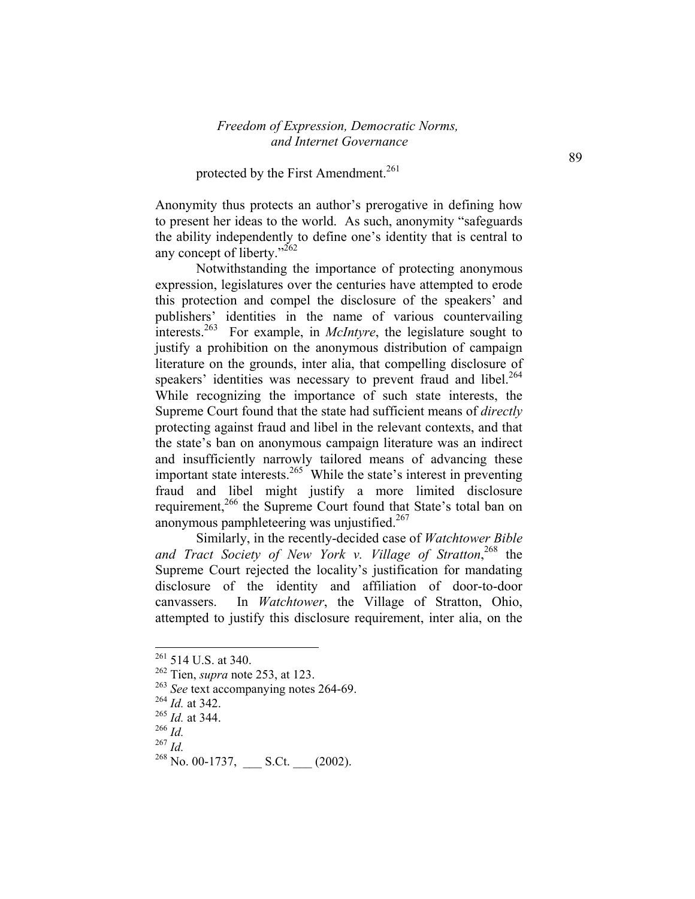protected by the First Amendment.[261]

Anonymity thus protects an author's prerogative in defining how to present her ideas to the world. As such, anonymity "safeguards the ability independently to define one's identity that is central to any concept of liberty."[262]

Notwithstanding the importance of protecting anonymous expression, legislatures over the centuries have attempted to erode this protection and compel the disclosure of the speakers' and publishers' identities in the name of various countervailing interests.[263] For example, in *McIntyre*, the legislature sought to justify a prohibition on the anonymous distribution of campaign literature on the grounds, inter alia, that compelling disclosure of speakers' identities was necessary to prevent fraud and libel.[264] While recognizing the importance of such state interests, the Supreme Court found that the state had sufficient means of *directly* protecting against fraud and libel in the relevant contexts, and that the state's ban on anonymous campaign literature was an indirect and insufficiently narrowly tailored means of advancing these important state interests.[265] While the state's interest in preventing fraud and libel might justify a more limited disclosure requirement,[266] the Supreme Court found that State's total ban on anonymous pamphleteering was unjustified.[267]

Similarly, in the recently-decided case of *Watchtower Bible and Tract Society of New York v. Village of Stratton*,[268] the Supreme Court rejected the locality's justification for mandating disclosure of the identity and affiliation of door-to-door canvassers. In *Watchtower*, the Village of Stratton, Ohio, attempted to justify this disclosure requirement, inter alia, on the

---

[261] 514 U.S. at 340.
[262] Tien, *supra* note 253, at 123.
[263] *See* text accompanying notes 264-69.
[264] *Id.* at 342.
[265] *Id.* at 344.
[266] *Id.*
[267] *Id.*
[268] No. 00-1737, ___ S.Ct. ___ (2002).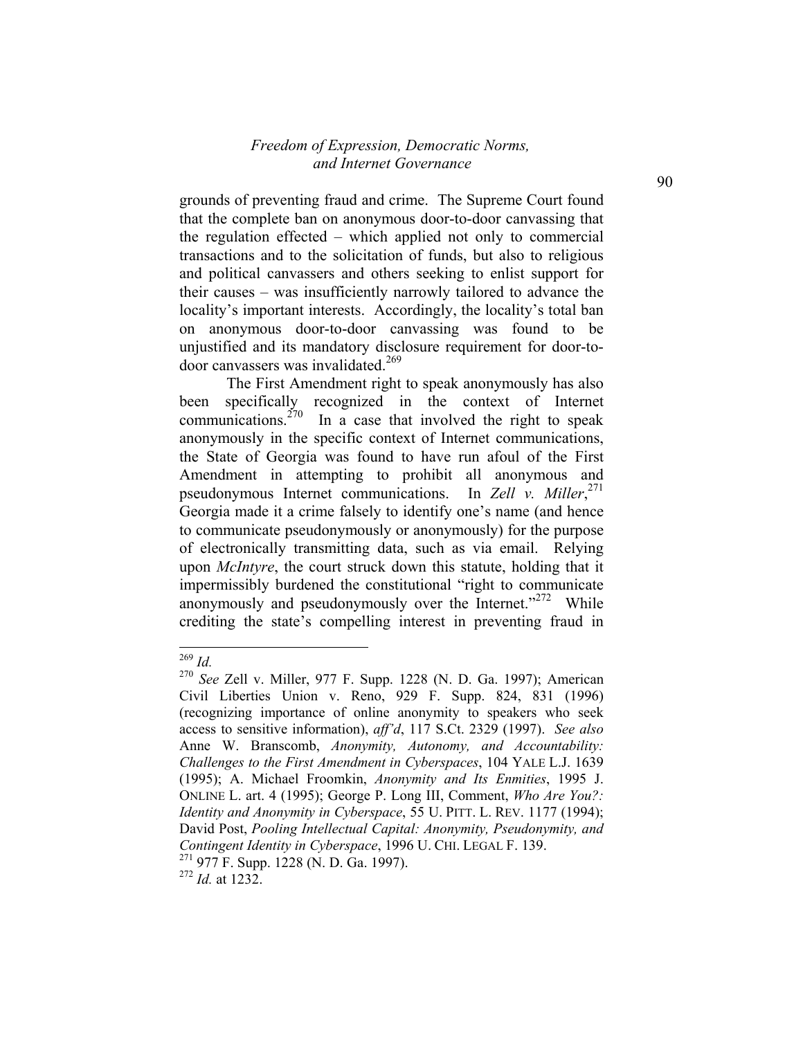grounds of preventing fraud and crime. The Supreme Court found that the complete ban on anonymous door-to-door canvassing that the regulation effected – which applied not only to commercial transactions and to the solicitation of funds, but also to religious and political canvassers and others seeking to enlist support for their causes – was insufficiently narrowly tailored to advance the locality's important interests. Accordingly, the locality's total ban on anonymous door-to-door canvassing was found to be unjustified and its mandatory disclosure requirement for door-to-door canvassers was invalidated.[269]

The First Amendment right to speak anonymously has also been specifically recognized in the context of Internet communications.[270] In a case that involved the right to speak anonymously in the specific context of Internet communications, the State of Georgia was found to have run afoul of the First Amendment in attempting to prohibit all anonymous and pseudonymous Internet communications. In *Zell v. Miller*,[271] Georgia made it a crime falsely to identify one's name (and hence to communicate pseudonymously or anonymously) for the purpose of electronically transmitting data, such as via email. Relying upon *McIntyre*, the court struck down this statute, holding that it impermissibly burdened the constitutional "right to communicate anonymously and pseudonymously over the Internet."[272] While crediting the state's compelling interest in preventing fraud in

---

[269] *Id.*

[270] *See* Zell v. Miller, 977 F. Supp. 1228 (N. D. Ga. 1997); American Civil Liberties Union v. Reno, 929 F. Supp. 824, 831 (1996) (recognizing importance of online anonymity to speakers who seek access to sensitive information), *aff'd*, 117 S.Ct. 2329 (1997). *See also* Anne W. Branscomb, *Anonymity, Autonomy, and Accountability: Challenges to the First Amendment in Cyberspaces*, 104 YALE L.J. 1639 (1995); A. Michael Froomkin, *Anonymity and Its Enmities*, 1995 J. ONLINE L. art. 4 (1995); George P. Long III, Comment, *Who Are You?: Identity and Anonymity in Cyberspace*, 55 U. PITT. L. REV. 1177 (1994); David Post, *Pooling Intellectual Capital: Anonymity, Pseudonymity, and Contingent Identity in Cyberspace*, 1996 U. CHI. LEGAL F. 139.

[271] 977 F. Supp. 1228 (N. D. Ga. 1997).

[272] *Id.* at 1232.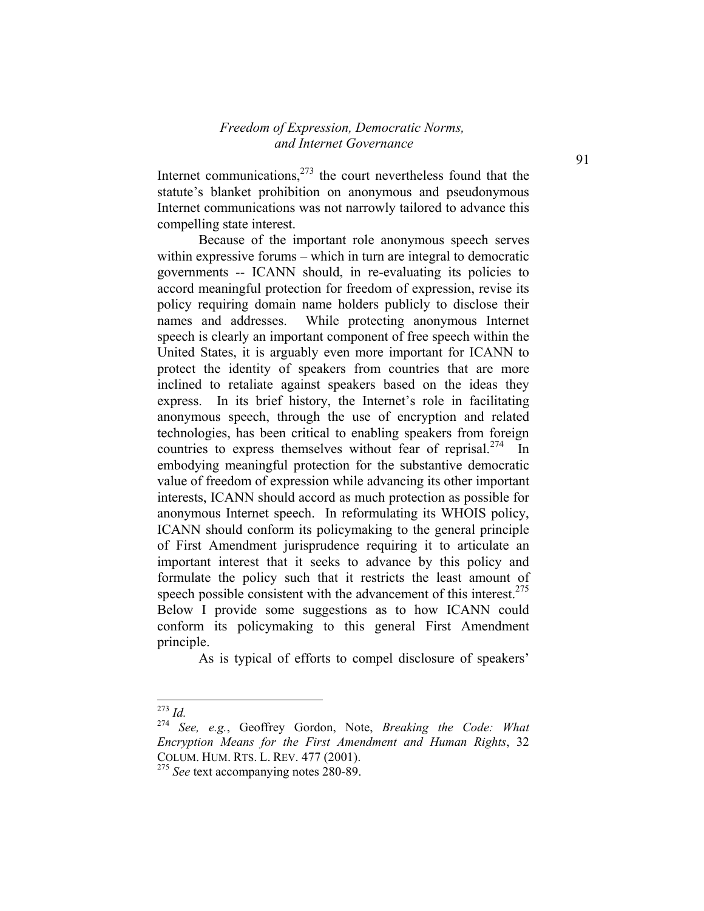Internet communications,[273] the court nevertheless found that the statute's blanket prohibition on anonymous and pseudonymous Internet communications was not narrowly tailored to advance this compelling state interest.

Because of the important role anonymous speech serves within expressive forums – which in turn are integral to democratic governments -- ICANN should, in re-evaluating its policies to accord meaningful protection for freedom of expression, revise its policy requiring domain name holders publicly to disclose their names and addresses. While protecting anonymous Internet speech is clearly an important component of free speech within the United States, it is arguably even more important for ICANN to protect the identity of speakers from countries that are more inclined to retaliate against speakers based on the ideas they express. In its brief history, the Internet's role in facilitating anonymous speech, through the use of encryption and related technologies, has been critical to enabling speakers from foreign countries to express themselves without fear of reprisal.[274] In embodying meaningful protection for the substantive democratic value of freedom of expression while advancing its other important interests, ICANN should accord as much protection as possible for anonymous Internet speech. In reformulating its WHOIS policy, ICANN should conform its policymaking to the general principle of First Amendment jurisprudence requiring it to articulate an important interest that it seeks to advance by this policy and formulate the policy such that it restricts the least amount of speech possible consistent with the advancement of this interest.[275] Below I provide some suggestions as to how ICANN could conform its policymaking to this general First Amendment principle.

As is typical of efforts to compel disclosure of speakers'

---

[273] *Id.*

[274] *See, e.g.*, Geoffrey Gordon, Note, *Breaking the Code: What Encryption Means for the First Amendment and Human Rights*, 32 COLUM. HUM. RTS. L. REV. 477 (2001).

[275] *See* text accompanying notes 280-89.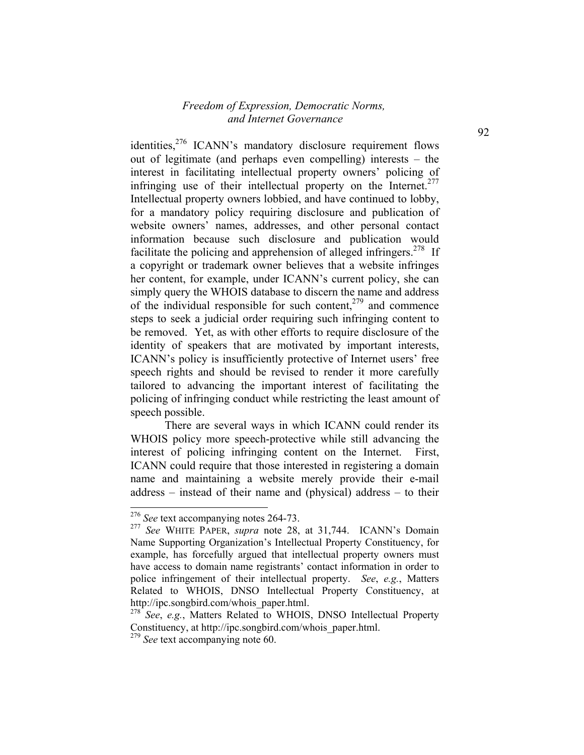identities,[276] ICANN's mandatory disclosure requirement flows out of legitimate (and perhaps even compelling) interests – the interest in facilitating intellectual property owners' policing of infringing use of their intellectual property on the Internet.[277] Intellectual property owners lobbied, and have continued to lobby, for a mandatory policy requiring disclosure and publication of website owners' names, addresses, and other personal contact information because such disclosure and publication would facilitate the policing and apprehension of alleged infringers.[278] If a copyright or trademark owner believes that a website infringes her content, for example, under ICANN's current policy, she can simply query the WHOIS database to discern the name and address of the individual responsible for such content,[279] and commence steps to seek a judicial order requiring such infringing content to be removed. Yet, as with other efforts to require disclosure of the identity of speakers that are motivated by important interests, ICANN's policy is insufficiently protective of Internet users' free speech rights and should be revised to render it more carefully tailored to advancing the important interest of facilitating the policing of infringing conduct while restricting the least amount of speech possible.

There are several ways in which ICANN could render its WHOIS policy more speech-protective while still advancing the interest of policing infringing content on the Internet. First, ICANN could require that those interested in registering a domain name and maintaining a website merely provide their e-mail address – instead of their name and (physical) address – to their

---

[276] *See* text accompanying notes 264-73.

[277] *See* WHITE PAPER, *supra* note 28, at 31,744. ICANN's Domain Name Supporting Organization's Intellectual Property Constituency, for example, has forcefully argued that intellectual property owners must have access to domain name registrants' contact information in order to police infringement of their intellectual property. *See*, *e.g.*, Matters Related to WHOIS, DNSO Intellectual Property Constituency, at http://ipc.songbird.com/whois_paper.html.

[278] *See*, *e.g.*, Matters Related to WHOIS, DNSO Intellectual Property Constituency, at http://ipc.songbird.com/whois_paper.html.

[279] *See* text accompanying note 60.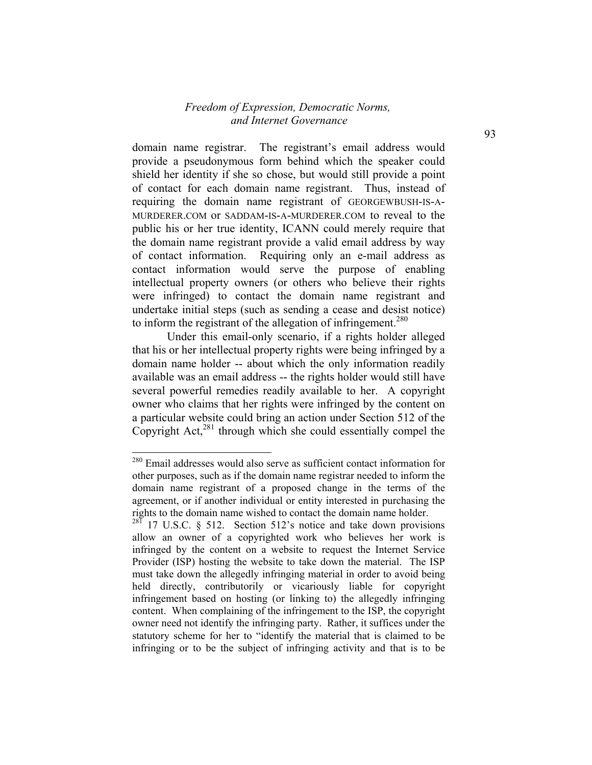domain name registrar. The registrant's email address would provide a pseudonymous form behind which the speaker could shield her identity if she so chose, but would still provide a point of contact for each domain name registrant. Thus, instead of requiring the domain name registrant of GEORGEWBUSH-IS-A-MURDERER.COM or SADDAM-IS-A-MURDERER.COM to reveal to the public his or her true identity, ICANN could merely require that the domain name registrant provide a valid email address by way of contact information. Requiring only an e-mail address as contact information would serve the purpose of enabling intellectual property owners (or others who believe their rights were infringed) to contact the domain name registrant and undertake initial steps (such as sending a cease and desist notice) to inform the registrant of the allegation of infringement.[280]

Under this email-only scenario, if a rights holder alleged that his or her intellectual property rights were being infringed by a domain name holder -- about which the only information readily available was an email address -- the rights holder would still have several powerful remedies readily available to her. A copyright owner who claims that her rights were infringed by the content on a particular website could bring an action under Section 512 of the Copyright Act,[281] through which she could essentially compel the

---

[280] Email addresses would also serve as sufficient contact information for other purposes, such as if the domain name registrar needed to inform the domain name registrant of a proposed change in the terms of the agreement, or if another individual or entity interested in purchasing the rights to the domain name wished to contact the domain name holder.

[281] 17 U.S.C. § 512. Section 512's notice and take down provisions allow an owner of a copyrighted work who believes her work is infringed by the content on a website to request the Internet Service Provider (ISP) hosting the website to take down the material. The ISP must take down the allegedly infringing material in order to avoid being held directly, contributorily or vicariously liable for copyright infringement based on hosting (or linking to) the allegedly infringing content. When complaining of the infringement to the ISP, the copyright owner need not identify the infringing party. Rather, it suffices under the statutory scheme for her to "identify the material that is claimed to be infringing or to be the subject of infringing activity and that is to be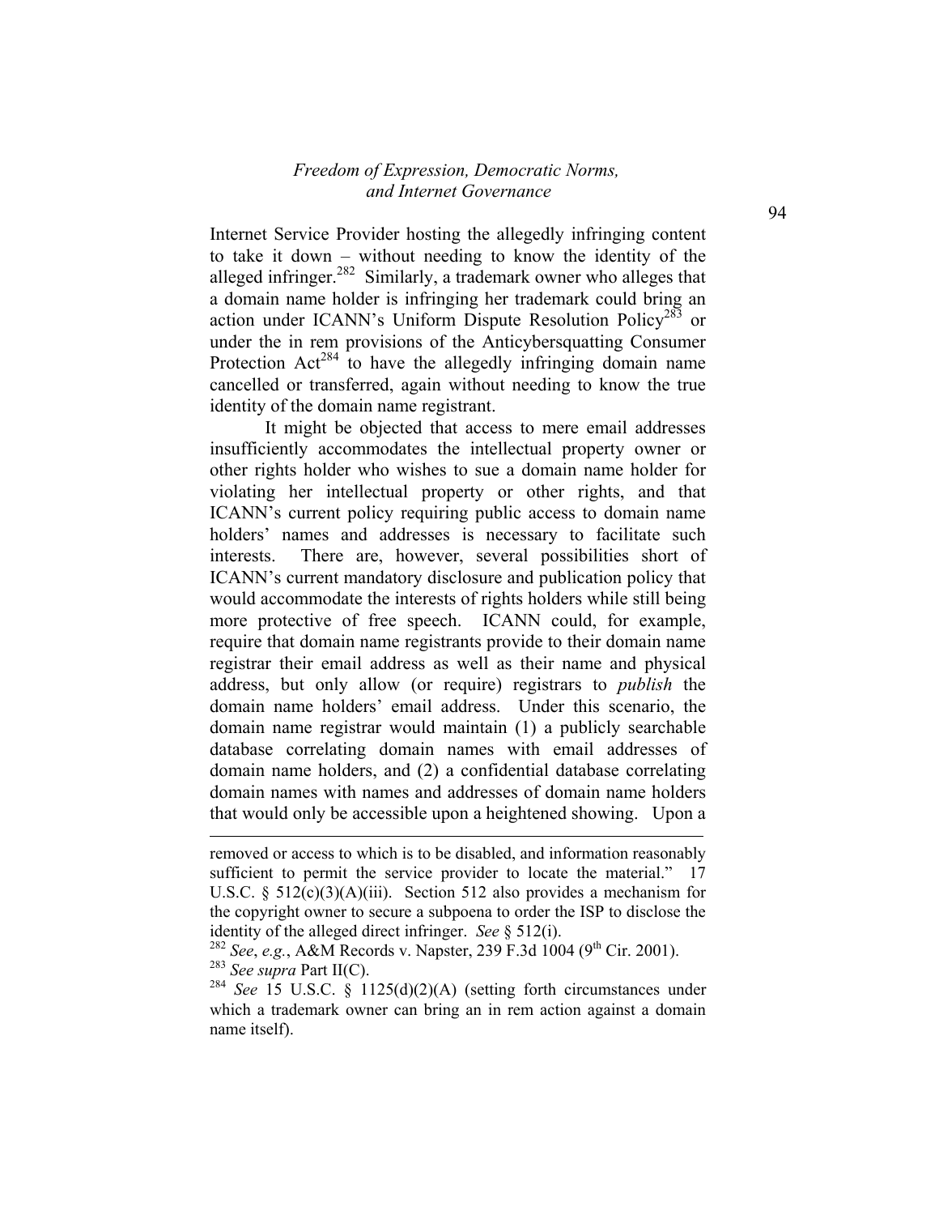Internet Service Provider hosting the allegedly infringing content to take it down – without needing to know the identity of the alleged infringer.[282] Similarly, a trademark owner who alleges that a domain name holder is infringing her trademark could bring an action under ICANN's Uniform Dispute Resolution Policy[283] or under the in rem provisions of the Anticybersquatting Consumer Protection Act[284] to have the allegedly infringing domain name cancelled or transferred, again without needing to know the true identity of the domain name registrant.

It might be objected that access to mere email addresses insufficiently accommodates the intellectual property owner or other rights holder who wishes to sue a domain name holder for violating her intellectual property or other rights, and that ICANN's current policy requiring public access to domain name holders' names and addresses is necessary to facilitate such interests. There are, however, several possibilities short of ICANN's current mandatory disclosure and publication policy that would accommodate the interests of rights holders while still being more protective of free speech. ICANN could, for example, require that domain name registrants provide to their domain name registrar their email address as well as their name and physical address, but only allow (or require) registrars to *publish* the domain name holders' email address. Under this scenario, the domain name registrar would maintain (1) a publicly searchable database correlating domain names with email addresses of domain name holders, and (2) a confidential database correlating domain names with names and addresses of domain name holders that would only be accessible upon a heightened showing. Upon a

---

removed or access to which is to be disabled, and information reasonably sufficient to permit the service provider to locate the material." 17 U.S.C. § 512(c)(3)(A)(iii). Section 512 also provides a mechanism for the copyright owner to secure a subpoena to order the ISP to disclose the identity of the alleged direct infringer. *See* § 512(i).

[282] *See*, *e.g.*, A&M Records v. Napster, 239 F.3d 1004 (9th Cir. 2001).

[283] *See supra* Part II(C).

[284] *See* 15 U.S.C. § 1125(d)(2)(A) (setting forth circumstances under which a trademark owner can bring an in rem action against a domain name itself).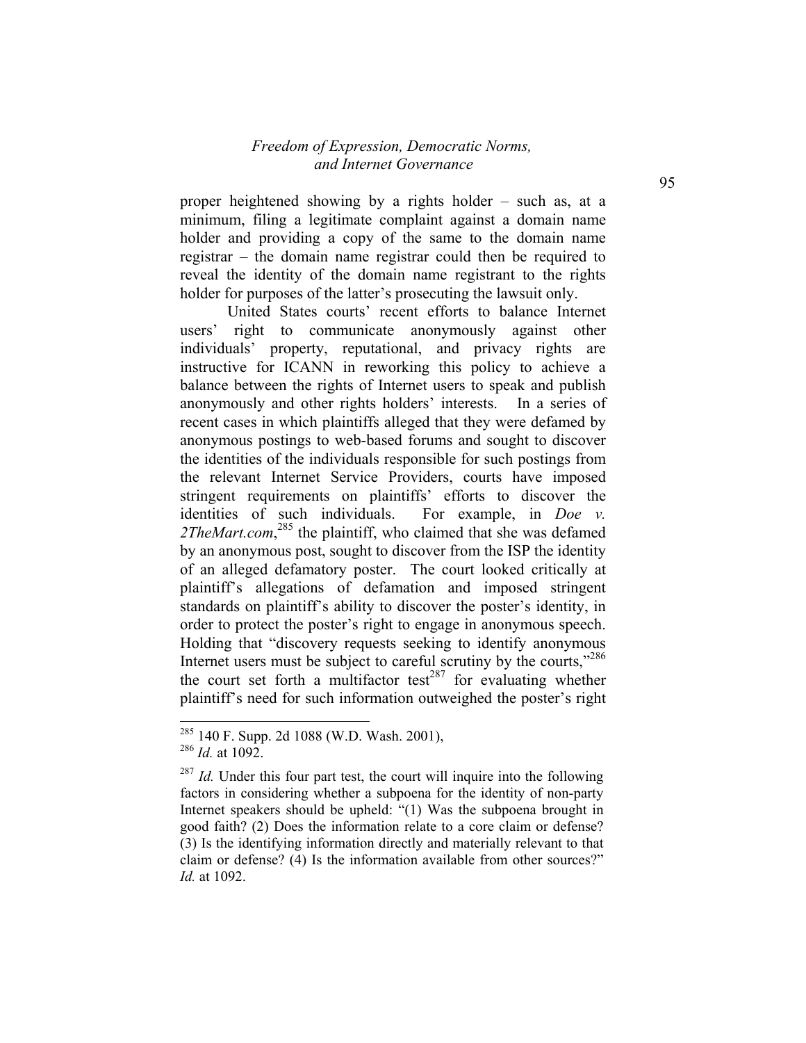proper heightened showing by a rights holder – such as, at a minimum, filing a legitimate complaint against a domain name holder and providing a copy of the same to the domain name registrar – the domain name registrar could then be required to reveal the identity of the domain name registrant to the rights holder for purposes of the latter's prosecuting the lawsuit only.

United States courts' recent efforts to balance Internet users' right to communicate anonymously against other individuals' property, reputational, and privacy rights are instructive for ICANN in reworking this policy to achieve a balance between the rights of Internet users to speak and publish anonymously and other rights holders' interests. In a series of recent cases in which plaintiffs alleged that they were defamed by anonymous postings to web-based forums and sought to discover the identities of the individuals responsible for such postings from the relevant Internet Service Providers, courts have imposed stringent requirements on plaintiffs' efforts to discover the identities of such individuals. For example, in *Doe v. 2TheMart.com*,[285] the plaintiff, who claimed that she was defamed by an anonymous post, sought to discover from the ISP the identity of an alleged defamatory poster. The court looked critically at plaintiff's allegations of defamation and imposed stringent standards on plaintiff's ability to discover the poster's identity, in order to protect the poster's right to engage in anonymous speech. Holding that "discovery requests seeking to identify anonymous Internet users must be subject to careful scrutiny by the courts,"[286] the court set forth a multifactor test[287] for evaluating whether plaintiff's need for such information outweighed the poster's right

---

[285] 140 F. Supp. 2d 1088 (W.D. Wash. 2001),

[286] *Id.* at 1092.

[287] *Id.* Under this four part test, the court will inquire into the following factors in considering whether a subpoena for the identity of non-party Internet speakers should be upheld: "(1) Was the subpoena brought in good faith? (2) Does the information relate to a core claim or defense? (3) Is the identifying information directly and materially relevant to that claim or defense? (4) Is the information available from other sources?" *Id.* at 1092.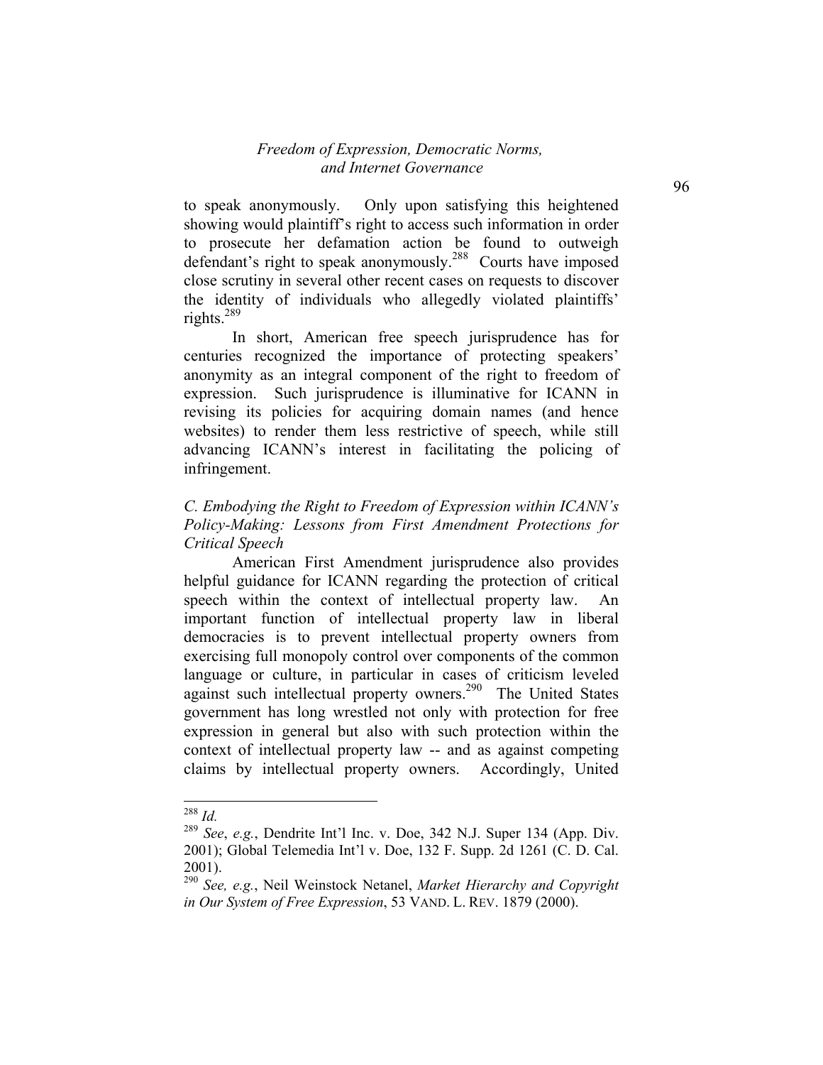to speak anonymously. Only upon satisfying this heightened showing would plaintiff's right to access such information in order to prosecute her defamation action be found to outweigh defendant's right to speak anonymously.[288] Courts have imposed close scrutiny in several other recent cases on requests to discover the identity of individuals who allegedly violated plaintiffs' rights.[289]

In short, American free speech jurisprudence has for centuries recognized the importance of protecting speakers' anonymity as an integral component of the right to freedom of expression. Such jurisprudence is illuminative for ICANN in revising its policies for acquiring domain names (and hence websites) to render them less restrictive of speech, while still advancing ICANN's interest in facilitating the policing of infringement.

### *C. Embodying the Right to Freedom of Expression within ICANN's Policy-Making: Lessons from First Amendment Protections for Critical Speech*

American First Amendment jurisprudence also provides helpful guidance for ICANN regarding the protection of critical speech within the context of intellectual property law. An important function of intellectual property law in liberal democracies is to prevent intellectual property owners from exercising full monopoly control over components of the common language or culture, in particular in cases of criticism leveled against such intellectual property owners.[290] The United States government has long wrestled not only with protection for free expression in general but also with such protection within the context of intellectual property law -- and as against competing claims by intellectual property owners. Accordingly, United

---

[288] *Id.*

[289] *See*, *e.g.*, Dendrite Int'l Inc. v. Doe, 342 N.J. Super 134 (App. Div. 2001); Global Telemedia Int'l v. Doe, 132 F. Supp. 2d 1261 (C. D. Cal. 2001).

[290] *See, e.g.*, Neil Weinstock Netanel, *Market Hierarchy and Copyright in Our System of Free Expression*, 53 VAND. L. REV. 1879 (2000).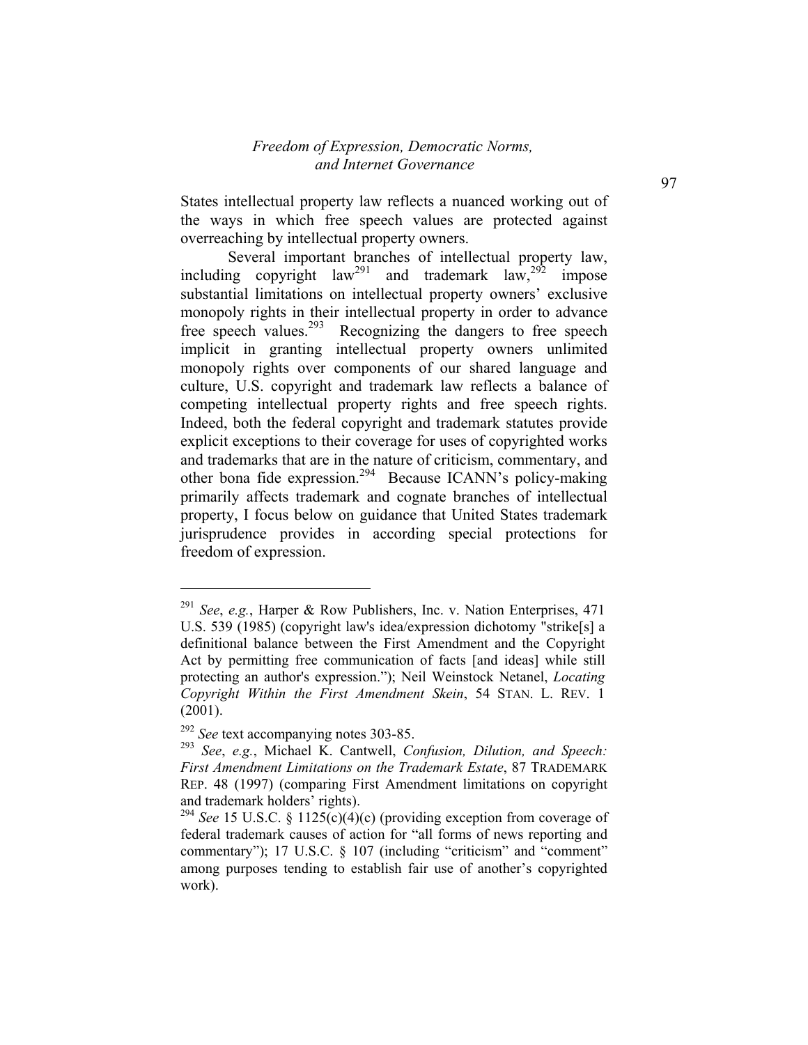States intellectual property law reflects a nuanced working out of the ways in which free speech values are protected against overreaching by intellectual property owners.

Several important branches of intellectual property law, including copyright law[291] and trademark law,[292] impose substantial limitations on intellectual property owners' exclusive monopoly rights in their intellectual property in order to advance free speech values.[293] Recognizing the dangers to free speech implicit in granting intellectual property owners unlimited monopoly rights over components of our shared language and culture, U.S. copyright and trademark law reflects a balance of competing intellectual property rights and free speech rights. Indeed, both the federal copyright and trademark statutes provide explicit exceptions to their coverage for uses of copyrighted works and trademarks that are in the nature of criticism, commentary, and other bona fide expression.[294] Because ICANN's policy-making primarily affects trademark and cognate branches of intellectual property, I focus below on guidance that United States trademark jurisprudence provides in according special protections for freedom of expression.

---

[291] *See*, *e.g.*, Harper & Row Publishers, Inc. v. Nation Enterprises, 471 U.S. 539 (1985) (copyright law's idea/expression dichotomy "strike[s] a definitional balance between the First Amendment and the Copyright Act by permitting free communication of facts [and ideas] while still protecting an author's expression."); Neil Weinstock Netanel, *Locating Copyright Within the First Amendment Skein*, 54 STAN. L. REV. 1 (2001).

[292] *See* text accompanying notes 303-85.

[293] *See*, *e.g.*, Michael K. Cantwell, *Confusion, Dilution, and Speech: First Amendment Limitations on the Trademark Estate*, 87 TRADEMARK REP. 48 (1997) (comparing First Amendment limitations on copyright and trademark holders' rights).

[294] *See* 15 U.S.C. § 1125(c)(4)(c) (providing exception from coverage of federal trademark causes of action for "all forms of news reporting and commentary"); 17 U.S.C. § 107 (including "criticism" and "comment" among purposes tending to establish fair use of another's copyrighted work).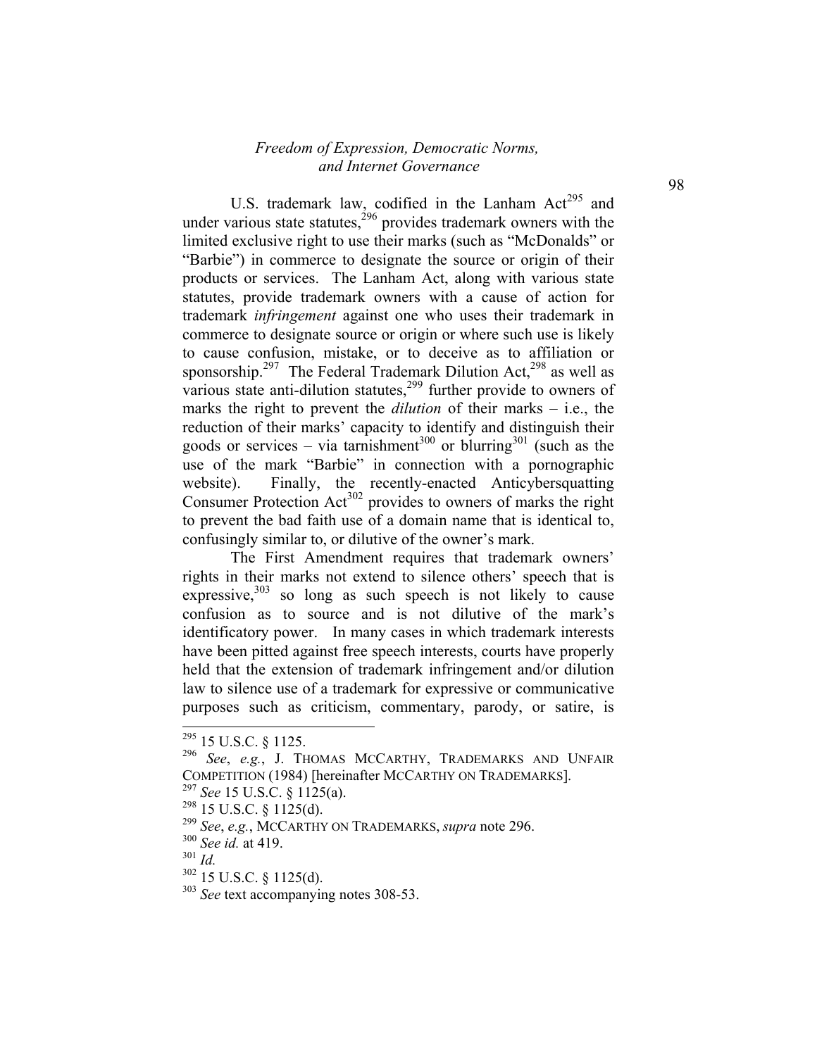U.S. trademark law, codified in the Lanham Act[295] and under various state statutes,[296] provides trademark owners with the limited exclusive right to use their marks (such as "McDonalds" or "Barbie") in commerce to designate the source or origin of their products or services. The Lanham Act, along with various state statutes, provide trademark owners with a cause of action for trademark *infringement* against one who uses their trademark in commerce to designate source or origin or where such use is likely to cause confusion, mistake, or to deceive as to affiliation or sponsorship.[297] The Federal Trademark Dilution Act,[298] as well as various state anti-dilution statutes,[299] further provide to owners of marks the right to prevent the *dilution* of their marks – i.e., the reduction of their marks' capacity to identify and distinguish their goods or services – via tarnishment[300] or blurring[301] (such as the use of the mark "Barbie" in connection with a pornographic website). Finally, the recently-enacted Anticybersquatting Consumer Protection Act[302] provides to owners of marks the right to prevent the bad faith use of a domain name that is identical to, confusingly similar to, or dilutive of the owner's mark.

The First Amendment requires that trademark owners' rights in their marks not extend to silence others' speech that is expressive,[303] so long as such speech is not likely to cause confusion as to source and is not dilutive of the mark's identificatory power. In many cases in which trademark interests have been pitted against free speech interests, courts have properly held that the extension of trademark infringement and/or dilution law to silence use of a trademark for expressive or communicative purposes such as criticism, commentary, parody, or satire, is

---

[295] 15 U.S.C. § 1125.

[296] *See*, *e.g.*, J. THOMAS MCCARTHY, TRADEMARKS AND UNFAIR COMPETITION (1984) [hereinafter MCCARTHY ON TRADEMARKS].

[297] *See* 15 U.S.C. § 1125(a).

[298] 15 U.S.C. § 1125(d).

[299] *See*, *e.g.*, MCCARTHY ON TRADEMARKS, *supra* note 296.

[300] *See id.* at 419.

[301] *Id.*

[302] 15 U.S.C. § 1125(d).

[303] *See* text accompanying notes 308-53.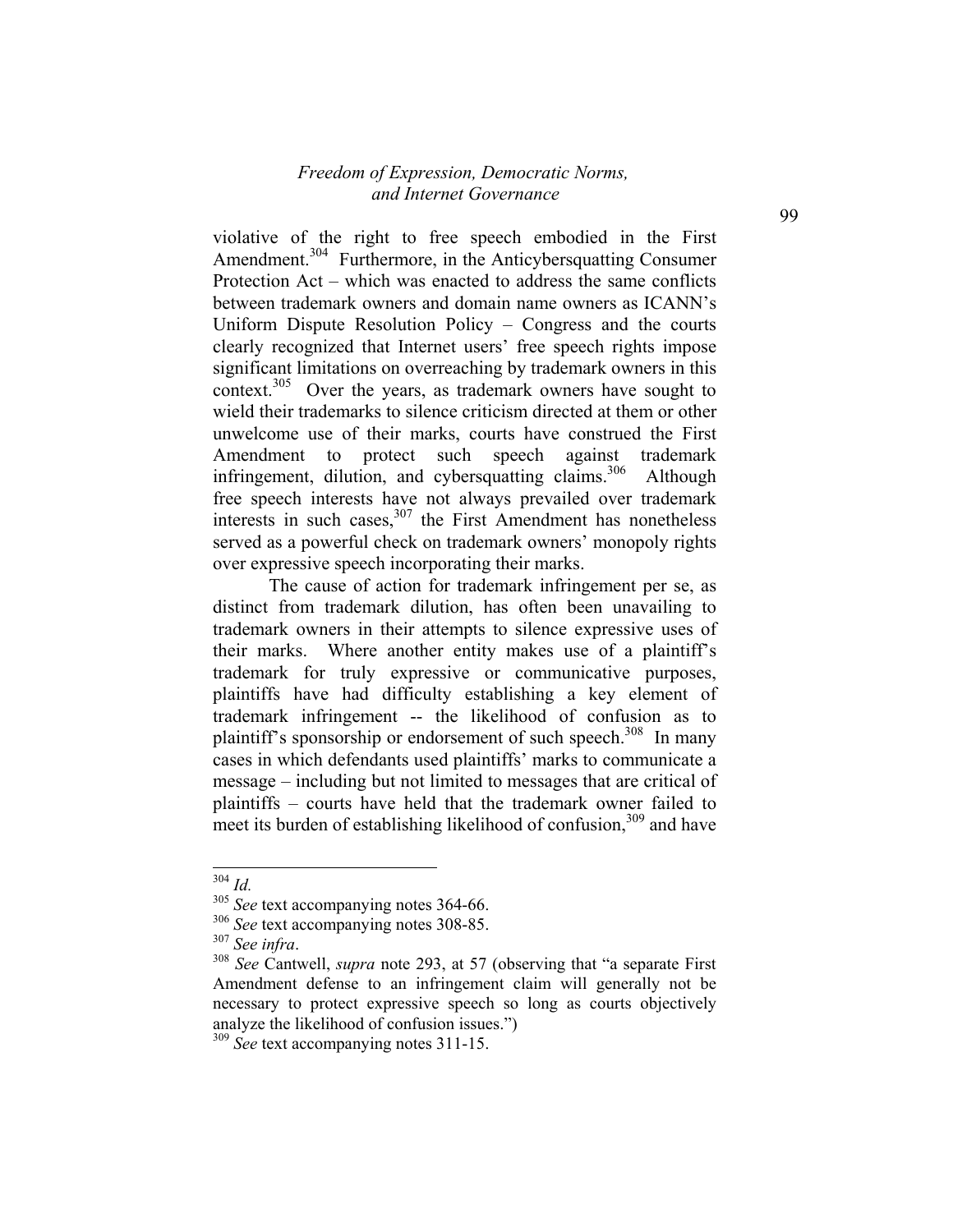violative of the right to free speech embodied in the First Amendment.[304] Furthermore, in the Anticybersquatting Consumer Protection Act – which was enacted to address the same conflicts between trademark owners and domain name owners as ICANN's Uniform Dispute Resolution Policy – Congress and the courts clearly recognized that Internet users' free speech rights impose significant limitations on overreaching by trademark owners in this context.[305] Over the years, as trademark owners have sought to wield their trademarks to silence criticism directed at them or other unwelcome use of their marks, courts have construed the First Amendment to protect such speech against trademark infringement, dilution, and cybersquatting claims.[306] Although free speech interests have not always prevailed over trademark interests in such cases,[307] the First Amendment has nonetheless served as a powerful check on trademark owners' monopoly rights over expressive speech incorporating their marks.

The cause of action for trademark infringement per se, as distinct from trademark dilution, has often been unavailing to trademark owners in their attempts to silence expressive uses of their marks. Where another entity makes use of a plaintiff's trademark for truly expressive or communicative purposes, plaintiffs have had difficulty establishing a key element of trademark infringement -- the likelihood of confusion as to plaintiff's sponsorship or endorsement of such speech.[308] In many cases in which defendants used plaintiffs' marks to communicate a message – including but not limited to messages that are critical of plaintiffs – courts have held that the trademark owner failed to meet its burden of establishing likelihood of confusion,[309] and have

---

[304] *Id.*

[305] *See* text accompanying notes 364-66.

[306] *See* text accompanying notes 308-85.

[307] *See infra*.

[308] *See* Cantwell, *supra* note 293, at 57 (observing that "a separate First Amendment defense to an infringement claim will generally not be necessary to protect expressive speech so long as courts objectively analyze the likelihood of confusion issues.")

[309] *See* text accompanying notes 311-15.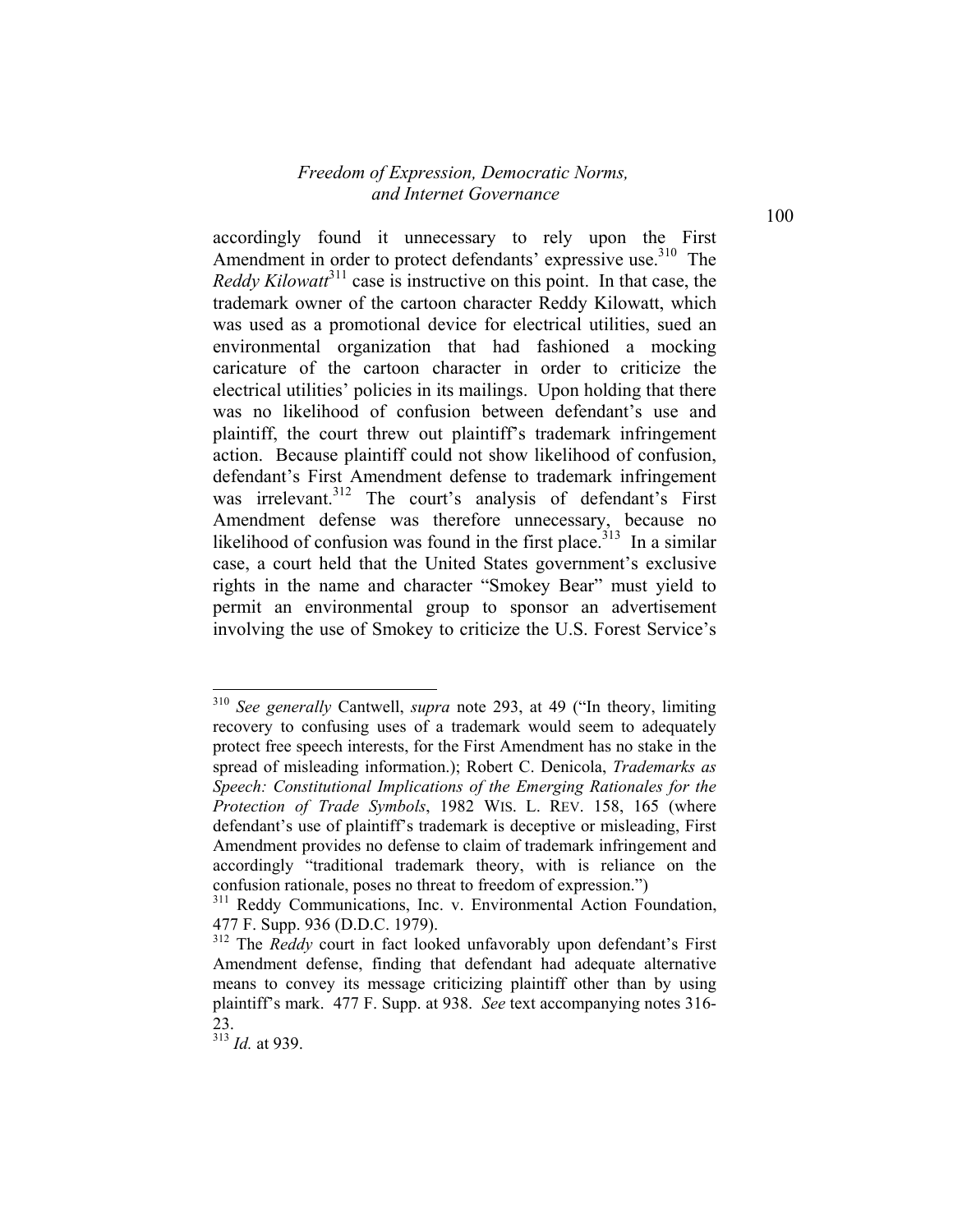accordingly found it unnecessary to rely upon the First Amendment in order to protect defendants' expressive use.[310] The *Reddy Kilowatt*[311] case is instructive on this point. In that case, the trademark owner of the cartoon character Reddy Kilowatt, which was used as a promotional device for electrical utilities, sued an environmental organization that had fashioned a mocking caricature of the cartoon character in order to criticize the electrical utilities' policies in its mailings. Upon holding that there was no likelihood of confusion between defendant's use and plaintiff, the court threw out plaintiff's trademark infringement action. Because plaintiff could not show likelihood of confusion, defendant's First Amendment defense to trademark infringement was irrelevant.[312] The court's analysis of defendant's First Amendment defense was therefore unnecessary, because no likelihood of confusion was found in the first place.[313] In a similar case, a court held that the United States government's exclusive rights in the name and character "Smokey Bear" must yield to permit an environmental group to sponsor an advertisement involving the use of Smokey to criticize the U.S. Forest Service's

---

[310] *See generally* Cantwell, *supra* note 293, at 49 ("In theory, limiting recovery to confusing uses of a trademark would seem to adequately protect free speech interests, for the First Amendment has no stake in the spread of misleading information.); Robert C. Denicola, *Trademarks as Speech: Constitutional Implications of the Emerging Rationales for the Protection of Trade Symbols*, 1982 WIS. L. REV. 158, 165 (where defendant's use of plaintiff's trademark is deceptive or misleading, First Amendment provides no defense to claim of trademark infringement and accordingly "traditional trademark theory, with is reliance on the confusion rationale, poses no threat to freedom of expression.")

[311] Reddy Communications, Inc. v. Environmental Action Foundation, 477 F. Supp. 936 (D.D.C. 1979).

[312] The *Reddy* court in fact looked unfavorably upon defendant's First Amendment defense, finding that defendant had adequate alternative means to convey its message criticizing plaintiff other than by using plaintiff's mark. 477 F. Supp. at 938. *See* text accompanying notes 316-23.

[313] *Id.* at 939.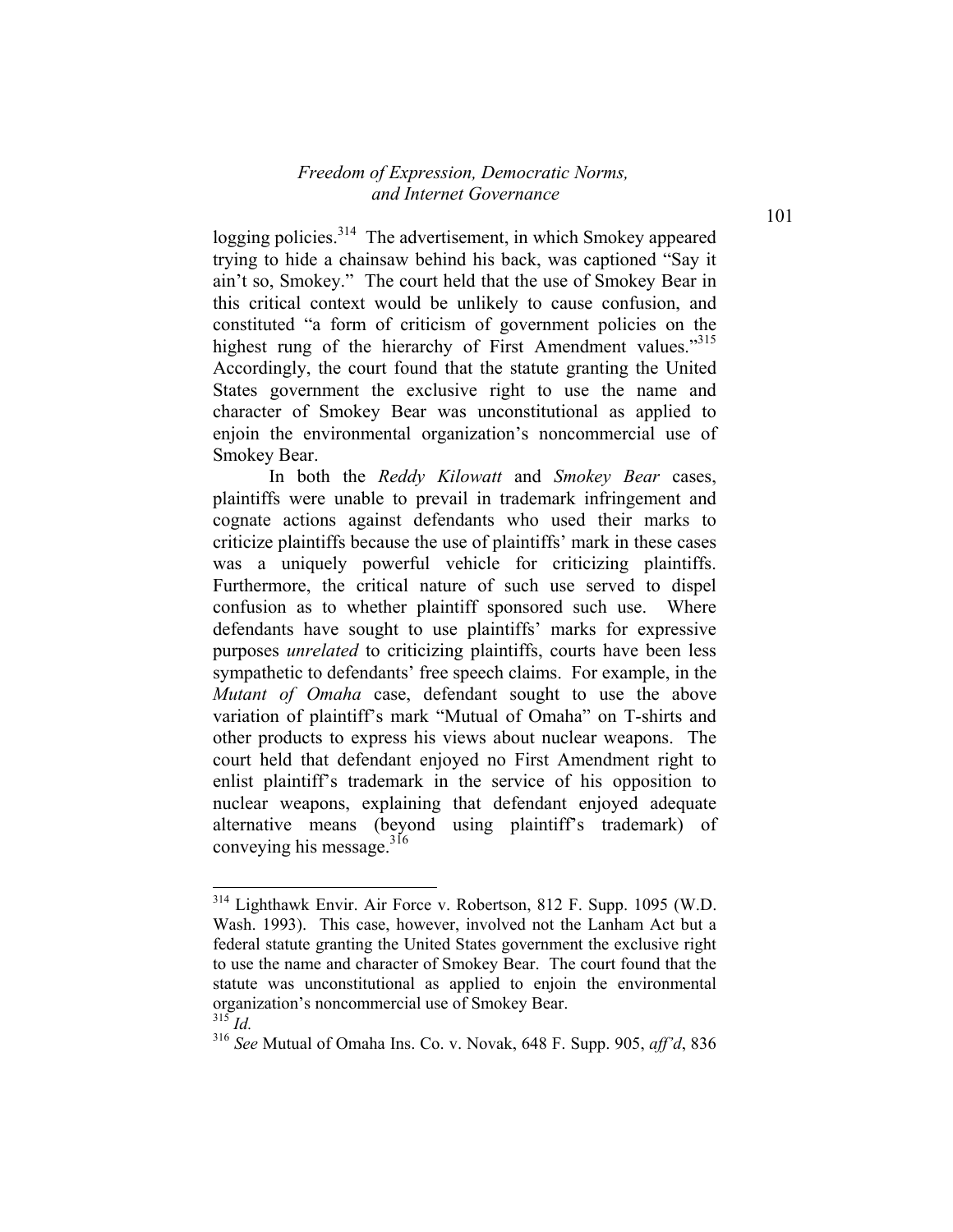logging policies.[314] The advertisement, in which Smokey appeared trying to hide a chainsaw behind his back, was captioned "Say it ain't so, Smokey." The court held that the use of Smokey Bear in this critical context would be unlikely to cause confusion, and constituted "a form of criticism of government policies on the highest rung of the hierarchy of First Amendment values."[315] Accordingly, the court found that the statute granting the United States government the exclusive right to use the name and character of Smokey Bear was unconstitutional as applied to enjoin the environmental organization's noncommercial use of Smokey Bear.

In both the *Reddy Kilowatt* and *Smokey Bear* cases, plaintiffs were unable to prevail in trademark infringement and cognate actions against defendants who used their marks to criticize plaintiffs because the use of plaintiffs' mark in these cases was a uniquely powerful vehicle for criticizing plaintiffs. Furthermore, the critical nature of such use served to dispel confusion as to whether plaintiff sponsored such use. Where defendants have sought to use plaintiffs' marks for expressive purposes *unrelated* to criticizing plaintiffs, courts have been less sympathetic to defendants' free speech claims. For example, in the *Mutant of Omaha* case, defendant sought to use the above variation of plaintiff's mark "Mutual of Omaha" on T-shirts and other products to express his views about nuclear weapons. The court held that defendant enjoyed no First Amendment right to enlist plaintiff's trademark in the service of his opposition to nuclear weapons, explaining that defendant enjoyed adequate alternative means (beyond using plaintiff's trademark) of conveying his message.[316]

---

[314] Lighthawk Envir. Air Force v. Robertson, 812 F. Supp. 1095 (W.D. Wash. 1993). This case, however, involved not the Lanham Act but a federal statute granting the United States government the exclusive right to use the name and character of Smokey Bear. The court found that the statute was unconstitutional as applied to enjoin the environmental organization's noncommercial use of Smokey Bear.

[315] *Id.*

[316] *See* Mutual of Omaha Ins. Co. v. Novak, 648 F. Supp. 905, *aff'd*, 836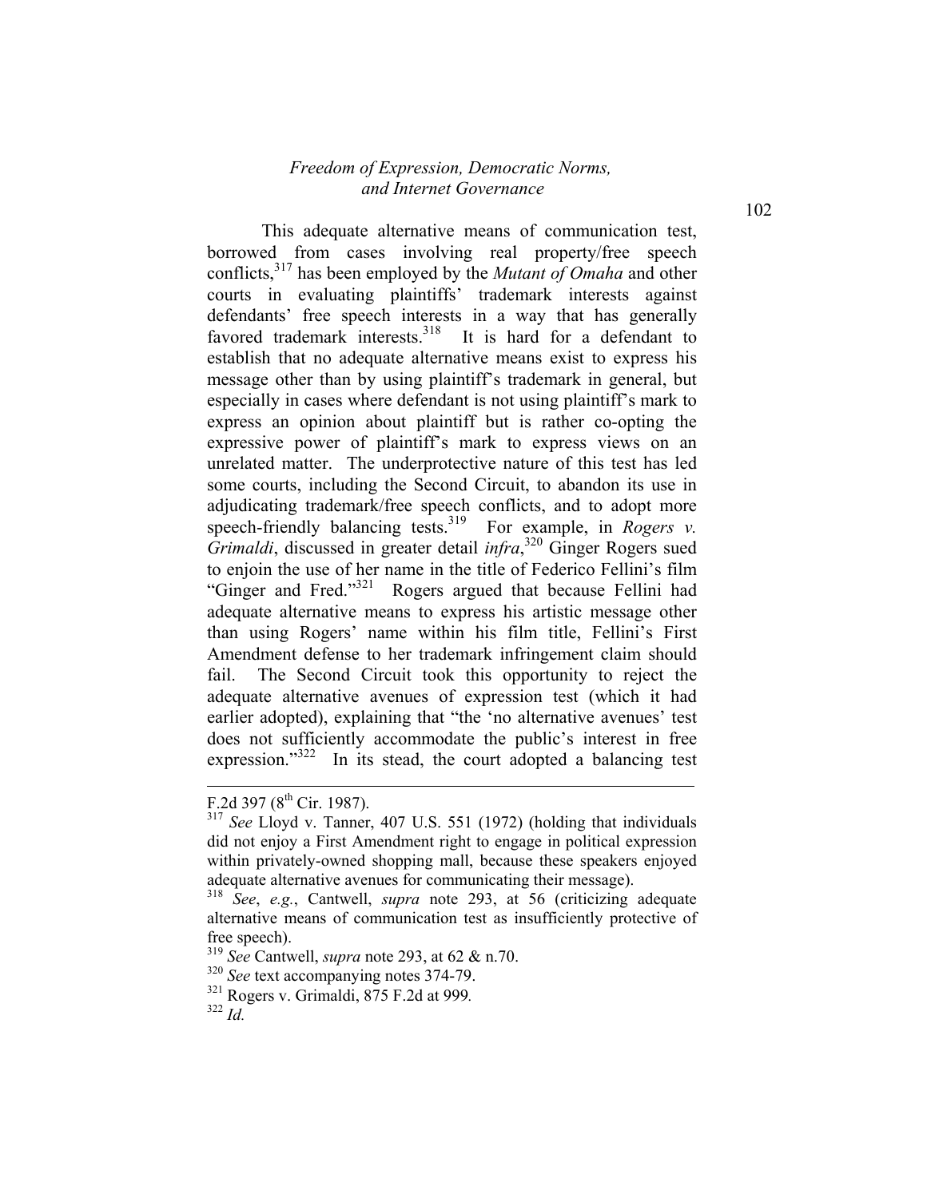This adequate alternative means of communication test, borrowed from cases involving real property/free speech conflicts,[317] has been employed by the *Mutant of Omaha* and other courts in evaluating plaintiffs' trademark interests against defendants' free speech interests in a way that has generally favored trademark interests.[318] It is hard for a defendant to establish that no adequate alternative means exist to express his message other than by using plaintiff's trademark in general, but especially in cases where defendant is not using plaintiff's mark to express an opinion about plaintiff but is rather co-opting the expressive power of plaintiff's mark to express views on an unrelated matter. The underprotective nature of this test has led some courts, including the Second Circuit, to abandon its use in adjudicating trademark/free speech conflicts, and to adopt more speech-friendly balancing tests.[319] For example, in *Rogers v. Grimaldi*, discussed in greater detail *infra*,[320] Ginger Rogers sued to enjoin the use of her name in the title of Federico Fellini's film "Ginger and Fred."[321] Rogers argued that because Fellini had adequate alternative means to express his artistic message other than using Rogers' name within his film title, Fellini's First Amendment defense to her trademark infringement claim should fail. The Second Circuit took this opportunity to reject the adequate alternative avenues of expression test (which it had earlier adopted), explaining that "the 'no alternative avenues' test does not sufficiently accommodate the public's interest in free expression."[322] In its stead, the court adopted a balancing test

---

F.2d 397 (8th Cir. 1987).

[317] *See* Lloyd v. Tanner, 407 U.S. 551 (1972) (holding that individuals did not enjoy a First Amendment right to engage in political expression within privately-owned shopping mall, because these speakers enjoyed adequate alternative avenues for communicating their message).

[318] *See*, *e.g.*, Cantwell, *supra* note 293, at 56 (criticizing adequate alternative means of communication test as insufficiently protective of free speech).

[319] *See* Cantwell, *supra* note 293, at 62 & n.70.

[320] *See* text accompanying notes 374-79.

[321] Rogers v. Grimaldi, 875 F.2d at 999.

[322] *Id.*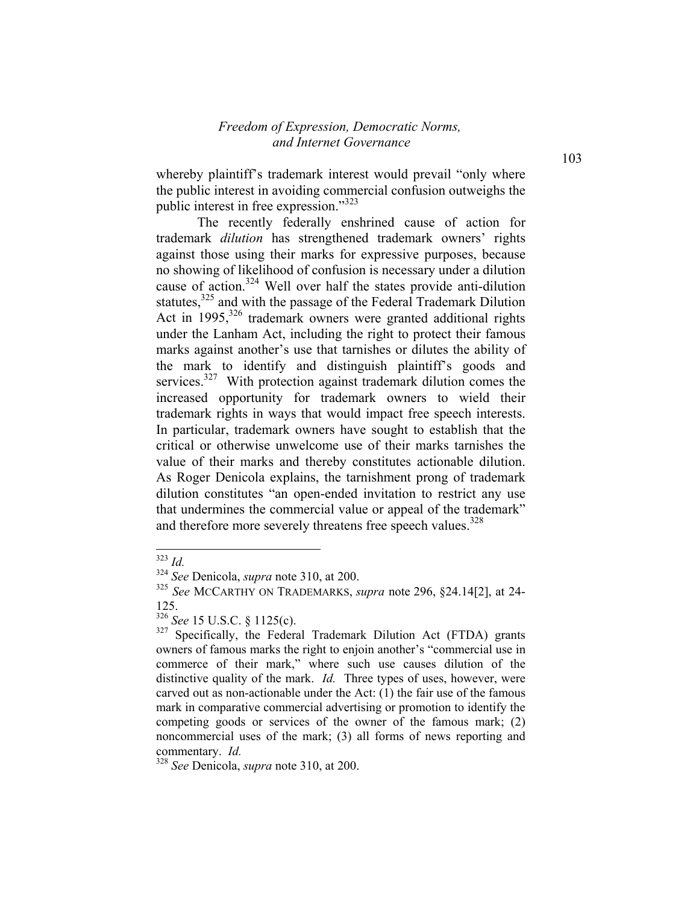whereby plaintiff's trademark interest would prevail "only where the public interest in avoiding commercial confusion outweighs the public interest in free expression."[323]

The recently federally enshrined cause of action for trademark *dilution* has strengthened trademark owners' rights against those using their marks for expressive purposes, because no showing of likelihood of confusion is necessary under a dilution cause of action.[324] Well over half the states provide anti-dilution statutes,[325] and with the passage of the Federal Trademark Dilution Act in 1995,[326] trademark owners were granted additional rights under the Lanham Act, including the right to protect their famous marks against another's use that tarnishes or dilutes the ability of the mark to identify and distinguish plaintiff's goods and services.[327] With protection against trademark dilution comes the increased opportunity for trademark owners to wield their trademark rights in ways that would impact free speech interests. In particular, trademark owners have sought to establish that the critical or otherwise unwelcome use of their marks tarnishes the value of their marks and thereby constitutes actionable dilution. As Roger Denicola explains, the tarnishment prong of trademark dilution constitutes "an open-ended invitation to restrict any use that undermines the commercial value or appeal of the trademark" and therefore more severely threatens free speech values.[328]

---

[323] *Id.*

[324] *See* Denicola, *supra* note 310, at 200.

[325] *See* MCCARTHY ON TRADEMARKS, *supra* note 296, §24.14[2], at 24-125.

[326] *See* 15 U.S.C. § 1125(c).

[327] Specifically, the Federal Trademark Dilution Act (FTDA) grants owners of famous marks the right to enjoin another's "commercial use in commerce of their mark," where such use causes dilution of the distinctive quality of the mark. *Id.* Three types of uses, however, were carved out as non-actionable under the Act: (1) the fair use of the famous mark in comparative commercial advertising or promotion to identify the competing goods or services of the owner of the famous mark; (2) noncommercial uses of the mark; (3) all forms of news reporting and commentary. *Id.*

[328] *See* Denicola, *supra* note 310, at 200.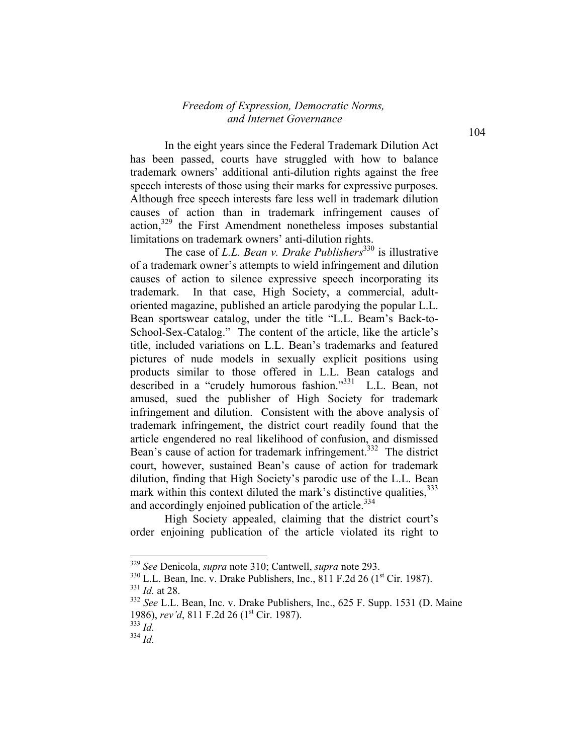In the eight years since the Federal Trademark Dilution Act has been passed, courts have struggled with how to balance trademark owners' additional anti-dilution rights against the free speech interests of those using their marks for expressive purposes. Although free speech interests fare less well in trademark dilution causes of action than in trademark infringement causes of action,[329] the First Amendment nonetheless imposes substantial limitations on trademark owners' anti-dilution rights.

The case of *L.L. Bean v. Drake Publishers*[330] is illustrative of a trademark owner's attempts to wield infringement and dilution causes of action to silence expressive speech incorporating its trademark. In that case, High Society, a commercial, adult-oriented magazine, published an article parodying the popular L.L. Bean sportswear catalog, under the title "L.L. Beam's Back-to-School-Sex-Catalog." The content of the article, like the article's title, included variations on L.L. Bean's trademarks and featured pictures of nude models in sexually explicit positions using products similar to those offered in L.L. Bean catalogs and described in a "crudely humorous fashion."[331] L.L. Bean, not amused, sued the publisher of High Society for trademark infringement and dilution. Consistent with the above analysis of trademark infringement, the district court readily found that the article engendered no real likelihood of confusion, and dismissed Bean's cause of action for trademark infringement.[332] The district court, however, sustained Bean's cause of action for trademark dilution, finding that High Society's parodic use of the L.L. Bean mark within this context diluted the mark's distinctive qualities,[333] and accordingly enjoined publication of the article.[334]

High Society appealed, claiming that the district court's order enjoining publication of the article violated its right to

---

[329] *See* Denicola, *supra* note 310; Cantwell, *supra* note 293.

[330] L.L. Bean, Inc. v. Drake Publishers, Inc., 811 F.2d 26 (1st Cir. 1987).

[331] *Id.* at 28.

[332] *See* L.L. Bean, Inc. v. Drake Publishers, Inc., 625 F. Supp. 1531 (D. Maine 1986), *rev'd*, 811 F.2d 26 (1st Cir. 1987).

[333] *Id.*

[334] *Id.*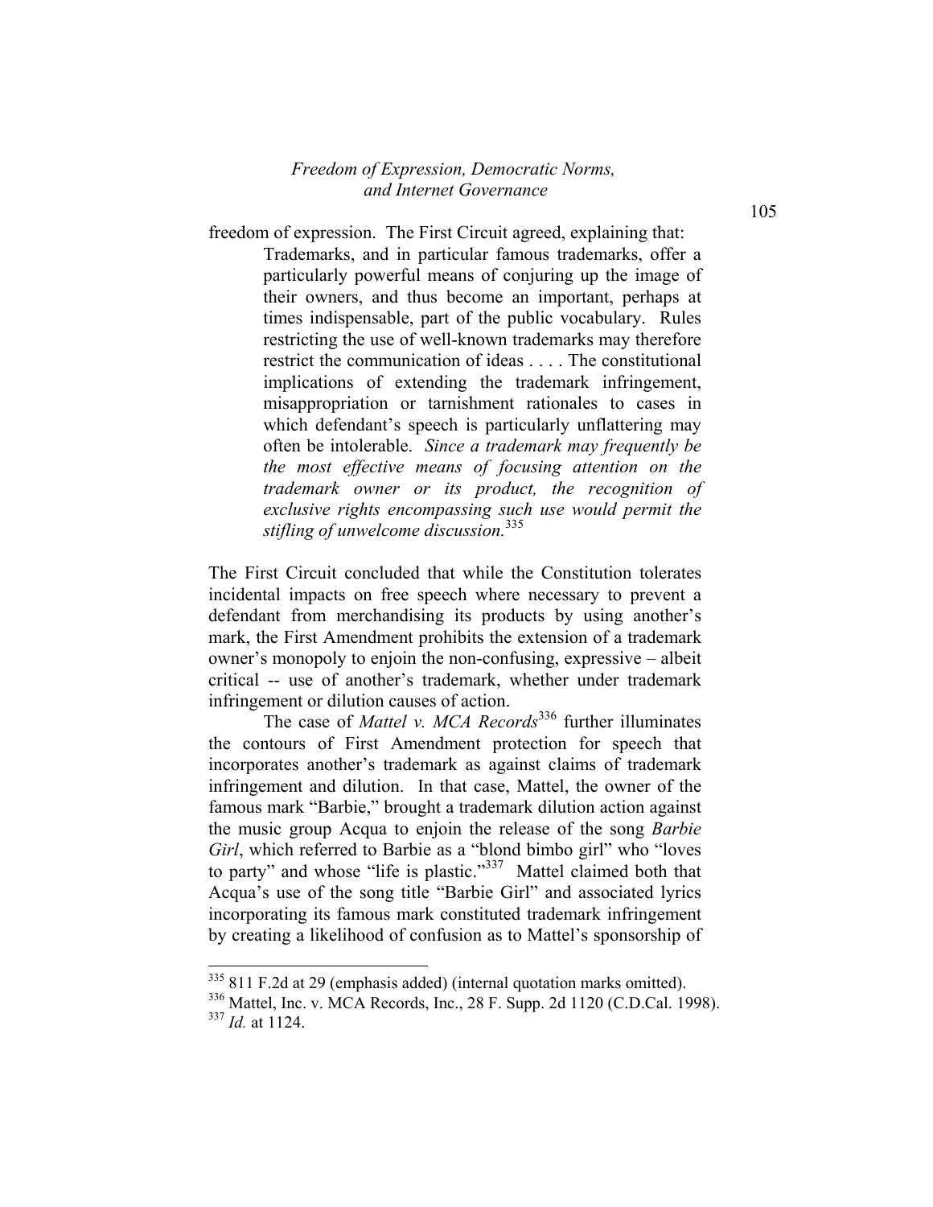freedom of expression. The First Circuit agreed, explaining that:

> Trademarks, and in particular famous trademarks, offer a particularly powerful means of conjuring up the image of their owners, and thus become an important, perhaps at times indispensable, part of the public vocabulary. Rules restricting the use of well-known trademarks may therefore restrict the communication of ideas . . . . The constitutional implications of extending the trademark infringement, misappropriation or tarnishment rationales to cases in which defendant's speech is particularly unflattering may often be intolerable. *Since a trademark may frequently be the most effective means of focusing attention on the trademark owner or its product, the recognition of exclusive rights encompassing such use would permit the stifling of unwelcome discussion.*[335]

The First Circuit concluded that while the Constitution tolerates incidental impacts on free speech where necessary to prevent a defendant from merchandising its products by using another's mark, the First Amendment prohibits the extension of a trademark owner's monopoly to enjoin the non-confusing, expressive – albeit critical -- use of another's trademark, whether under trademark infringement or dilution causes of action.

The case of *Mattel v. MCA Records*[336] further illuminates the contours of First Amendment protection for speech that incorporates another's trademark as against claims of trademark infringement and dilution. In that case, Mattel, the owner of the famous mark "Barbie," brought a trademark dilution action against the music group Acqua to enjoin the release of the song *Barbie Girl*, which referred to Barbie as a "blond bimbo girl" who "loves to party" and whose "life is plastic."[337] Mattel claimed both that Acqua's use of the song title "Barbie Girl" and associated lyrics incorporating its famous mark constituted trademark infringement by creating a likelihood of confusion as to Mattel's sponsorship of

---

[335] 811 F.2d at 29 (emphasis added) (internal quotation marks omitted).

[336] Mattel, Inc. v. MCA Records, Inc., 28 F. Supp. 2d 1120 (C.D.Cal. 1998).

[337] *Id.* at 1124.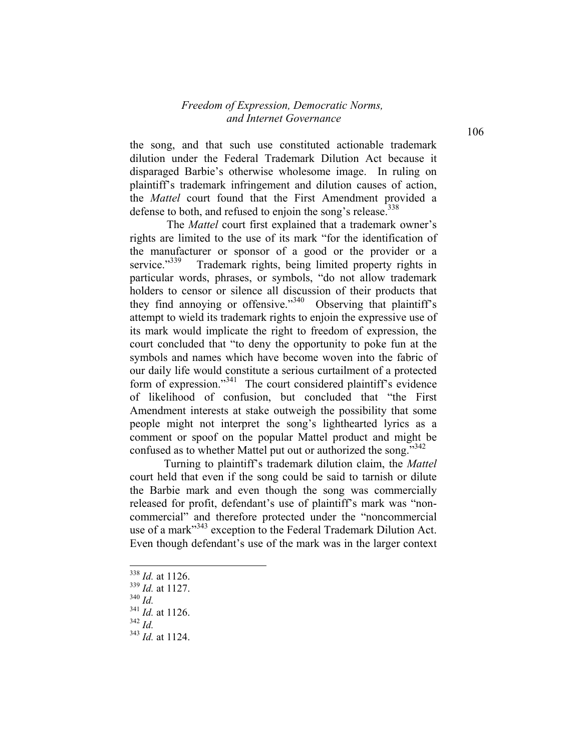the song, and that such use constituted actionable trademark dilution under the Federal Trademark Dilution Act because it disparaged Barbie's otherwise wholesome image. In ruling on plaintiff's trademark infringement and dilution causes of action, the *Mattel* court found that the First Amendment provided a defense to both, and refused to enjoin the song's release.[338]

The *Mattel* court first explained that a trademark owner's rights are limited to the use of its mark "for the identification of the manufacturer or sponsor of a good or the provider or a service."[339] Trademark rights, being limited property rights in particular words, phrases, or symbols, "do not allow trademark holders to censor or silence all discussion of their products that they find annoying or offensive."[340] Observing that plaintiff's attempt to wield its trademark rights to enjoin the expressive use of its mark would implicate the right to freedom of expression, the court concluded that "to deny the opportunity to poke fun at the symbols and names which have become woven into the fabric of our daily life would constitute a serious curtailment of a protected form of expression."[341] The court considered plaintiff's evidence of likelihood of confusion, but concluded that "the First Amendment interests at stake outweigh the possibility that some people might not interpret the song's lighthearted lyrics as a comment or spoof on the popular Mattel product and might be confused as to whether Mattel put out or authorized the song."[342]

Turning to plaintiff's trademark dilution claim, the *Mattel* court held that even if the song could be said to tarnish or dilute the Barbie mark and even though the song was commercially released for profit, defendant's use of plaintiff's mark was "non-commercial" and therefore protected under the "noncommercial use of a mark"[343] exception to the Federal Trademark Dilution Act. Even though defendant's use of the mark was in the larger context

---

[338] *Id.* at 1126.
[339] *Id.* at 1127.
[340] *Id.*
[341] *Id.* at 1126.
[342] *Id.*
[343] *Id.* at 1124.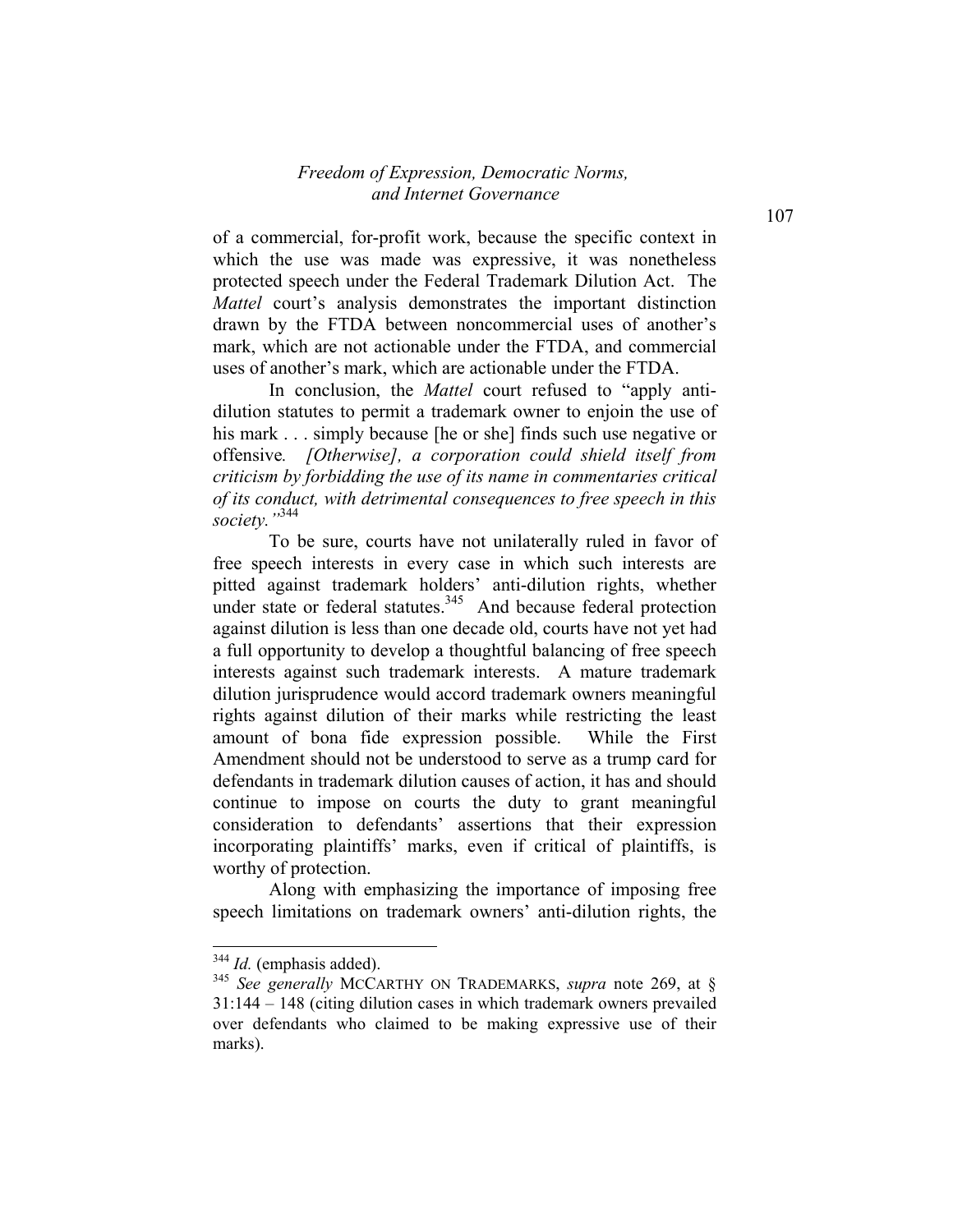of a commercial, for-profit work, because the specific context in which the use was made was expressive, it was nonetheless protected speech under the Federal Trademark Dilution Act. The *Mattel* court's analysis demonstrates the important distinction drawn by the FTDA between noncommercial uses of another's mark, which are not actionable under the FTDA, and commercial uses of another's mark, which are actionable under the FTDA.

In conclusion, the *Mattel* court refused to "apply anti-dilution statutes to permit a trademark owner to enjoin the use of his mark . . . simply because [he or she] finds such use negative or offensive. *[Otherwise], a corporation could shield itself from criticism by forbidding the use of its name in commentaries critical of its conduct, with detrimental consequences to free speech in this society."*[344]

To be sure, courts have not unilaterally ruled in favor of free speech interests in every case in which such interests are pitted against trademark holders' anti-dilution rights, whether under state or federal statutes.[345] And because federal protection against dilution is less than one decade old, courts have not yet had a full opportunity to develop a thoughtful balancing of free speech interests against such trademark interests. A mature trademark dilution jurisprudence would accord trademark owners meaningful rights against dilution of their marks while restricting the least amount of bona fide expression possible. While the First Amendment should not be understood to serve as a trump card for defendants in trademark dilution causes of action, it has and should continue to impose on courts the duty to grant meaningful consideration to defendants' assertions that their expression incorporating plaintiffs' marks, even if critical of plaintiffs, is worthy of protection.

Along with emphasizing the importance of imposing free speech limitations on trademark owners' anti-dilution rights, the

---

[344] *Id.* (emphasis added).

[345] *See generally* MCCARTHY ON TRADEMARKS, *supra* note 269, at § 31:144 – 148 (citing dilution cases in which trademark owners prevailed over defendants who claimed to be making expressive use of their marks).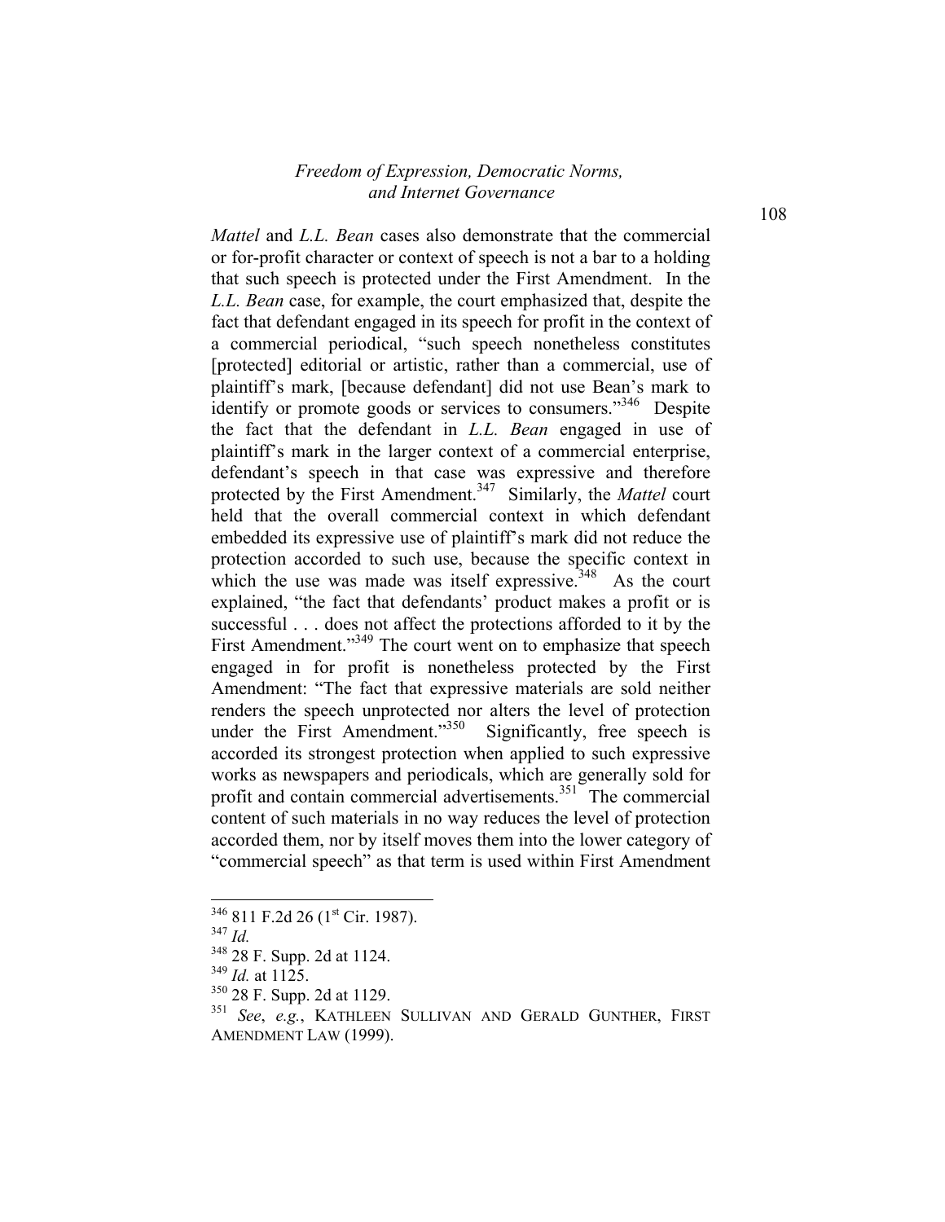*Mattel* and *L.L. Bean* cases also demonstrate that the commercial or for-profit character or context of speech is not a bar to a holding that such speech is protected under the First Amendment. In the *L.L. Bean* case, for example, the court emphasized that, despite the fact that defendant engaged in its speech for profit in the context of a commercial periodical, "such speech nonetheless constitutes [protected] editorial or artistic, rather than a commercial, use of plaintiff's mark, [because defendant] did not use Bean's mark to identify or promote goods or services to consumers."[346] Despite the fact that the defendant in *L.L. Bean* engaged in use of plaintiff's mark in the larger context of a commercial enterprise, defendant's speech in that case was expressive and therefore protected by the First Amendment.[347] Similarly, the *Mattel* court held that the overall commercial context in which defendant embedded its expressive use of plaintiff's mark did not reduce the protection accorded to such use, because the specific context in which the use was made was itself expressive.[348] As the court explained, "the fact that defendants' product makes a profit or is successful . . . does not affect the protections afforded to it by the First Amendment."[349] The court went on to emphasize that speech engaged in for profit is nonetheless protected by the First Amendment: "The fact that expressive materials are sold neither renders the speech unprotected nor alters the level of protection under the First Amendment."[350] Significantly, free speech is accorded its strongest protection when applied to such expressive works as newspapers and periodicals, which are generally sold for profit and contain commercial advertisements.[351] The commercial content of such materials in no way reduces the level of protection accorded them, nor by itself moves them into the lower category of "commercial speech" as that term is used within First Amendment

---

[346] 811 F.2d 26 (1st Cir. 1987).

[347] *Id.*

[348] 28 F. Supp. 2d at 1124.

[349] *Id.* at 1125.

[350] 28 F. Supp. 2d at 1129.

[351] *See*, *e.g.*, KATHLEEN SULLIVAN AND GERALD GUNTHER, FIRST AMENDMENT LAW (1999).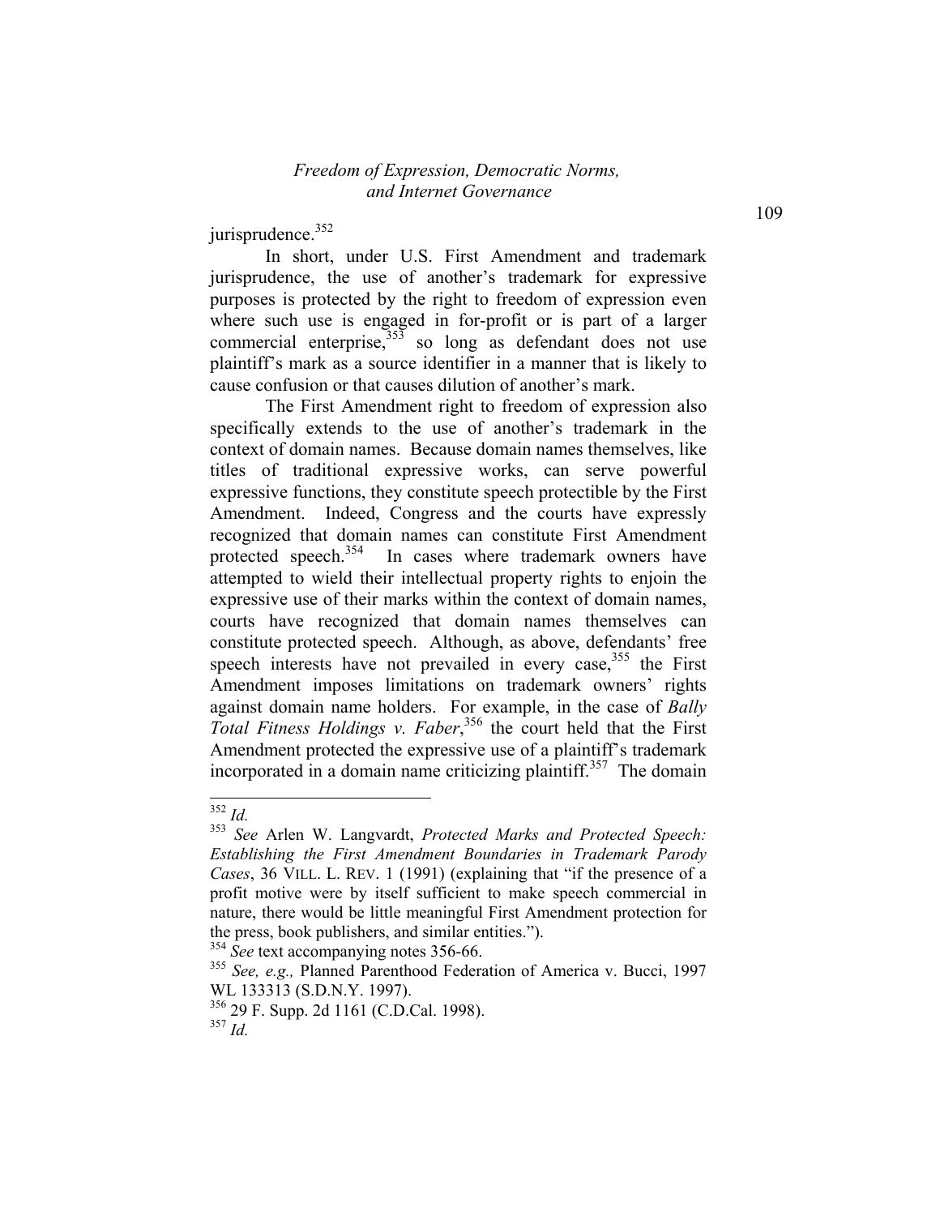jurisprudence.[352]

In short, under U.S. First Amendment and trademark jurisprudence, the use of another's trademark for expressive purposes is protected by the right to freedom of expression even where such use is engaged in for-profit or is part of a larger commercial enterprise,[353] so long as defendant does not use plaintiff's mark as a source identifier in a manner that is likely to cause confusion or that causes dilution of another's mark.

The First Amendment right to freedom of expression also specifically extends to the use of another's trademark in the context of domain names. Because domain names themselves, like titles of traditional expressive works, can serve powerful expressive functions, they constitute speech protectible by the First Amendment. Indeed, Congress and the courts have expressly recognized that domain names can constitute First Amendment protected speech.[354] In cases where trademark owners have attempted to wield their intellectual property rights to enjoin the expressive use of their marks within the context of domain names, courts have recognized that domain names themselves can constitute protected speech. Although, as above, defendants' free speech interests have not prevailed in every case,[355] the First Amendment imposes limitations on trademark owners' rights against domain name holders. For example, in the case of *Bally Total Fitness Holdings v. Faber*,[356] the court held that the First Amendment protected the expressive use of a plaintiff's trademark incorporated in a domain name criticizing plaintiff.[357] The domain

---

[352] *Id.*

[353] *See* Arlen W. Langvardt, *Protected Marks and Protected Speech: Establishing the First Amendment Boundaries in Trademark Parody Cases*, 36 VILL. L. REV. 1 (1991) (explaining that "if the presence of a profit motive were by itself sufficient to make speech commercial in nature, there would be little meaningful First Amendment protection for the press, book publishers, and similar entities.").

[354] *See* text accompanying notes 356-66.

[355] *See, e.g.,* Planned Parenthood Federation of America v. Bucci, 1997 WL 133313 (S.D.N.Y. 1997).

[356] 29 F. Supp. 2d 1161 (C.D.Cal. 1998).

[357] *Id.*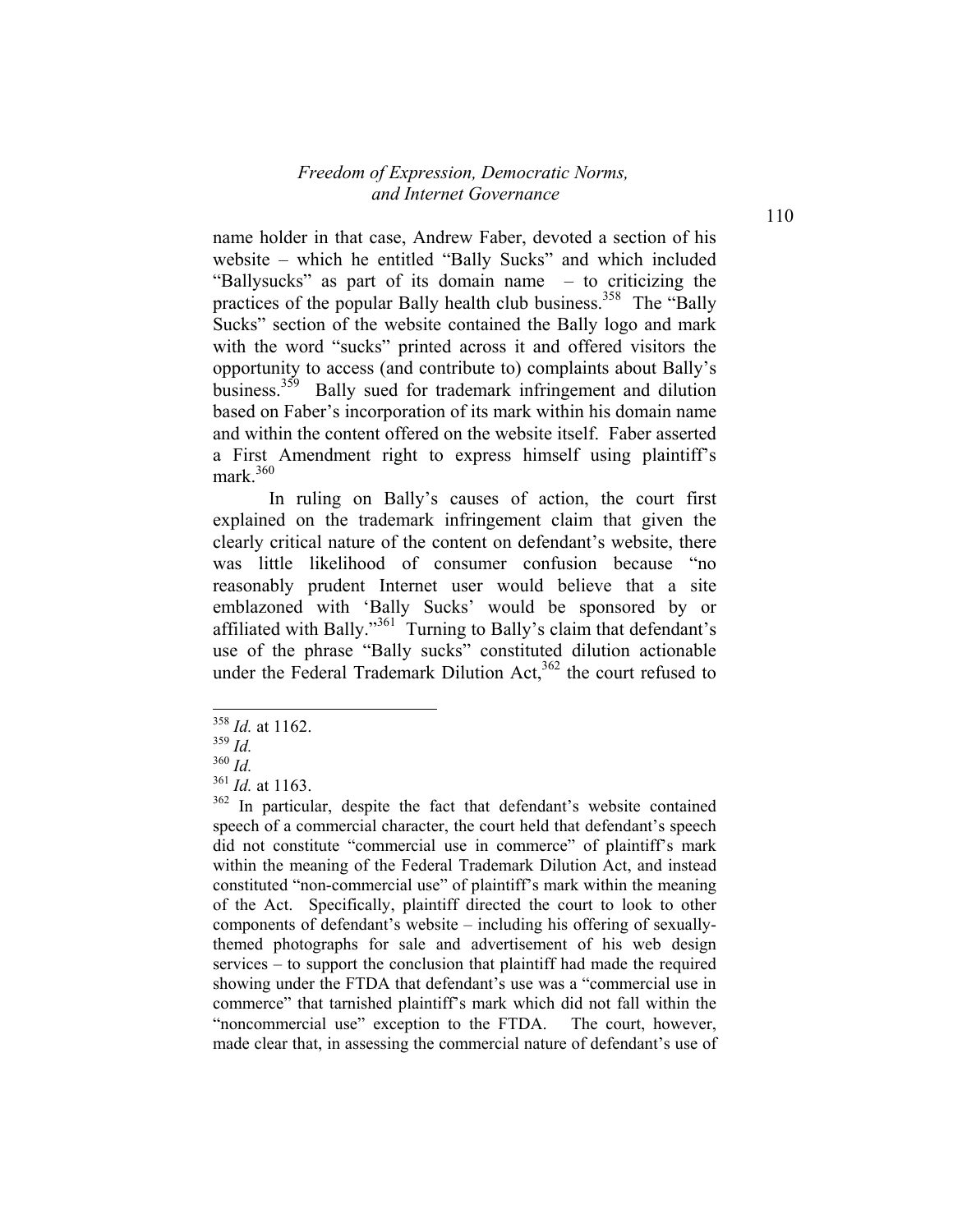name holder in that case, Andrew Faber, devoted a section of his website – which he entitled "Bally Sucks" and which included "Ballysucks" as part of its domain name – to criticizing the practices of the popular Bally health club business.[358] The "Bally Sucks" section of the website contained the Bally logo and mark with the word "sucks" printed across it and offered visitors the opportunity to access (and contribute to) complaints about Bally's business.[359] Bally sued for trademark infringement and dilution based on Faber's incorporation of its mark within his domain name and within the content offered on the website itself. Faber asserted a First Amendment right to express himself using plaintiff's mark.[360]

In ruling on Bally's causes of action, the court first explained on the trademark infringement claim that given the clearly critical nature of the content on defendant's website, there was little likelihood of consumer confusion because "no reasonably prudent Internet user would believe that a site emblazoned with 'Bally Sucks' would be sponsored by or affiliated with Bally."[361] Turning to Bally's claim that defendant's use of the phrase "Bally sucks" constituted dilution actionable under the Federal Trademark Dilution Act,[362] the court refused to

---

[358] *Id.* at 1162.

[359] *Id.*

[360] *Id.*

[361] *Id.* at 1163.

[362] In particular, despite the fact that defendant's website contained speech of a commercial character, the court held that defendant's speech did not constitute "commercial use in commerce" of plaintiff's mark within the meaning of the Federal Trademark Dilution Act, and instead constituted "non-commercial use" of plaintiff's mark within the meaning of the Act. Specifically, plaintiff directed the court to look to other components of defendant's website – including his offering of sexually-themed photographs for sale and advertisement of his web design services – to support the conclusion that plaintiff had made the required showing under the FTDA that defendant's use was a "commercial use in commerce" that tarnished plaintiff's mark which did not fall within the "noncommercial use" exception to the FTDA. The court, however, made clear that, in assessing the commercial nature of defendant's use of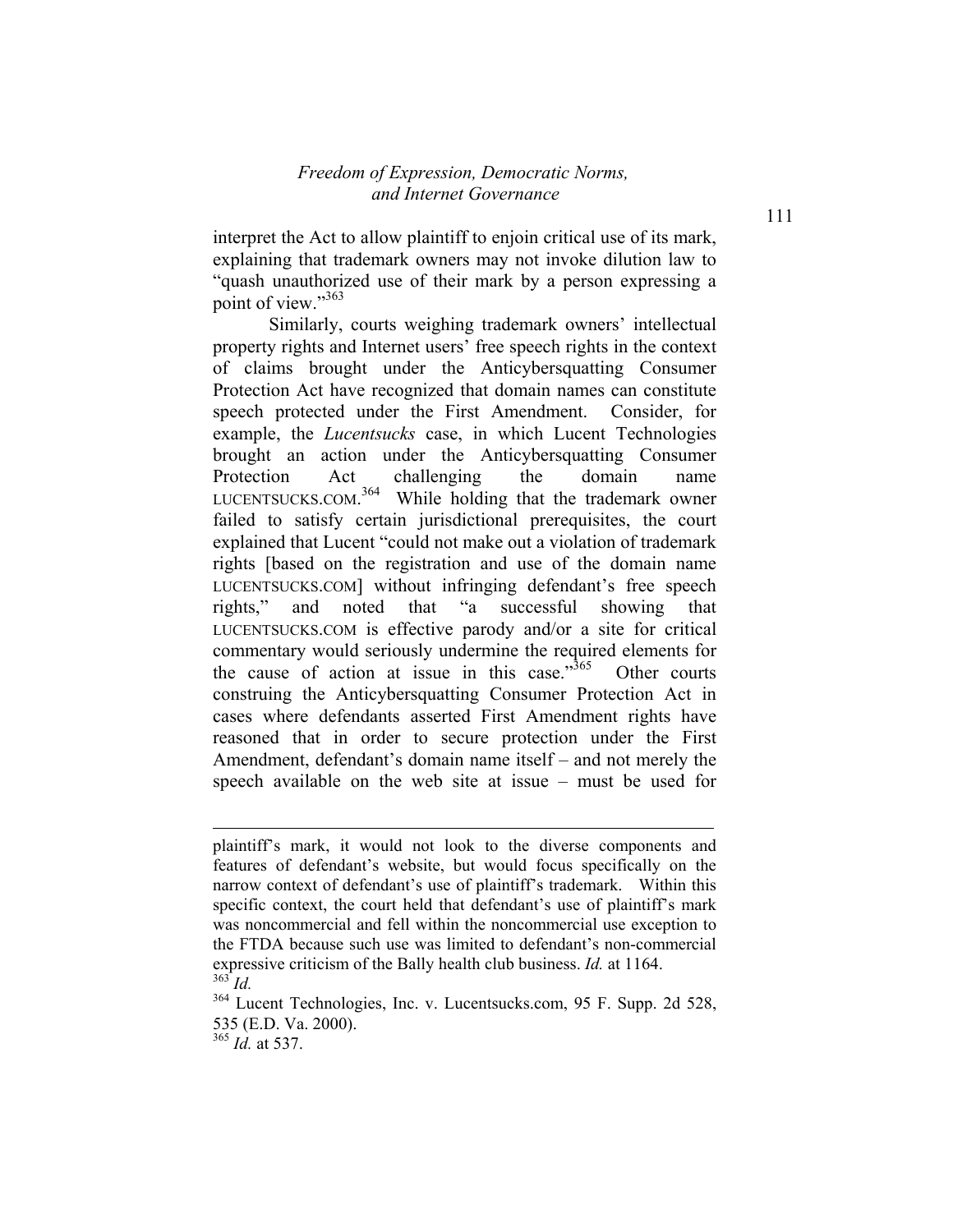interpret the Act to allow plaintiff to enjoin critical use of its mark, explaining that trademark owners may not invoke dilution law to "quash unauthorized use of their mark by a person expressing a point of view."[363]

Similarly, courts weighing trademark owners' intellectual property rights and Internet users' free speech rights in the context of claims brought under the Anticybersquatting Consumer Protection Act have recognized that domain names can constitute speech protected under the First Amendment. Consider, for example, the *Lucentsucks* case, in which Lucent Technologies brought an action under the Anticybersquatting Consumer Protection Act challenging the domain name LUCENTSUCKS.COM.[364] While holding that the trademark owner failed to satisfy certain jurisdictional prerequisites, the court explained that Lucent "could not make out a violation of trademark rights [based on the registration and use of the domain name LUCENTSUCKS.COM] without infringing defendant's free speech rights," and noted that "a successful showing that LUCENTSUCKS.COM is effective parody and/or a site for critical commentary would seriously undermine the required elements for the cause of action at issue in this case."[365] Other courts construing the Anticybersquatting Consumer Protection Act in cases where defendants asserted First Amendment rights have reasoned that in order to secure protection under the First Amendment, defendant's domain name itself – and not merely the speech available on the web site at issue – must be used for

---

plaintiff's mark, it would not look to the diverse components and features of defendant's website, but would focus specifically on the narrow context of defendant's use of plaintiff's trademark. Within this specific context, the court held that defendant's use of plaintiff's mark was noncommercial and fell within the noncommercial use exception to the FTDA because such use was limited to defendant's non-commercial expressive criticism of the Bally health club business. *Id.* at 1164.

[363] *Id.*

[364] Lucent Technologies, Inc. v. Lucentsucks.com, 95 F. Supp. 2d 528, 535 (E.D. Va. 2000).

[365] *Id.* at 537.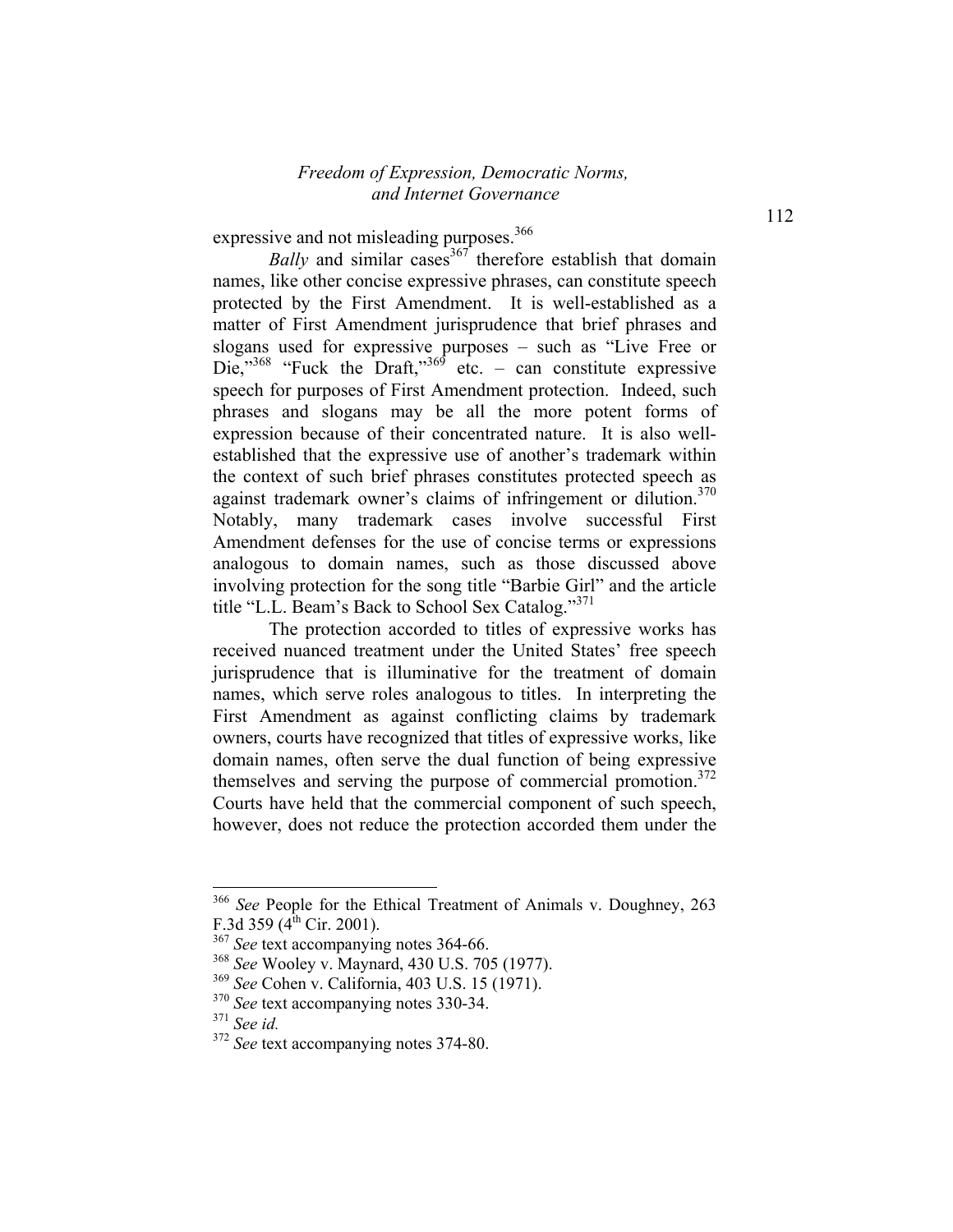expressive and not misleading purposes.[366]

*Bally* and similar cases[367] therefore establish that domain names, like other concise expressive phrases, can constitute speech protected by the First Amendment. It is well-established as a matter of First Amendment jurisprudence that brief phrases and slogans used for expressive purposes – such as "Live Free or Die,"[368] "Fuck the Draft,"[369] etc. – can constitute expressive speech for purposes of First Amendment protection. Indeed, such phrases and slogans may be all the more potent forms of expression because of their concentrated nature. It is also well-established that the expressive use of another's trademark within the context of such brief phrases constitutes protected speech as against trademark owner's claims of infringement or dilution.[370] Notably, many trademark cases involve successful First Amendment defenses for the use of concise terms or expressions analogous to domain names, such as those discussed above involving protection for the song title "Barbie Girl" and the article title "L.L. Beam's Back to School Sex Catalog."[371]

The protection accorded to titles of expressive works has received nuanced treatment under the United States' free speech jurisprudence that is illuminative for the treatment of domain names, which serve roles analogous to titles. In interpreting the First Amendment as against conflicting claims by trademark owners, courts have recognized that titles of expressive works, like domain names, often serve the dual function of being expressive themselves and serving the purpose of commercial promotion.[372] Courts have held that the commercial component of such speech, however, does not reduce the protection accorded them under the

---

[366] *See* People for the Ethical Treatment of Animals v. Doughney, 263 F.3d 359 (4th Cir. 2001).

[367] *See* text accompanying notes 364-66.

[368] *See* Wooley v. Maynard, 430 U.S. 705 (1977).

[369] *See* Cohen v. California, 403 U.S. 15 (1971).

[370] *See* text accompanying notes 330-34.

[371] *See id.*

[372] *See* text accompanying notes 374-80.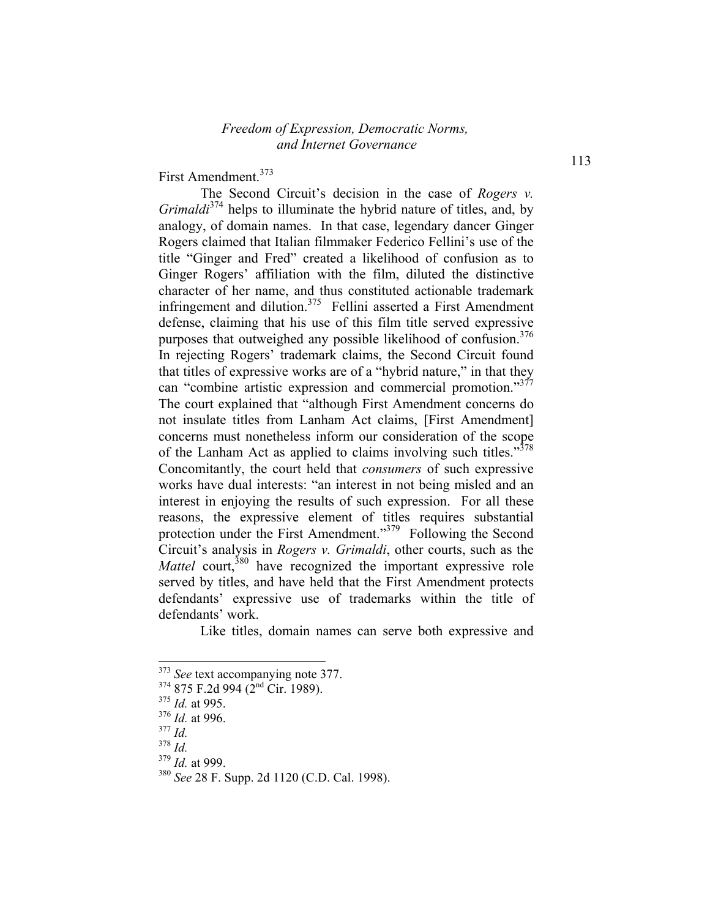First Amendment.[373]

The Second Circuit's decision in the case of *Rogers v. Grimaldi*[374] helps to illuminate the hybrid nature of titles, and, by analogy, of domain names. In that case, legendary dancer Ginger Rogers claimed that Italian filmmaker Federico Fellini's use of the title "Ginger and Fred" created a likelihood of confusion as to Ginger Rogers' affiliation with the film, diluted the distinctive character of her name, and thus constituted actionable trademark infringement and dilution.[375] Fellini asserted a First Amendment defense, claiming that his use of this film title served expressive purposes that outweighed any possible likelihood of confusion.[376] In rejecting Rogers' trademark claims, the Second Circuit found that titles of expressive works are of a "hybrid nature," in that they can "combine artistic expression and commercial promotion."[377] The court explained that "although First Amendment concerns do not insulate titles from Lanham Act claims, [First Amendment] concerns must nonetheless inform our consideration of the scope of the Lanham Act as applied to claims involving such titles."[378] Concomitantly, the court held that *consumers* of such expressive works have dual interests: "an interest in not being misled and an interest in enjoying the results of such expression. For all these reasons, the expressive element of titles requires substantial protection under the First Amendment."[379] Following the Second Circuit's analysis in *Rogers v. Grimaldi*, other courts, such as the *Mattel* court,[380] have recognized the important expressive role served by titles, and have held that the First Amendment protects defendants' expressive use of trademarks within the title of defendants' work.

Like titles, domain names can serve both expressive and

---

[373] *See* text accompanying note 377.

[374] 875 F.2d 994 (2nd Cir. 1989).

[375] *Id.* at 995.

[376] *Id.* at 996.

[377] *Id.*

[378] *Id.*

[379] *Id.* at 999.

[380] *See* 28 F. Supp. 2d 1120 (C.D. Cal. 1998).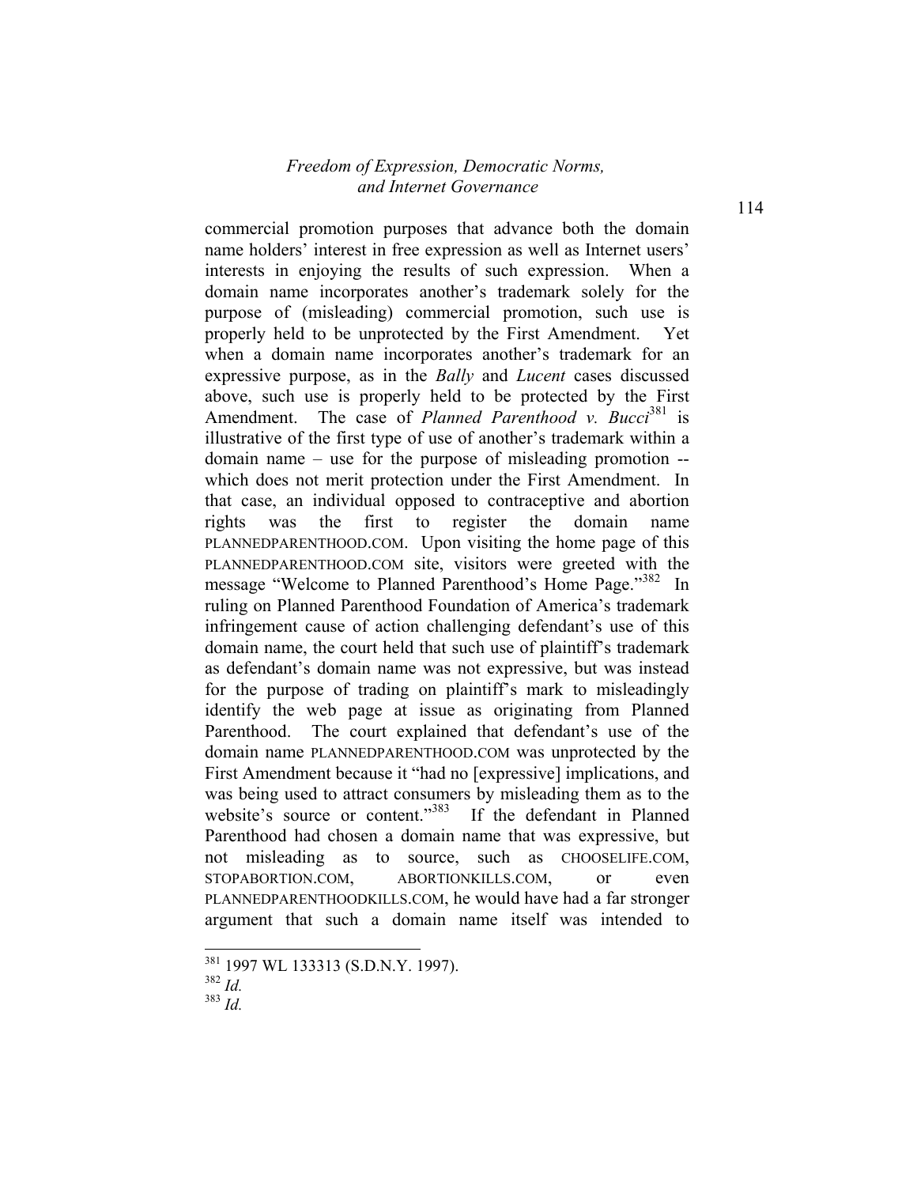commercial promotion purposes that advance both the domain name holders' interest in free expression as well as Internet users' interests in enjoying the results of such expression. When a domain name incorporates another's trademark solely for the purpose of (misleading) commercial promotion, such use is properly held to be unprotected by the First Amendment. Yet when a domain name incorporates another's trademark for an expressive purpose, as in the *Bally* and *Lucent* cases discussed above, such use is properly held to be protected by the First Amendment. The case of *Planned Parenthood v. Bucci*[381] is illustrative of the first type of use of another's trademark within a domain name – use for the purpose of misleading promotion -- which does not merit protection under the First Amendment. In that case, an individual opposed to contraceptive and abortion rights was the first to register the domain name PLANNEDPARENTHOOD.COM. Upon visiting the home page of this PLANNEDPARENTHOOD.COM site, visitors were greeted with the message "Welcome to Planned Parenthood's Home Page."[382] In ruling on Planned Parenthood Foundation of America's trademark infringement cause of action challenging defendant's use of this domain name, the court held that such use of plaintiff's trademark as defendant's domain name was not expressive, but was instead for the purpose of trading on plaintiff's mark to misleadingly identify the web page at issue as originating from Planned Parenthood. The court explained that defendant's use of the domain name PLANNEDPARENTHOOD.COM was unprotected by the First Amendment because it "had no [expressive] implications, and was being used to attract consumers by misleading them as to the website's source or content."[383] If the defendant in Planned Parenthood had chosen a domain name that was expressive, but not misleading as to source, such as CHOOSELIFE.COM, STOPABORTION.COM, ABORTIONKILLS.COM, or even PLANNEDPARENTHOODKILLS.COM, he would have had a far stronger argument that such a domain name itself was intended to

---

[381] 1997 WL 133313 (S.D.N.Y. 1997).

[382] *Id.*

[383] *Id.*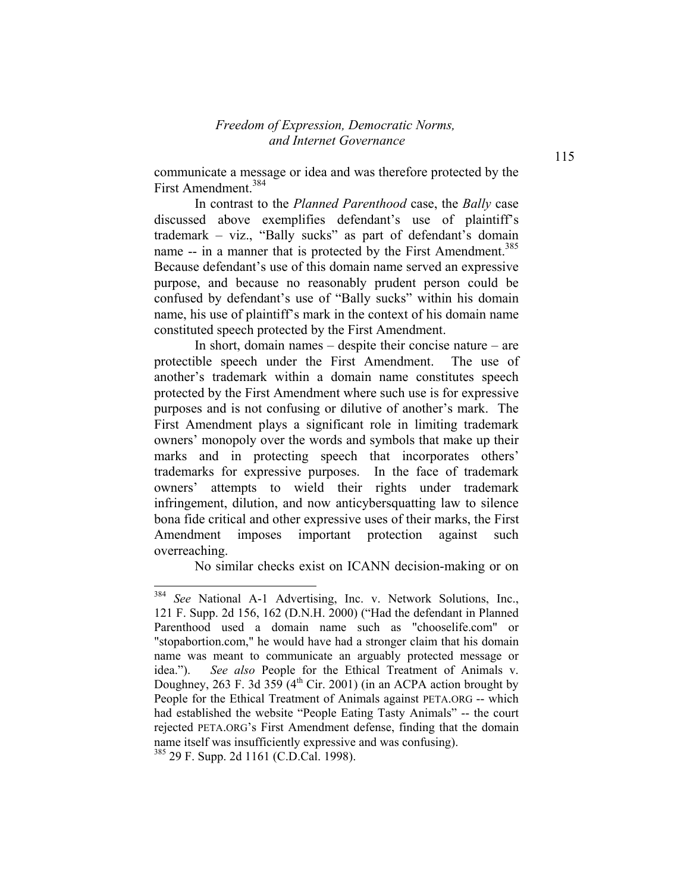communicate a message or idea and was therefore protected by the First Amendment.[384]

In contrast to the *Planned Parenthood* case, the *Bally* case discussed above exemplifies defendant's use of plaintiff's trademark – viz., "Bally sucks" as part of defendant's domain name -- in a manner that is protected by the First Amendment.[385] Because defendant's use of this domain name served an expressive purpose, and because no reasonably prudent person could be confused by defendant's use of "Bally sucks" within his domain name, his use of plaintiff's mark in the context of his domain name constituted speech protected by the First Amendment.

In short, domain names – despite their concise nature – are protectible speech under the First Amendment. The use of another's trademark within a domain name constitutes speech protected by the First Amendment where such use is for expressive purposes and is not confusing or dilutive of another's mark. The First Amendment plays a significant role in limiting trademark owners' monopoly over the words and symbols that make up their marks and in protecting speech that incorporates others' trademarks for expressive purposes. In the face of trademark owners' attempts to wield their rights under trademark infringement, dilution, and now anticybersquatting law to silence bona fide critical and other expressive uses of their marks, the First Amendment imposes important protection against such overreaching.

No similar checks exist on ICANN decision-making or on

---

[384] *See* National A-1 Advertising, Inc. v. Network Solutions, Inc., 121 F. Supp. 2d 156, 162 (D.N.H. 2000) ("Had the defendant in Planned Parenthood used a domain name such as "chooselife.com" or "stopabortion.com," he would have had a stronger claim that his domain name was meant to communicate an arguably protected message or idea."). *See also* People for the Ethical Treatment of Animals v. Doughney, 263 F. 3d 359 (4th Cir. 2001) (in an ACPA action brought by People for the Ethical Treatment of Animals against PETA.ORG -- which had established the website "People Eating Tasty Animals" -- the court rejected PETA.ORG's First Amendment defense, finding that the domain name itself was insufficiently expressive and was confusing).

[385] 29 F. Supp. 2d 1161 (C.D.Cal. 1998).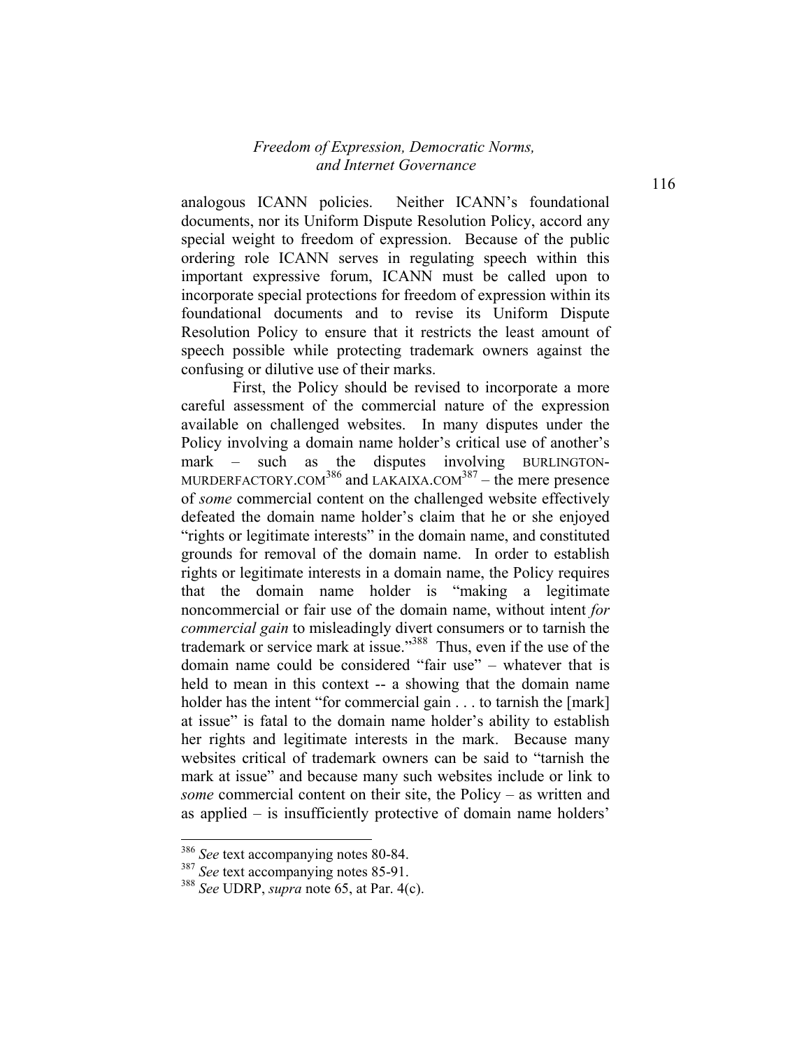analogous ICANN policies. Neither ICANN's foundational documents, nor its Uniform Dispute Resolution Policy, accord any special weight to freedom of expression. Because of the public ordering role ICANN serves in regulating speech within this important expressive forum, ICANN must be called upon to incorporate special protections for freedom of expression within its foundational documents and to revise its Uniform Dispute Resolution Policy to ensure that it restricts the least amount of speech possible while protecting trademark owners against the confusing or dilutive use of their marks.

First, the Policy should be revised to incorporate a more careful assessment of the commercial nature of the expression available on challenged websites. In many disputes under the Policy involving a domain name holder's critical use of another's mark – such as the disputes involving BURLINGTON-MURDERFACTORY.COM[386] and LAKAIXA.COM[387] – the mere presence of *some* commercial content on the challenged website effectively defeated the domain name holder's claim that he or she enjoyed "rights or legitimate interests" in the domain name, and constituted grounds for removal of the domain name. In order to establish rights or legitimate interests in a domain name, the Policy requires that the domain name holder is "making a legitimate noncommercial or fair use of the domain name, without intent *for commercial gain* to misleadingly divert consumers or to tarnish the trademark or service mark at issue."[388] Thus, even if the use of the domain name could be considered "fair use" – whatever that is held to mean in this context -- a showing that the domain name holder has the intent "for commercial gain . . . to tarnish the [mark] at issue" is fatal to the domain name holder's ability to establish her rights and legitimate interests in the mark. Because many websites critical of trademark owners can be said to "tarnish the mark at issue" and because many such websites include or link to *some* commercial content on their site, the Policy – as written and as applied – is insufficiently protective of domain name holders'

---

[386] *See* text accompanying notes 80-84.

[387] *See* text accompanying notes 85-91.

[388] *See* UDRP, *supra* note 65, at Par. 4(c).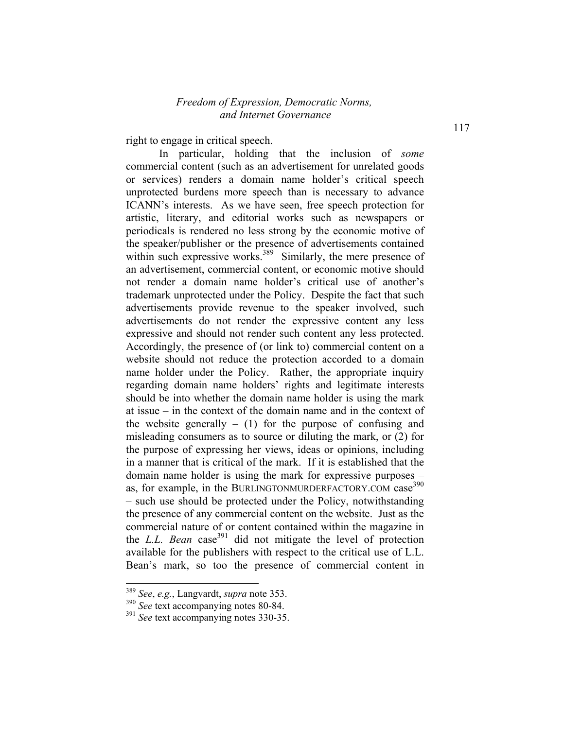right to engage in critical speech.

In particular, holding that the inclusion of *some* commercial content (such as an advertisement for unrelated goods or services) renders a domain name holder's critical speech unprotected burdens more speech than is necessary to advance ICANN's interests. As we have seen, free speech protection for artistic, literary, and editorial works such as newspapers or periodicals is rendered no less strong by the economic motive of the speaker/publisher or the presence of advertisements contained within such expressive works.[389] Similarly, the mere presence of an advertisement, commercial content, or economic motive should not render a domain name holder's critical use of another's trademark unprotected under the Policy. Despite the fact that such advertisements provide revenue to the speaker involved, such advertisements do not render the expressive content any less expressive and should not render such content any less protected. Accordingly, the presence of (or link to) commercial content on a website should not reduce the protection accorded to a domain name holder under the Policy. Rather, the appropriate inquiry regarding domain name holders' rights and legitimate interests should be into whether the domain name holder is using the mark at issue – in the context of the domain name and in the context of the website generally – (1) for the purpose of confusing and misleading consumers as to source or diluting the mark, or (2) for the purpose of expressing her views, ideas or opinions, including in a manner that is critical of the mark. If it is established that the domain name holder is using the mark for expressive purposes – as, for example, in the BURLINGTONMURDERFACTORY.COM case[390] – such use should be protected under the Policy, notwithstanding the presence of any commercial content on the website. Just as the commercial nature of or content contained within the magazine in the *L.L. Bean* case[391] did not mitigate the level of protection available for the publishers with respect to the critical use of L.L. Bean's mark, so too the presence of commercial content in

---

[389] *See*, *e.g.*, Langvardt, *supra* note 353.

[390] *See* text accompanying notes 80-84.

[391] *See* text accompanying notes 330-35.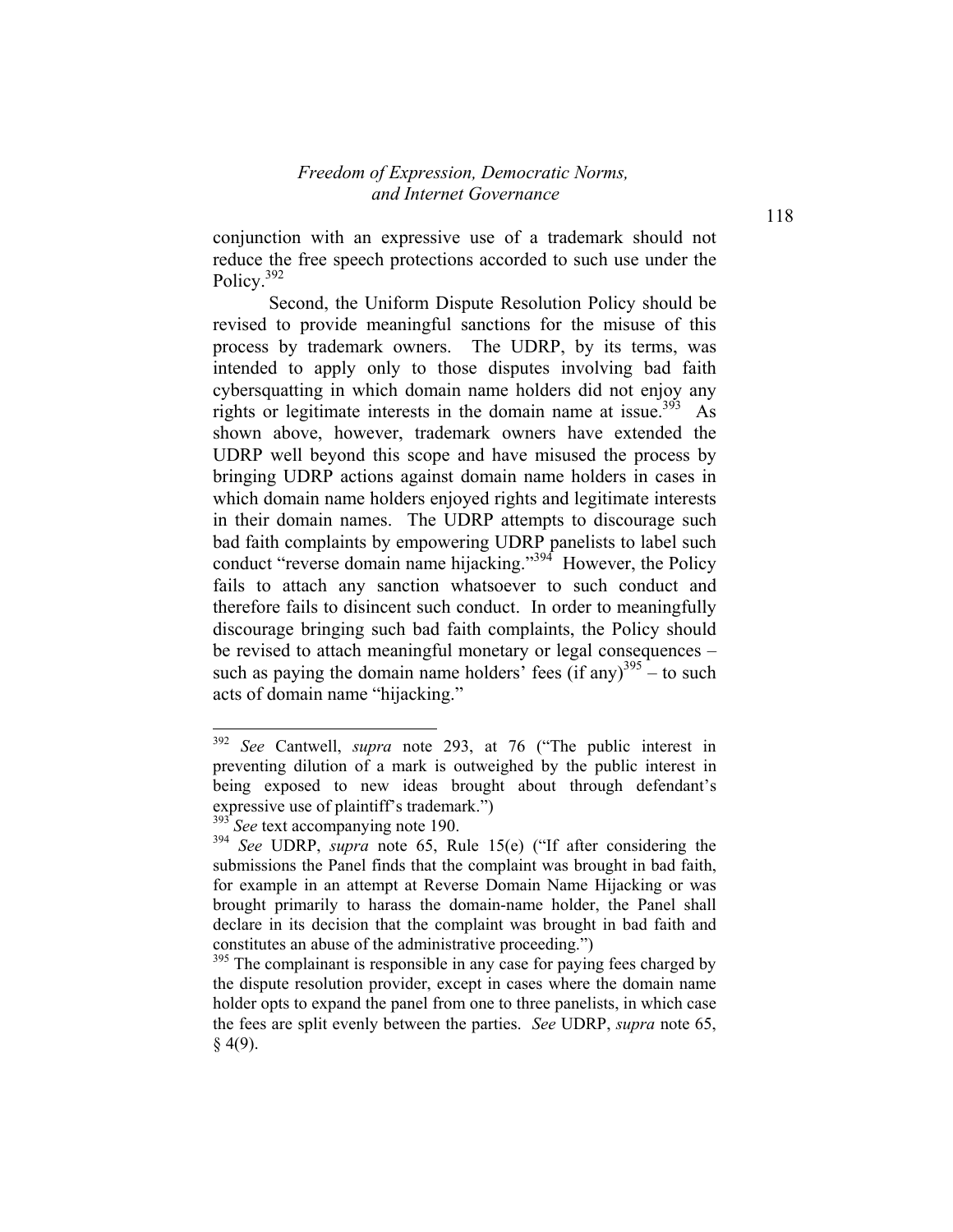conjunction with an expressive use of a trademark should not reduce the free speech protections accorded to such use under the Policy.[392]

Second, the Uniform Dispute Resolution Policy should be revised to provide meaningful sanctions for the misuse of this process by trademark owners. The UDRP, by its terms, was intended to apply only to those disputes involving bad faith cybersquatting in which domain name holders did not enjoy any rights or legitimate interests in the domain name at issue.[393] As shown above, however, trademark owners have extended the UDRP well beyond this scope and have misused the process by bringing UDRP actions against domain name holders in cases in which domain name holders enjoyed rights and legitimate interests in their domain names. The UDRP attempts to discourage such bad faith complaints by empowering UDRP panelists to label such conduct "reverse domain name hijacking."[394] However, the Policy fails to attach any sanction whatsoever to such conduct and therefore fails to disincent such conduct. In order to meaningfully discourage bringing such bad faith complaints, the Policy should be revised to attach meaningful monetary or legal consequences – such as paying the domain name holders' fees (if any)[395] – to such acts of domain name "hijacking."

---

[392] *See* Cantwell, *supra* note 293, at 76 ("The public interest in preventing dilution of a mark is outweighed by the public interest in being exposed to new ideas brought about through defendant's expressive use of plaintiff's trademark.")

[393] *See* text accompanying note 190.

[394] *See* UDRP, *supra* note 65, Rule 15(e) ("If after considering the submissions the Panel finds that the complaint was brought in bad faith, for example in an attempt at Reverse Domain Name Hijacking or was brought primarily to harass the domain-name holder, the Panel shall declare in its decision that the complaint was brought in bad faith and constitutes an abuse of the administrative proceeding.")

[395] The complainant is responsible in any case for paying fees charged by the dispute resolution provider, except in cases where the domain name holder opts to expand the panel from one to three panelists, in which case the fees are split evenly between the parties. *See* UDRP, *supra* note 65, § 4(9).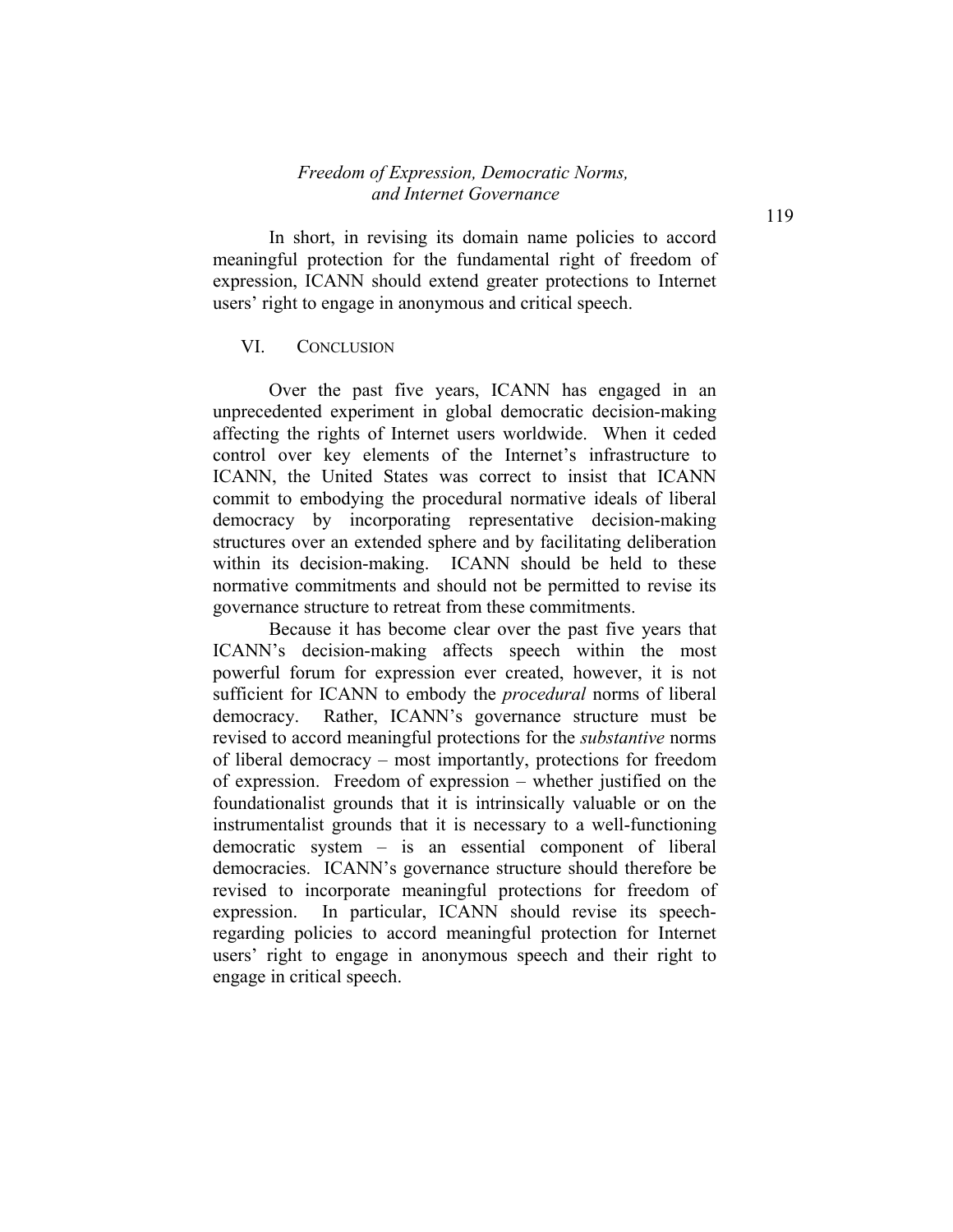In short, in revising its domain name policies to accord meaningful protection for the fundamental right of freedom of expression, ICANN should extend greater protections to Internet users' right to engage in anonymous and critical speech.

## VI. CONCLUSION

Over the past five years, ICANN has engaged in an unprecedented experiment in global democratic decision-making affecting the rights of Internet users worldwide. When it ceded control over key elements of the Internet's infrastructure to ICANN, the United States was correct to insist that ICANN commit to embodying the procedural normative ideals of liberal democracy by incorporating representative decision-making structures over an extended sphere and by facilitating deliberation within its decision-making. ICANN should be held to these normative commitments and should not be permitted to revise its governance structure to retreat from these commitments.

Because it has become clear over the past five years that ICANN's decision-making affects speech within the most powerful forum for expression ever created, however, it is not sufficient for ICANN to embody the *procedural* norms of liberal democracy. Rather, ICANN's governance structure must be revised to accord meaningful protections for the *substantive* norms of liberal democracy – most importantly, protections for freedom of expression. Freedom of expression – whether justified on the foundationalist grounds that it is intrinsically valuable or on the instrumentalist grounds that it is necessary to a well-functioning democratic system – is an essential component of liberal democracies. ICANN's governance structure should therefore be revised to incorporate meaningful protections for freedom of expression. In particular, ICANN should revise its speech-regarding policies to accord meaningful protection for Internet users' right to engage in anonymous speech and their right to engage in critical speech.